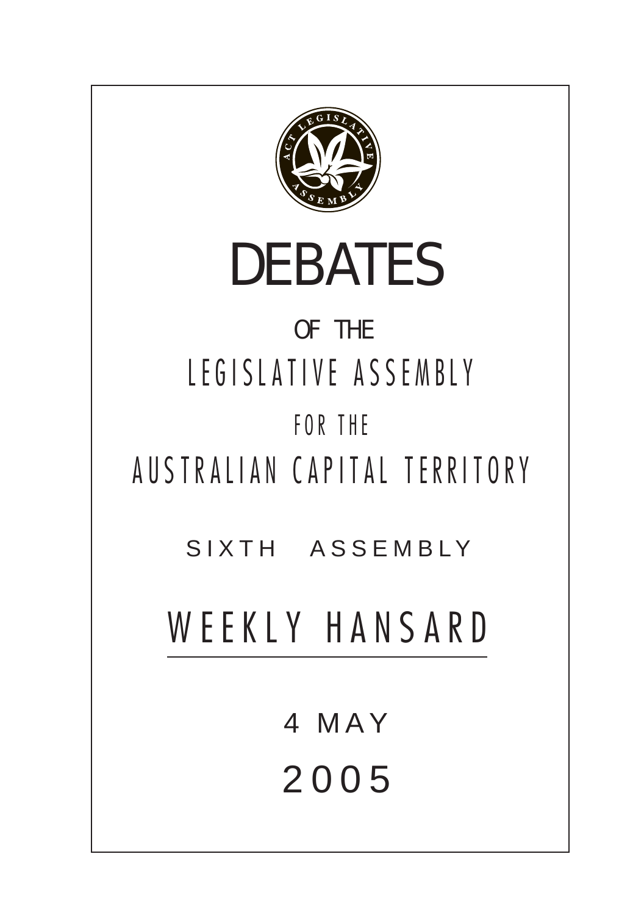# DEBATES

OF THE

LEGISLATIVE ASSEMBLY

FOR THE

AUSTRALIAN CAPITAL TERRITORY

SIXTH ASSEMBLY

## WEEKLY HANSARD

4 MAY

2005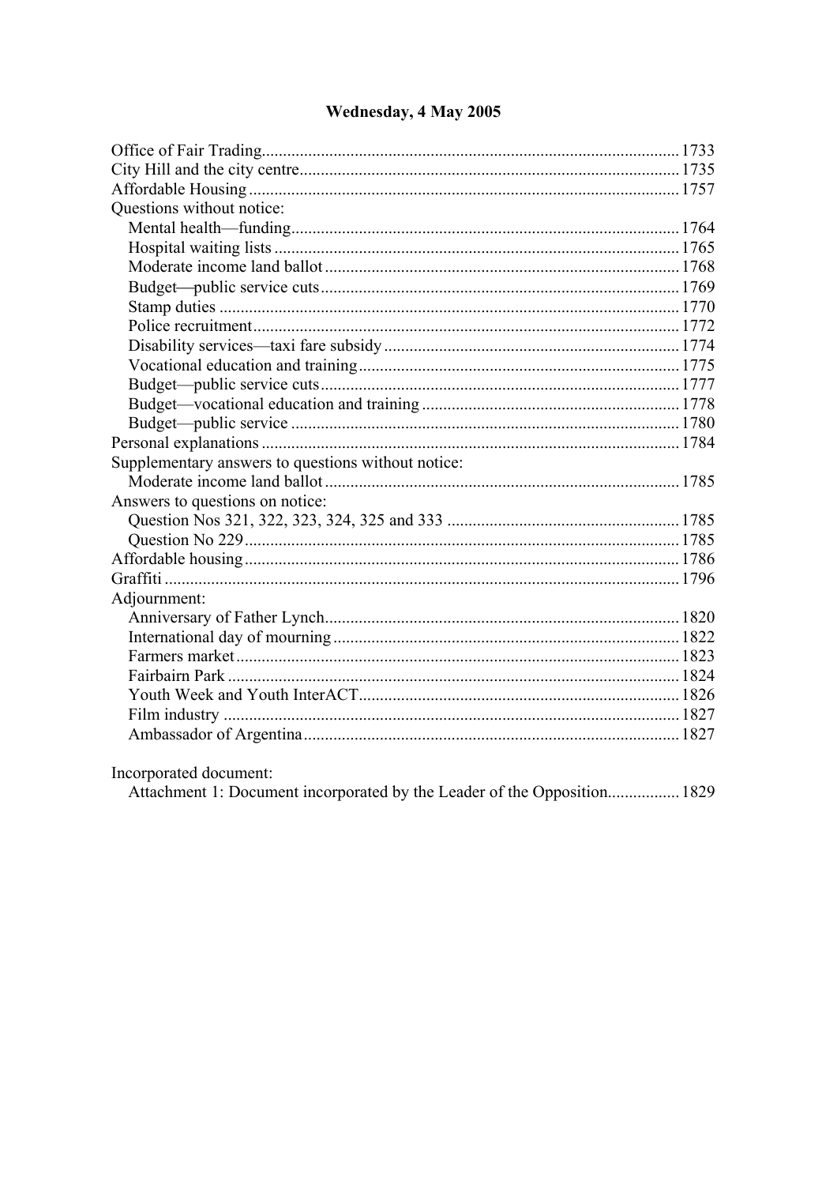# Wednesday, 4 May 2005

Office of Fair Trading .......... 1733
City Hill and the city centre .......... 1735
Affordable Housing .......... 1757
Questions without notice:
- Mental health—funding .......... 1764
- Hospital waiting lists .......... 1765
- Moderate income land ballot .......... 1768
- Budget—public service cuts .......... 1769
- Stamp duties .......... 1770
- Police recruitment .......... 1772
- Disability services—taxi fare subsidy .......... 1774
- Vocational education and training .......... 1775
- Budget—public service cuts .......... 1777
- Budget—vocational education and training .......... 1778
- Budget—public service .......... 1780

Personal explanations .......... 1784
Supplementary answers to questions without notice:
- Moderate income land ballot .......... 1785

Answers to questions on notice:
- Question Nos 321, 322, 323, 324, 325 and 333 .......... 1785
- Question No 229 .......... 1785

Affordable housing .......... 1786
Graffiti .......... 1796
Adjournment:
- Anniversary of Father Lynch .......... 1820
- International day of mourning .......... 1822
- Farmers market .......... 1823
- Fairbairn Park .......... 1824
- Youth Week and Youth InterACT .......... 1826
- Film industry .......... 1827
- Ambassador of Argentina .......... 1827

Incorporated document:
- Attachment 1: Document incorporated by the Leader of the Opposition .......... 1829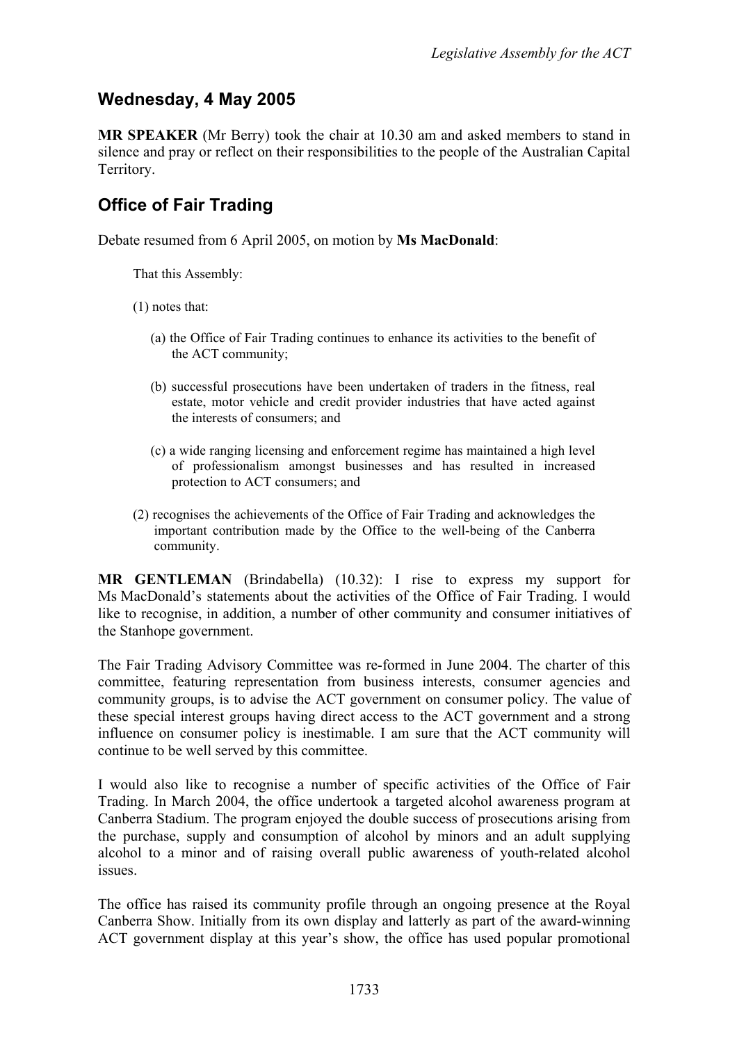## Wednesday, 4 May 2005

**MR SPEAKER** (Mr Berry) took the chair at 10.30 am and asked members to stand in silence and pray or reflect on their responsibilities to the people of the Australian Capital Territory.

## Office of Fair Trading

Debate resumed from 6 April 2005, on motion by **Ms MacDonald**:

> That this Assembly:
>
> (1) notes that:
>
> (a) the Office of Fair Trading continues to enhance its activities to the benefit of the ACT community;
>
> (b) successful prosecutions have been undertaken of traders in the fitness, real estate, motor vehicle and credit provider industries that have acted against the interests of consumers; and
>
> (c) a wide ranging licensing and enforcement regime has maintained a high level of professionalism amongst businesses and has resulted in increased protection to ACT consumers; and
>
> (2) recognises the achievements of the Office of Fair Trading and acknowledges the important contribution made by the Office to the well-being of the Canberra community.

**MR GENTLEMAN** (Brindabella) (10.32): I rise to express my support for Ms MacDonald's statements about the activities of the Office of Fair Trading. I would like to recognise, in addition, a number of other community and consumer initiatives of the Stanhope government.

The Fair Trading Advisory Committee was re-formed in June 2004. The charter of this committee, featuring representation from business interests, consumer agencies and community groups, is to advise the ACT government on consumer policy. The value of these special interest groups having direct access to the ACT government and a strong influence on consumer policy is inestimable. I am sure that the ACT community will continue to be well served by this committee.

I would also like to recognise a number of specific activities of the Office of Fair Trading. In March 2004, the office undertook a targeted alcohol awareness program at Canberra Stadium. The program enjoyed the double success of prosecutions arising from the purchase, supply and consumption of alcohol by minors and an adult supplying alcohol to a minor and of raising overall public awareness of youth-related alcohol issues.

The office has raised its community profile through an ongoing presence at the Royal Canberra Show. Initially from its own display and latterly as part of the award-winning ACT government display at this year's show, the office has used popular promotional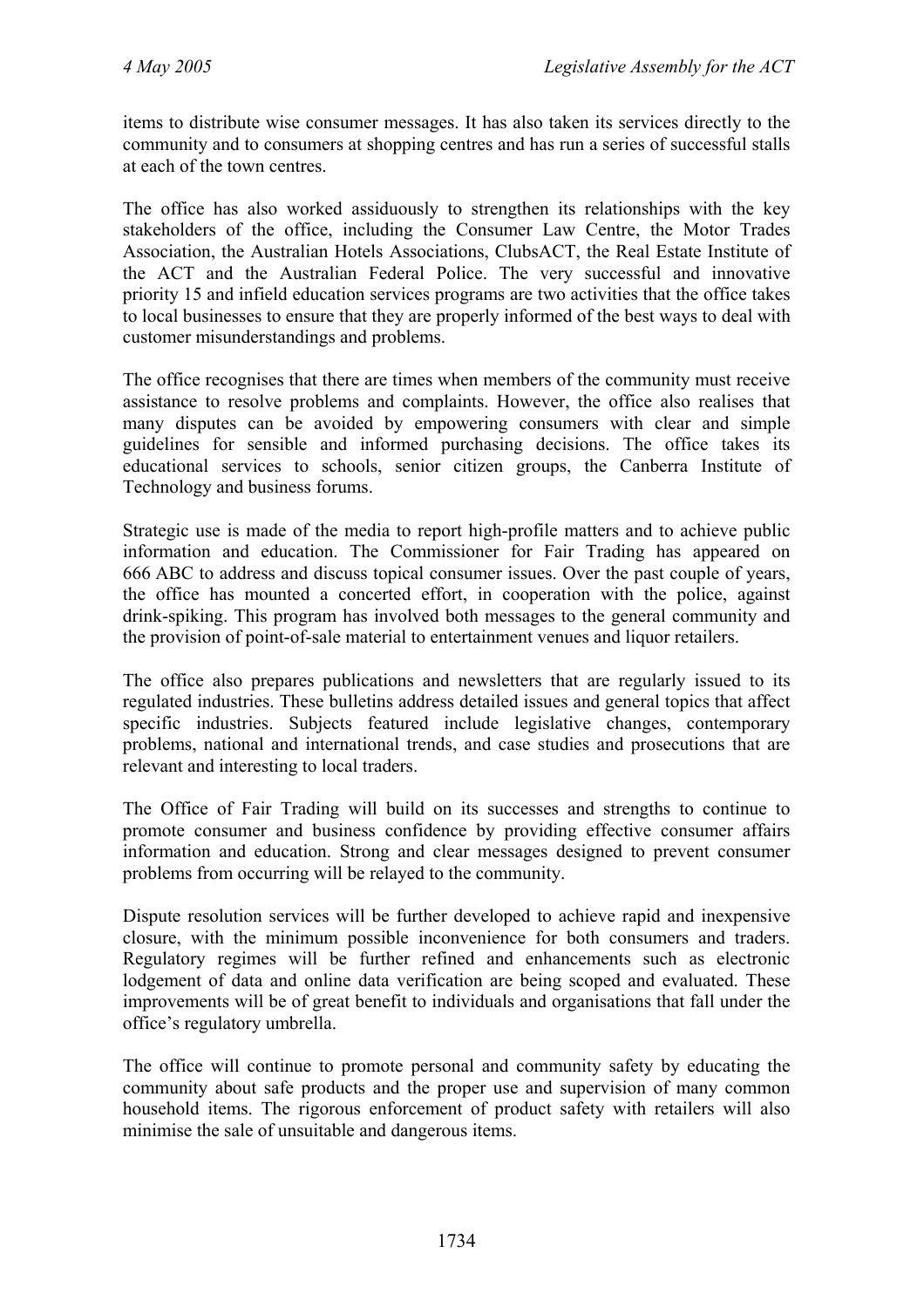items to distribute wise consumer messages. It has also taken its services directly to the community and to consumers at shopping centres and has run a series of successful stalls at each of the town centres.

The office has also worked assiduously to strengthen its relationships with the key stakeholders of the office, including the Consumer Law Centre, the Motor Trades Association, the Australian Hotels Associations, ClubsACT, the Real Estate Institute of the ACT and the Australian Federal Police. The very successful and innovative priority 15 and infield education services programs are two activities that the office takes to local businesses to ensure that they are properly informed of the best ways to deal with customer misunderstandings and problems.

The office recognises that there are times when members of the community must receive assistance to resolve problems and complaints. However, the office also realises that many disputes can be avoided by empowering consumers with clear and simple guidelines for sensible and informed purchasing decisions. The office takes its educational services to schools, senior citizen groups, the Canberra Institute of Technology and business forums.

Strategic use is made of the media to report high-profile matters and to achieve public information and education. The Commissioner for Fair Trading has appeared on 666 ABC to address and discuss topical consumer issues. Over the past couple of years, the office has mounted a concerted effort, in cooperation with the police, against drink-spiking. This program has involved both messages to the general community and the provision of point-of-sale material to entertainment venues and liquor retailers.

The office also prepares publications and newsletters that are regularly issued to its regulated industries. These bulletins address detailed issues and general topics that affect specific industries. Subjects featured include legislative changes, contemporary problems, national and international trends, and case studies and prosecutions that are relevant and interesting to local traders.

The Office of Fair Trading will build on its successes and strengths to continue to promote consumer and business confidence by providing effective consumer affairs information and education. Strong and clear messages designed to prevent consumer problems from occurring will be relayed to the community.

Dispute resolution services will be further developed to achieve rapid and inexpensive closure, with the minimum possible inconvenience for both consumers and traders. Regulatory regimes will be further refined and enhancements such as electronic lodgement of data and online data verification are being scoped and evaluated. These improvements will be of great benefit to individuals and organisations that fall under the office's regulatory umbrella.

The office will continue to promote personal and community safety by educating the community about safe products and the proper use and supervision of many common household items. The rigorous enforcement of product safety with retailers will also minimise the sale of unsuitable and dangerous items.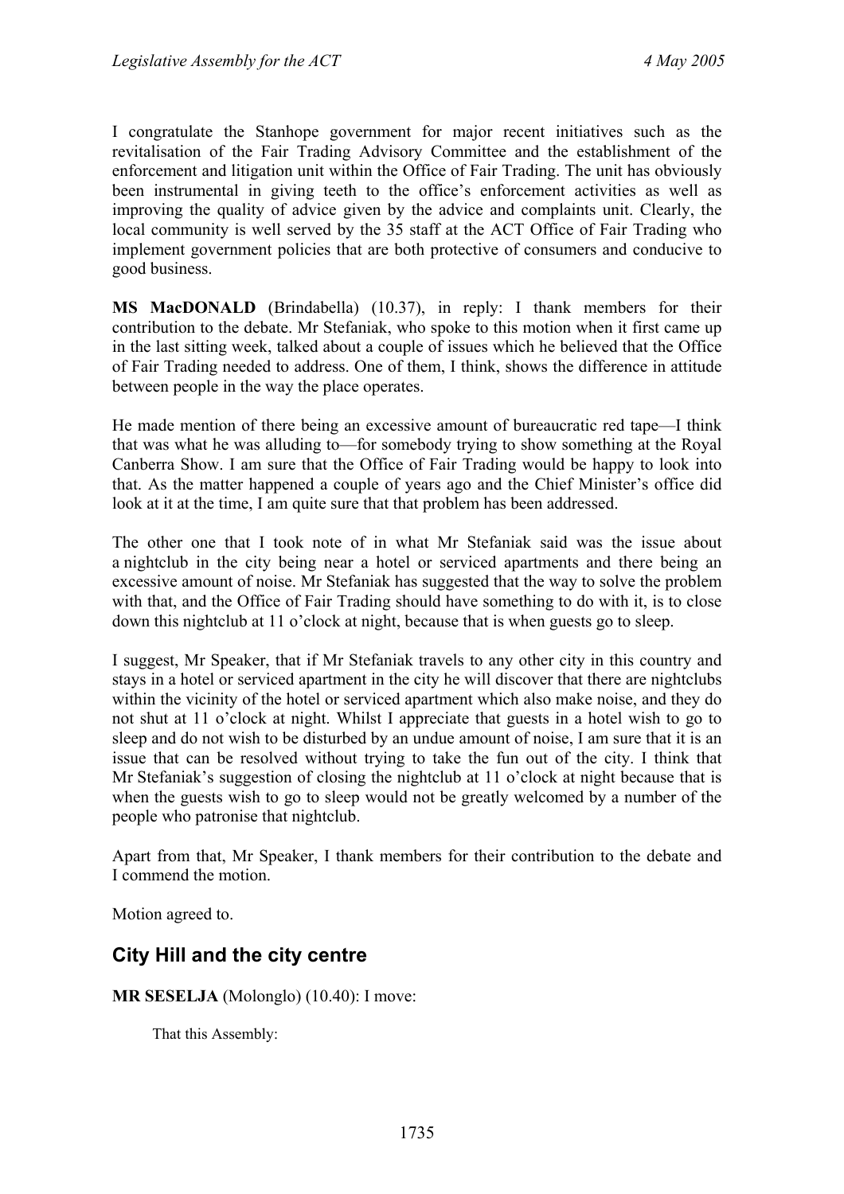I congratulate the Stanhope government for major recent initiatives such as the revitalisation of the Fair Trading Advisory Committee and the establishment of the enforcement and litigation unit within the Office of Fair Trading. The unit has obviously been instrumental in giving teeth to the office's enforcement activities as well as improving the quality of advice given by the advice and complaints unit. Clearly, the local community is well served by the 35 staff at the ACT Office of Fair Trading who implement government policies that are both protective of consumers and conducive to good business.

**MS MacDONALD** (Brindabella) (10.37), in reply: I thank members for their contribution to the debate. Mr Stefaniak, who spoke to this motion when it first came up in the last sitting week, talked about a couple of issues which he believed that the Office of Fair Trading needed to address. One of them, I think, shows the difference in attitude between people in the way the place operates.

He made mention of there being an excessive amount of bureaucratic red tape—I think that was what he was alluding to—for somebody trying to show something at the Royal Canberra Show. I am sure that the Office of Fair Trading would be happy to look into that. As the matter happened a couple of years ago and the Chief Minister's office did look at it at the time, I am quite sure that that problem has been addressed.

The other one that I took note of in what Mr Stefaniak said was the issue about a nightclub in the city being near a hotel or serviced apartments and there being an excessive amount of noise. Mr Stefaniak has suggested that the way to solve the problem with that, and the Office of Fair Trading should have something to do with it, is to close down this nightclub at 11 o'clock at night, because that is when guests go to sleep.

I suggest, Mr Speaker, that if Mr Stefaniak travels to any other city in this country and stays in a hotel or serviced apartment in the city he will discover that there are nightclubs within the vicinity of the hotel or serviced apartment which also make noise, and they do not shut at 11 o'clock at night. Whilst I appreciate that guests in a hotel wish to go to sleep and do not wish to be disturbed by an undue amount of noise, I am sure that it is an issue that can be resolved without trying to take the fun out of the city. I think that Mr Stefaniak's suggestion of closing the nightclub at 11 o'clock at night because that is when the guests wish to go to sleep would not be greatly welcomed by a number of the people who patronise that nightclub.

Apart from that, Mr Speaker, I thank members for their contribution to the debate and I commend the motion.

Motion agreed to.

## City Hill and the city centre

**MR SESELJA** (Molonglo) (10.40): I move:

> That this Assembly: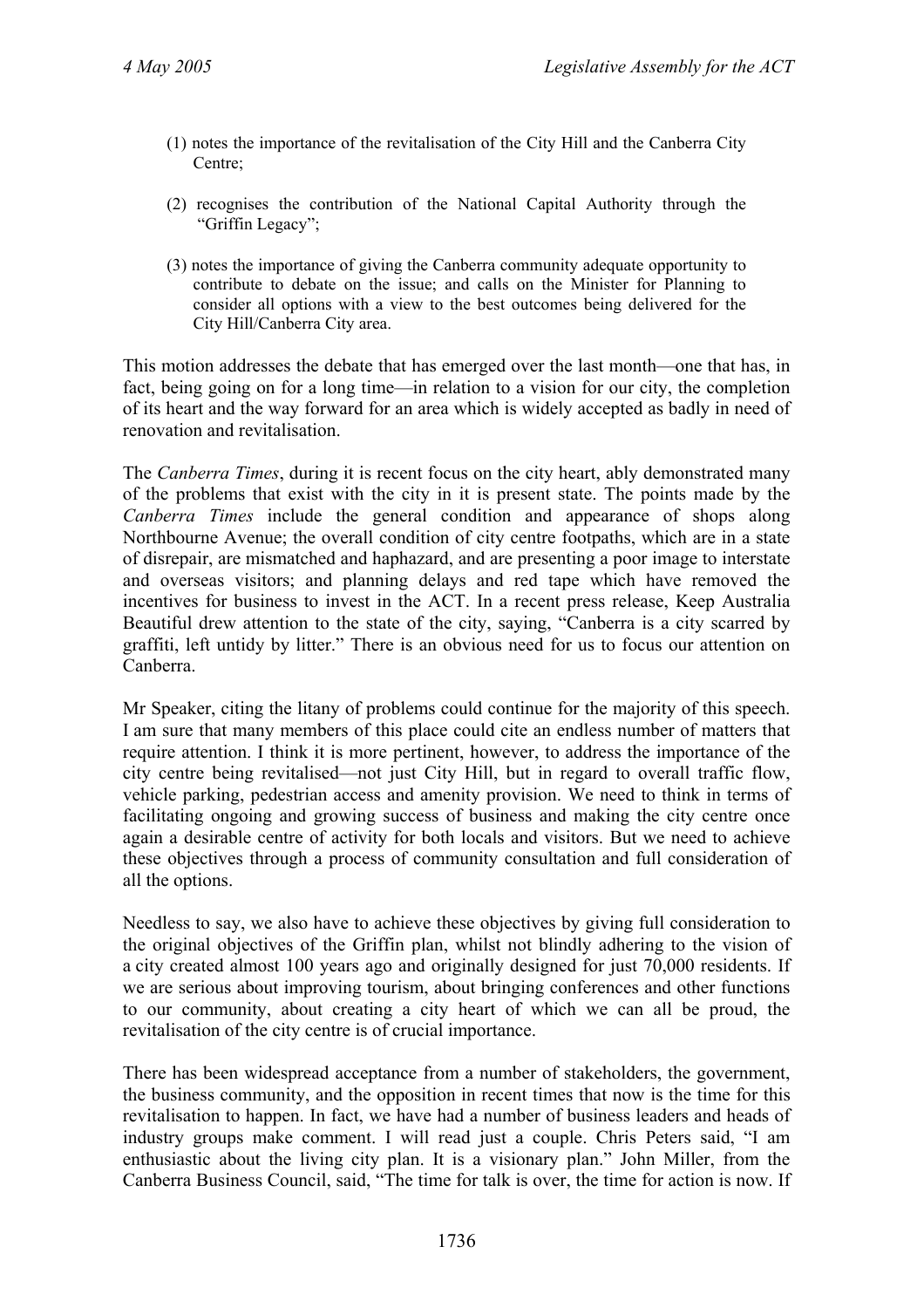(1) notes the importance of the revitalisation of the City Hill and the Canberra City Centre;

(2) recognises the contribution of the National Capital Authority through the "Griffin Legacy";

(3) notes the importance of giving the Canberra community adequate opportunity to contribute to debate on the issue; and calls on the Minister for Planning to consider all options with a view to the best outcomes being delivered for the City Hill/Canberra City area.

This motion addresses the debate that has emerged over the last month—one that has, in fact, being going on for a long time—in relation to a vision for our city, the completion of its heart and the way forward for an area which is widely accepted as badly in need of renovation and revitalisation.

The *Canberra Times*, during it is recent focus on the city heart, ably demonstrated many of the problems that exist with the city in it is present state. The points made by the *Canberra Times* include the general condition and appearance of shops along Northbourne Avenue; the overall condition of city centre footpaths, which are in a state of disrepair, are mismatched and haphazard, and are presenting a poor image to interstate and overseas visitors; and planning delays and red tape which have removed the incentives for business to invest in the ACT. In a recent press release, Keep Australia Beautiful drew attention to the state of the city, saying, "Canberra is a city scarred by graffiti, left untidy by litter." There is an obvious need for us to focus our attention on Canberra.

Mr Speaker, citing the litany of problems could continue for the majority of this speech. I am sure that many members of this place could cite an endless number of matters that require attention. I think it is more pertinent, however, to address the importance of the city centre being revitalised—not just City Hill, but in regard to overall traffic flow, vehicle parking, pedestrian access and amenity provision. We need to think in terms of facilitating ongoing and growing success of business and making the city centre once again a desirable centre of activity for both locals and visitors. But we need to achieve these objectives through a process of community consultation and full consideration of all the options.

Needless to say, we also have to achieve these objectives by giving full consideration to the original objectives of the Griffin plan, whilst not blindly adhering to the vision of a city created almost 100 years ago and originally designed for just 70,000 residents. If we are serious about improving tourism, about bringing conferences and other functions to our community, about creating a city heart of which we can all be proud, the revitalisation of the city centre is of crucial importance.

There has been widespread acceptance from a number of stakeholders, the government, the business community, and the opposition in recent times that now is the time for this revitalisation to happen. In fact, we have had a number of business leaders and heads of industry groups make comment. I will read just a couple. Chris Peters said, "I am enthusiastic about the living city plan. It is a visionary plan." John Miller, from the Canberra Business Council, said, "The time for talk is over, the time for action is now. If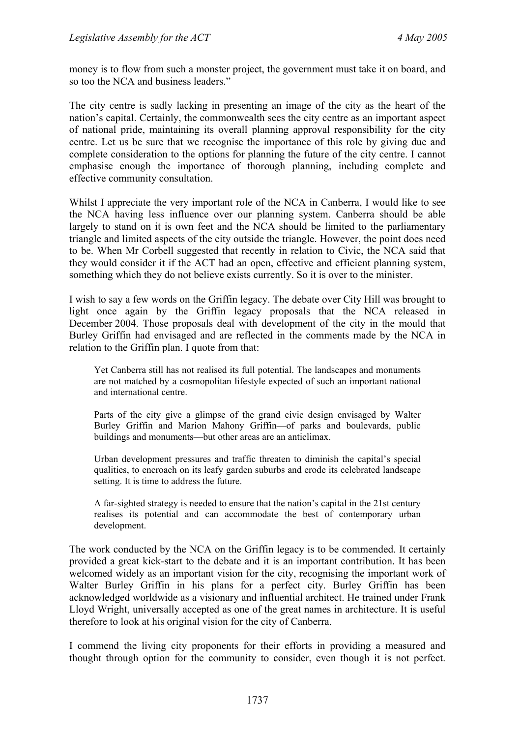money is to flow from such a monster project, the government must take it on board, and so too the NCA and business leaders."

The city centre is sadly lacking in presenting an image of the city as the heart of the nation's capital. Certainly, the commonwealth sees the city centre as an important aspect of national pride, maintaining its overall planning approval responsibility for the city centre. Let us be sure that we recognise the importance of this role by giving due and complete consideration to the options for planning the future of the city centre. I cannot emphasise enough the importance of thorough planning, including complete and effective community consultation.

Whilst I appreciate the very important role of the NCA in Canberra, I would like to see the NCA having less influence over our planning system. Canberra should be able largely to stand on it is own feet and the NCA should be limited to the parliamentary triangle and limited aspects of the city outside the triangle. However, the point does need to be. When Mr Corbell suggested that recently in relation to Civic, the NCA said that they would consider it if the ACT had an open, effective and efficient planning system, something which they do not believe exists currently. So it is over to the minister.

I wish to say a few words on the Griffin legacy. The debate over City Hill was brought to light once again by the Griffin legacy proposals that the NCA released in December 2004. Those proposals deal with development of the city in the mould that Burley Griffin had envisaged and are reflected in the comments made by the NCA in relation to the Griffin plan. I quote from that:

> Yet Canberra still has not realised its full potential. The landscapes and monuments are not matched by a cosmopolitan lifestyle expected of such an important national and international centre.
>
> Parts of the city give a glimpse of the grand civic design envisaged by Walter Burley Griffin and Marion Mahony Griffin—of parks and boulevards, public buildings and monuments—but other areas are an anticlimax.
>
> Urban development pressures and traffic threaten to diminish the capital's special qualities, to encroach on its leafy garden suburbs and erode its celebrated landscape setting. It is time to address the future.
>
> A far-sighted strategy is needed to ensure that the nation's capital in the 21st century realises its potential and can accommodate the best of contemporary urban development.

The work conducted by the NCA on the Griffin legacy is to be commended. It certainly provided a great kick-start to the debate and it is an important contribution. It has been welcomed widely as an important vision for the city, recognising the important work of Walter Burley Griffin in his plans for a perfect city. Burley Griffin has been acknowledged worldwide as a visionary and influential architect. He trained under Frank Lloyd Wright, universally accepted as one of the great names in architecture. It is useful therefore to look at his original vision for the city of Canberra.

I commend the living city proponents for their efforts in providing a measured and thought through option for the community to consider, even though it is not perfect.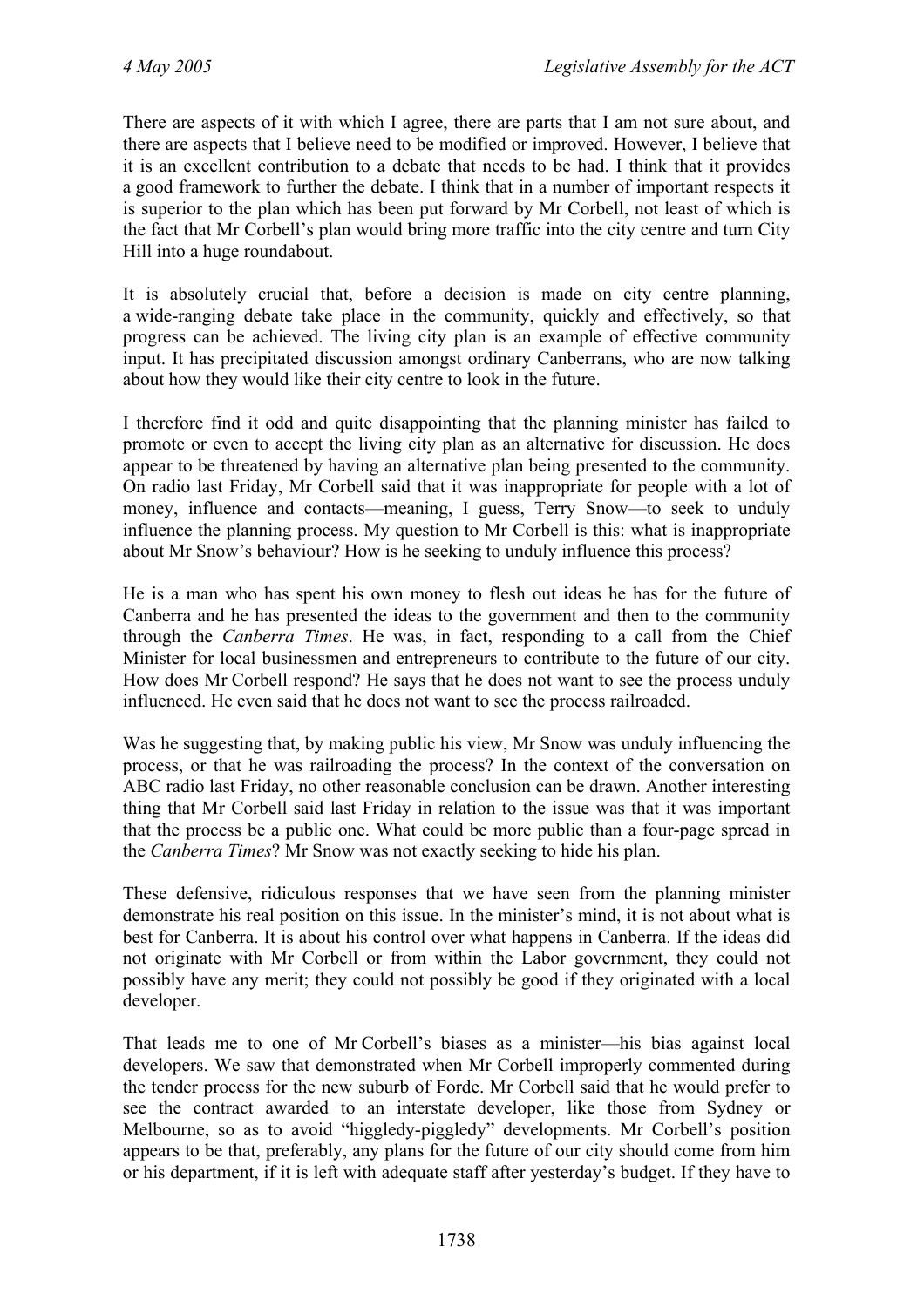There are aspects of it with which I agree, there are parts that I am not sure about, and there are aspects that I believe need to be modified or improved. However, I believe that it is an excellent contribution to a debate that needs to be had. I think that it provides a good framework to further the debate. I think that in a number of important respects it is superior to the plan which has been put forward by Mr Corbell, not least of which is the fact that Mr Corbell's plan would bring more traffic into the city centre and turn City Hill into a huge roundabout.

It is absolutely crucial that, before a decision is made on city centre planning, a wide-ranging debate take place in the community, quickly and effectively, so that progress can be achieved. The living city plan is an example of effective community input. It has precipitated discussion amongst ordinary Canberrans, who are now talking about how they would like their city centre to look in the future.

I therefore find it odd and quite disappointing that the planning minister has failed to promote or even to accept the living city plan as an alternative for discussion. He does appear to be threatened by having an alternative plan being presented to the community. On radio last Friday, Mr Corbell said that it was inappropriate for people with a lot of money, influence and contacts—meaning, I guess, Terry Snow—to seek to unduly influence the planning process. My question to Mr Corbell is this: what is inappropriate about Mr Snow's behaviour? How is he seeking to unduly influence this process?

He is a man who has spent his own money to flesh out ideas he has for the future of Canberra and he has presented the ideas to the government and then to the community through the *Canberra Times*. He was, in fact, responding to a call from the Chief Minister for local businessmen and entrepreneurs to contribute to the future of our city. How does Mr Corbell respond? He says that he does not want to see the process unduly influenced. He even said that he does not want to see the process railroaded.

Was he suggesting that, by making public his view, Mr Snow was unduly influencing the process, or that he was railroading the process? In the context of the conversation on ABC radio last Friday, no other reasonable conclusion can be drawn. Another interesting thing that Mr Corbell said last Friday in relation to the issue was that it was important that the process be a public one. What could be more public than a four-page spread in the *Canberra Times*? Mr Snow was not exactly seeking to hide his plan.

These defensive, ridiculous responses that we have seen from the planning minister demonstrate his real position on this issue. In the minister's mind, it is not about what is best for Canberra. It is about his control over what happens in Canberra. If the ideas did not originate with Mr Corbell or from within the Labor government, they could not possibly have any merit; they could not possibly be good if they originated with a local developer.

That leads me to one of Mr Corbell's biases as a minister—his bias against local developers. We saw that demonstrated when Mr Corbell improperly commented during the tender process for the new suburb of Forde. Mr Corbell said that he would prefer to see the contract awarded to an interstate developer, like those from Sydney or Melbourne, so as to avoid "higgledy-piggledy" developments. Mr Corbell's position appears to be that, preferably, any plans for the future of our city should come from him or his department, if it is left with adequate staff after yesterday's budget. If they have to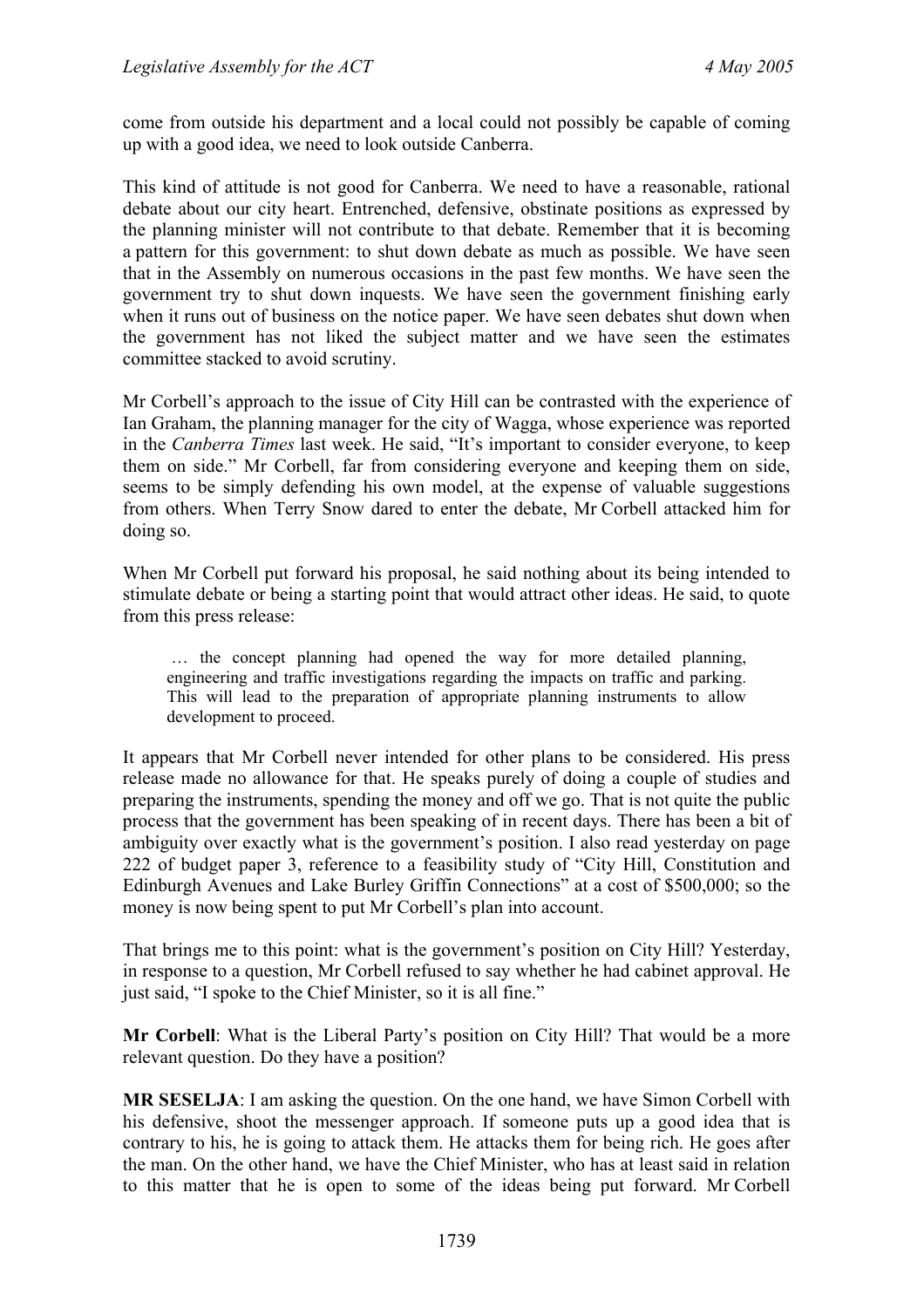come from outside his department and a local could not possibly be capable of coming up with a good idea, we need to look outside Canberra.

This kind of attitude is not good for Canberra. We need to have a reasonable, rational debate about our city heart. Entrenched, defensive, obstinate positions as expressed by the planning minister will not contribute to that debate. Remember that it is becoming a pattern for this government: to shut down debate as much as possible. We have seen that in the Assembly on numerous occasions in the past few months. We have seen the government try to shut down inquests. We have seen the government finishing early when it runs out of business on the notice paper. We have seen debates shut down when the government has not liked the subject matter and we have seen the estimates committee stacked to avoid scrutiny.

Mr Corbell's approach to the issue of City Hill can be contrasted with the experience of Ian Graham, the planning manager for the city of Wagga, whose experience was reported in the *Canberra Times* last week. He said, "It's important to consider everyone, to keep them on side." Mr Corbell, far from considering everyone and keeping them on side, seems to be simply defending his own model, at the expense of valuable suggestions from others. When Terry Snow dared to enter the debate, Mr Corbell attacked him for doing so.

When Mr Corbell put forward his proposal, he said nothing about its being intended to stimulate debate or being a starting point that would attract other ideas. He said, to quote from this press release:

> … the concept planning had opened the way for more detailed planning, engineering and traffic investigations regarding the impacts on traffic and parking. This will lead to the preparation of appropriate planning instruments to allow development to proceed.

It appears that Mr Corbell never intended for other plans to be considered. His press release made no allowance for that. He speaks purely of doing a couple of studies and preparing the instruments, spending the money and off we go. That is not quite the public process that the government has been speaking of in recent days. There has been a bit of ambiguity over exactly what is the government's position. I also read yesterday on page 222 of budget paper 3, reference to a feasibility study of "City Hill, Constitution and Edinburgh Avenues and Lake Burley Griffin Connections" at a cost of $500,000; so the money is now being spent to put Mr Corbell's plan into account.

That brings me to this point: what is the government's position on City Hill? Yesterday, in response to a question, Mr Corbell refused to say whether he had cabinet approval. He just said, "I spoke to the Chief Minister, so it is all fine."

**Mr Corbell**: What is the Liberal Party's position on City Hill? That would be a more relevant question. Do they have a position?

**MR SESELJA**: I am asking the question. On the one hand, we have Simon Corbell with his defensive, shoot the messenger approach. If someone puts up a good idea that is contrary to his, he is going to attack them. He attacks them for being rich. He goes after the man. On the other hand, we have the Chief Minister, who has at least said in relation to this matter that he is open to some of the ideas being put forward. Mr Corbell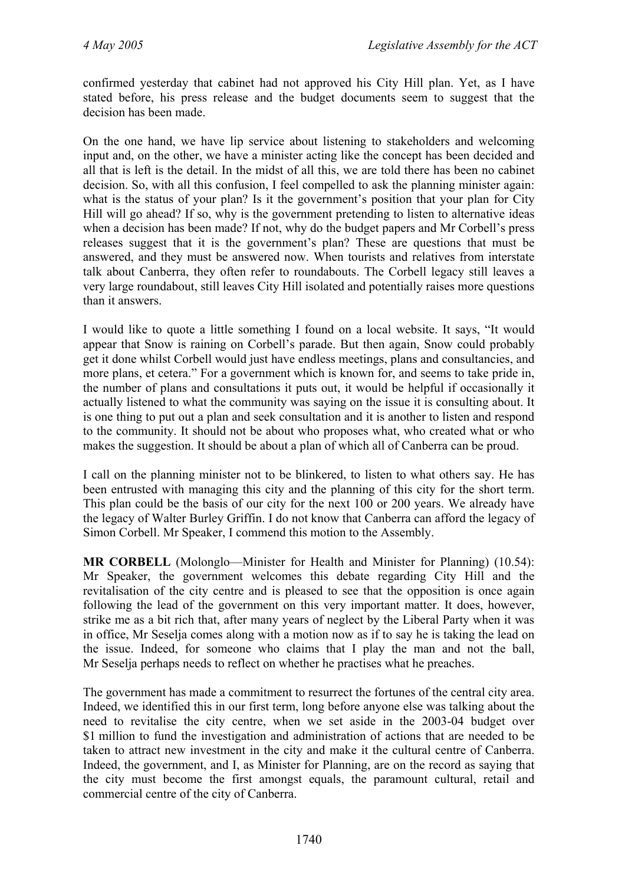confirmed yesterday that cabinet had not approved his City Hill plan. Yet, as I have stated before, his press release and the budget documents seem to suggest that the decision has been made.

On the one hand, we have lip service about listening to stakeholders and welcoming input and, on the other, we have a minister acting like the concept has been decided and all that is left is the detail. In the midst of all this, we are told there has been no cabinet decision. So, with all this confusion, I feel compelled to ask the planning minister again: what is the status of your plan? Is it the government's position that your plan for City Hill will go ahead? If so, why is the government pretending to listen to alternative ideas when a decision has been made? If not, why do the budget papers and Mr Corbell's press releases suggest that it is the government's plan? These are questions that must be answered, and they must be answered now. When tourists and relatives from interstate talk about Canberra, they often refer to roundabouts. The Corbell legacy still leaves a very large roundabout, still leaves City Hill isolated and potentially raises more questions than it answers.

I would like to quote a little something I found on a local website. It says, "It would appear that Snow is raining on Corbell's parade. But then again, Snow could probably get it done whilst Corbell would just have endless meetings, plans and consultancies, and more plans, et cetera." For a government which is known for, and seems to take pride in, the number of plans and consultations it puts out, it would be helpful if occasionally it actually listened to what the community was saying on the issue it is consulting about. It is one thing to put out a plan and seek consultation and it is another to listen and respond to the community. It should not be about who proposes what, who created what or who makes the suggestion. It should be about a plan of which all of Canberra can be proud.

I call on the planning minister not to be blinkered, to listen to what others say. He has been entrusted with managing this city and the planning of this city for the short term. This plan could be the basis of our city for the next 100 or 200 years. We already have the legacy of Walter Burley Griffin. I do not know that Canberra can afford the legacy of Simon Corbell. Mr Speaker, I commend this motion to the Assembly.

**MR CORBELL** (Molonglo—Minister for Health and Minister for Planning) (10.54): Mr Speaker, the government welcomes this debate regarding City Hill and the revitalisation of the city centre and is pleased to see that the opposition is once again following the lead of the government on this very important matter. It does, however, strike me as a bit rich that, after many years of neglect by the Liberal Party when it was in office, Mr Seselja comes along with a motion now as if to say he is taking the lead on the issue. Indeed, for someone who claims that I play the man and not the ball, Mr Seselja perhaps needs to reflect on whether he practises what he preaches.

The government has made a commitment to resurrect the fortunes of the central city area. Indeed, we identified this in our first term, long before anyone else was talking about the need to revitalise the city centre, when we set aside in the 2003-04 budget over $1 million to fund the investigation and administration of actions that are needed to be taken to attract new investment in the city and make it the cultural centre of Canberra. Indeed, the government, and I, as Minister for Planning, are on the record as saying that the city must become the first amongst equals, the paramount cultural, retail and commercial centre of the city of Canberra.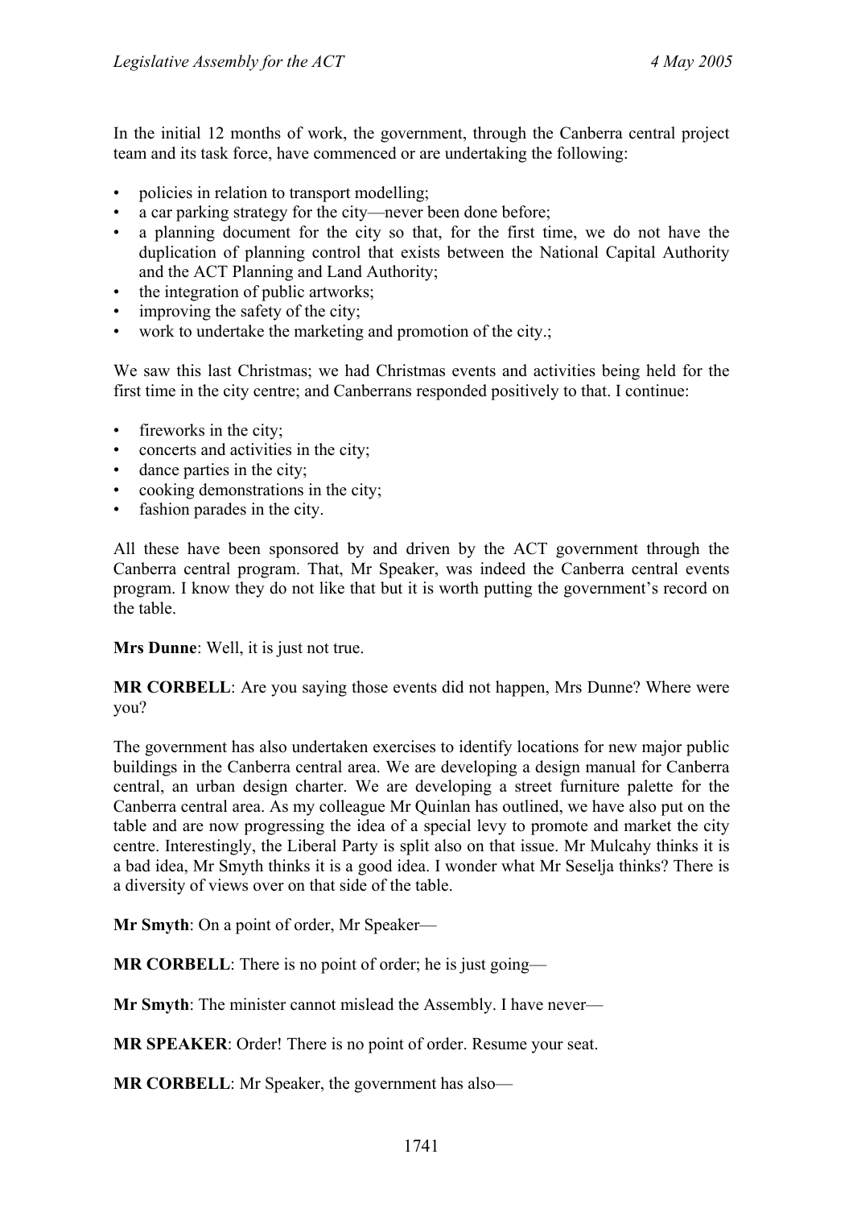In the initial 12 months of work, the government, through the Canberra central project team and its task force, have commenced or are undertaking the following:

- policies in relation to transport modelling;
- a car parking strategy for the city—never been done before;
- a planning document for the city so that, for the first time, we do not have the duplication of planning control that exists between the National Capital Authority and the ACT Planning and Land Authority;
- the integration of public artworks;
- improving the safety of the city;
- work to undertake the marketing and promotion of the city.;

We saw this last Christmas; we had Christmas events and activities being held for the first time in the city centre; and Canberrans responded positively to that. I continue:

- fireworks in the city;
- concerts and activities in the city;
- dance parties in the city;
- cooking demonstrations in the city;
- fashion parades in the city.

All these have been sponsored by and driven by the ACT government through the Canberra central program. That, Mr Speaker, was indeed the Canberra central events program. I know they do not like that but it is worth putting the government's record on the table.

**Mrs Dunne**: Well, it is just not true.

**MR CORBELL**: Are you saying those events did not happen, Mrs Dunne? Where were you?

The government has also undertaken exercises to identify locations for new major public buildings in the Canberra central area. We are developing a design manual for Canberra central, an urban design charter. We are developing a street furniture palette for the Canberra central area. As my colleague Mr Quinlan has outlined, we have also put on the table and are now progressing the idea of a special levy to promote and market the city centre. Interestingly, the Liberal Party is split also on that issue. Mr Mulcahy thinks it is a bad idea, Mr Smyth thinks it is a good idea. I wonder what Mr Seselja thinks? There is a diversity of views over on that side of the table.

**Mr Smyth**: On a point of order, Mr Speaker—

**MR CORBELL**: There is no point of order; he is just going—

**Mr Smyth**: The minister cannot mislead the Assembly. I have never—

**MR SPEAKER**: Order! There is no point of order. Resume your seat.

**MR CORBELL**: Mr Speaker, the government has also—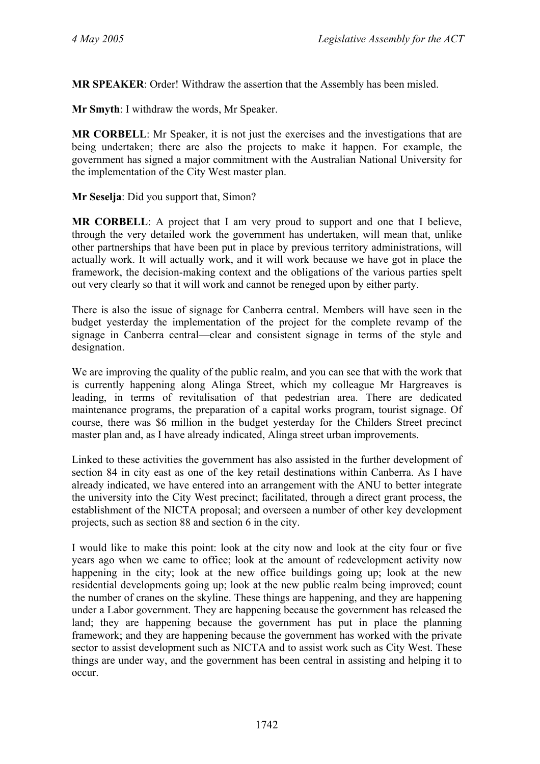**MR SPEAKER**: Order! Withdraw the assertion that the Assembly has been misled.

**Mr Smyth**: I withdraw the words, Mr Speaker.

**MR CORBELL**: Mr Speaker, it is not just the exercises and the investigations that are being undertaken; there are also the projects to make it happen. For example, the government has signed a major commitment with the Australian National University for the implementation of the City West master plan.

**Mr Seselja**: Did you support that, Simon?

**MR CORBELL**: A project that I am very proud to support and one that I believe, through the very detailed work the government has undertaken, will mean that, unlike other partnerships that have been put in place by previous territory administrations, will actually work. It will actually work, and it will work because we have got in place the framework, the decision-making context and the obligations of the various parties spelt out very clearly so that it will work and cannot be reneged upon by either party.

There is also the issue of signage for Canberra central. Members will have seen in the budget yesterday the implementation of the project for the complete revamp of the signage in Canberra central—clear and consistent signage in terms of the style and designation.

We are improving the quality of the public realm, and you can see that with the work that is currently happening along Alinga Street, which my colleague Mr Hargreaves is leading, in terms of revitalisation of that pedestrian area. There are dedicated maintenance programs, the preparation of a capital works program, tourist signage. Of course, there was $6 million in the budget yesterday for the Childers Street precinct master plan and, as I have already indicated, Alinga street urban improvements.

Linked to these activities the government has also assisted in the further development of section 84 in city east as one of the key retail destinations within Canberra. As I have already indicated, we have entered into an arrangement with the ANU to better integrate the university into the City West precinct; facilitated, through a direct grant process, the establishment of the NICTA proposal; and overseen a number of other key development projects, such as section 88 and section 6 in the city.

I would like to make this point: look at the city now and look at the city four or five years ago when we came to office; look at the amount of redevelopment activity now happening in the city; look at the new office buildings going up; look at the new residential developments going up; look at the new public realm being improved; count the number of cranes on the skyline. These things are happening, and they are happening under a Labor government. They are happening because the government has released the land; they are happening because the government has put in place the planning framework; and they are happening because the government has worked with the private sector to assist development such as NICTA and to assist work such as City West. These things are under way, and the government has been central in assisting and helping it to occur.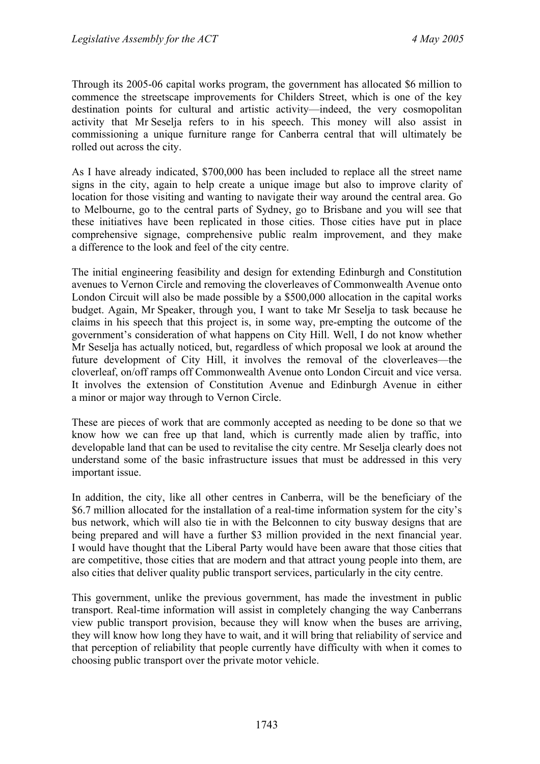Through its 2005-06 capital works program, the government has allocated $6 million to commence the streetscape improvements for Childers Street, which is one of the key destination points for cultural and artistic activity—indeed, the very cosmopolitan activity that Mr Seselja refers to in his speech. This money will also assist in commissioning a unique furniture range for Canberra central that will ultimately be rolled out across the city.

As I have already indicated, $700,000 has been included to replace all the street name signs in the city, again to help create a unique image but also to improve clarity of location for those visiting and wanting to navigate their way around the central area. Go to Melbourne, go to the central parts of Sydney, go to Brisbane and you will see that these initiatives have been replicated in those cities. Those cities have put in place comprehensive signage, comprehensive public realm improvement, and they make a difference to the look and feel of the city centre.

The initial engineering feasibility and design for extending Edinburgh and Constitution avenues to Vernon Circle and removing the cloverleaves of Commonwealth Avenue onto London Circuit will also be made possible by a $500,000 allocation in the capital works budget. Again, Mr Speaker, through you, I want to take Mr Seselja to task because he claims in his speech that this project is, in some way, pre-empting the outcome of the government's consideration of what happens on City Hill. Well, I do not know whether Mr Seselja has actually noticed, but, regardless of which proposal we look at around the future development of City Hill, it involves the removal of the cloverleaves—the cloverleaf, on/off ramps off Commonwealth Avenue onto London Circuit and vice versa. It involves the extension of Constitution Avenue and Edinburgh Avenue in either a minor or major way through to Vernon Circle.

These are pieces of work that are commonly accepted as needing to be done so that we know how we can free up that land, which is currently made alien by traffic, into developable land that can be used to revitalise the city centre. Mr Seselja clearly does not understand some of the basic infrastructure issues that must be addressed in this very important issue.

In addition, the city, like all other centres in Canberra, will be the beneficiary of the $6.7 million allocated for the installation of a real-time information system for the city's bus network, which will also tie in with the Belconnen to city busway designs that are being prepared and will have a further $3 million provided in the next financial year. I would have thought that the Liberal Party would have been aware that those cities that are competitive, those cities that are modern and that attract young people into them, are also cities that deliver quality public transport services, particularly in the city centre.

This government, unlike the previous government, has made the investment in public transport. Real-time information will assist in completely changing the way Canberrans view public transport provision, because they will know when the buses are arriving, they will know how long they have to wait, and it will bring that reliability of service and that perception of reliability that people currently have difficulty with when it comes to choosing public transport over the private motor vehicle.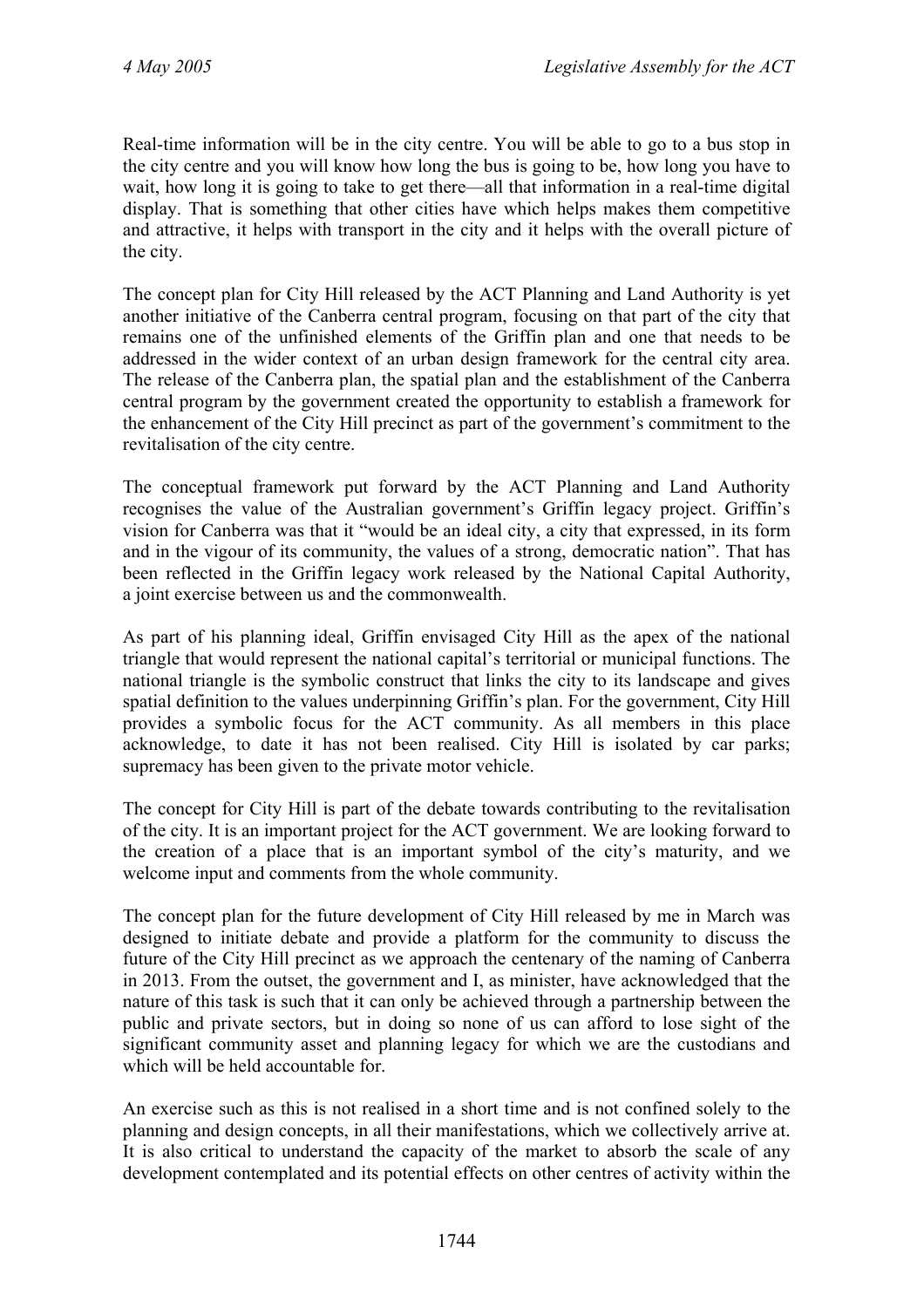Real-time information will be in the city centre. You will be able to go to a bus stop in the city centre and you will know how long the bus is going to be, how long you have to wait, how long it is going to take to get there—all that information in a real-time digital display. That is something that other cities have which helps makes them competitive and attractive, it helps with transport in the city and it helps with the overall picture of the city.

The concept plan for City Hill released by the ACT Planning and Land Authority is yet another initiative of the Canberra central program, focusing on that part of the city that remains one of the unfinished elements of the Griffin plan and one that needs to be addressed in the wider context of an urban design framework for the central city area. The release of the Canberra plan, the spatial plan and the establishment of the Canberra central program by the government created the opportunity to establish a framework for the enhancement of the City Hill precinct as part of the government's commitment to the revitalisation of the city centre.

The conceptual framework put forward by the ACT Planning and Land Authority recognises the value of the Australian government's Griffin legacy project. Griffin's vision for Canberra was that it "would be an ideal city, a city that expressed, in its form and in the vigour of its community, the values of a strong, democratic nation". That has been reflected in the Griffin legacy work released by the National Capital Authority, a joint exercise between us and the commonwealth.

As part of his planning ideal, Griffin envisaged City Hill as the apex of the national triangle that would represent the national capital's territorial or municipal functions. The national triangle is the symbolic construct that links the city to its landscape and gives spatial definition to the values underpinning Griffin's plan. For the government, City Hill provides a symbolic focus for the ACT community. As all members in this place acknowledge, to date it has not been realised. City Hill is isolated by car parks; supremacy has been given to the private motor vehicle.

The concept for City Hill is part of the debate towards contributing to the revitalisation of the city. It is an important project for the ACT government. We are looking forward to the creation of a place that is an important symbol of the city's maturity, and we welcome input and comments from the whole community.

The concept plan for the future development of City Hill released by me in March was designed to initiate debate and provide a platform for the community to discuss the future of the City Hill precinct as we approach the centenary of the naming of Canberra in 2013. From the outset, the government and I, as minister, have acknowledged that the nature of this task is such that it can only be achieved through a partnership between the public and private sectors, but in doing so none of us can afford to lose sight of the significant community asset and planning legacy for which we are the custodians and which will be held accountable for.

An exercise such as this is not realised in a short time and is not confined solely to the planning and design concepts, in all their manifestations, which we collectively arrive at. It is also critical to understand the capacity of the market to absorb the scale of any development contemplated and its potential effects on other centres of activity within the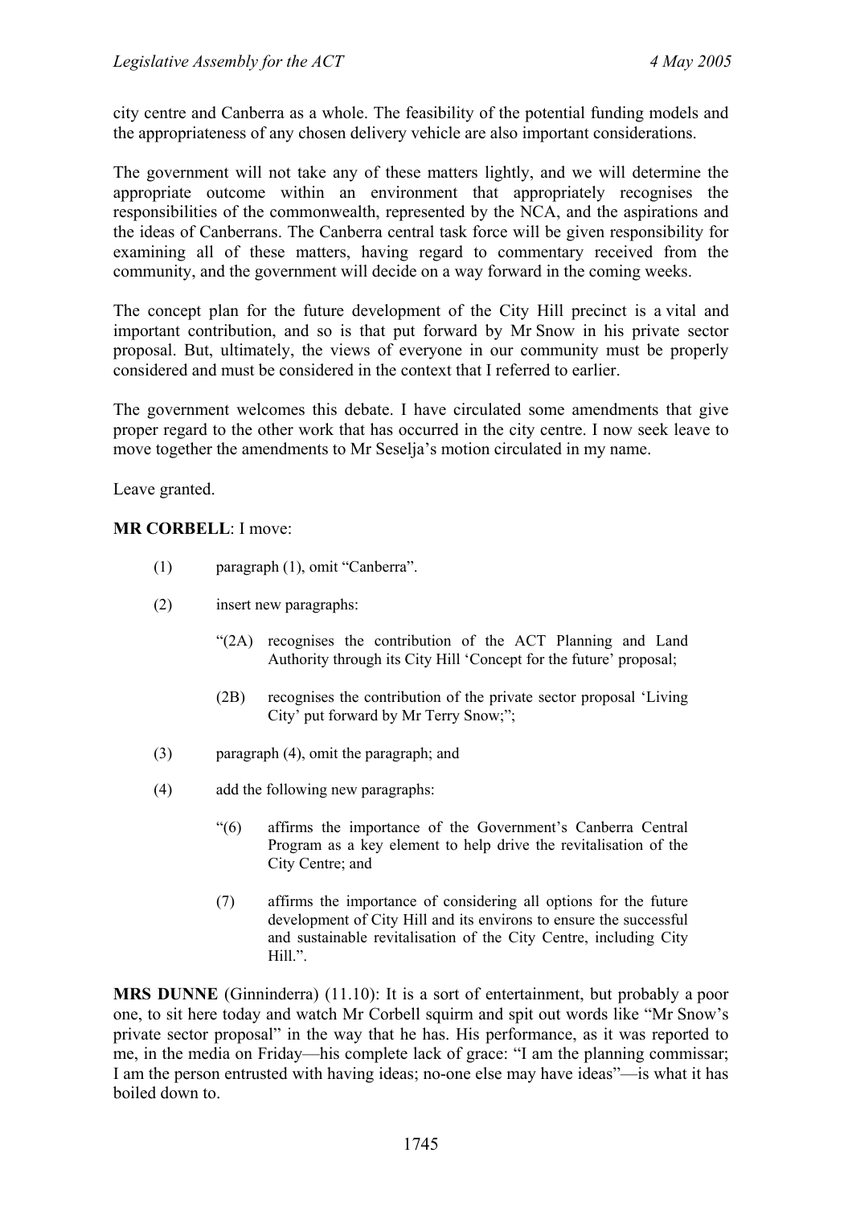city centre and Canberra as a whole. The feasibility of the potential funding models and the appropriateness of any chosen delivery vehicle are also important considerations.

The government will not take any of these matters lightly, and we will determine the appropriate outcome within an environment that appropriately recognises the responsibilities of the commonwealth, represented by the NCA, and the aspirations and the ideas of Canberrans. The Canberra central task force will be given responsibility for examining all of these matters, having regard to commentary received from the community, and the government will decide on a way forward in the coming weeks.

The concept plan for the future development of the City Hill precinct is a vital and important contribution, and so is that put forward by Mr Snow in his private sector proposal. But, ultimately, the views of everyone in our community must be properly considered and must be considered in the context that I referred to earlier.

The government welcomes this debate. I have circulated some amendments that give proper regard to the other work that has occurred in the city centre. I now seek leave to move together the amendments to Mr Seselja's motion circulated in my name.

Leave granted.

**MR CORBELL**: I move:

(1) paragraph (1), omit "Canberra".

(2) insert new paragraphs:

"(2A) recognises the contribution of the ACT Planning and Land Authority through its City Hill 'Concept for the future' proposal;

(2B) recognises the contribution of the private sector proposal 'Living City' put forward by Mr Terry Snow;";

(3) paragraph (4), omit the paragraph; and

(4) add the following new paragraphs:

"(6) affirms the importance of the Government's Canberra Central Program as a key element to help drive the revitalisation of the City Centre; and

(7) affirms the importance of considering all options for the future development of City Hill and its environs to ensure the successful and sustainable revitalisation of the City Centre, including City Hill.".

**MRS DUNNE** (Ginninderra) (11.10): It is a sort of entertainment, but probably a poor one, to sit here today and watch Mr Corbell squirm and spit out words like "Mr Snow's private sector proposal" in the way that he has. His performance, as it was reported to me, in the media on Friday—his complete lack of grace: "I am the planning commissar; I am the person entrusted with having ideas; no-one else may have ideas"—is what it has boiled down to.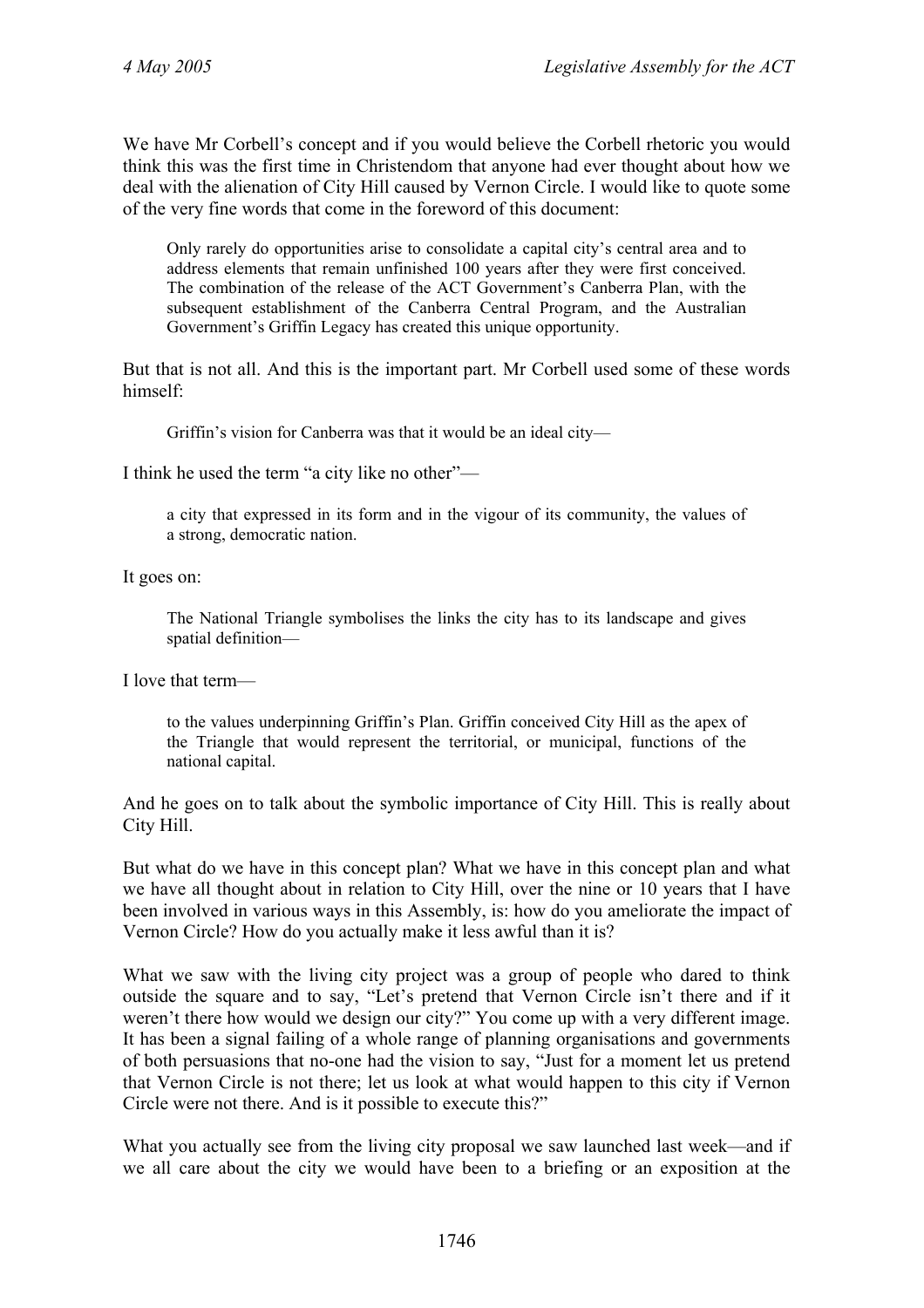We have Mr Corbell's concept and if you would believe the Corbell rhetoric you would think this was the first time in Christendom that anyone had ever thought about how we deal with the alienation of City Hill caused by Vernon Circle. I would like to quote some of the very fine words that come in the foreword of this document:

> Only rarely do opportunities arise to consolidate a capital city's central area and to address elements that remain unfinished 100 years after they were first conceived. The combination of the release of the ACT Government's Canberra Plan, with the subsequent establishment of the Canberra Central Program, and the Australian Government's Griffin Legacy has created this unique opportunity.

But that is not all. And this is the important part. Mr Corbell used some of these words himself:

> Griffin's vision for Canberra was that it would be an ideal city—

I think he used the term "a city like no other"—

> a city that expressed in its form and in the vigour of its community, the values of a strong, democratic nation.

It goes on:

> The National Triangle symbolises the links the city has to its landscape and gives spatial definition—

I love that term—

> to the values underpinning Griffin's Plan. Griffin conceived City Hill as the apex of the Triangle that would represent the territorial, or municipal, functions of the national capital.

And he goes on to talk about the symbolic importance of City Hill. This is really about City Hill.

But what do we have in this concept plan? What we have in this concept plan and what we have all thought about in relation to City Hill, over the nine or 10 years that I have been involved in various ways in this Assembly, is: how do you ameliorate the impact of Vernon Circle? How do you actually make it less awful than it is?

What we saw with the living city project was a group of people who dared to think outside the square and to say, "Let's pretend that Vernon Circle isn't there and if it weren't there how would we design our city?" You come up with a very different image. It has been a signal failing of a whole range of planning organisations and governments of both persuasions that no-one had the vision to say, "Just for a moment let us pretend that Vernon Circle is not there; let us look at what would happen to this city if Vernon Circle were not there. And is it possible to execute this?"

What you actually see from the living city proposal we saw launched last week—and if we all care about the city we would have been to a briefing or an exposition at the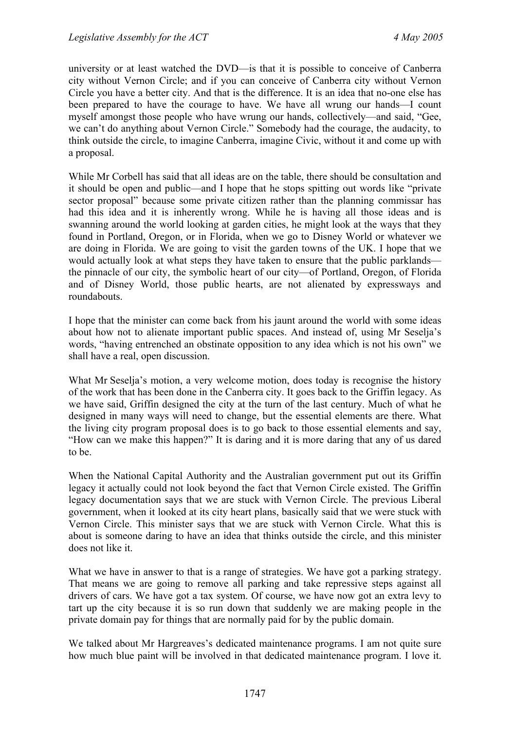university or at least watched the DVD—is that it is possible to conceive of Canberra city without Vernon Circle; and if you can conceive of Canberra city without Vernon Circle you have a better city. And that is the difference. It is an idea that no-one else has been prepared to have the courage to have. We have all wrung our hands—I count myself amongst those people who have wrung our hands, collectively—and said, "Gee, we can't do anything about Vernon Circle." Somebody had the courage, the audacity, to think outside the circle, to imagine Canberra, imagine Civic, without it and come up with a proposal.

While Mr Corbell has said that all ideas are on the table, there should be consultation and it should be open and public—and I hope that he stops spitting out words like "private sector proposal" because some private citizen rather than the planning commissar has had this idea and it is inherently wrong. While he is having all those ideas and is swanning around the world looking at garden cities, he might look at the ways that they found in Portland, Oregon, or in Florida, when we go to Disney World or whatever we are doing in Florida. We are going to visit the garden towns of the UK. I hope that we would actually look at what steps they have taken to ensure that the public parklands—the pinnacle of our city, the symbolic heart of our city—of Portland, Oregon, of Florida and of Disney World, those public hearts, are not alienated by expressways and roundabouts.

I hope that the minister can come back from his jaunt around the world with some ideas about how not to alienate important public spaces. And instead of, using Mr Seselja's words, "having entrenched an obstinate opposition to any idea which is not his own" we shall have a real, open discussion.

What Mr Seselja's motion, a very welcome motion, does today is recognise the history of the work that has been done in the Canberra city. It goes back to the Griffin legacy. As we have said, Griffin designed the city at the turn of the last century. Much of what he designed in many ways will need to change, but the essential elements are there. What the living city program proposal does is to go back to those essential elements and say, "How can we make this happen?" It is daring and it is more daring that any of us dared to be.

When the National Capital Authority and the Australian government put out its Griffin legacy it actually could not look beyond the fact that Vernon Circle existed. The Griffin legacy documentation says that we are stuck with Vernon Circle. The previous Liberal government, when it looked at its city heart plans, basically said that we were stuck with Vernon Circle. This minister says that we are stuck with Vernon Circle. What this is about is someone daring to have an idea that thinks outside the circle, and this minister does not like it.

What we have in answer to that is a range of strategies. We have got a parking strategy. That means we are going to remove all parking and take repressive steps against all drivers of cars. We have got a tax system. Of course, we have now got an extra levy to tart up the city because it is so run down that suddenly we are making people in the private domain pay for things that are normally paid for by the public domain.

We talked about Mr Hargreaves's dedicated maintenance programs. I am not quite sure how much blue paint will be involved in that dedicated maintenance program. I love it.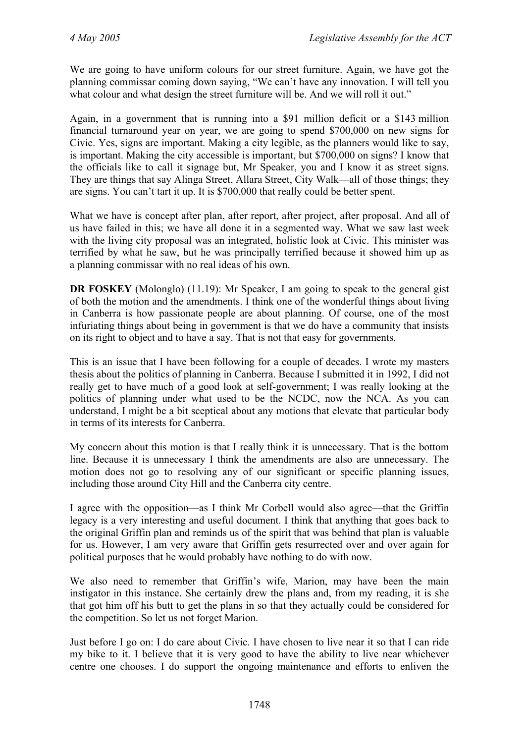We are going to have uniform colours for our street furniture. Again, we have got the planning commissar coming down saying, "We can't have any innovation. I will tell you what colour and what design the street furniture will be. And we will roll it out."

Again, in a government that is running into a $91 million deficit or a $143 million financial turnaround year on year, we are going to spend $700,000 on new signs for Civic. Yes, signs are important. Making a city legible, as the planners would like to say, is important. Making the city accessible is important, but $700,000 on signs? I know that the officials like to call it signage but, Mr Speaker, you and I know it as street signs. They are things that say Alinga Street, Allara Street, City Walk—all of those things; they are signs. You can't tart it up. It is $700,000 that really could be better spent.

What we have is concept after plan, after report, after project, after proposal. And all of us have failed in this; we have all done it in a segmented way. What we saw last week with the living city proposal was an integrated, holistic look at Civic. This minister was terrified by what he saw, but he was principally terrified because it showed him up as a planning commissar with no real ideas of his own.

**DR FOSKEY** (Molonglo) (11.19): Mr Speaker, I am going to speak to the general gist of both the motion and the amendments. I think one of the wonderful things about living in Canberra is how passionate people are about planning. Of course, one of the most infuriating things about being in government is that we do have a community that insists on its right to object and to have a say. That is not that easy for governments.

This is an issue that I have been following for a couple of decades. I wrote my masters thesis about the politics of planning in Canberra. Because I submitted it in 1992, I did not really get to have much of a good look at self-government; I was really looking at the politics of planning under what used to be the NCDC, now the NCA. As you can understand, I might be a bit sceptical about any motions that elevate that particular body in terms of its interests for Canberra.

My concern about this motion is that I really think it is unnecessary. That is the bottom line. Because it is unnecessary I think the amendments are also are unnecessary. The motion does not go to resolving any of our significant or specific planning issues, including those around City Hill and the Canberra city centre.

I agree with the opposition—as I think Mr Corbell would also agree—that the Griffin legacy is a very interesting and useful document. I think that anything that goes back to the original Griffin plan and reminds us of the spirit that was behind that plan is valuable for us. However, I am very aware that Griffin gets resurrected over and over again for political purposes that he would probably have nothing to do with now.

We also need to remember that Griffin's wife, Marion, may have been the main instigator in this instance. She certainly drew the plans and, from my reading, it is she that got him off his butt to get the plans in so that they actually could be considered for the competition. So let us not forget Marion.

Just before I go on: I do care about Civic. I have chosen to live near it so that I can ride my bike to it. I believe that it is very good to have the ability to live near whichever centre one chooses. I do support the ongoing maintenance and efforts to enliven the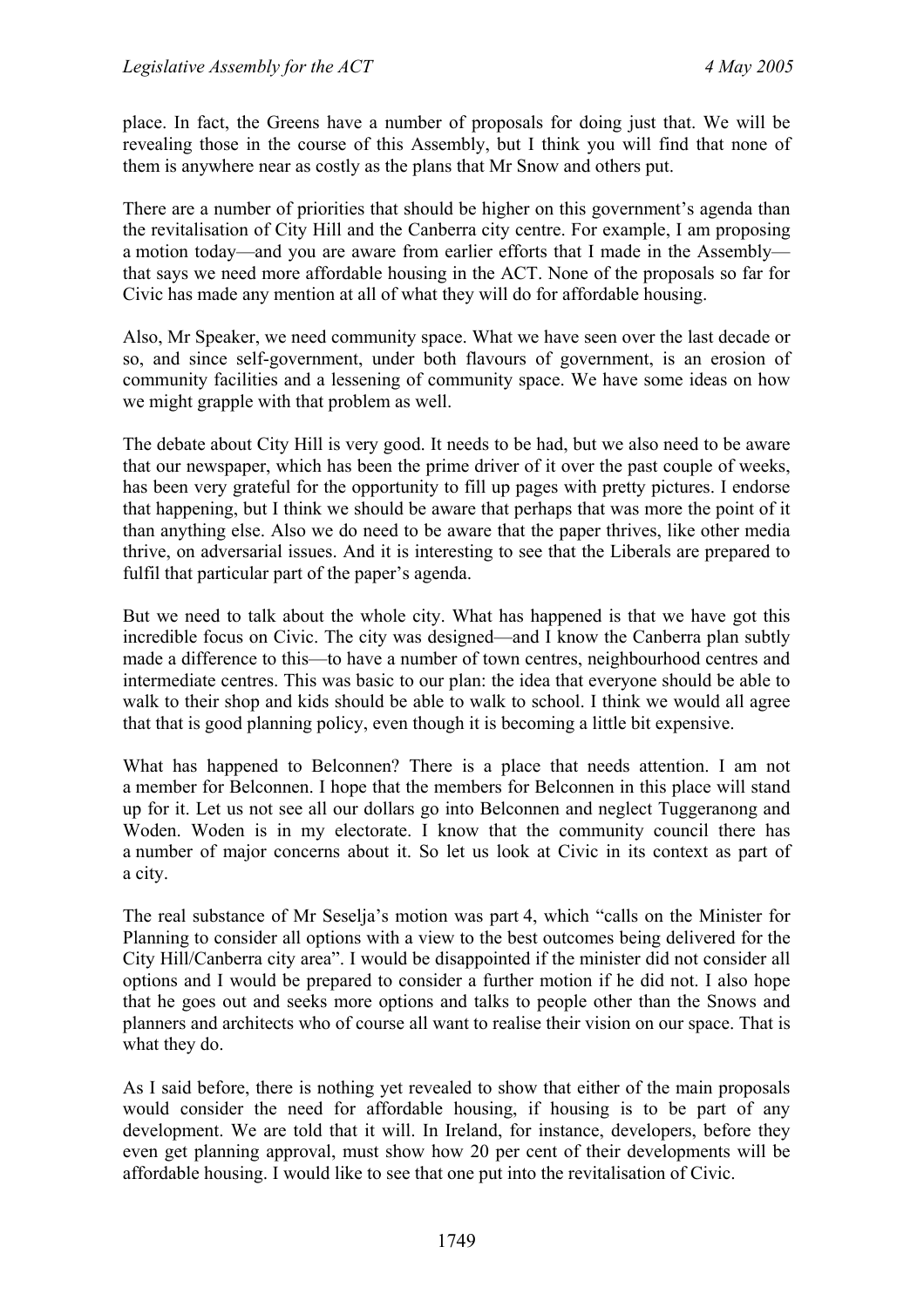place. In fact, the Greens have a number of proposals for doing just that. We will be revealing those in the course of this Assembly, but I think you will find that none of them is anywhere near as costly as the plans that Mr Snow and others put.

There are a number of priorities that should be higher on this government's agenda than the revitalisation of City Hill and the Canberra city centre. For example, I am proposing a motion today—and you are aware from earlier efforts that I made in the Assembly—that says we need more affordable housing in the ACT. None of the proposals so far for Civic has made any mention at all of what they will do for affordable housing.

Also, Mr Speaker, we need community space. What we have seen over the last decade or so, and since self-government, under both flavours of government, is an erosion of community facilities and a lessening of community space. We have some ideas on how we might grapple with that problem as well.

The debate about City Hill is very good. It needs to be had, but we also need to be aware that our newspaper, which has been the prime driver of it over the past couple of weeks, has been very grateful for the opportunity to fill up pages with pretty pictures. I endorse that happening, but I think we should be aware that perhaps that was more the point of it than anything else. Also we do need to be aware that the paper thrives, like other media thrive, on adversarial issues. And it is interesting to see that the Liberals are prepared to fulfil that particular part of the paper's agenda.

But we need to talk about the whole city. What has happened is that we have got this incredible focus on Civic. The city was designed—and I know the Canberra plan subtly made a difference to this—to have a number of town centres, neighbourhood centres and intermediate centres. This was basic to our plan: the idea that everyone should be able to walk to their shop and kids should be able to walk to school. I think we would all agree that that is good planning policy, even though it is becoming a little bit expensive.

What has happened to Belconnen? There is a place that needs attention. I am not a member for Belconnen. I hope that the members for Belconnen in this place will stand up for it. Let us not see all our dollars go into Belconnen and neglect Tuggeranong and Woden. Woden is in my electorate. I know that the community council there has a number of major concerns about it. So let us look at Civic in its context as part of a city.

The real substance of Mr Seselja's motion was part 4, which "calls on the Minister for Planning to consider all options with a view to the best outcomes being delivered for the City Hill/Canberra city area". I would be disappointed if the minister did not consider all options and I would be prepared to consider a further motion if he did not. I also hope that he goes out and seeks more options and talks to people other than the Snows and planners and architects who of course all want to realise their vision on our space. That is what they do.

As I said before, there is nothing yet revealed to show that either of the main proposals would consider the need for affordable housing, if housing is to be part of any development. We are told that it will. In Ireland, for instance, developers, before they even get planning approval, must show how 20 per cent of their developments will be affordable housing. I would like to see that one put into the revitalisation of Civic.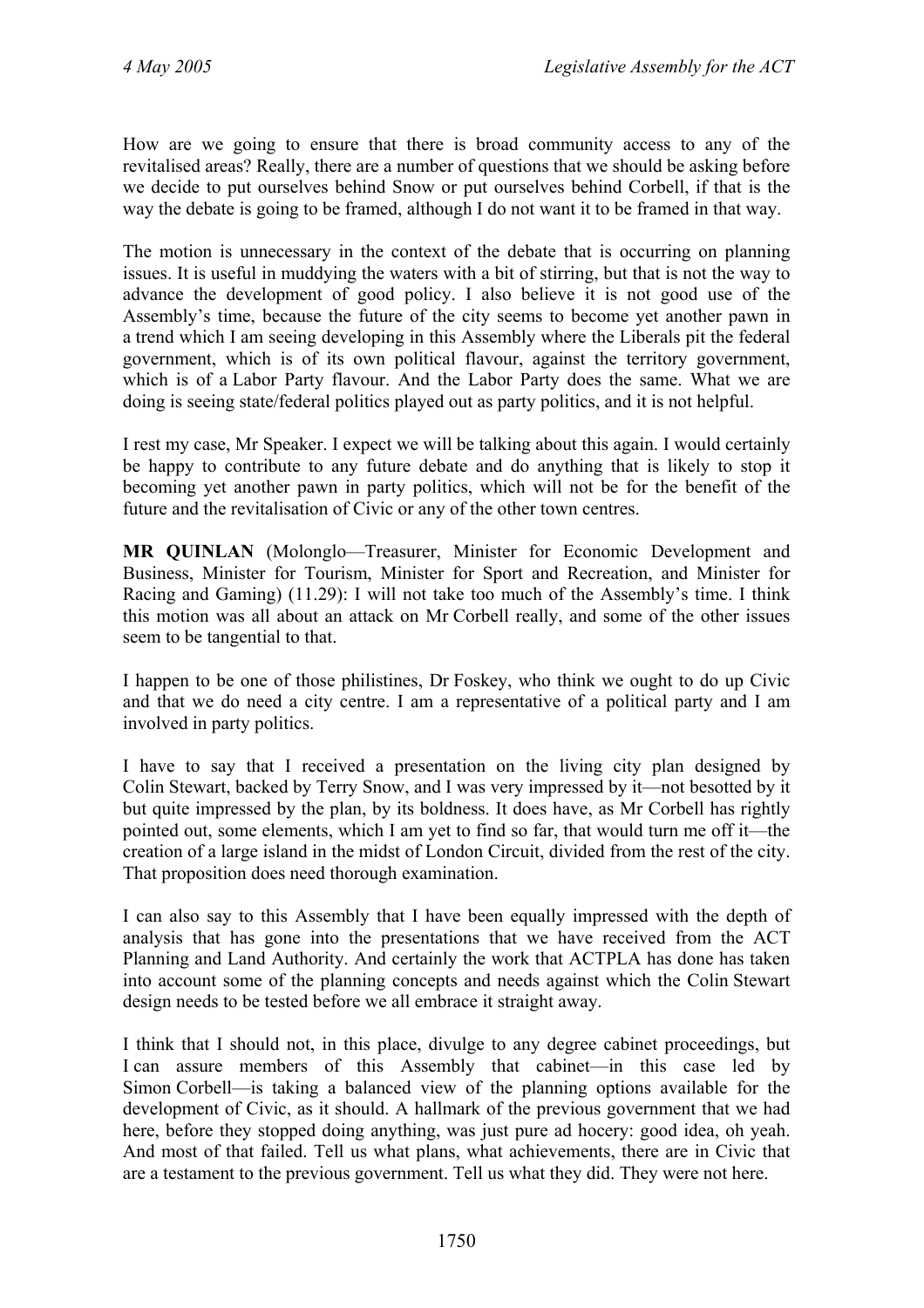How are we going to ensure that there is broad community access to any of the revitalised areas? Really, there are a number of questions that we should be asking before we decide to put ourselves behind Snow or put ourselves behind Corbell, if that is the way the debate is going to be framed, although I do not want it to be framed in that way.

The motion is unnecessary in the context of the debate that is occurring on planning issues. It is useful in muddying the waters with a bit of stirring, but that is not the way to advance the development of good policy. I also believe it is not good use of the Assembly's time, because the future of the city seems to become yet another pawn in a trend which I am seeing developing in this Assembly where the Liberals pit the federal government, which is of its own political flavour, against the territory government, which is of a Labor Party flavour. And the Labor Party does the same. What we are doing is seeing state/federal politics played out as party politics, and it is not helpful.

I rest my case, Mr Speaker. I expect we will be talking about this again. I would certainly be happy to contribute to any future debate and do anything that is likely to stop it becoming yet another pawn in party politics, which will not be for the benefit of the future and the revitalisation of Civic or any of the other town centres.

**MR QUINLAN** (Molonglo—Treasurer, Minister for Economic Development and Business, Minister for Tourism, Minister for Sport and Recreation, and Minister for Racing and Gaming) (11.29): I will not take too much of the Assembly's time. I think this motion was all about an attack on Mr Corbell really, and some of the other issues seem to be tangential to that.

I happen to be one of those philistines, Dr Foskey, who think we ought to do up Civic and that we do need a city centre. I am a representative of a political party and I am involved in party politics.

I have to say that I received a presentation on the living city plan designed by Colin Stewart, backed by Terry Snow, and I was very impressed by it—not besotted by it but quite impressed by the plan, by its boldness. It does have, as Mr Corbell has rightly pointed out, some elements, which I am yet to find so far, that would turn me off it—the creation of a large island in the midst of London Circuit, divided from the rest of the city. That proposition does need thorough examination.

I can also say to this Assembly that I have been equally impressed with the depth of analysis that has gone into the presentations that we have received from the ACT Planning and Land Authority. And certainly the work that ACTPLA has done has taken into account some of the planning concepts and needs against which the Colin Stewart design needs to be tested before we all embrace it straight away.

I think that I should not, in this place, divulge to any degree cabinet proceedings, but I can assure members of this Assembly that cabinet—in this case led by Simon Corbell—is taking a balanced view of the planning options available for the development of Civic, as it should. A hallmark of the previous government that we had here, before they stopped doing anything, was just pure ad hocery: good idea, oh yeah. And most of that failed. Tell us what plans, what achievements, there are in Civic that are a testament to the previous government. Tell us what they did. They were not here.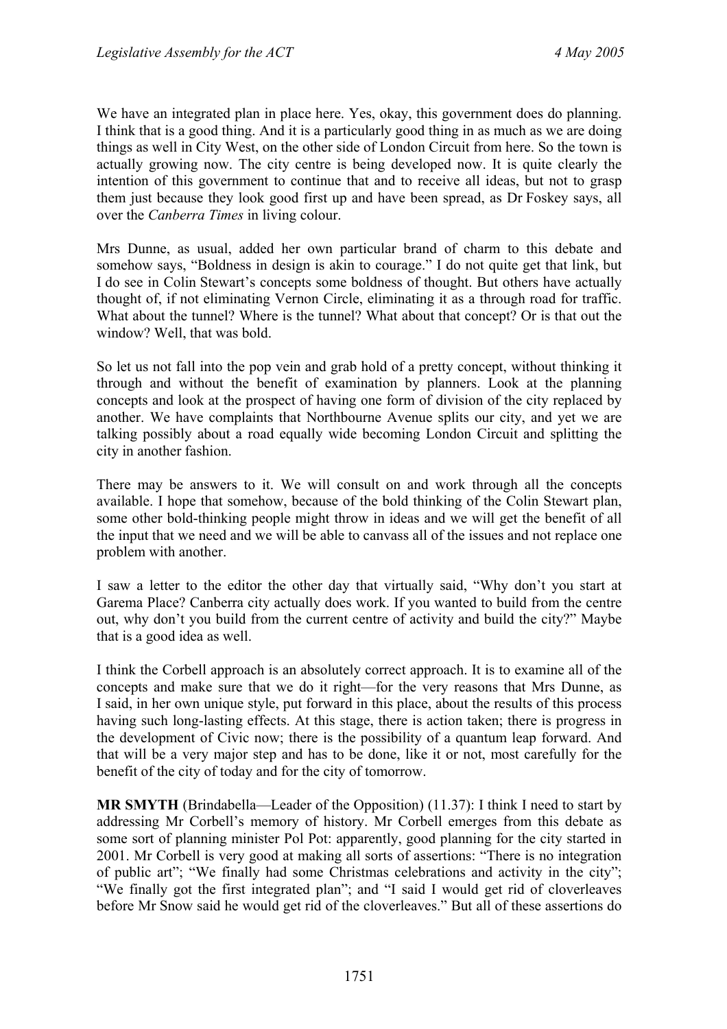We have an integrated plan in place here. Yes, okay, this government does do planning. I think that is a good thing. And it is a particularly good thing in as much as we are doing things as well in City West, on the other side of London Circuit from here. So the town is actually growing now. The city centre is being developed now. It is quite clearly the intention of this government to continue that and to receive all ideas, but not to grasp them just because they look good first up and have been spread, as Dr Foskey says, all over the *Canberra Times* in living colour.

Mrs Dunne, as usual, added her own particular brand of charm to this debate and somehow says, "Boldness in design is akin to courage." I do not quite get that link, but I do see in Colin Stewart's concepts some boldness of thought. But others have actually thought of, if not eliminating Vernon Circle, eliminating it as a through road for traffic. What about the tunnel? Where is the tunnel? What about that concept? Or is that out the window? Well, that was bold.

So let us not fall into the pop vein and grab hold of a pretty concept, without thinking it through and without the benefit of examination by planners. Look at the planning concepts and look at the prospect of having one form of division of the city replaced by another. We have complaints that Northbourne Avenue splits our city, and yet we are talking possibly about a road equally wide becoming London Circuit and splitting the city in another fashion.

There may be answers to it. We will consult on and work through all the concepts available. I hope that somehow, because of the bold thinking of the Colin Stewart plan, some other bold-thinking people might throw in ideas and we will get the benefit of all the input that we need and we will be able to canvass all of the issues and not replace one problem with another.

I saw a letter to the editor the other day that virtually said, "Why don't you start at Garema Place? Canberra city actually does work. If you wanted to build from the centre out, why don't you build from the current centre of activity and build the city?" Maybe that is a good idea as well.

I think the Corbell approach is an absolutely correct approach. It is to examine all of the concepts and make sure that we do it right—for the very reasons that Mrs Dunne, as I said, in her own unique style, put forward in this place, about the results of this process having such long-lasting effects. At this stage, there is action taken; there is progress in the development of Civic now; there is the possibility of a quantum leap forward. And that will be a very major step and has to be done, like it or not, most carefully for the benefit of the city of today and for the city of tomorrow.

**MR SMYTH** (Brindabella—Leader of the Opposition) (11.37): I think I need to start by addressing Mr Corbell's memory of history. Mr Corbell emerges from this debate as some sort of planning minister Pol Pot: apparently, good planning for the city started in 2001. Mr Corbell is very good at making all sorts of assertions: "There is no integration of public art"; "We finally had some Christmas celebrations and activity in the city"; "We finally got the first integrated plan"; and "I said I would get rid of cloverleaves before Mr Snow said he would get rid of the cloverleaves." But all of these assertions do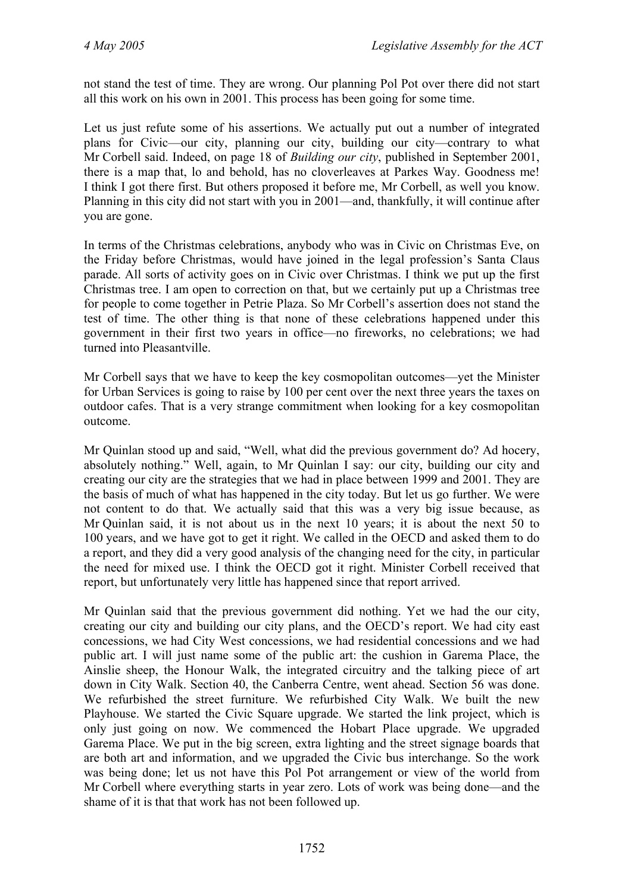not stand the test of time. They are wrong. Our planning Pol Pot over there did not start all this work on his own in 2001. This process has been going for some time.

Let us just refute some of his assertions. We actually put out a number of integrated plans for Civic—our city, planning our city, building our city—contrary to what Mr Corbell said. Indeed, on page 18 of *Building our city*, published in September 2001, there is a map that, lo and behold, has no cloverleaves at Parkes Way. Goodness me! I think I got there first. But others proposed it before me, Mr Corbell, as well you know. Planning in this city did not start with you in 2001—and, thankfully, it will continue after you are gone.

In terms of the Christmas celebrations, anybody who was in Civic on Christmas Eve, on the Friday before Christmas, would have joined in the legal profession's Santa Claus parade. All sorts of activity goes on in Civic over Christmas. I think we put up the first Christmas tree. I am open to correction on that, but we certainly put up a Christmas tree for people to come together in Petrie Plaza. So Mr Corbell's assertion does not stand the test of time. The other thing is that none of these celebrations happened under this government in their first two years in office—no fireworks, no celebrations; we had turned into Pleasantville.

Mr Corbell says that we have to keep the key cosmopolitan outcomes—yet the Minister for Urban Services is going to raise by 100 per cent over the next three years the taxes on outdoor cafes. That is a very strange commitment when looking for a key cosmopolitan outcome.

Mr Quinlan stood up and said, "Well, what did the previous government do? Ad hocery, absolutely nothing." Well, again, to Mr Quinlan I say: our city, building our city and creating our city are the strategies that we had in place between 1999 and 2001. They are the basis of much of what has happened in the city today. But let us go further. We were not content to do that. We actually said that this was a very big issue because, as Mr Quinlan said, it is not about us in the next 10 years; it is about the next 50 to 100 years, and we have got to get it right. We called in the OECD and asked them to do a report, and they did a very good analysis of the changing need for the city, in particular the need for mixed use. I think the OECD got it right. Minister Corbell received that report, but unfortunately very little has happened since that report arrived.

Mr Quinlan said that the previous government did nothing. Yet we had the our city, creating our city and building our city plans, and the OECD's report. We had city east concessions, we had City West concessions, we had residential concessions and we had public art. I will just name some of the public art: the cushion in Garema Place, the Ainslie sheep, the Honour Walk, the integrated circuitry and the talking piece of art down in City Walk. Section 40, the Canberra Centre, went ahead. Section 56 was done. We refurbished the street furniture. We refurbished City Walk. We built the new Playhouse. We started the Civic Square upgrade. We started the link project, which is only just going on now. We commenced the Hobart Place upgrade. We upgraded Garema Place. We put in the big screen, extra lighting and the street signage boards that are both art and information, and we upgraded the Civic bus interchange. So the work was being done; let us not have this Pol Pot arrangement or view of the world from Mr Corbell where everything starts in year zero. Lots of work was being done—and the shame of it is that that work has not been followed up.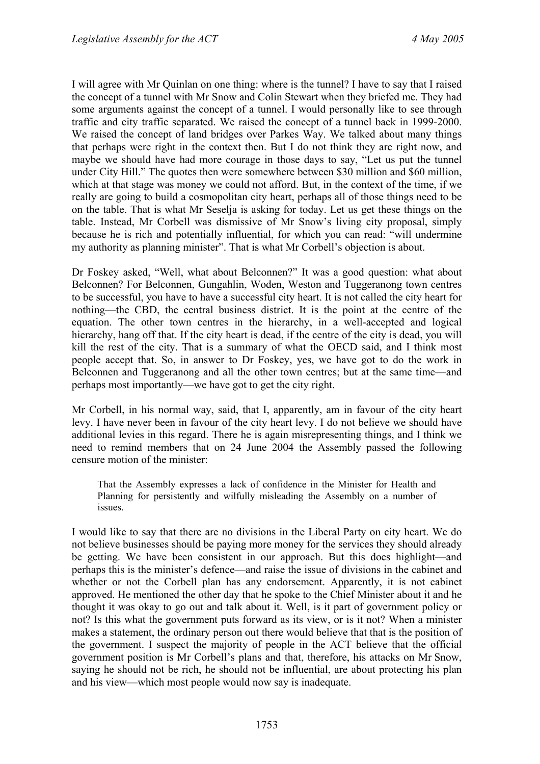I will agree with Mr Quinlan on one thing: where is the tunnel? I have to say that I raised the concept of a tunnel with Mr Snow and Colin Stewart when they briefed me. They had some arguments against the concept of a tunnel. I would personally like to see through traffic and city traffic separated. We raised the concept of a tunnel back in 1999-2000. We raised the concept of land bridges over Parkes Way. We talked about many things that perhaps were right in the context then. But I do not think they are right now, and maybe we should have had more courage in those days to say, "Let us put the tunnel under City Hill." The quotes then were somewhere between $30 million and $60 million, which at that stage was money we could not afford. But, in the context of the time, if we really are going to build a cosmopolitan city heart, perhaps all of those things need to be on the table. That is what Mr Seselja is asking for today. Let us get these things on the table. Instead, Mr Corbell was dismissive of Mr Snow's living city proposal, simply because he is rich and potentially influential, for which you can read: "will undermine my authority as planning minister". That is what Mr Corbell's objection is about.

Dr Foskey asked, "Well, what about Belconnen?" It was a good question: what about Belconnen? For Belconnen, Gungahlin, Woden, Weston and Tuggeranong town centres to be successful, you have to have a successful city heart. It is not called the city heart for nothing—the CBD, the central business district. It is the point at the centre of the equation. The other town centres in the hierarchy, in a well-accepted and logical hierarchy, hang off that. If the city heart is dead, if the centre of the city is dead, you will kill the rest of the city. That is a summary of what the OECD said, and I think most people accept that. So, in answer to Dr Foskey, yes, we have got to do the work in Belconnen and Tuggeranong and all the other town centres; but at the same time—and perhaps most importantly—we have got to get the city right.

Mr Corbell, in his normal way, said, that I, apparently, am in favour of the city heart levy. I have never been in favour of the city heart levy. I do not believe we should have additional levies in this regard. There he is again misrepresenting things, and I think we need to remind members that on 24 June 2004 the Assembly passed the following censure motion of the minister:

> That the Assembly expresses a lack of confidence in the Minister for Health and Planning for persistently and wilfully misleading the Assembly on a number of issues.

I would like to say that there are no divisions in the Liberal Party on city heart. We do not believe businesses should be paying more money for the services they should already be getting. We have been consistent in our approach. But this does highlight—and perhaps this is the minister's defence—and raise the issue of divisions in the cabinet and whether or not the Corbell plan has any endorsement. Apparently, it is not cabinet approved. He mentioned the other day that he spoke to the Chief Minister about it and he thought it was okay to go out and talk about it. Well, is it part of government policy or not? Is this what the government puts forward as its view, or is it not? When a minister makes a statement, the ordinary person out there would believe that that is the position of the government. I suspect the majority of people in the ACT believe that the official government position is Mr Corbell's plans and that, therefore, his attacks on Mr Snow, saying he should not be rich, he should not be influential, are about protecting his plan and his view—which most people would now say is inadequate.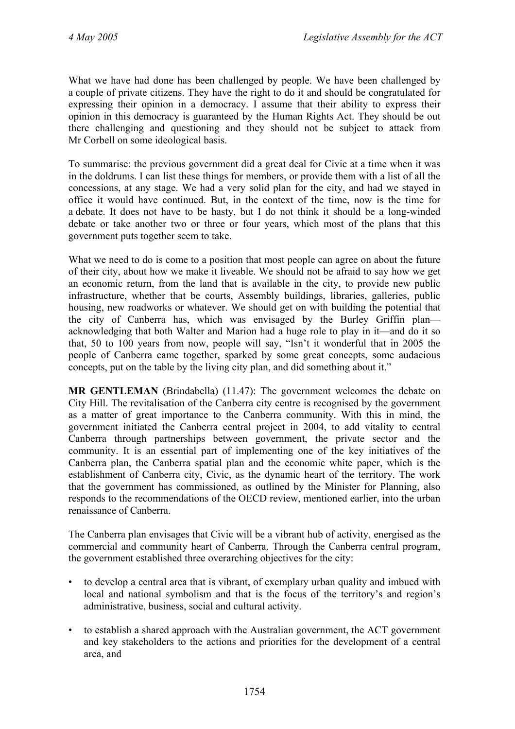What we have had done has been challenged by people. We have been challenged by a couple of private citizens. They have the right to do it and should be congratulated for expressing their opinion in a democracy. I assume that their ability to express their opinion in this democracy is guaranteed by the Human Rights Act. They should be out there challenging and questioning and they should not be subject to attack from Mr Corbell on some ideological basis.

To summarise: the previous government did a great deal for Civic at a time when it was in the doldrums. I can list these things for members, or provide them with a list of all the concessions, at any stage. We had a very solid plan for the city, and had we stayed in office it would have continued. But, in the context of the time, now is the time for a debate. It does not have to be hasty, but I do not think it should be a long-winded debate or take another two or three or four years, which most of the plans that this government puts together seem to take.

What we need to do is come to a position that most people can agree on about the future of their city, about how we make it liveable. We should not be afraid to say how we get an economic return, from the land that is available in the city, to provide new public infrastructure, whether that be courts, Assembly buildings, libraries, galleries, public housing, new roadworks or whatever. We should get on with building the potential that the city of Canberra has, which was envisaged by the Burley Griffin plan—acknowledging that both Walter and Marion had a huge role to play in it—and do it so that, 50 to 100 years from now, people will say, "Isn't it wonderful that in 2005 the people of Canberra came together, sparked by some great concepts, some audacious concepts, put on the table by the living city plan, and did something about it."

**MR GENTLEMAN** (Brindabella) (11.47): The government welcomes the debate on City Hill. The revitalisation of the Canberra city centre is recognised by the government as a matter of great importance to the Canberra community. With this in mind, the government initiated the Canberra central project in 2004, to add vitality to central Canberra through partnerships between government, the private sector and the community. It is an essential part of implementing one of the key initiatives of the Canberra plan, the Canberra spatial plan and the economic white paper, which is the establishment of Canberra city, Civic, as the dynamic heart of the territory. The work that the government has commissioned, as outlined by the Minister for Planning, also responds to the recommendations of the OECD review, mentioned earlier, into the urban renaissance of Canberra.

The Canberra plan envisages that Civic will be a vibrant hub of activity, energised as the commercial and community heart of Canberra. Through the Canberra central program, the government established three overarching objectives for the city:

- to develop a central area that is vibrant, of exemplary urban quality and imbued with local and national symbolism and that is the focus of the territory's and region's administrative, business, social and cultural activity.
- to establish a shared approach with the Australian government, the ACT government and key stakeholders to the actions and priorities for the development of a central area, and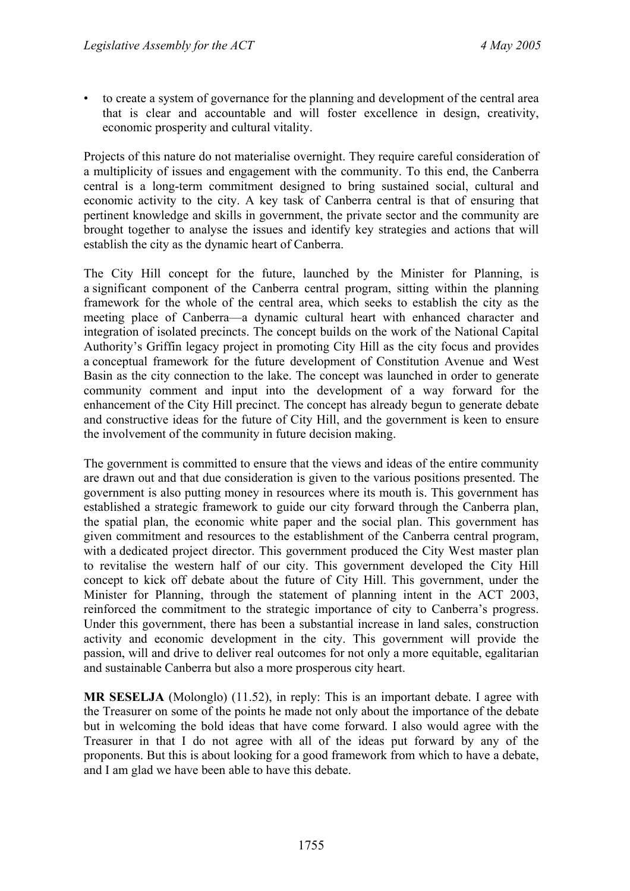- to create a system of governance for the planning and development of the central area that is clear and accountable and will foster excellence in design, creativity, economic prosperity and cultural vitality.

Projects of this nature do not materialise overnight. They require careful consideration of a multiplicity of issues and engagement with the community. To this end, the Canberra central is a long-term commitment designed to bring sustained social, cultural and economic activity to the city. A key task of Canberra central is that of ensuring that pertinent knowledge and skills in government, the private sector and the community are brought together to analyse the issues and identify key strategies and actions that will establish the city as the dynamic heart of Canberra.

The City Hill concept for the future, launched by the Minister for Planning, is a significant component of the Canberra central program, sitting within the planning framework for the whole of the central area, which seeks to establish the city as the meeting place of Canberra—a dynamic cultural heart with enhanced character and integration of isolated precincts. The concept builds on the work of the National Capital Authority's Griffin legacy project in promoting City Hill as the city focus and provides a conceptual framework for the future development of Constitution Avenue and West Basin as the city connection to the lake. The concept was launched in order to generate community comment and input into the development of a way forward for the enhancement of the City Hill precinct. The concept has already begun to generate debate and constructive ideas for the future of City Hill, and the government is keen to ensure the involvement of the community in future decision making.

The government is committed to ensure that the views and ideas of the entire community are drawn out and that due consideration is given to the various positions presented. The government is also putting money in resources where its mouth is. This government has established a strategic framework to guide our city forward through the Canberra plan, the spatial plan, the economic white paper and the social plan. This government has given commitment and resources to the establishment of the Canberra central program, with a dedicated project director. This government produced the City West master plan to revitalise the western half of our city. This government developed the City Hill concept to kick off debate about the future of City Hill. This government, under the Minister for Planning, through the statement of planning intent in the ACT 2003, reinforced the commitment to the strategic importance of city to Canberra's progress. Under this government, there has been a substantial increase in land sales, construction activity and economic development in the city. This government will provide the passion, will and drive to deliver real outcomes for not only a more equitable, egalitarian and sustainable Canberra but also a more prosperous city heart.

**MR SESELJA** (Molonglo) (11.52), in reply: This is an important debate. I agree with the Treasurer on some of the points he made not only about the importance of the debate but in welcoming the bold ideas that have come forward. I also would agree with the Treasurer in that I do not agree with all of the ideas put forward by any of the proponents. But this is about looking for a good framework from which to have a debate, and I am glad we have been able to have this debate.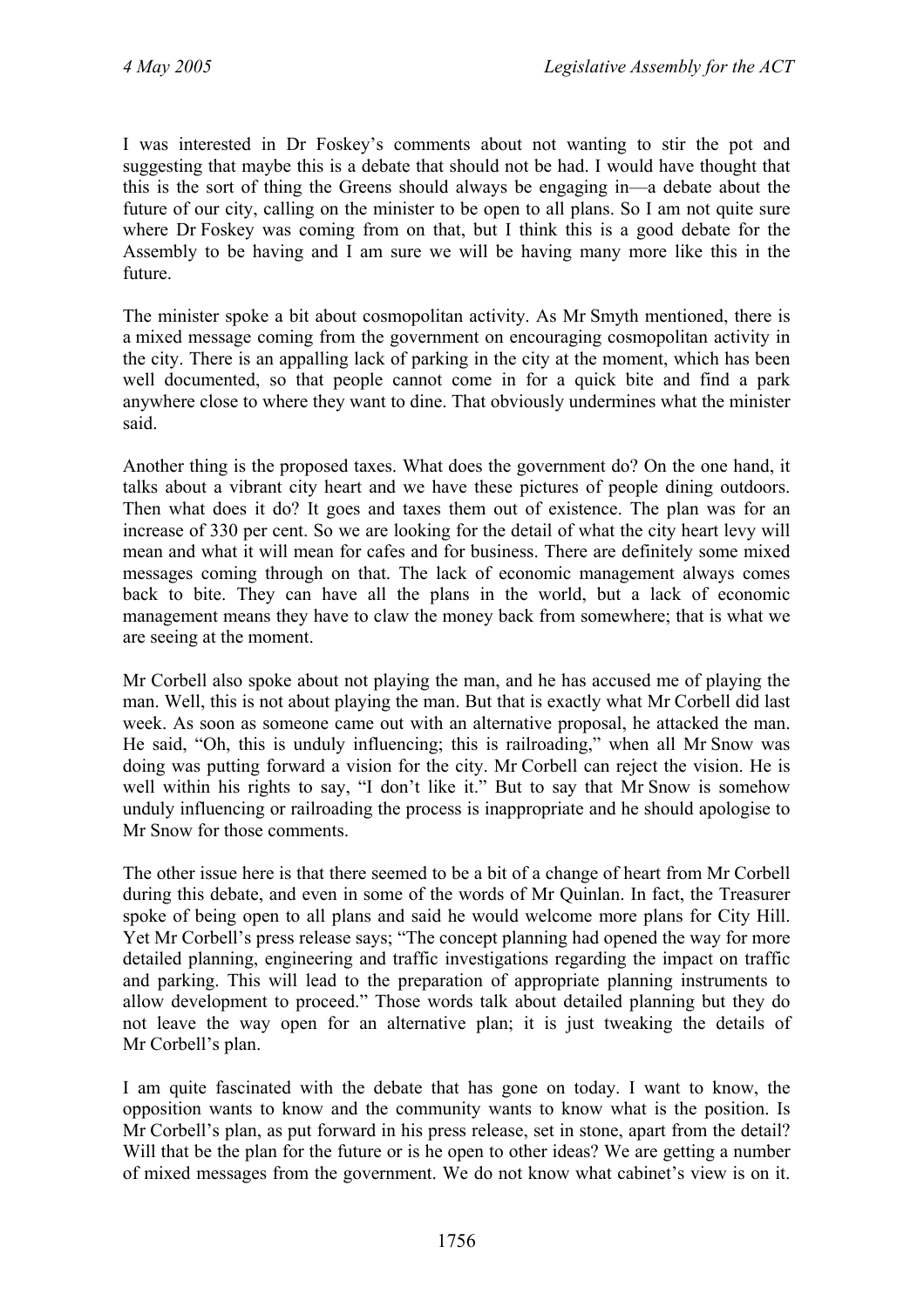I was interested in Dr Foskey's comments about not wanting to stir the pot and suggesting that maybe this is a debate that should not be had. I would have thought that this is the sort of thing the Greens should always be engaging in—a debate about the future of our city, calling on the minister to be open to all plans. So I am not quite sure where Dr Foskey was coming from on that, but I think this is a good debate for the Assembly to be having and I am sure we will be having many more like this in the future.

The minister spoke a bit about cosmopolitan activity. As Mr Smyth mentioned, there is a mixed message coming from the government on encouraging cosmopolitan activity in the city. There is an appalling lack of parking in the city at the moment, which has been well documented, so that people cannot come in for a quick bite and find a park anywhere close to where they want to dine. That obviously undermines what the minister said.

Another thing is the proposed taxes. What does the government do? On the one hand, it talks about a vibrant city heart and we have these pictures of people dining outdoors. Then what does it do? It goes and taxes them out of existence. The plan was for an increase of 330 per cent. So we are looking for the detail of what the city heart levy will mean and what it will mean for cafes and for business. There are definitely some mixed messages coming through on that. The lack of economic management always comes back to bite. They can have all the plans in the world, but a lack of economic management means they have to claw the money back from somewhere; that is what we are seeing at the moment.

Mr Corbell also spoke about not playing the man, and he has accused me of playing the man. Well, this is not about playing the man. But that is exactly what Mr Corbell did last week. As soon as someone came out with an alternative proposal, he attacked the man. He said, "Oh, this is unduly influencing; this is railroading," when all Mr Snow was doing was putting forward a vision for the city. Mr Corbell can reject the vision. He is well within his rights to say, "I don't like it." But to say that Mr Snow is somehow unduly influencing or railroading the process is inappropriate and he should apologise to Mr Snow for those comments.

The other issue here is that there seemed to be a bit of a change of heart from Mr Corbell during this debate, and even in some of the words of Mr Quinlan. In fact, the Treasurer spoke of being open to all plans and said he would welcome more plans for City Hill. Yet Mr Corbell's press release says; "The concept planning had opened the way for more detailed planning, engineering and traffic investigations regarding the impact on traffic and parking. This will lead to the preparation of appropriate planning instruments to allow development to proceed." Those words talk about detailed planning but they do not leave the way open for an alternative plan; it is just tweaking the details of Mr Corbell's plan.

I am quite fascinated with the debate that has gone on today. I want to know, the opposition wants to know and the community wants to know what is the position. Is Mr Corbell's plan, as put forward in his press release, set in stone, apart from the detail? Will that be the plan for the future or is he open to other ideas? We are getting a number of mixed messages from the government. We do not know what cabinet's view is on it.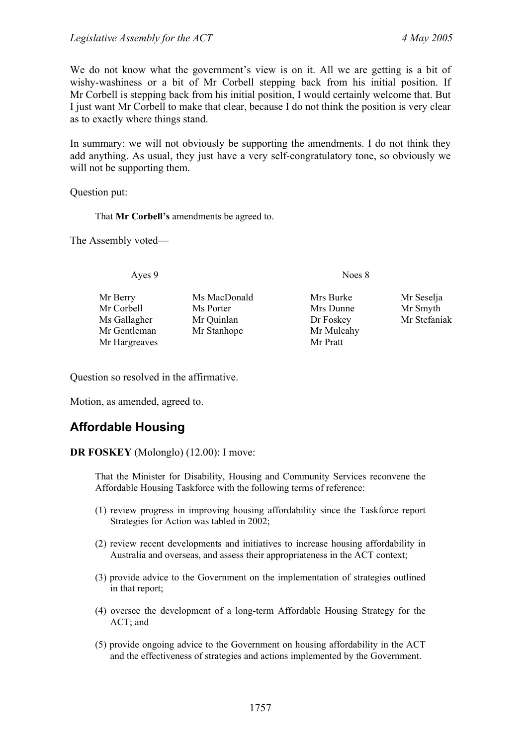We do not know what the government's view is on it. All we are getting is a bit of wishy-washiness or a bit of Mr Corbell stepping back from his initial position. If Mr Corbell is stepping back from his initial position, I would certainly welcome that. But I just want Mr Corbell to make that clear, because I do not think the position is very clear as to exactly where things stand.

In summary: we will not obviously be supporting the amendments. I do not think they add anything. As usual, they just have a very self-congratulatory tone, so obviously we will not be supporting them.

Question put:

> That **Mr Corbell's** amendments be agreed to.

The Assembly voted—

| Ayes 9 | | Noes 8 | |
|---|---|---|---|
| Mr Berry | Ms MacDonald | Mrs Burke | Mr Seselja |
| Mr Corbell | Ms Porter | Mrs Dunne | Mr Smyth |
| Ms Gallagher | Mr Quinlan | Dr Foskey | Mr Stefaniak |
| Mr Gentleman | Mr Stanhope | Mr Mulcahy | |
| Mr Hargreaves | | Mr Pratt | |

Question so resolved in the affirmative.

Motion, as amended, agreed to.

## Affordable Housing

**DR FOSKEY** (Molonglo) (12.00): I move:

> That the Minister for Disability, Housing and Community Services reconvene the Affordable Housing Taskforce with the following terms of reference:
>
> (1) review progress in improving housing affordability since the Taskforce report Strategies for Action was tabled in 2002;
>
> (2) review recent developments and initiatives to increase housing affordability in Australia and overseas, and assess their appropriateness in the ACT context;
>
> (3) provide advice to the Government on the implementation of strategies outlined in that report;
>
> (4) oversee the development of a long-term Affordable Housing Strategy for the ACT; and
>
> (5) provide ongoing advice to the Government on housing affordability in the ACT and the effectiveness of strategies and actions implemented by the Government.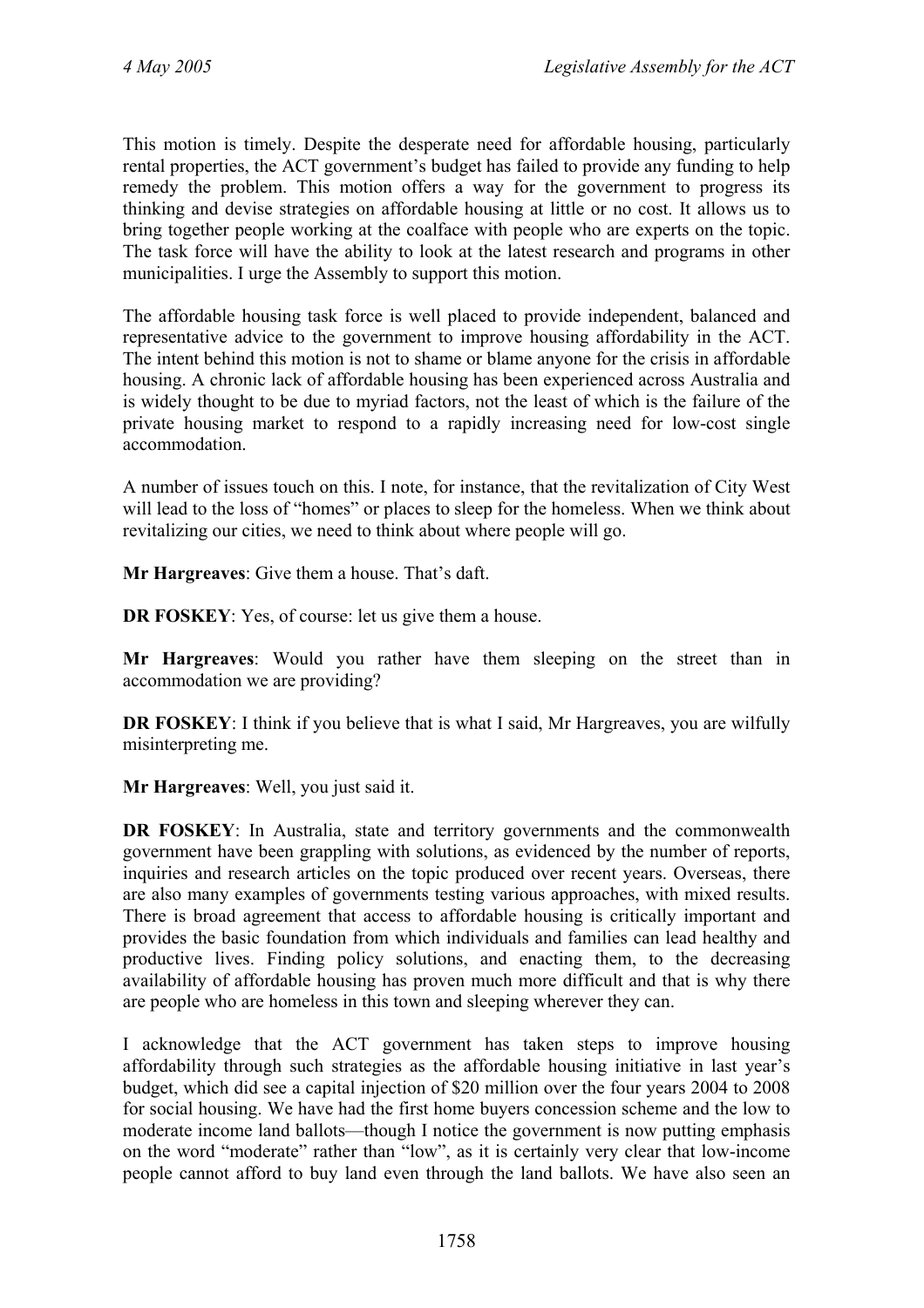This motion is timely. Despite the desperate need for affordable housing, particularly rental properties, the ACT government's budget has failed to provide any funding to help remedy the problem. This motion offers a way for the government to progress its thinking and devise strategies on affordable housing at little or no cost. It allows us to bring together people working at the coalface with people who are experts on the topic. The task force will have the ability to look at the latest research and programs in other municipalities. I urge the Assembly to support this motion.

The affordable housing task force is well placed to provide independent, balanced and representative advice to the government to improve housing affordability in the ACT. The intent behind this motion is not to shame or blame anyone for the crisis in affordable housing. A chronic lack of affordable housing has been experienced across Australia and is widely thought to be due to myriad factors, not the least of which is the failure of the private housing market to respond to a rapidly increasing need for low-cost single accommodation.

A number of issues touch on this. I note, for instance, that the revitalization of City West will lead to the loss of "homes" or places to sleep for the homeless. When we think about revitalizing our cities, we need to think about where people will go.

**Mr Hargreaves**: Give them a house. That's daft.

**DR FOSKEY**: Yes, of course: let us give them a house.

**Mr Hargreaves**: Would you rather have them sleeping on the street than in accommodation we are providing?

**DR FOSKEY**: I think if you believe that is what I said, Mr Hargreaves, you are wilfully misinterpreting me.

**Mr Hargreaves**: Well, you just said it.

**DR FOSKEY**: In Australia, state and territory governments and the commonwealth government have been grappling with solutions, as evidenced by the number of reports, inquiries and research articles on the topic produced over recent years. Overseas, there are also many examples of governments testing various approaches, with mixed results. There is broad agreement that access to affordable housing is critically important and provides the basic foundation from which individuals and families can lead healthy and productive lives. Finding policy solutions, and enacting them, to the decreasing availability of affordable housing has proven much more difficult and that is why there are people who are homeless in this town and sleeping wherever they can.

I acknowledge that the ACT government has taken steps to improve housing affordability through such strategies as the affordable housing initiative in last year's budget, which did see a capital injection of $20 million over the four years 2004 to 2008 for social housing. We have had the first home buyers concession scheme and the low to moderate income land ballots—though I notice the government is now putting emphasis on the word "moderate" rather than "low", as it is certainly very clear that low-income people cannot afford to buy land even through the land ballots. We have also seen an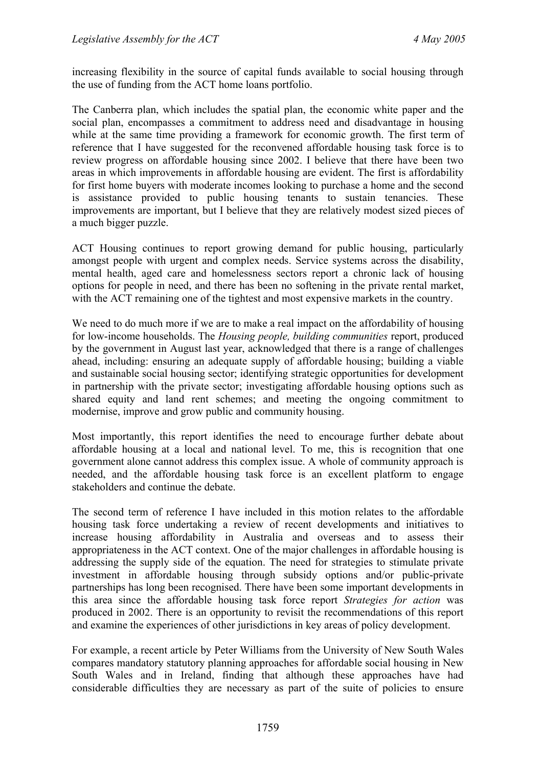increasing flexibility in the source of capital funds available to social housing through the use of funding from the ACT home loans portfolio.

The Canberra plan, which includes the spatial plan, the economic white paper and the social plan, encompasses a commitment to address need and disadvantage in housing while at the same time providing a framework for economic growth. The first term of reference that I have suggested for the reconvened affordable housing task force is to review progress on affordable housing since 2002. I believe that there have been two areas in which improvements in affordable housing are evident. The first is affordability for first home buyers with moderate incomes looking to purchase a home and the second is assistance provided to public housing tenants to sustain tenancies. These improvements are important, but I believe that they are relatively modest sized pieces of a much bigger puzzle.

ACT Housing continues to report growing demand for public housing, particularly amongst people with urgent and complex needs. Service systems across the disability, mental health, aged care and homelessness sectors report a chronic lack of housing options for people in need, and there has been no softening in the private rental market, with the ACT remaining one of the tightest and most expensive markets in the country.

We need to do much more if we are to make a real impact on the affordability of housing for low-income households. The *Housing people, building communities* report, produced by the government in August last year, acknowledged that there is a range of challenges ahead, including: ensuring an adequate supply of affordable housing; building a viable and sustainable social housing sector; identifying strategic opportunities for development in partnership with the private sector; investigating affordable housing options such as shared equity and land rent schemes; and meeting the ongoing commitment to modernise, improve and grow public and community housing.

Most importantly, this report identifies the need to encourage further debate about affordable housing at a local and national level. To me, this is recognition that one government alone cannot address this complex issue. A whole of community approach is needed, and the affordable housing task force is an excellent platform to engage stakeholders and continue the debate.

The second term of reference I have included in this motion relates to the affordable housing task force undertaking a review of recent developments and initiatives to increase housing affordability in Australia and overseas and to assess their appropriateness in the ACT context. One of the major challenges in affordable housing is addressing the supply side of the equation. The need for strategies to stimulate private investment in affordable housing through subsidy options and/or public-private partnerships has long been recognised. There have been some important developments in this area since the affordable housing task force report *Strategies for action* was produced in 2002. There is an opportunity to revisit the recommendations of this report and examine the experiences of other jurisdictions in key areas of policy development.

For example, a recent article by Peter Williams from the University of New South Wales compares mandatory statutory planning approaches for affordable social housing in New South Wales and in Ireland, finding that although these approaches have had considerable difficulties they are necessary as part of the suite of policies to ensure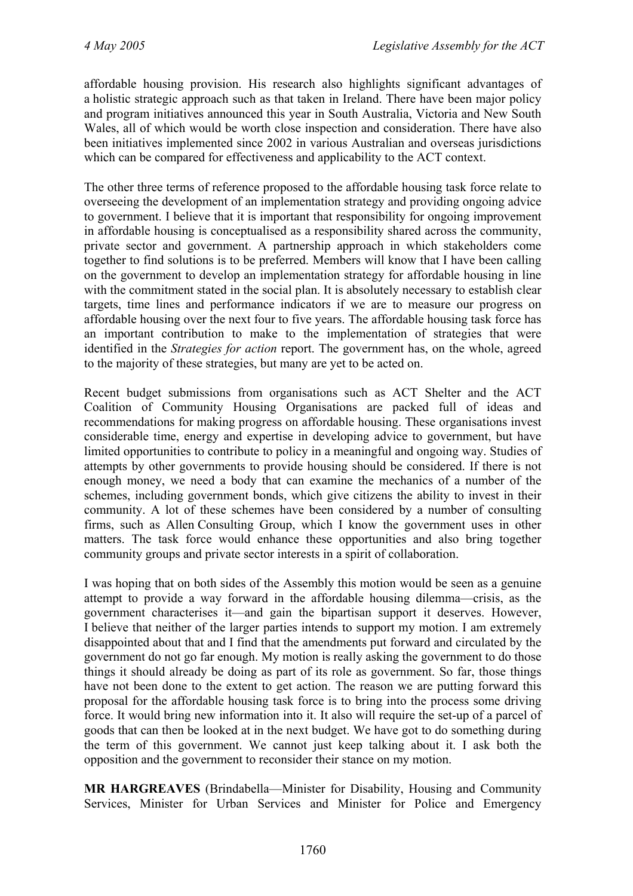affordable housing provision. His research also highlights significant advantages of a holistic strategic approach such as that taken in Ireland. There have been major policy and program initiatives announced this year in South Australia, Victoria and New South Wales, all of which would be worth close inspection and consideration. There have also been initiatives implemented since 2002 in various Australian and overseas jurisdictions which can be compared for effectiveness and applicability to the ACT context.

The other three terms of reference proposed to the affordable housing task force relate to overseeing the development of an implementation strategy and providing ongoing advice to government. I believe that it is important that responsibility for ongoing improvement in affordable housing is conceptualised as a responsibility shared across the community, private sector and government. A partnership approach in which stakeholders come together to find solutions is to be preferred. Members will know that I have been calling on the government to develop an implementation strategy for affordable housing in line with the commitment stated in the social plan. It is absolutely necessary to establish clear targets, time lines and performance indicators if we are to measure our progress on affordable housing over the next four to five years. The affordable housing task force has an important contribution to make to the implementation of strategies that were identified in the *Strategies for action* report. The government has, on the whole, agreed to the majority of these strategies, but many are yet to be acted on.

Recent budget submissions from organisations such as ACT Shelter and the ACT Coalition of Community Housing Organisations are packed full of ideas and recommendations for making progress on affordable housing. These organisations invest considerable time, energy and expertise in developing advice to government, but have limited opportunities to contribute to policy in a meaningful and ongoing way. Studies of attempts by other governments to provide housing should be considered. If there is not enough money, we need a body that can examine the mechanics of a number of the schemes, including government bonds, which give citizens the ability to invest in their community. A lot of these schemes have been considered by a number of consulting firms, such as Allen Consulting Group, which I know the government uses in other matters. The task force would enhance these opportunities and also bring together community groups and private sector interests in a spirit of collaboration.

I was hoping that on both sides of the Assembly this motion would be seen as a genuine attempt to provide a way forward in the affordable housing dilemma—crisis, as the government characterises it—and gain the bipartisan support it deserves. However, I believe that neither of the larger parties intends to support my motion. I am extremely disappointed about that and I find that the amendments put forward and circulated by the government do not go far enough. My motion is really asking the government to do those things it should already be doing as part of its role as government. So far, those things have not been done to the extent to get action. The reason we are putting forward this proposal for the affordable housing task force is to bring into the process some driving force. It would bring new information into it. It also will require the set-up of a parcel of goods that can then be looked at in the next budget. We have got to do something during the term of this government. We cannot just keep talking about it. I ask both the opposition and the government to reconsider their stance on my motion.

**MR HARGREAVES** (Brindabella—Minister for Disability, Housing and Community Services, Minister for Urban Services and Minister for Police and Emergency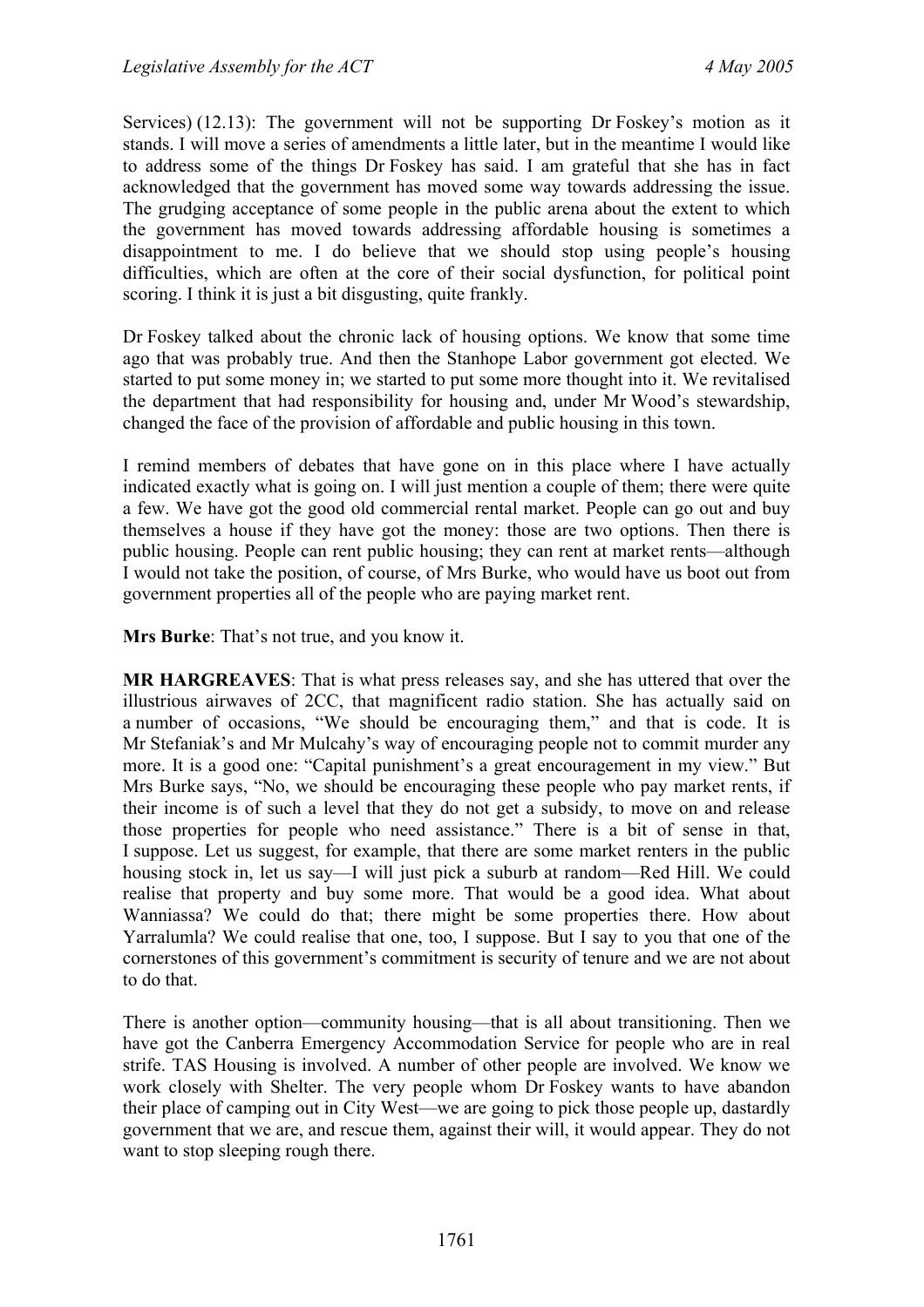Services) (12.13): The government will not be supporting Dr Foskey's motion as it stands. I will move a series of amendments a little later, but in the meantime I would like to address some of the things Dr Foskey has said. I am grateful that she has in fact acknowledged that the government has moved some way towards addressing the issue. The grudging acceptance of some people in the public arena about the extent to which the government has moved towards addressing affordable housing is sometimes a disappointment to me. I do believe that we should stop using people's housing difficulties, which are often at the core of their social dysfunction, for political point scoring. I think it is just a bit disgusting, quite frankly.

Dr Foskey talked about the chronic lack of housing options. We know that some time ago that was probably true. And then the Stanhope Labor government got elected. We started to put some money in; we started to put some more thought into it. We revitalised the department that had responsibility for housing and, under Mr Wood's stewardship, changed the face of the provision of affordable and public housing in this town.

I remind members of debates that have gone on in this place where I have actually indicated exactly what is going on. I will just mention a couple of them; there were quite a few. We have got the good old commercial rental market. People can go out and buy themselves a house if they have got the money: those are two options. Then there is public housing. People can rent public housing; they can rent at market rents—although I would not take the position, of course, of Mrs Burke, who would have us boot out from government properties all of the people who are paying market rent.

**Mrs Burke**: That's not true, and you know it.

**MR HARGREAVES**: That is what press releases say, and she has uttered that over the illustrious airwaves of 2CC, that magnificent radio station. She has actually said on a number of occasions, "We should be encouraging them," and that is code. It is Mr Stefaniak's and Mr Mulcahy's way of encouraging people not to commit murder any more. It is a good one: "Capital punishment's a great encouragement in my view." But Mrs Burke says, "No, we should be encouraging these people who pay market rents, if their income is of such a level that they do not get a subsidy, to move on and release those properties for people who need assistance." There is a bit of sense in that, I suppose. Let us suggest, for example, that there are some market renters in the public housing stock in, let us say—I will just pick a suburb at random—Red Hill. We could realise that property and buy some more. That would be a good idea. What about Wanniassa? We could do that; there might be some properties there. How about Yarralumla? We could realise that one, too, I suppose. But I say to you that one of the cornerstones of this government's commitment is security of tenure and we are not about to do that.

There is another option—community housing—that is all about transitioning. Then we have got the Canberra Emergency Accommodation Service for people who are in real strife. TAS Housing is involved. A number of other people are involved. We know we work closely with Shelter. The very people whom Dr Foskey wants to have abandon their place of camping out in City West—we are going to pick those people up, dastardly government that we are, and rescue them, against their will, it would appear. They do not want to stop sleeping rough there.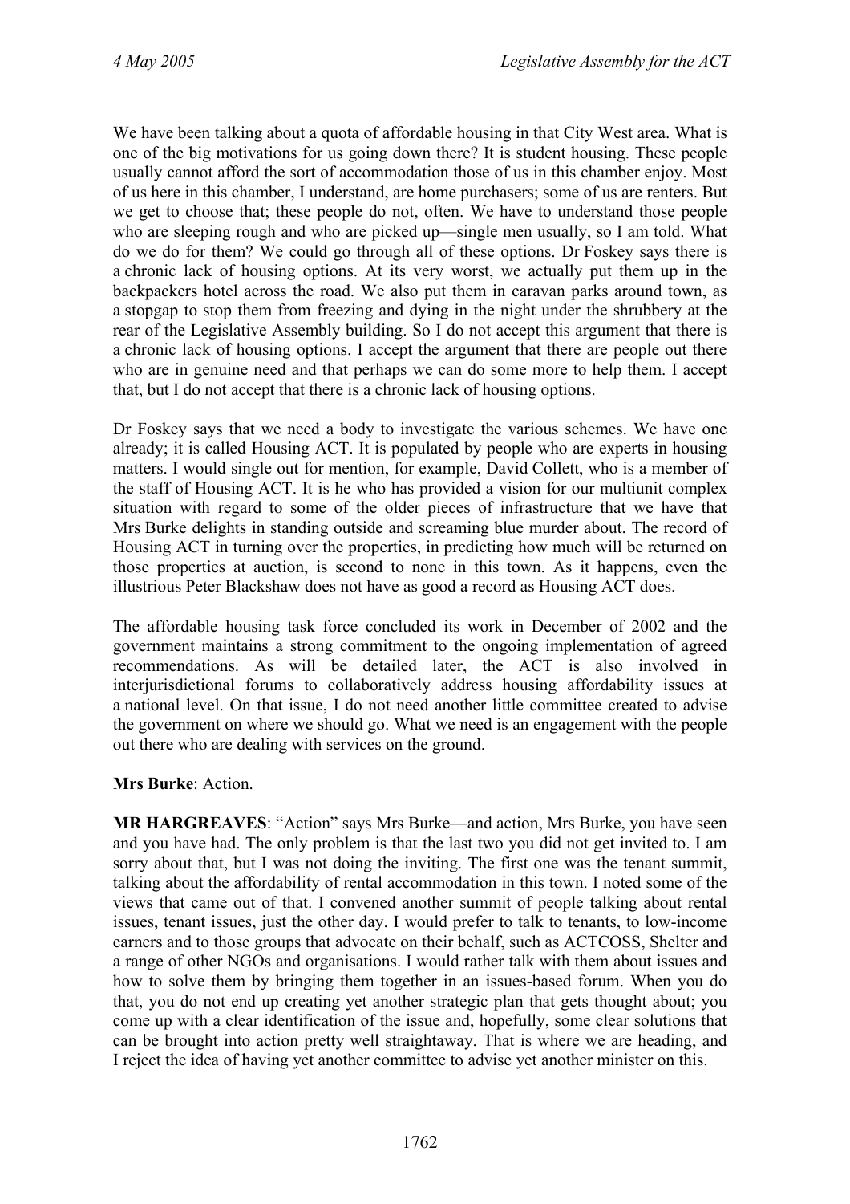We have been talking about a quota of affordable housing in that City West area. What is one of the big motivations for us going down there? It is student housing. These people usually cannot afford the sort of accommodation those of us in this chamber enjoy. Most of us here in this chamber, I understand, are home purchasers; some of us are renters. But we get to choose that; these people do not, often. We have to understand those people who are sleeping rough and who are picked up—single men usually, so I am told. What do we do for them? We could go through all of these options. Dr Foskey says there is a chronic lack of housing options. At its very worst, we actually put them up in the backpackers hotel across the road. We also put them in caravan parks around town, as a stopgap to stop them from freezing and dying in the night under the shrubbery at the rear of the Legislative Assembly building. So I do not accept this argument that there is a chronic lack of housing options. I accept the argument that there are people out there who are in genuine need and that perhaps we can do some more to help them. I accept that, but I do not accept that there is a chronic lack of housing options.

Dr Foskey says that we need a body to investigate the various schemes. We have one already; it is called Housing ACT. It is populated by people who are experts in housing matters. I would single out for mention, for example, David Collett, who is a member of the staff of Housing ACT. It is he who has provided a vision for our multiunit complex situation with regard to some of the older pieces of infrastructure that we have that Mrs Burke delights in standing outside and screaming blue murder about. The record of Housing ACT in turning over the properties, in predicting how much will be returned on those properties at auction, is second to none in this town. As it happens, even the illustrious Peter Blackshaw does not have as good a record as Housing ACT does.

The affordable housing task force concluded its work in December of 2002 and the government maintains a strong commitment to the ongoing implementation of agreed recommendations. As will be detailed later, the ACT is also involved in interjurisdictional forums to collaboratively address housing affordability issues at a national level. On that issue, I do not need another little committee created to advise the government on where we should go. What we need is an engagement with the people out there who are dealing with services on the ground.

**Mrs Burke**: Action.

**MR HARGREAVES**: "Action" says Mrs Burke—and action, Mrs Burke, you have seen and you have had. The only problem is that the last two you did not get invited to. I am sorry about that, but I was not doing the inviting. The first one was the tenant summit, talking about the affordability of rental accommodation in this town. I noted some of the views that came out of that. I convened another summit of people talking about rental issues, tenant issues, just the other day. I would prefer to talk to tenants, to low-income earners and to those groups that advocate on their behalf, such as ACTCOSS, Shelter and a range of other NGOs and organisations. I would rather talk with them about issues and how to solve them by bringing them together in an issues-based forum. When you do that, you do not end up creating yet another strategic plan that gets thought about; you come up with a clear identification of the issue and, hopefully, some clear solutions that can be brought into action pretty well straightaway. That is where we are heading, and I reject the idea of having yet another committee to advise yet another minister on this.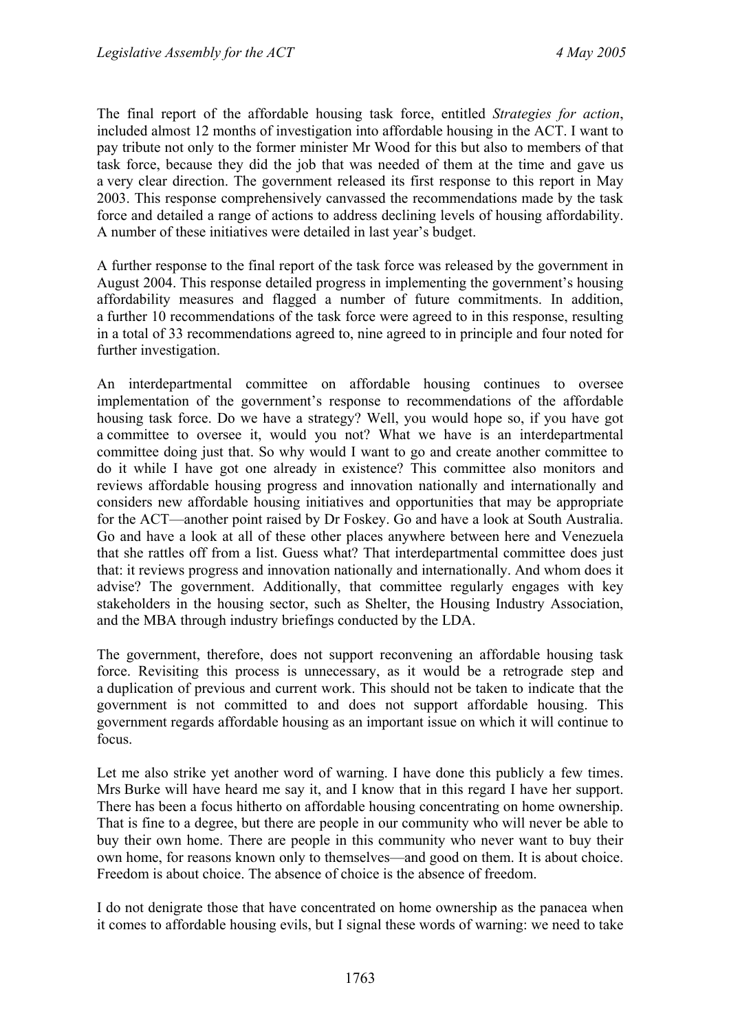The final report of the affordable housing task force, entitled *Strategies for action*, included almost 12 months of investigation into affordable housing in the ACT. I want to pay tribute not only to the former minister Mr Wood for this but also to members of that task force, because they did the job that was needed of them at the time and gave us a very clear direction. The government released its first response to this report in May 2003. This response comprehensively canvassed the recommendations made by the task force and detailed a range of actions to address declining levels of housing affordability. A number of these initiatives were detailed in last year's budget.

A further response to the final report of the task force was released by the government in August 2004. This response detailed progress in implementing the government's housing affordability measures and flagged a number of future commitments. In addition, a further 10 recommendations of the task force were agreed to in this response, resulting in a total of 33 recommendations agreed to, nine agreed to in principle and four noted for further investigation.

An interdepartmental committee on affordable housing continues to oversee implementation of the government's response to recommendations of the affordable housing task force. Do we have a strategy? Well, you would hope so, if you have got a committee to oversee it, would you not? What we have is an interdepartmental committee doing just that. So why would I want to go and create another committee to do it while I have got one already in existence? This committee also monitors and reviews affordable housing progress and innovation nationally and internationally and considers new affordable housing initiatives and opportunities that may be appropriate for the ACT—another point raised by Dr Foskey. Go and have a look at South Australia. Go and have a look at all of these other places anywhere between here and Venezuela that she rattles off from a list. Guess what? That interdepartmental committee does just that: it reviews progress and innovation nationally and internationally. And whom does it advise? The government. Additionally, that committee regularly engages with key stakeholders in the housing sector, such as Shelter, the Housing Industry Association, and the MBA through industry briefings conducted by the LDA.

The government, therefore, does not support reconvening an affordable housing task force. Revisiting this process is unnecessary, as it would be a retrograde step and a duplication of previous and current work. This should not be taken to indicate that the government is not committed to and does not support affordable housing. This government regards affordable housing as an important issue on which it will continue to focus.

Let me also strike yet another word of warning. I have done this publicly a few times. Mrs Burke will have heard me say it, and I know that in this regard I have her support. There has been a focus hitherto on affordable housing concentrating on home ownership. That is fine to a degree, but there are people in our community who will never be able to buy their own home. There are people in this community who never want to buy their own home, for reasons known only to themselves—and good on them. It is about choice. Freedom is about choice. The absence of choice is the absence of freedom.

I do not denigrate those that have concentrated on home ownership as the panacea when it comes to affordable housing evils, but I signal these words of warning: we need to take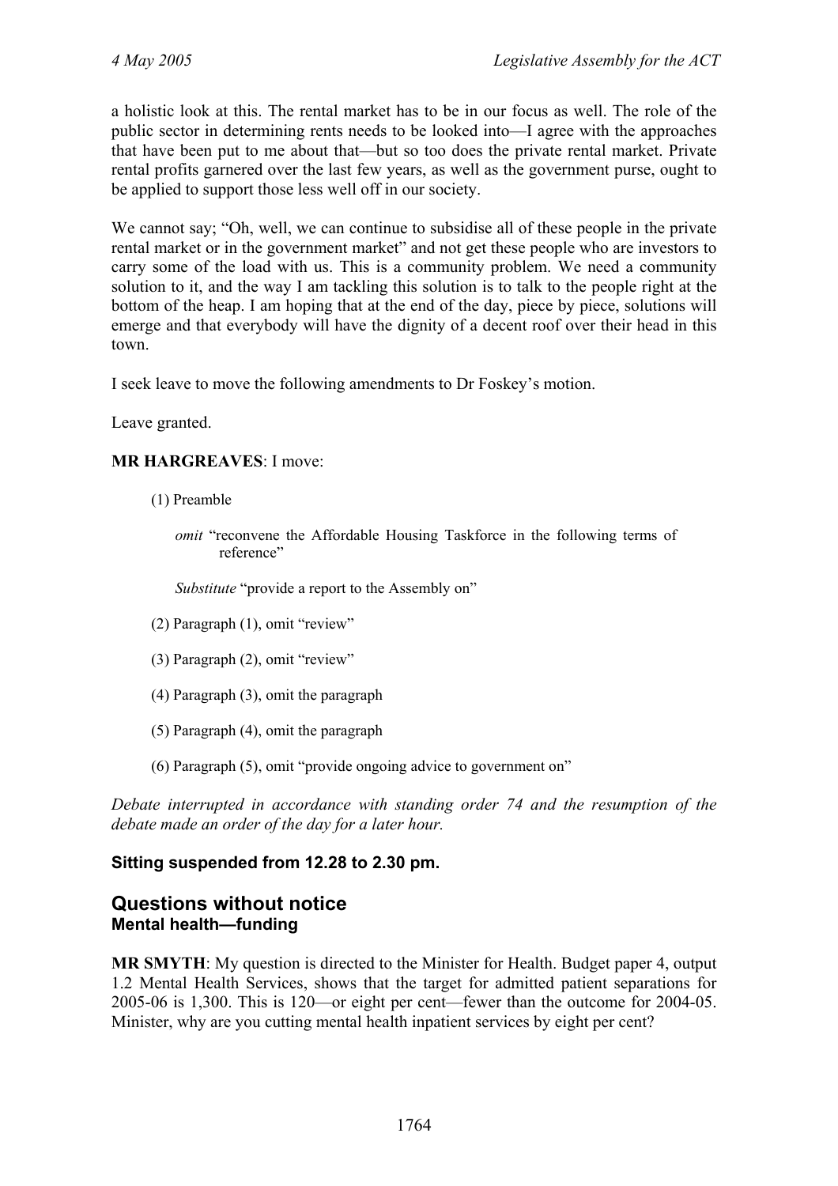a holistic look at this. The rental market has to be in our focus as well. The role of the public sector in determining rents needs to be looked into—I agree with the approaches that have been put to me about that—but so too does the private rental market. Private rental profits garnered over the last few years, as well as the government purse, ought to be applied to support those less well off in our society.

We cannot say; "Oh, well, we can continue to subsidise all of these people in the private rental market or in the government market" and not get these people who are investors to carry some of the load with us. This is a community problem. We need a community solution to it, and the way I am tackling this solution is to talk to the people right at the bottom of the heap. I am hoping that at the end of the day, piece by piece, solutions will emerge and that everybody will have the dignity of a decent roof over their head in this town.

I seek leave to move the following amendments to Dr Foskey's motion.

Leave granted.

**MR HARGREAVES**: I move:

(1) Preamble

*omit* "reconvene the Affordable Housing Taskforce in the following terms of reference"

*Substitute* "provide a report to the Assembly on"

(2) Paragraph (1), omit "review"

(3) Paragraph (2), omit "review"

(4) Paragraph (3), omit the paragraph

(5) Paragraph (4), omit the paragraph

(6) Paragraph (5), omit "provide ongoing advice to government on"

*Debate interrupted in accordance with standing order 74 and the resumption of the debate made an order of the day for a later hour.*

**Sitting suspended from 12.28 to 2.30 pm.**

## Questions without notice

### Mental health—funding

**MR SMYTH**: My question is directed to the Minister for Health. Budget paper 4, output 1.2 Mental Health Services, shows that the target for admitted patient separations for 2005-06 is 1,300. This is 120—or eight per cent—fewer than the outcome for 2004-05. Minister, why are you cutting mental health inpatient services by eight per cent?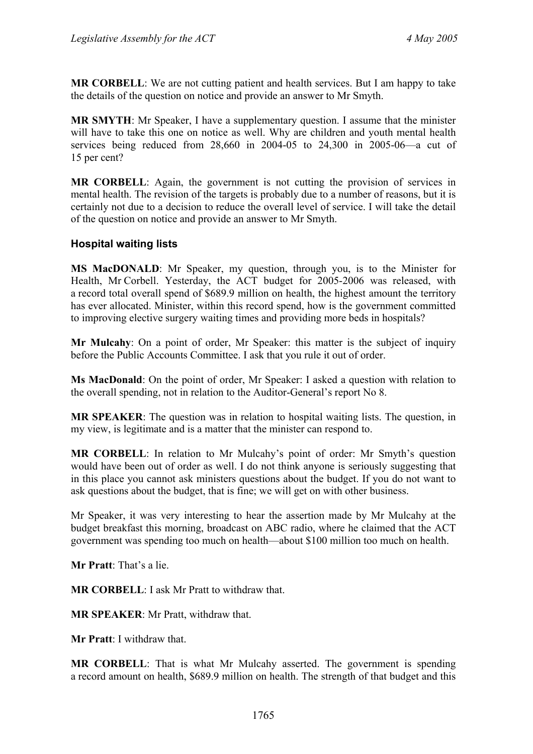**MR CORBELL**: We are not cutting patient and health services. But I am happy to take the details of the question on notice and provide an answer to Mr Smyth.

**MR SMYTH**: Mr Speaker, I have a supplementary question. I assume that the minister will have to take this one on notice as well. Why are children and youth mental health services being reduced from 28,660 in 2004-05 to 24,300 in 2005-06—a cut of 15 per cent?

**MR CORBELL**: Again, the government is not cutting the provision of services in mental health. The revision of the targets is probably due to a number of reasons, but it is certainly not due to a decision to reduce the overall level of service. I will take the detail of the question on notice and provide an answer to Mr Smyth.

### Hospital waiting lists

**MS MacDONALD**: Mr Speaker, my question, through you, is to the Minister for Health, Mr Corbell. Yesterday, the ACT budget for 2005-2006 was released, with a record total overall spend of $689.9 million on health, the highest amount the territory has ever allocated. Minister, within this record spend, how is the government committed to improving elective surgery waiting times and providing more beds in hospitals?

**Mr Mulcahy**: On a point of order, Mr Speaker: this matter is the subject of inquiry before the Public Accounts Committee. I ask that you rule it out of order.

**Ms MacDonald**: On the point of order, Mr Speaker: I asked a question with relation to the overall spending, not in relation to the Auditor-General's report No 8.

**MR SPEAKER**: The question was in relation to hospital waiting lists. The question, in my view, is legitimate and is a matter that the minister can respond to.

**MR CORBELL**: In relation to Mr Mulcahy's point of order: Mr Smyth's question would have been out of order as well. I do not think anyone is seriously suggesting that in this place you cannot ask ministers questions about the budget. If you do not want to ask questions about the budget, that is fine; we will get on with other business.

Mr Speaker, it was very interesting to hear the assertion made by Mr Mulcahy at the budget breakfast this morning, broadcast on ABC radio, where he claimed that the ACT government was spending too much on health—about $100 million too much on health.

**Mr Pratt**: That's a lie.

**MR CORBELL**: I ask Mr Pratt to withdraw that.

**MR SPEAKER**: Mr Pratt, withdraw that.

**Mr Pratt**: I withdraw that.

**MR CORBELL**: That is what Mr Mulcahy asserted. The government is spending a record amount on health, $689.9 million on health. The strength of that budget and this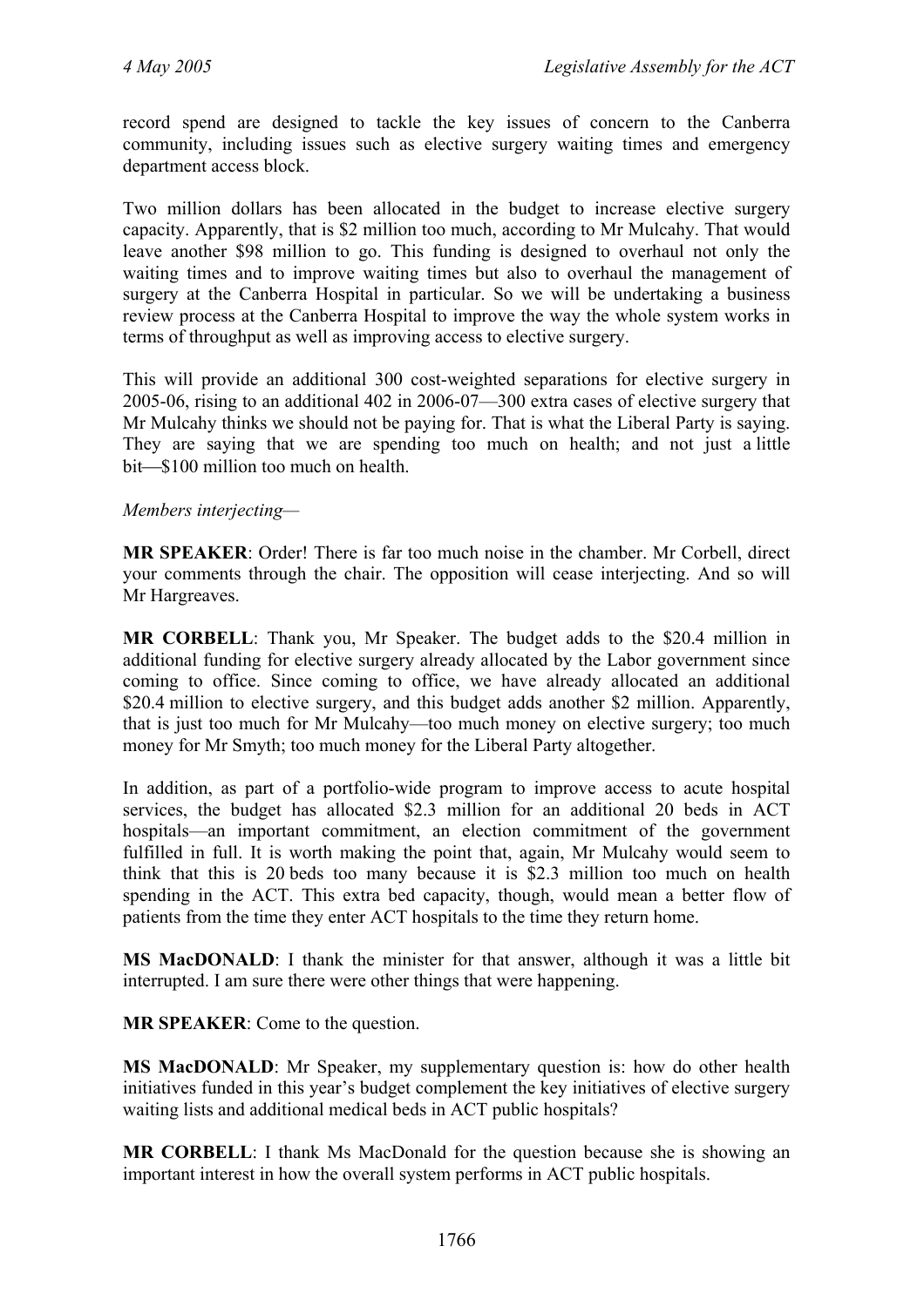record spend are designed to tackle the key issues of concern to the Canberra community, including issues such as elective surgery waiting times and emergency department access block.

Two million dollars has been allocated in the budget to increase elective surgery capacity. Apparently, that is $2 million too much, according to Mr Mulcahy. That would leave another $98 million to go. This funding is designed to overhaul not only the waiting times and to improve waiting times but also to overhaul the management of surgery at the Canberra Hospital in particular. So we will be undertaking a business review process at the Canberra Hospital to improve the way the whole system works in terms of throughput as well as improving access to elective surgery.

This will provide an additional 300 cost-weighted separations for elective surgery in 2005-06, rising to an additional 402 in 2006-07—300 extra cases of elective surgery that Mr Mulcahy thinks we should not be paying for. That is what the Liberal Party is saying. They are saying that we are spending too much on health; and not just a little bit—$100 million too much on health.

*Members interjecting*—

**MR SPEAKER**: Order! There is far too much noise in the chamber. Mr Corbell, direct your comments through the chair. The opposition will cease interjecting. And so will Mr Hargreaves.

**MR CORBELL**: Thank you, Mr Speaker. The budget adds to the $20.4 million in additional funding for elective surgery already allocated by the Labor government since coming to office. Since coming to office, we have already allocated an additional $20.4 million to elective surgery, and this budget adds another $2 million. Apparently, that is just too much for Mr Mulcahy—too much money on elective surgery; too much money for Mr Smyth; too much money for the Liberal Party altogether.

In addition, as part of a portfolio-wide program to improve access to acute hospital services, the budget has allocated $2.3 million for an additional 20 beds in ACT hospitals—an important commitment, an election commitment of the government fulfilled in full. It is worth making the point that, again, Mr Mulcahy would seem to think that this is 20 beds too many because it is $2.3 million too much on health spending in the ACT. This extra bed capacity, though, would mean a better flow of patients from the time they enter ACT hospitals to the time they return home.

**MS MacDONALD**: I thank the minister for that answer, although it was a little bit interrupted. I am sure there were other things that were happening.

**MR SPEAKER**: Come to the question.

**MS MacDONALD**: Mr Speaker, my supplementary question is: how do other health initiatives funded in this year's budget complement the key initiatives of elective surgery waiting lists and additional medical beds in ACT public hospitals?

**MR CORBELL**: I thank Ms MacDonald for the question because she is showing an important interest in how the overall system performs in ACT public hospitals.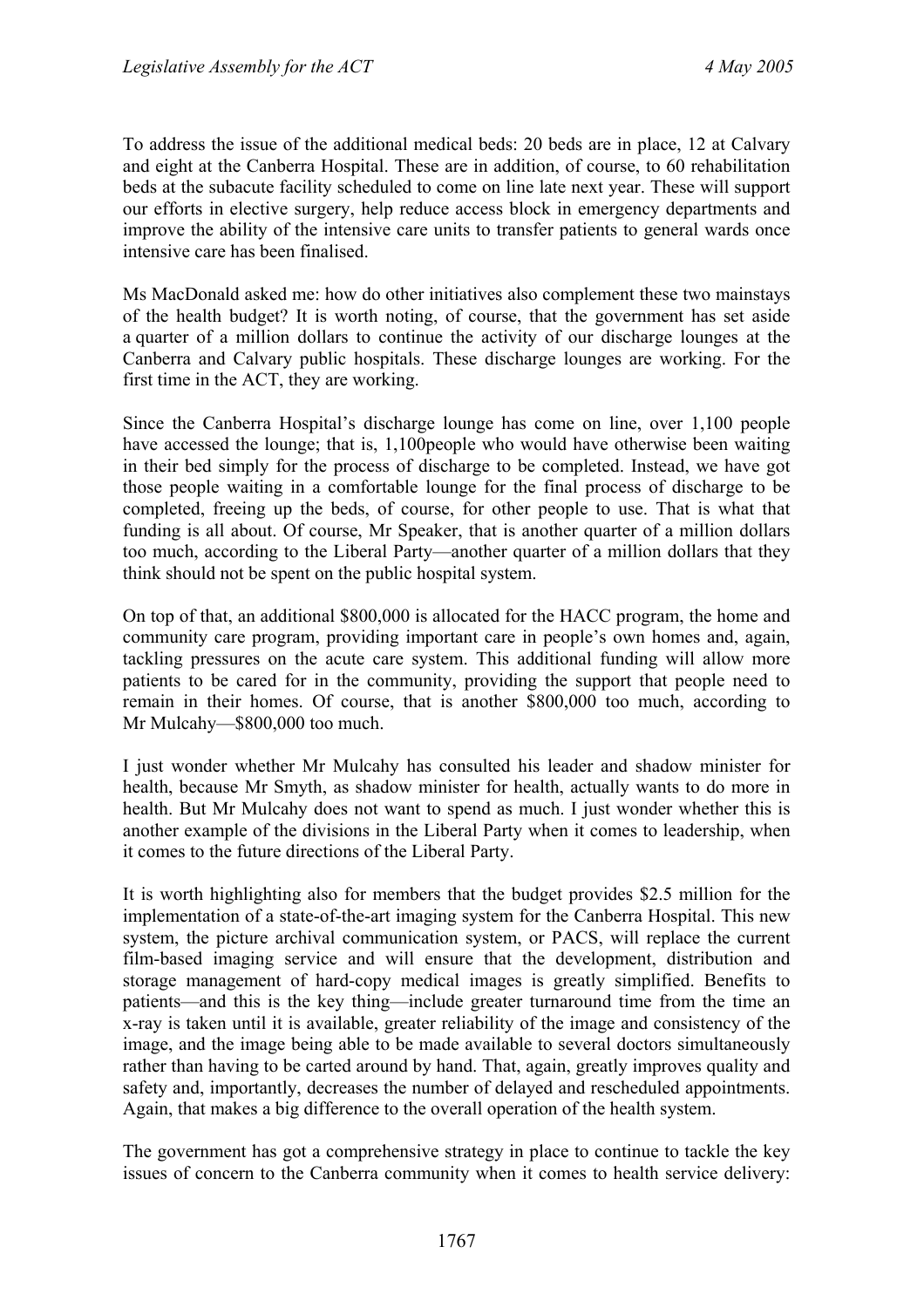To address the issue of the additional medical beds: 20 beds are in place, 12 at Calvary and eight at the Canberra Hospital. These are in addition, of course, to 60 rehabilitation beds at the subacute facility scheduled to come on line late next year. These will support our efforts in elective surgery, help reduce access block in emergency departments and improve the ability of the intensive care units to transfer patients to general wards once intensive care has been finalised.

Ms MacDonald asked me: how do other initiatives also complement these two mainstays of the health budget? It is worth noting, of course, that the government has set aside a quarter of a million dollars to continue the activity of our discharge lounges at the Canberra and Calvary public hospitals. These discharge lounges are working. For the first time in the ACT, they are working.

Since the Canberra Hospital's discharge lounge has come on line, over 1,100 people have accessed the lounge; that is, 1,100people who would have otherwise been waiting in their bed simply for the process of discharge to be completed. Instead, we have got those people waiting in a comfortable lounge for the final process of discharge to be completed, freeing up the beds, of course, for other people to use. That is what that funding is all about. Of course, Mr Speaker, that is another quarter of a million dollars too much, according to the Liberal Party—another quarter of a million dollars that they think should not be spent on the public hospital system.

On top of that, an additional $800,000 is allocated for the HACC program, the home and community care program, providing important care in people's own homes and, again, tackling pressures on the acute care system. This additional funding will allow more patients to be cared for in the community, providing the support that people need to remain in their homes. Of course, that is another $800,000 too much, according to Mr Mulcahy—$800,000 too much.

I just wonder whether Mr Mulcahy has consulted his leader and shadow minister for health, because Mr Smyth, as shadow minister for health, actually wants to do more in health. But Mr Mulcahy does not want to spend as much. I just wonder whether this is another example of the divisions in the Liberal Party when it comes to leadership, when it comes to the future directions of the Liberal Party.

It is worth highlighting also for members that the budget provides $2.5 million for the implementation of a state-of-the-art imaging system for the Canberra Hospital. This new system, the picture archival communication system, or PACS, will replace the current film-based imaging service and will ensure that the development, distribution and storage management of hard-copy medical images is greatly simplified. Benefits to patients—and this is the key thing—include greater turnaround time from the time an x-ray is taken until it is available, greater reliability of the image and consistency of the image, and the image being able to be made available to several doctors simultaneously rather than having to be carted around by hand. That, again, greatly improves quality and safety and, importantly, decreases the number of delayed and rescheduled appointments. Again, that makes a big difference to the overall operation of the health system.

The government has got a comprehensive strategy in place to continue to tackle the key issues of concern to the Canberra community when it comes to health service delivery: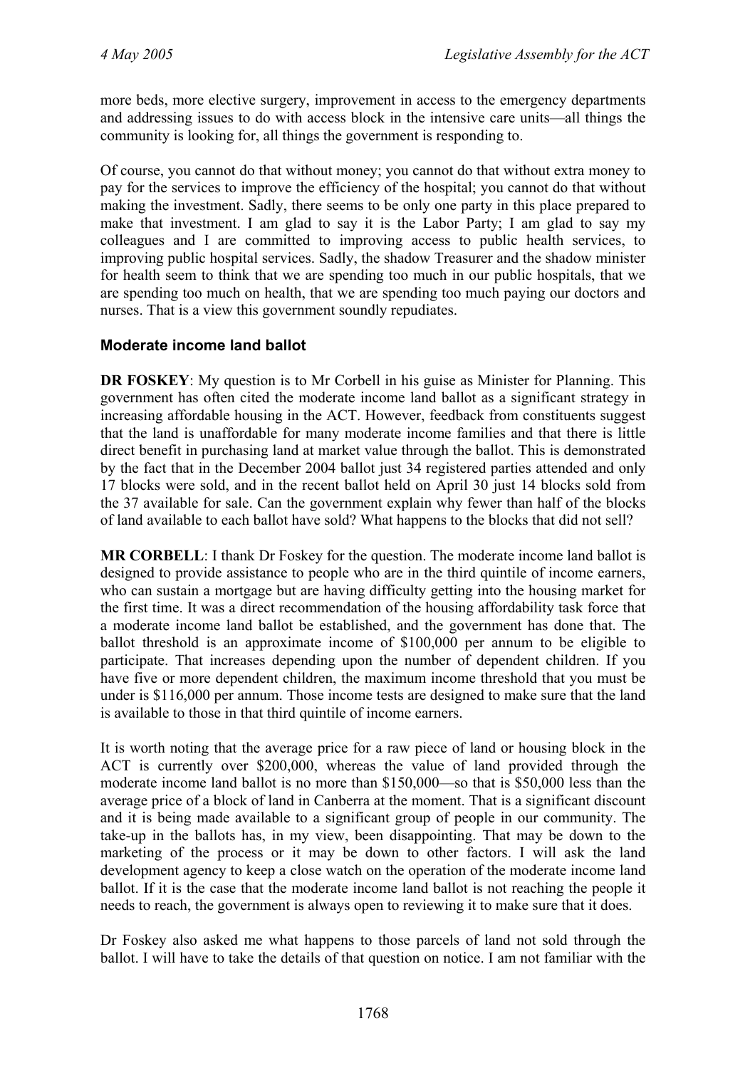more beds, more elective surgery, improvement in access to the emergency departments and addressing issues to do with access block in the intensive care units—all things the community is looking for, all things the government is responding to.

Of course, you cannot do that without money; you cannot do that without extra money to pay for the services to improve the efficiency of the hospital; you cannot do that without making the investment. Sadly, there seems to be only one party in this place prepared to make that investment. I am glad to say it is the Labor Party; I am glad to say my colleagues and I are committed to improving access to public health services, to improving public hospital services. Sadly, the shadow Treasurer and the shadow minister for health seem to think that we are spending too much in our public hospitals, that we are spending too much on health, that we are spending too much paying our doctors and nurses. That is a view this government soundly repudiates.

### Moderate income land ballot

**DR FOSKEY**: My question is to Mr Corbell in his guise as Minister for Planning. This government has often cited the moderate income land ballot as a significant strategy in increasing affordable housing in the ACT. However, feedback from constituents suggest that the land is unaffordable for many moderate income families and that there is little direct benefit in purchasing land at market value through the ballot. This is demonstrated by the fact that in the December 2004 ballot just 34 registered parties attended and only 17 blocks were sold, and in the recent ballot held on April 30 just 14 blocks sold from the 37 available for sale. Can the government explain why fewer than half of the blocks of land available to each ballot have sold? What happens to the blocks that did not sell?

**MR CORBELL**: I thank Dr Foskey for the question. The moderate income land ballot is designed to provide assistance to people who are in the third quintile of income earners, who can sustain a mortgage but are having difficulty getting into the housing market for the first time. It was a direct recommendation of the housing affordability task force that a moderate income land ballot be established, and the government has done that. The ballot threshold is an approximate income of $100,000 per annum to be eligible to participate. That increases depending upon the number of dependent children. If you have five or more dependent children, the maximum income threshold that you must be under is $116,000 per annum. Those income tests are designed to make sure that the land is available to those in that third quintile of income earners.

It is worth noting that the average price for a raw piece of land or housing block in the ACT is currently over $200,000, whereas the value of land provided through the moderate income land ballot is no more than $150,000—so that is $50,000 less than the average price of a block of land in Canberra at the moment. That is a significant discount and it is being made available to a significant group of people in our community. The take-up in the ballots has, in my view, been disappointing. That may be down to the marketing of the process or it may be down to other factors. I will ask the land development agency to keep a close watch on the operation of the moderate income land ballot. If it is the case that the moderate income land ballot is not reaching the people it needs to reach, the government is always open to reviewing it to make sure that it does.

Dr Foskey also asked me what happens to those parcels of land not sold through the ballot. I will have to take the details of that question on notice. I am not familiar with the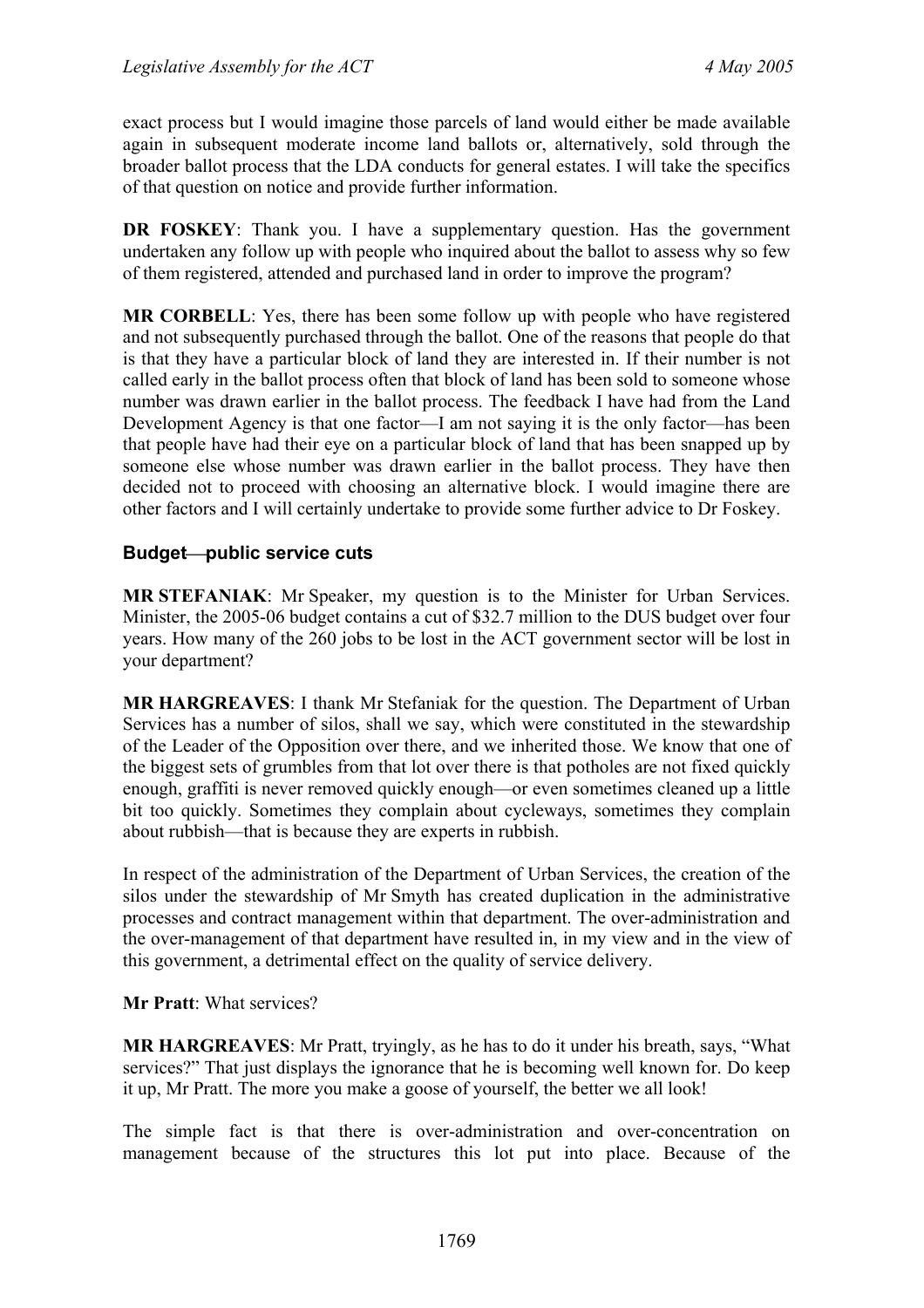exact process but I would imagine those parcels of land would either be made available again in subsequent moderate income land ballots or, alternatively, sold through the broader ballot process that the LDA conducts for general estates. I will take the specifics of that question on notice and provide further information.

**DR FOSKEY**: Thank you. I have a supplementary question. Has the government undertaken any follow up with people who inquired about the ballot to assess why so few of them registered, attended and purchased land in order to improve the program?

**MR CORBELL**: Yes, there has been some follow up with people who have registered and not subsequently purchased through the ballot. One of the reasons that people do that is that they have a particular block of land they are interested in. If their number is not called early in the ballot process often that block of land has been sold to someone whose number was drawn earlier in the ballot process. The feedback I have had from the Land Development Agency is that one factor—I am not saying it is the only factor—has been that people have had their eye on a particular block of land that has been snapped up by someone else whose number was drawn earlier in the ballot process. They have then decided not to proceed with choosing an alternative block. I would imagine there are other factors and I will certainly undertake to provide some further advice to Dr Foskey.

### Budget—public service cuts

**MR STEFANIAK**: Mr Speaker, my question is to the Minister for Urban Services. Minister, the 2005-06 budget contains a cut of $32.7 million to the DUS budget over four years. How many of the 260 jobs to be lost in the ACT government sector will be lost in your department?

**MR HARGREAVES**: I thank Mr Stefaniak for the question. The Department of Urban Services has a number of silos, shall we say, which were constituted in the stewardship of the Leader of the Opposition over there, and we inherited those. We know that one of the biggest sets of grumbles from that lot over there is that potholes are not fixed quickly enough, graffiti is never removed quickly enough—or even sometimes cleaned up a little bit too quickly. Sometimes they complain about cycleways, sometimes they complain about rubbish—that is because they are experts in rubbish.

In respect of the administration of the Department of Urban Services, the creation of the silos under the stewardship of Mr Smyth has created duplication in the administrative processes and contract management within that department. The over-administration and the over-management of that department have resulted in, in my view and in the view of this government, a detrimental effect on the quality of service delivery.

**Mr Pratt**: What services?

**MR HARGREAVES**: Mr Pratt, tryingly, as he has to do it under his breath, says, "What services?" That just displays the ignorance that he is becoming well known for. Do keep it up, Mr Pratt. The more you make a goose of yourself, the better we all look!

The simple fact is that there is over-administration and over-concentration on management because of the structures this lot put into place. Because of the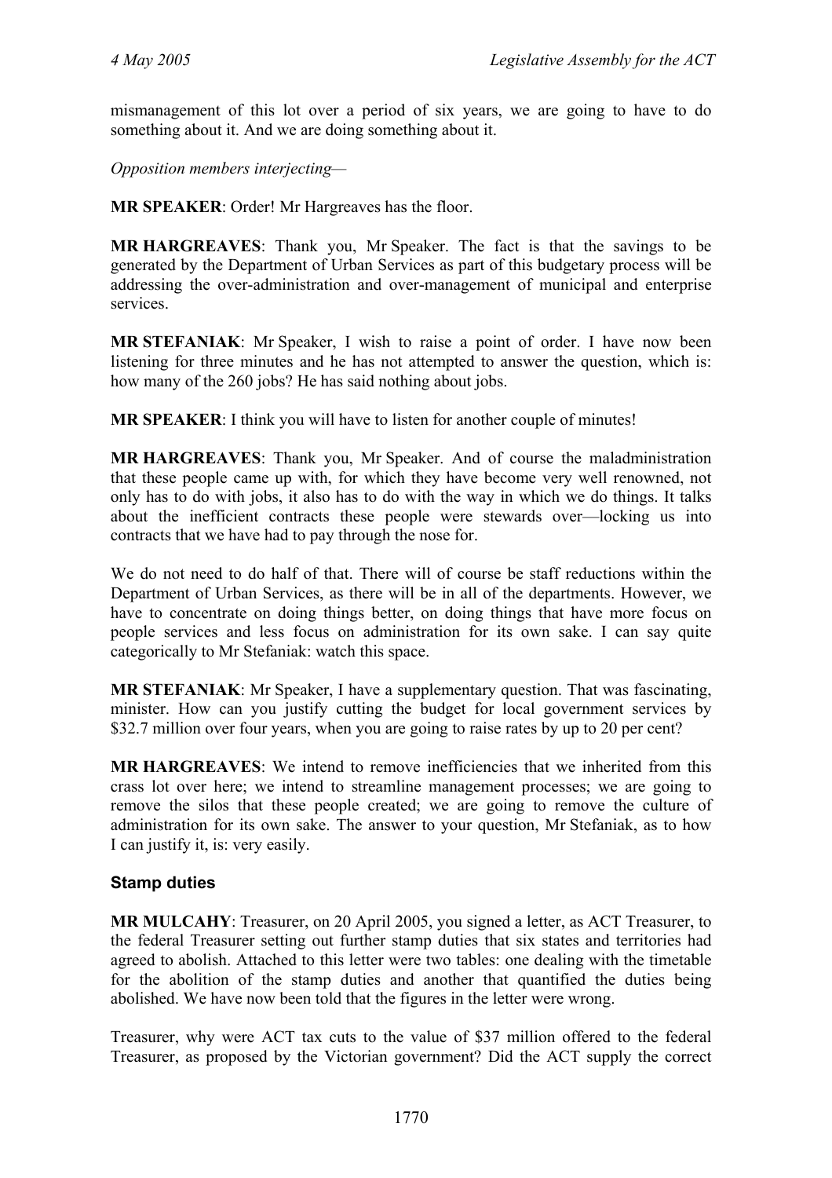mismanagement of this lot over a period of six years, we are going to have to do something about it. And we are doing something about it.

*Opposition members interjecting—*

**MR SPEAKER**: Order! Mr Hargreaves has the floor.

**MR HARGREAVES**: Thank you, Mr Speaker. The fact is that the savings to be generated by the Department of Urban Services as part of this budgetary process will be addressing the over-administration and over-management of municipal and enterprise services.

**MR STEFANIAK**: Mr Speaker, I wish to raise a point of order. I have now been listening for three minutes and he has not attempted to answer the question, which is: how many of the 260 jobs? He has said nothing about jobs.

**MR SPEAKER**: I think you will have to listen for another couple of minutes!

**MR HARGREAVES**: Thank you, Mr Speaker. And of course the maladministration that these people came up with, for which they have become very well renowned, not only has to do with jobs, it also has to do with the way in which we do things. It talks about the inefficient contracts these people were stewards over—locking us into contracts that we have had to pay through the nose for.

We do not need to do half of that. There will of course be staff reductions within the Department of Urban Services, as there will be in all of the departments. However, we have to concentrate on doing things better, on doing things that have more focus on people services and less focus on administration for its own sake. I can say quite categorically to Mr Stefaniak: watch this space.

**MR STEFANIAK**: Mr Speaker, I have a supplementary question. That was fascinating, minister. How can you justify cutting the budget for local government services by $32.7 million over four years, when you are going to raise rates by up to 20 per cent?

**MR HARGREAVES**: We intend to remove inefficiencies that we inherited from this crass lot over here; we intend to streamline management processes; we are going to remove the silos that these people created; we are going to remove the culture of administration for its own sake. The answer to your question, Mr Stefaniak, as to how I can justify it, is: very easily.

### Stamp duties

**MR MULCAHY**: Treasurer, on 20 April 2005, you signed a letter, as ACT Treasurer, to the federal Treasurer setting out further stamp duties that six states and territories had agreed to abolish. Attached to this letter were two tables: one dealing with the timetable for the abolition of the stamp duties and another that quantified the duties being abolished. We have now been told that the figures in the letter were wrong.

Treasurer, why were ACT tax cuts to the value of $37 million offered to the federal Treasurer, as proposed by the Victorian government? Did the ACT supply the correct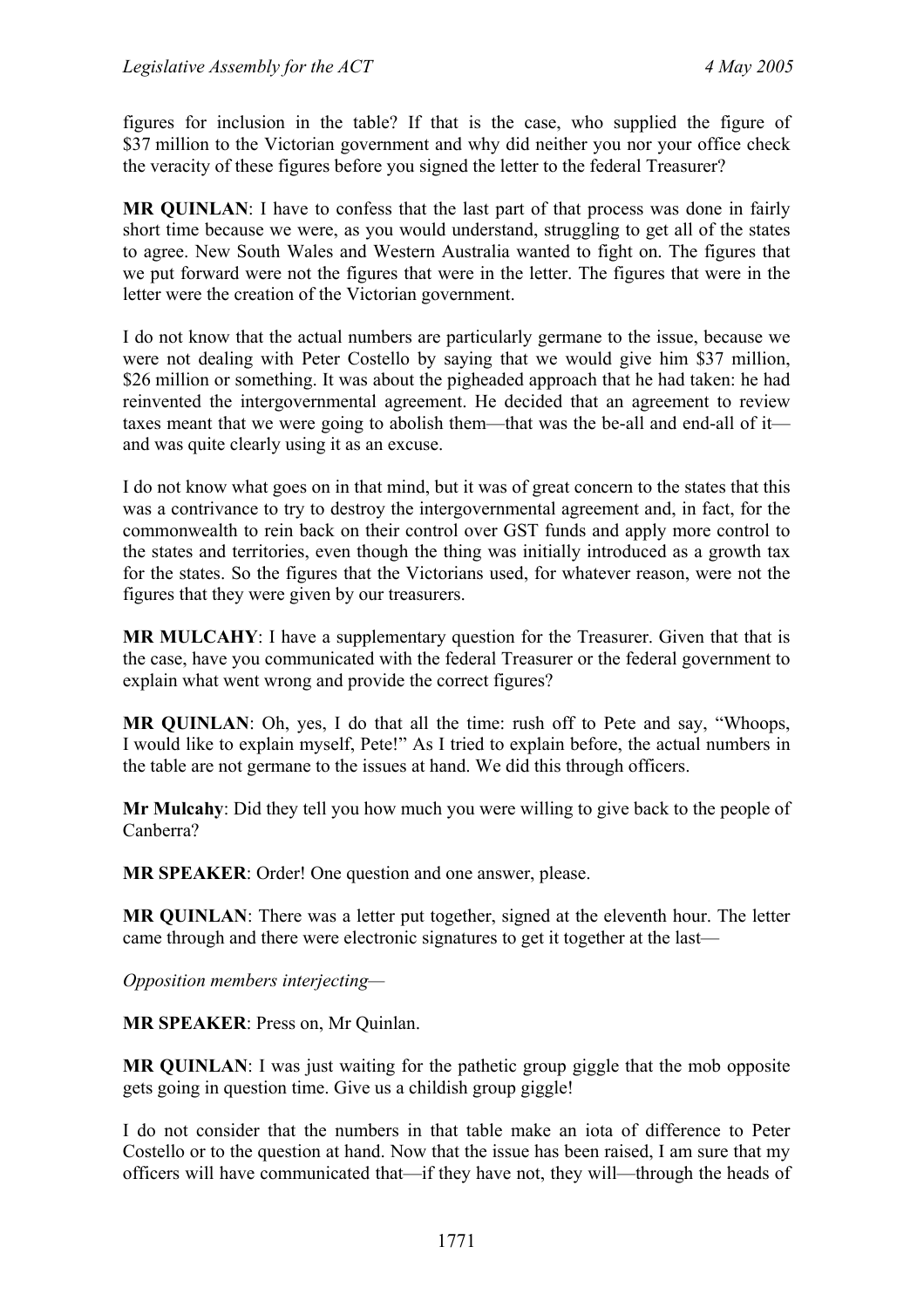figures for inclusion in the table? If that is the case, who supplied the figure of $37 million to the Victorian government and why did neither you nor your office check the veracity of these figures before you signed the letter to the federal Treasurer?

**MR QUINLAN**: I have to confess that the last part of that process was done in fairly short time because we were, as you would understand, struggling to get all of the states to agree. New South Wales and Western Australia wanted to fight on. The figures that we put forward were not the figures that were in the letter. The figures that were in the letter were the creation of the Victorian government.

I do not know that the actual numbers are particularly germane to the issue, because we were not dealing with Peter Costello by saying that we would give him $37 million, $26 million or something. It was about the pigheaded approach that he had taken: he had reinvented the intergovernmental agreement. He decided that an agreement to review taxes meant that we were going to abolish them—that was the be-all and end-all of it—and was quite clearly using it as an excuse.

I do not know what goes on in that mind, but it was of great concern to the states that this was a contrivance to try to destroy the intergovernmental agreement and, in fact, for the commonwealth to rein back on their control over GST funds and apply more control to the states and territories, even though the thing was initially introduced as a growth tax for the states. So the figures that the Victorians used, for whatever reason, were not the figures that they were given by our treasurers.

**MR MULCAHY**: I have a supplementary question for the Treasurer. Given that that is the case, have you communicated with the federal Treasurer or the federal government to explain what went wrong and provide the correct figures?

**MR QUINLAN**: Oh, yes, I do that all the time: rush off to Pete and say, "Whoops, I would like to explain myself, Pete!" As I tried to explain before, the actual numbers in the table are not germane to the issues at hand. We did this through officers.

**Mr Mulcahy**: Did they tell you how much you were willing to give back to the people of Canberra?

**MR SPEAKER**: Order! One question and one answer, please.

**MR QUINLAN**: There was a letter put together, signed at the eleventh hour. The letter came through and there were electronic signatures to get it together at the last—

*Opposition members interjecting*—

**MR SPEAKER**: Press on, Mr Quinlan.

**MR QUINLAN**: I was just waiting for the pathetic group giggle that the mob opposite gets going in question time. Give us a childish group giggle!

I do not consider that the numbers in that table make an iota of difference to Peter Costello or to the question at hand. Now that the issue has been raised, I am sure that my officers will have communicated that—if they have not, they will—through the heads of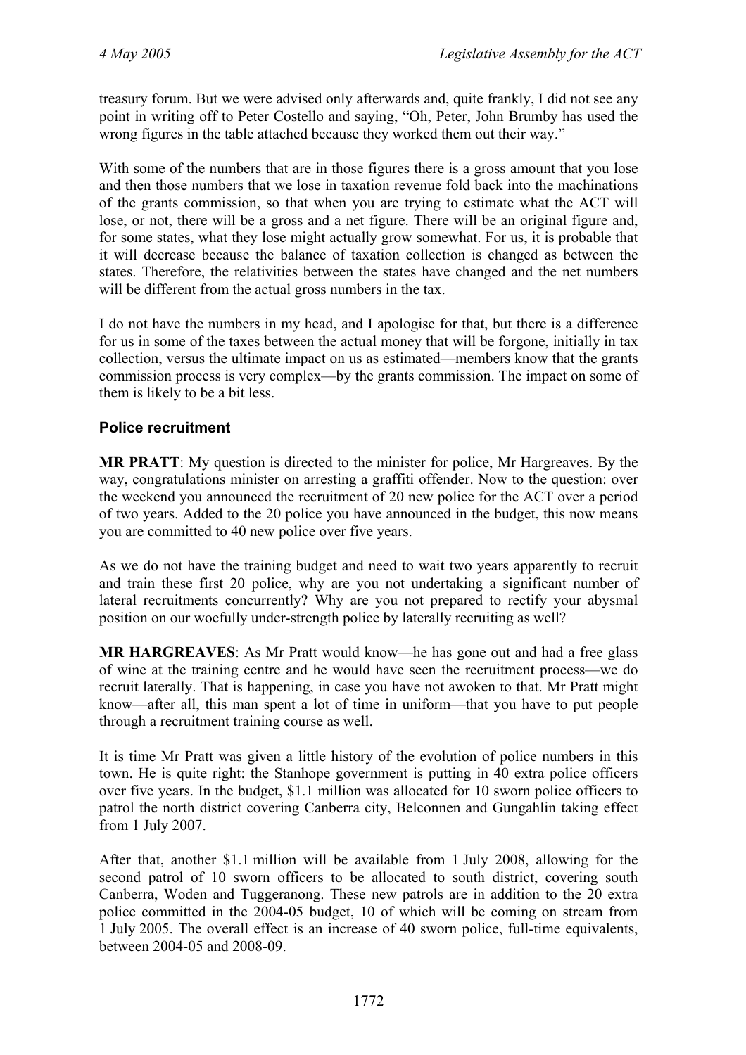treasury forum. But we were advised only afterwards and, quite frankly, I did not see any point in writing off to Peter Costello and saying, "Oh, Peter, John Brumby has used the wrong figures in the table attached because they worked them out their way."

With some of the numbers that are in those figures there is a gross amount that you lose and then those numbers that we lose in taxation revenue fold back into the machinations of the grants commission, so that when you are trying to estimate what the ACT will lose, or not, there will be a gross and a net figure. There will be an original figure and, for some states, what they lose might actually grow somewhat. For us, it is probable that it will decrease because the balance of taxation collection is changed as between the states. Therefore, the relativities between the states have changed and the net numbers will be different from the actual gross numbers in the tax.

I do not have the numbers in my head, and I apologise for that, but there is a difference for us in some of the taxes between the actual money that will be forgone, initially in tax collection, versus the ultimate impact on us as estimated—members know that the grants commission process is very complex—by the grants commission. The impact on some of them is likely to be a bit less.

## Police recruitment

**MR PRATT**: My question is directed to the minister for police, Mr Hargreaves. By the way, congratulations minister on arresting a graffiti offender. Now to the question: over the weekend you announced the recruitment of 20 new police for the ACT over a period of two years. Added to the 20 police you have announced in the budget, this now means you are committed to 40 new police over five years.

As we do not have the training budget and need to wait two years apparently to recruit and train these first 20 police, why are you not undertaking a significant number of lateral recruitments concurrently? Why are you not prepared to rectify your abysmal position on our woefully under-strength police by laterally recruiting as well?

**MR HARGREAVES**: As Mr Pratt would know—he has gone out and had a free glass of wine at the training centre and he would have seen the recruitment process—we do recruit laterally. That is happening, in case you have not awoken to that. Mr Pratt might know—after all, this man spent a lot of time in uniform—that you have to put people through a recruitment training course as well.

It is time Mr Pratt was given a little history of the evolution of police numbers in this town. He is quite right: the Stanhope government is putting in 40 extra police officers over five years. In the budget, $1.1 million was allocated for 10 sworn police officers to patrol the north district covering Canberra city, Belconnen and Gungahlin taking effect from 1 July 2007.

After that, another $1.1 million will be available from 1 July 2008, allowing for the second patrol of 10 sworn officers to be allocated to south district, covering south Canberra, Woden and Tuggeranong. These new patrols are in addition to the 20 extra police committed in the 2004-05 budget, 10 of which will be coming on stream from 1 July 2005. The overall effect is an increase of 40 sworn police, full-time equivalents, between 2004-05 and 2008-09.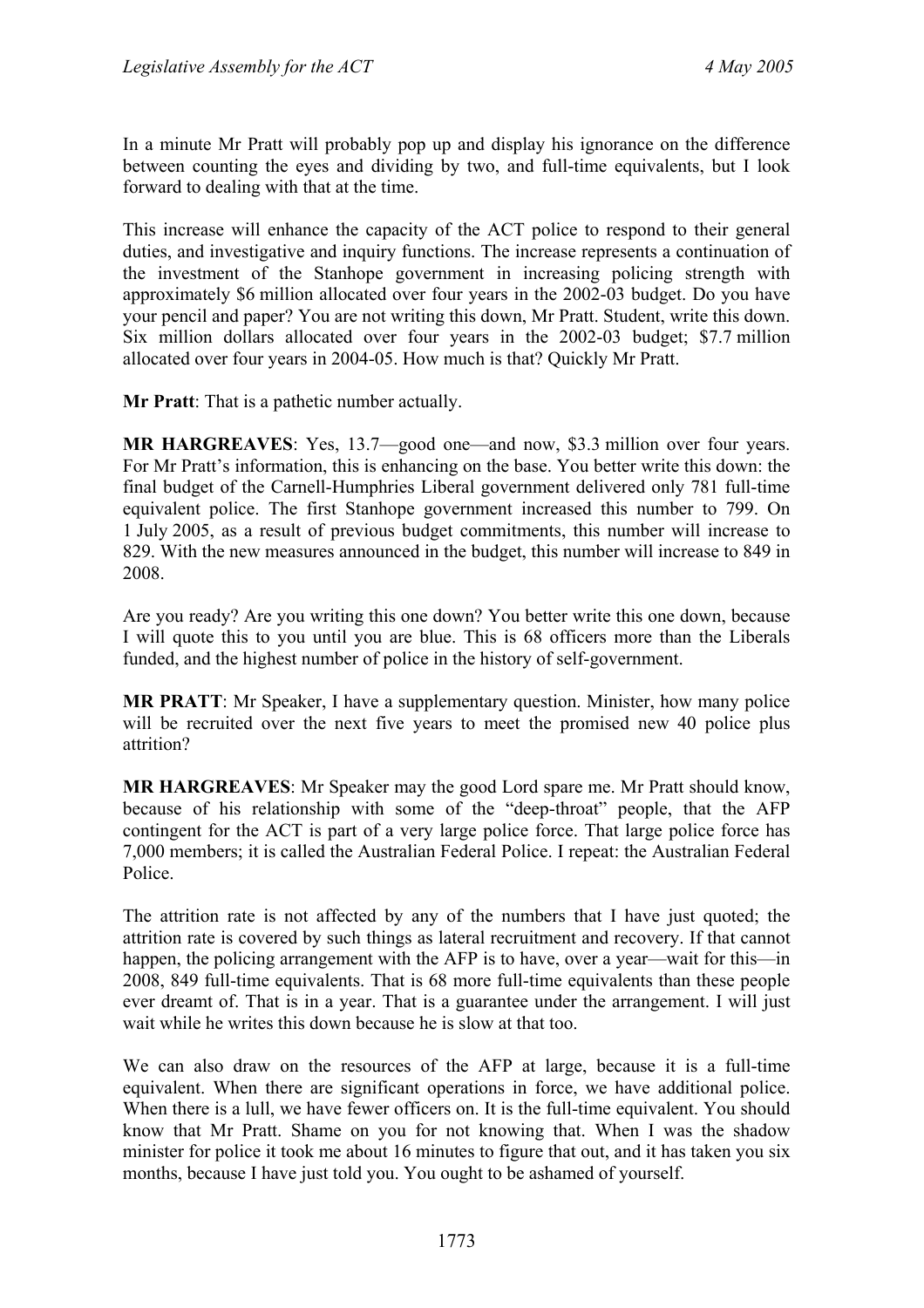In a minute Mr Pratt will probably pop up and display his ignorance on the difference between counting the eyes and dividing by two, and full-time equivalents, but I look forward to dealing with that at the time.

This increase will enhance the capacity of the ACT police to respond to their general duties, and investigative and inquiry functions. The increase represents a continuation of the investment of the Stanhope government in increasing policing strength with approximately $6 million allocated over four years in the 2002-03 budget. Do you have your pencil and paper? You are not writing this down, Mr Pratt. Student, write this down. Six million dollars allocated over four years in the 2002-03 budget; $7.7 million allocated over four years in 2004-05. How much is that? Quickly Mr Pratt.

**Mr Pratt**: That is a pathetic number actually.

**MR HARGREAVES**: Yes, 13.7—good one—and now, $3.3 million over four years. For Mr Pratt's information, this is enhancing on the base. You better write this down: the final budget of the Carnell-Humphries Liberal government delivered only 781 full-time equivalent police. The first Stanhope government increased this number to 799. On 1 July 2005, as a result of previous budget commitments, this number will increase to 829. With the new measures announced in the budget, this number will increase to 849 in 2008.

Are you ready? Are you writing this one down? You better write this one down, because I will quote this to you until you are blue. This is 68 officers more than the Liberals funded, and the highest number of police in the history of self-government.

**MR PRATT**: Mr Speaker, I have a supplementary question. Minister, how many police will be recruited over the next five years to meet the promised new 40 police plus attrition?

**MR HARGREAVES**: Mr Speaker may the good Lord spare me. Mr Pratt should know, because of his relationship with some of the "deep-throat" people, that the AFP contingent for the ACT is part of a very large police force. That large police force has 7,000 members; it is called the Australian Federal Police. I repeat: the Australian Federal Police.

The attrition rate is not affected by any of the numbers that I have just quoted; the attrition rate is covered by such things as lateral recruitment and recovery. If that cannot happen, the policing arrangement with the AFP is to have, over a year—wait for this—in 2008, 849 full-time equivalents. That is 68 more full-time equivalents than these people ever dreamt of. That is in a year. That is a guarantee under the arrangement. I will just wait while he writes this down because he is slow at that too.

We can also draw on the resources of the AFP at large, because it is a full-time equivalent. When there are significant operations in force, we have additional police. When there is a lull, we have fewer officers on. It is the full-time equivalent. You should know that Mr Pratt. Shame on you for not knowing that. When I was the shadow minister for police it took me about 16 minutes to figure that out, and it has taken you six months, because I have just told you. You ought to be ashamed of yourself.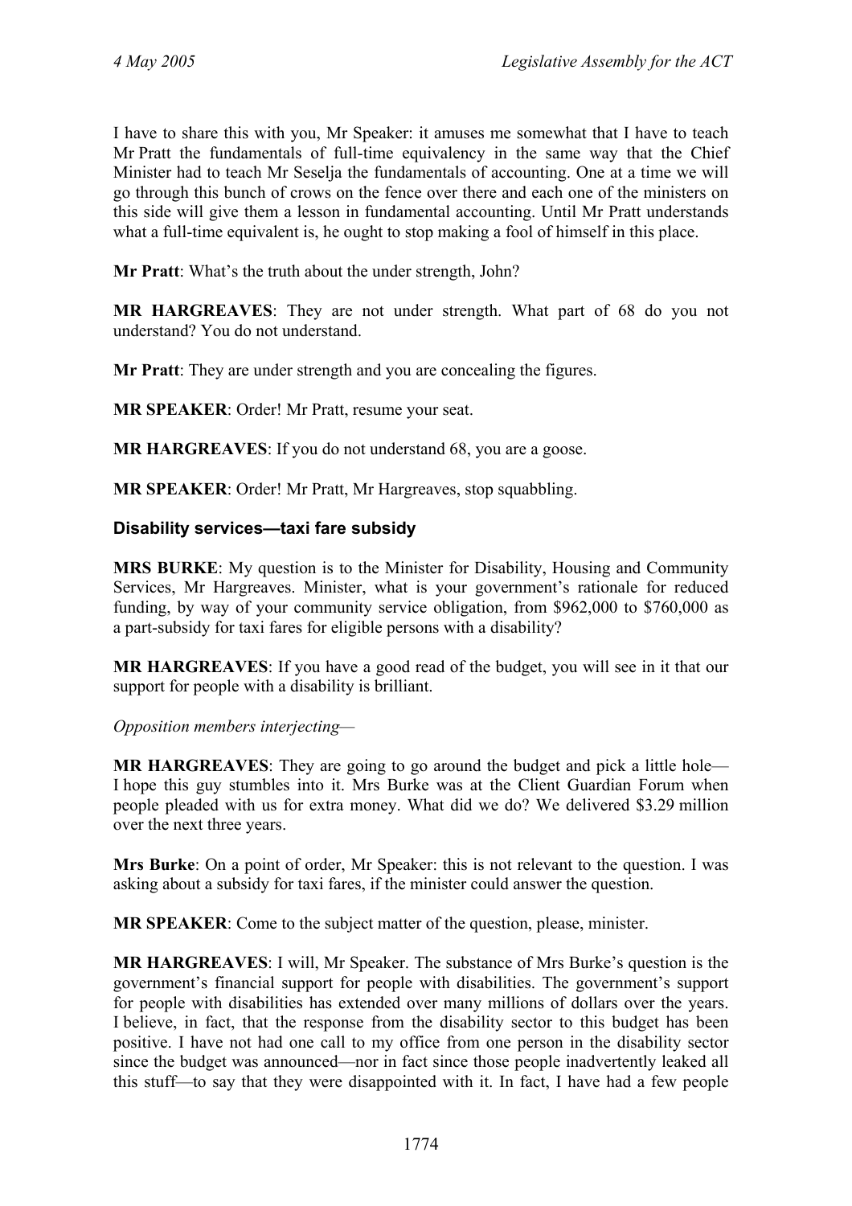I have to share this with you, Mr Speaker: it amuses me somewhat that I have to teach Mr Pratt the fundamentals of full-time equivalency in the same way that the Chief Minister had to teach Mr Seselja the fundamentals of accounting. One at a time we will go through this bunch of crows on the fence over there and each one of the ministers on this side will give them a lesson in fundamental accounting. Until Mr Pratt understands what a full-time equivalent is, he ought to stop making a fool of himself in this place.

**Mr Pratt**: What's the truth about the under strength, John?

**MR HARGREAVES**: They are not under strength. What part of 68 do you not understand? You do not understand.

**Mr Pratt**: They are under strength and you are concealing the figures.

**MR SPEAKER**: Order! Mr Pratt, resume your seat.

**MR HARGREAVES**: If you do not understand 68, you are a goose.

**MR SPEAKER**: Order! Mr Pratt, Mr Hargreaves, stop squabbling.

### Disability services—taxi fare subsidy

**MRS BURKE**: My question is to the Minister for Disability, Housing and Community Services, Mr Hargreaves. Minister, what is your government's rationale for reduced funding, by way of your community service obligation, from $962,000 to $760,000 as a part-subsidy for taxi fares for eligible persons with a disability?

**MR HARGREAVES**: If you have a good read of the budget, you will see in it that our support for people with a disability is brilliant.

*Opposition members interjecting—*

**MR HARGREAVES**: They are going to go around the budget and pick a little hole—I hope this guy stumbles into it. Mrs Burke was at the Client Guardian Forum when people pleaded with us for extra money. What did we do? We delivered $3.29 million over the next three years.

**Mrs Burke**: On a point of order, Mr Speaker: this is not relevant to the question. I was asking about a subsidy for taxi fares, if the minister could answer the question.

**MR SPEAKER**: Come to the subject matter of the question, please, minister.

**MR HARGREAVES**: I will, Mr Speaker. The substance of Mrs Burke's question is the government's financial support for people with disabilities. The government's support for people with disabilities has extended over many millions of dollars over the years. I believe, in fact, that the response from the disability sector to this budget has been positive. I have not had one call to my office from one person in the disability sector since the budget was announced—nor in fact since those people inadvertently leaked all this stuff—to say that they were disappointed with it. In fact, I have had a few people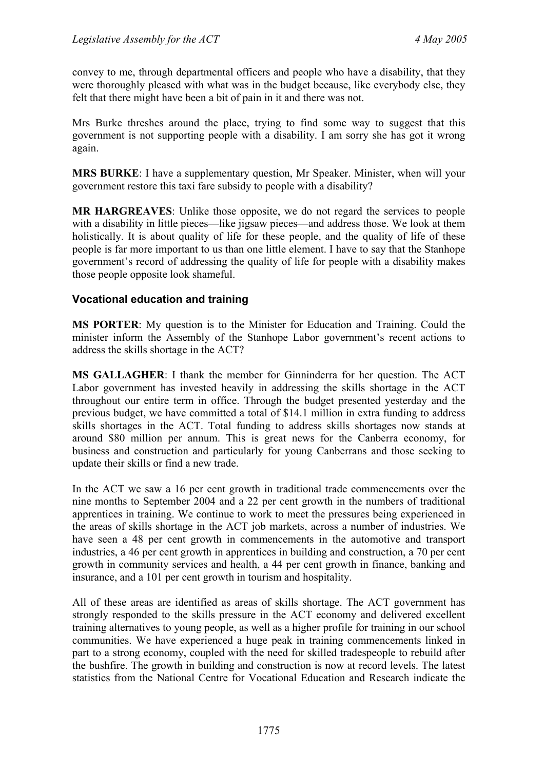convey to me, through departmental officers and people who have a disability, that they were thoroughly pleased with what was in the budget because, like everybody else, they felt that there might have been a bit of pain in it and there was not.

Mrs Burke threshes around the place, trying to find some way to suggest that this government is not supporting people with a disability. I am sorry she has got it wrong again.

**MRS BURKE**: I have a supplementary question, Mr Speaker. Minister, when will your government restore this taxi fare subsidy to people with a disability?

**MR HARGREAVES**: Unlike those opposite, we do not regard the services to people with a disability in little pieces—like jigsaw pieces—and address those. We look at them holistically. It is about quality of life for these people, and the quality of life of these people is far more important to us than one little element. I have to say that the Stanhope government's record of addressing the quality of life for people with a disability makes those people opposite look shameful.

### Vocational education and training

**MS PORTER**: My question is to the Minister for Education and Training. Could the minister inform the Assembly of the Stanhope Labor government's recent actions to address the skills shortage in the ACT?

**MS GALLAGHER**: I thank the member for Ginninderra for her question. The ACT Labor government has invested heavily in addressing the skills shortage in the ACT throughout our entire term in office. Through the budget presented yesterday and the previous budget, we have committed a total of $14.1 million in extra funding to address skills shortages in the ACT. Total funding to address skills shortages now stands at around $80 million per annum. This is great news for the Canberra economy, for business and construction and particularly for young Canberrans and those seeking to update their skills or find a new trade.

In the ACT we saw a 16 per cent growth in traditional trade commencements over the nine months to September 2004 and a 22 per cent growth in the numbers of traditional apprentices in training. We continue to work to meet the pressures being experienced in the areas of skills shortage in the ACT job markets, across a number of industries. We have seen a 48 per cent growth in commencements in the automotive and transport industries, a 46 per cent growth in apprentices in building and construction, a 70 per cent growth in community services and health, a 44 per cent growth in finance, banking and insurance, and a 101 per cent growth in tourism and hospitality.

All of these areas are identified as areas of skills shortage. The ACT government has strongly responded to the skills pressure in the ACT economy and delivered excellent training alternatives to young people, as well as a higher profile for training in our school communities. We have experienced a huge peak in training commencements linked in part to a strong economy, coupled with the need for skilled tradespeople to rebuild after the bushfire. The growth in building and construction is now at record levels. The latest statistics from the National Centre for Vocational Education and Research indicate the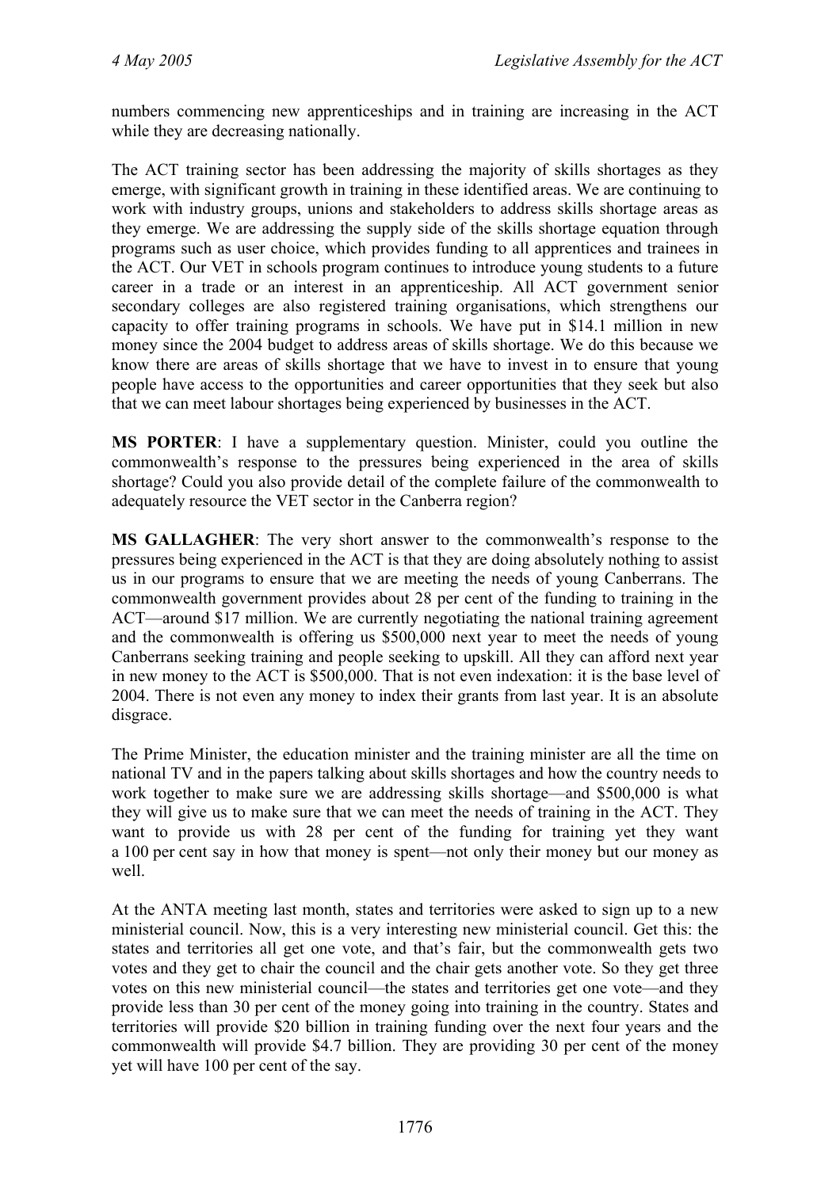numbers commencing new apprenticeships and in training are increasing in the ACT while they are decreasing nationally.

The ACT training sector has been addressing the majority of skills shortages as they emerge, with significant growth in training in these identified areas. We are continuing to work with industry groups, unions and stakeholders to address skills shortage areas as they emerge. We are addressing the supply side of the skills shortage equation through programs such as user choice, which provides funding to all apprentices and trainees in the ACT. Our VET in schools program continues to introduce young students to a future career in a trade or an interest in an apprenticeship. All ACT government senior secondary colleges are also registered training organisations, which strengthens our capacity to offer training programs in schools. We have put in $14.1 million in new money since the 2004 budget to address areas of skills shortage. We do this because we know there are areas of skills shortage that we have to invest in to ensure that young people have access to the opportunities and career opportunities that they seek but also that we can meet labour shortages being experienced by businesses in the ACT.

**MS PORTER**: I have a supplementary question. Minister, could you outline the commonwealth's response to the pressures being experienced in the area of skills shortage? Could you also provide detail of the complete failure of the commonwealth to adequately resource the VET sector in the Canberra region?

**MS GALLAGHER**: The very short answer to the commonwealth's response to the pressures being experienced in the ACT is that they are doing absolutely nothing to assist us in our programs to ensure that we are meeting the needs of young Canberrans. The commonwealth government provides about 28 per cent of the funding to training in the ACT—around $17 million. We are currently negotiating the national training agreement and the commonwealth is offering us $500,000 next year to meet the needs of young Canberrans seeking training and people seeking to upskill. All they can afford next year in new money to the ACT is $500,000. That is not even indexation: it is the base level of 2004. There is not even any money to index their grants from last year. It is an absolute disgrace.

The Prime Minister, the education minister and the training minister are all the time on national TV and in the papers talking about skills shortages and how the country needs to work together to make sure we are addressing skills shortage—and $500,000 is what they will give us to make sure that we can meet the needs of training in the ACT. They want to provide us with 28 per cent of the funding for training yet they want a 100 per cent say in how that money is spent—not only their money but our money as well.

At the ANTA meeting last month, states and territories were asked to sign up to a new ministerial council. Now, this is a very interesting new ministerial council. Get this: the states and territories all get one vote, and that's fair, but the commonwealth gets two votes and they get to chair the council and the chair gets another vote. So they get three votes on this new ministerial council—the states and territories get one vote—and they provide less than 30 per cent of the money going into training in the country. States and territories will provide $20 billion in training funding over the next four years and the commonwealth will provide $4.7 billion. They are providing 30 per cent of the money yet will have 100 per cent of the say.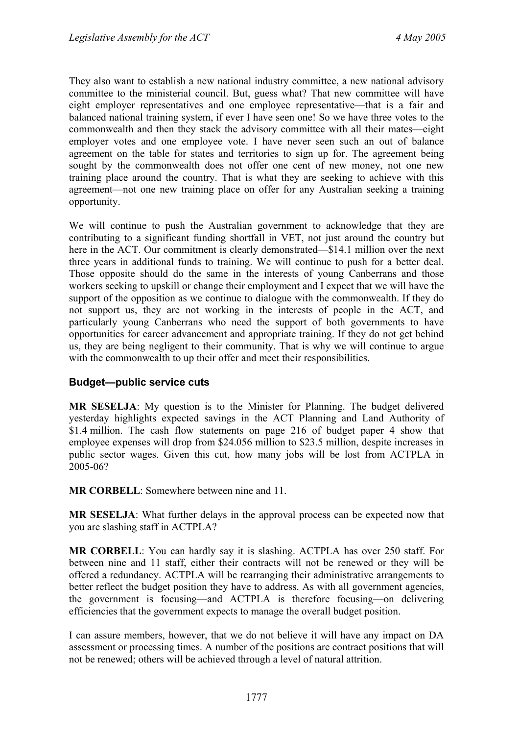They also want to establish a new national industry committee, a new national advisory committee to the ministerial council. But, guess what? That new committee will have eight employer representatives and one employee representative—that is a fair and balanced national training system, if ever I have seen one! So we have three votes to the commonwealth and then they stack the advisory committee with all their mates—eight employer votes and one employee vote. I have never seen such an out of balance agreement on the table for states and territories to sign up for. The agreement being sought by the commonwealth does not offer one cent of new money, not one new training place around the country. That is what they are seeking to achieve with this agreement—not one new training place on offer for any Australian seeking a training opportunity.

We will continue to push the Australian government to acknowledge that they are contributing to a significant funding shortfall in VET, not just around the country but here in the ACT. Our commitment is clearly demonstrated—$14.1 million over the next three years in additional funds to training. We will continue to push for a better deal. Those opposite should do the same in the interests of young Canberrans and those workers seeking to upskill or change their employment and I expect that we will have the support of the opposition as we continue to dialogue with the commonwealth. If they do not support us, they are not working in the interests of people in the ACT, and particularly young Canberrans who need the support of both governments to have opportunities for career advancement and appropriate training. If they do not get behind us, they are being negligent to their community. That is why we will continue to argue with the commonwealth to up their offer and meet their responsibilities.

### Budget—public service cuts

**MR SESELJA**: My question is to the Minister for Planning. The budget delivered yesterday highlights expected savings in the ACT Planning and Land Authority of $1.4 million. The cash flow statements on page 216 of budget paper 4 show that employee expenses will drop from $24.056 million to $23.5 million, despite increases in public sector wages. Given this cut, how many jobs will be lost from ACTPLA in 2005-06?

**MR CORBELL**: Somewhere between nine and 11.

**MR SESELJA**: What further delays in the approval process can be expected now that you are slashing staff in ACTPLA?

**MR CORBELL**: You can hardly say it is slashing. ACTPLA has over 250 staff. For between nine and 11 staff, either their contracts will not be renewed or they will be offered a redundancy. ACTPLA will be rearranging their administrative arrangements to better reflect the budget position they have to address. As with all government agencies, the government is focusing—and ACTPLA is therefore focusing—on delivering efficiencies that the government expects to manage the overall budget position.

I can assure members, however, that we do not believe it will have any impact on DA assessment or processing times. A number of the positions are contract positions that will not be renewed; others will be achieved through a level of natural attrition.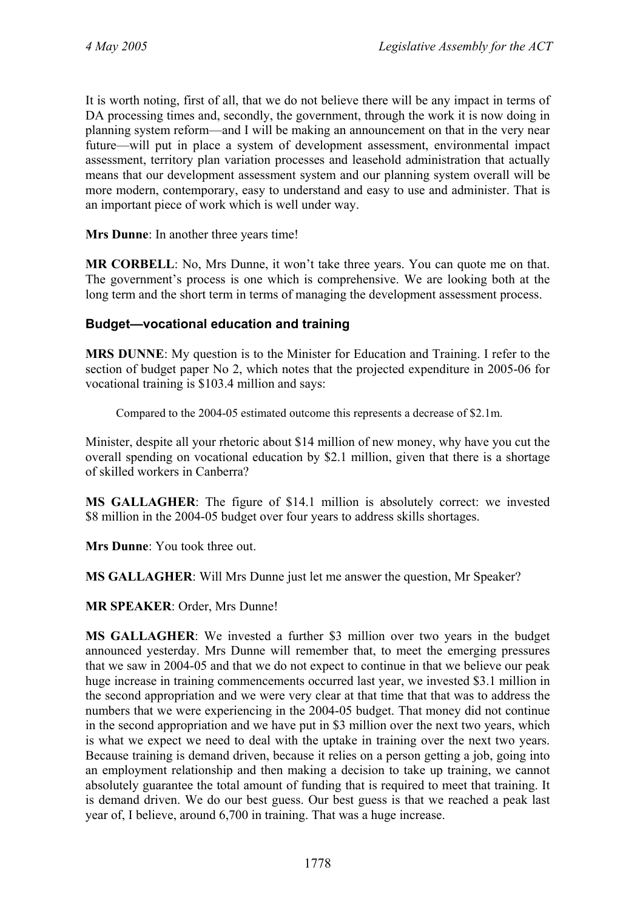It is worth noting, first of all, that we do not believe there will be any impact in terms of DA processing times and, secondly, the government, through the work it is now doing in planning system reform—and I will be making an announcement on that in the very near future—will put in place a system of development assessment, environmental impact assessment, territory plan variation processes and leasehold administration that actually means that our development assessment system and our planning system overall will be more modern, contemporary, easy to understand and easy to use and administer. That is an important piece of work which is well under way.

**Mrs Dunne**: In another three years time!

**MR CORBELL**: No, Mrs Dunne, it won't take three years. You can quote me on that. The government's process is one which is comprehensive. We are looking both at the long term and the short term in terms of managing the development assessment process.

### Budget—vocational education and training

**MRS DUNNE**: My question is to the Minister for Education and Training. I refer to the section of budget paper No 2, which notes that the projected expenditure in 2005-06 for vocational training is $103.4 million and says:

> Compared to the 2004-05 estimated outcome this represents a decrease of $2.1m.

Minister, despite all your rhetoric about $14 million of new money, why have you cut the overall spending on vocational education by $2.1 million, given that there is a shortage of skilled workers in Canberra?

**MS GALLAGHER**: The figure of $14.1 million is absolutely correct: we invested $8 million in the 2004-05 budget over four years to address skills shortages.

**Mrs Dunne**: You took three out.

**MS GALLAGHER**: Will Mrs Dunne just let me answer the question, Mr Speaker?

**MR SPEAKER**: Order, Mrs Dunne!

**MS GALLAGHER**: We invested a further $3 million over two years in the budget announced yesterday. Mrs Dunne will remember that, to meet the emerging pressures that we saw in 2004-05 and that we do not expect to continue in that we believe our peak huge increase in training commencements occurred last year, we invested $3.1 million in the second appropriation and we were very clear at that time that that was to address the numbers that we were experiencing in the 2004-05 budget. That money did not continue in the second appropriation and we have put in $3 million over the next two years, which is what we expect we need to deal with the uptake in training over the next two years. Because training is demand driven, because it relies on a person getting a job, going into an employment relationship and then making a decision to take up training, we cannot absolutely guarantee the total amount of funding that is required to meet that training. It is demand driven. We do our best guess. Our best guess is that we reached a peak last year of, I believe, around 6,700 in training. That was a huge increase.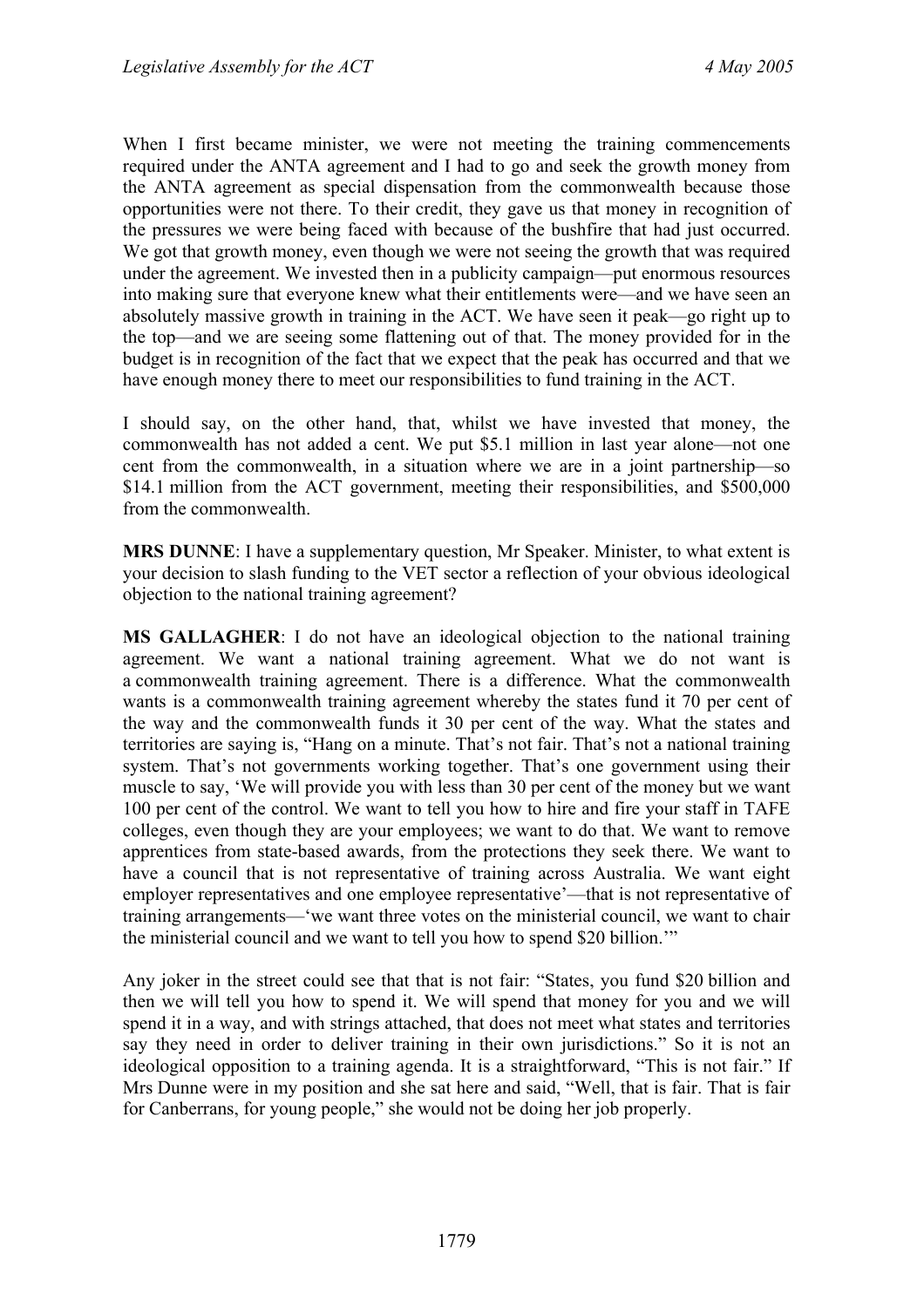When I first became minister, we were not meeting the training commencements required under the ANTA agreement and I had to go and seek the growth money from the ANTA agreement as special dispensation from the commonwealth because those opportunities were not there. To their credit, they gave us that money in recognition of the pressures we were being faced with because of the bushfire that had just occurred. We got that growth money, even though we were not seeing the growth that was required under the agreement. We invested then in a publicity campaign—put enormous resources into making sure that everyone knew what their entitlements were—and we have seen an absolutely massive growth in training in the ACT. We have seen it peak—go right up to the top—and we are seeing some flattening out of that. The money provided for in the budget is in recognition of the fact that we expect that the peak has occurred and that we have enough money there to meet our responsibilities to fund training in the ACT.

I should say, on the other hand, that, whilst we have invested that money, the commonwealth has not added a cent. We put $5.1 million in last year alone—not one cent from the commonwealth, in a situation where we are in a joint partnership—so $14.1 million from the ACT government, meeting their responsibilities, and $500,000 from the commonwealth.

**MRS DUNNE**: I have a supplementary question, Mr Speaker. Minister, to what extent is your decision to slash funding to the VET sector a reflection of your obvious ideological objection to the national training agreement?

**MS GALLAGHER**: I do not have an ideological objection to the national training agreement. We want a national training agreement. What we do not want is a commonwealth training agreement. There is a difference. What the commonwealth wants is a commonwealth training agreement whereby the states fund it 70 per cent of the way and the commonwealth funds it 30 per cent of the way. What the states and territories are saying is, "Hang on a minute. That's not fair. That's not a national training system. That's not governments working together. That's one government using their muscle to say, 'We will provide you with less than 30 per cent of the money but we want 100 per cent of the control. We want to tell you how to hire and fire your staff in TAFE colleges, even though they are your employees; we want to do that. We want to remove apprentices from state-based awards, from the protections they seek there. We want to have a council that is not representative of training across Australia. We want eight employer representatives and one employee representative'—that is not representative of training arrangements—'we want three votes on the ministerial council, we want to chair the ministerial council and we want to tell you how to spend $20 billion.'"

Any joker in the street could see that that is not fair: "States, you fund $20 billion and then we will tell you how to spend it. We will spend that money for you and we will spend it in a way, and with strings attached, that does not meet what states and territories say they need in order to deliver training in their own jurisdictions." So it is not an ideological opposition to a training agenda. It is a straightforward, "This is not fair." If Mrs Dunne were in my position and she sat here and said, "Well, that is fair. That is fair for Canberrans, for young people," she would not be doing her job properly.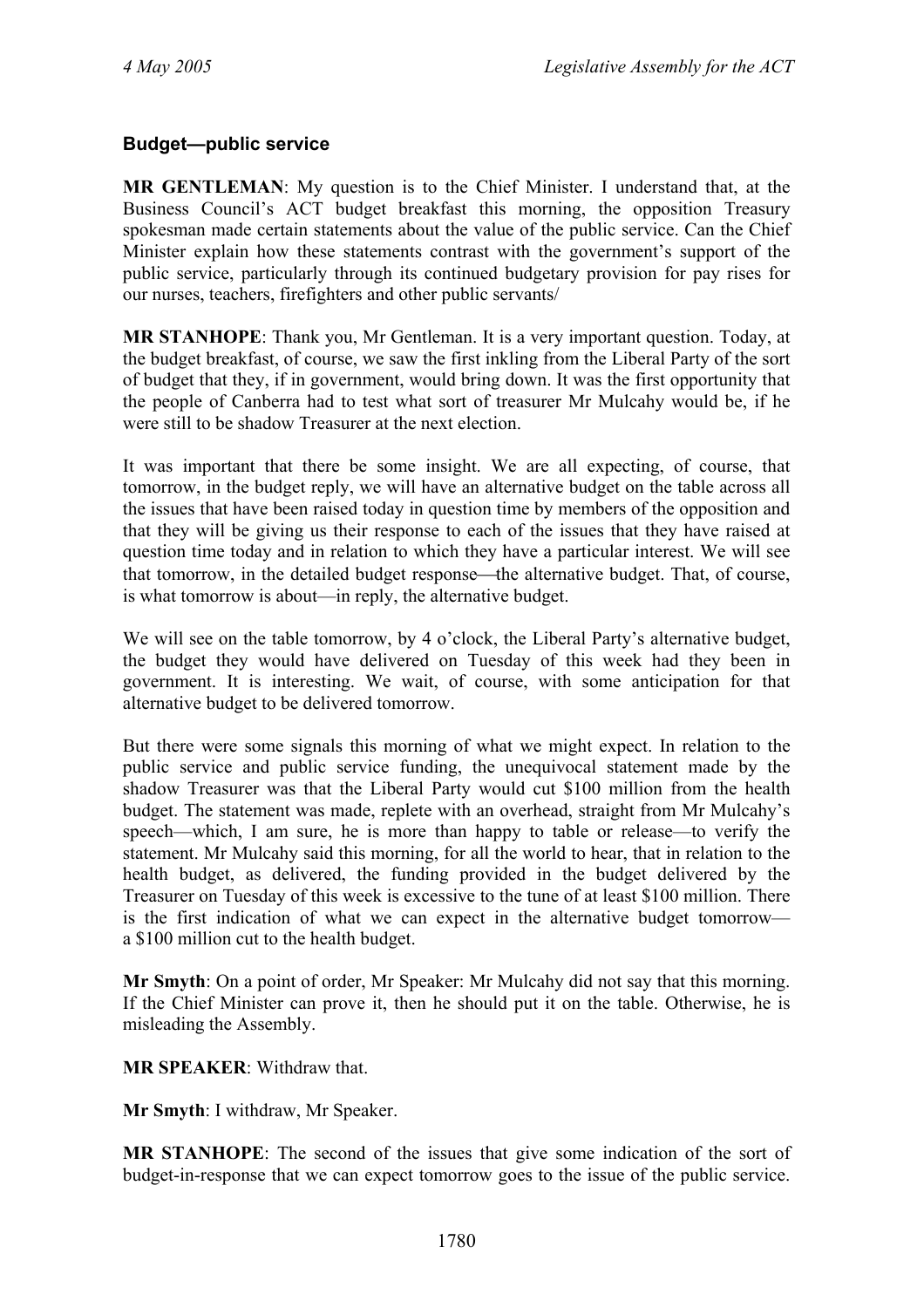### Budget—public service

**MR GENTLEMAN**: My question is to the Chief Minister. I understand that, at the Business Council's ACT budget breakfast this morning, the opposition Treasury spokesman made certain statements about the value of the public service. Can the Chief Minister explain how these statements contrast with the government's support of the public service, particularly through its continued budgetary provision for pay rises for our nurses, teachers, firefighters and other public servants/

**MR STANHOPE**: Thank you, Mr Gentleman. It is a very important question. Today, at the budget breakfast, of course, we saw the first inkling from the Liberal Party of the sort of budget that they, if in government, would bring down. It was the first opportunity that the people of Canberra had to test what sort of treasurer Mr Mulcahy would be, if he were still to be shadow Treasurer at the next election.

It was important that there be some insight. We are all expecting, of course, that tomorrow, in the budget reply, we will have an alternative budget on the table across all the issues that have been raised today in question time by members of the opposition and that they will be giving us their response to each of the issues that they have raised at question time today and in relation to which they have a particular interest. We will see that tomorrow, in the detailed budget response—the alternative budget. That, of course, is what tomorrow is about—in reply, the alternative budget.

We will see on the table tomorrow, by 4 o'clock, the Liberal Party's alternative budget, the budget they would have delivered on Tuesday of this week had they been in government. It is interesting. We wait, of course, with some anticipation for that alternative budget to be delivered tomorrow.

But there were some signals this morning of what we might expect. In relation to the public service and public service funding, the unequivocal statement made by the shadow Treasurer was that the Liberal Party would cut $100 million from the health budget. The statement was made, replete with an overhead, straight from Mr Mulcahy's speech—which, I am sure, he is more than happy to table or release—to verify the statement. Mr Mulcahy said this morning, for all the world to hear, that in relation to the health budget, as delivered, the funding provided in the budget delivered by the Treasurer on Tuesday of this week is excessive to the tune of at least $100 million. There is the first indication of what we can expect in the alternative budget tomorrow—a $100 million cut to the health budget.

**Mr Smyth**: On a point of order, Mr Speaker: Mr Mulcahy did not say that this morning. If the Chief Minister can prove it, then he should put it on the table. Otherwise, he is misleading the Assembly.

**MR SPEAKER**: Withdraw that.

**Mr Smyth**: I withdraw, Mr Speaker.

**MR STANHOPE**: The second of the issues that give some indication of the sort of budget-in-response that we can expect tomorrow goes to the issue of the public service.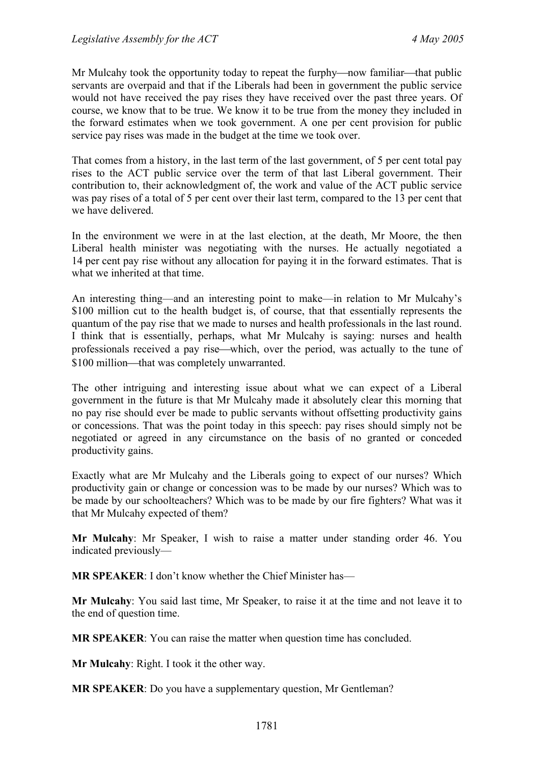Mr Mulcahy took the opportunity today to repeat the furphy—now familiar—that public servants are overpaid and that if the Liberals had been in government the public service would not have received the pay rises they have received over the past three years. Of course, we know that to be true. We know it to be true from the money they included in the forward estimates when we took government. A one per cent provision for public service pay rises was made in the budget at the time we took over.

That comes from a history, in the last term of the last government, of 5 per cent total pay rises to the ACT public service over the term of that last Liberal government. Their contribution to, their acknowledgment of, the work and value of the ACT public service was pay rises of a total of 5 per cent over their last term, compared to the 13 per cent that we have delivered.

In the environment we were in at the last election, at the death, Mr Moore, the then Liberal health minister was negotiating with the nurses. He actually negotiated a 14 per cent pay rise without any allocation for paying it in the forward estimates. That is what we inherited at that time.

An interesting thing—and an interesting point to make—in relation to Mr Mulcahy's \$100 million cut to the health budget is, of course, that that essentially represents the quantum of the pay rise that we made to nurses and health professionals in the last round. I think that is essentially, perhaps, what Mr Mulcahy is saying: nurses and health professionals received a pay rise—which, over the period, was actually to the tune of \$100 million—that was completely unwarranted.

The other intriguing and interesting issue about what we can expect of a Liberal government in the future is that Mr Mulcahy made it absolutely clear this morning that no pay rise should ever be made to public servants without offsetting productivity gains or concessions. That was the point today in this speech: pay rises should simply not be negotiated or agreed in any circumstance on the basis of no granted or conceded productivity gains.

Exactly what are Mr Mulcahy and the Liberals going to expect of our nurses? Which productivity gain or change or concession was to be made by our nurses? Which was to be made by our schoolteachers? Which was to be made by our fire fighters? What was it that Mr Mulcahy expected of them?

**Mr Mulcahy**: Mr Speaker, I wish to raise a matter under standing order 46. You indicated previously—

**MR SPEAKER**: I don't know whether the Chief Minister has—

**Mr Mulcahy**: You said last time, Mr Speaker, to raise it at the time and not leave it to the end of question time.

**MR SPEAKER**: You can raise the matter when question time has concluded.

**Mr Mulcahy**: Right. I took it the other way.

**MR SPEAKER**: Do you have a supplementary question, Mr Gentleman?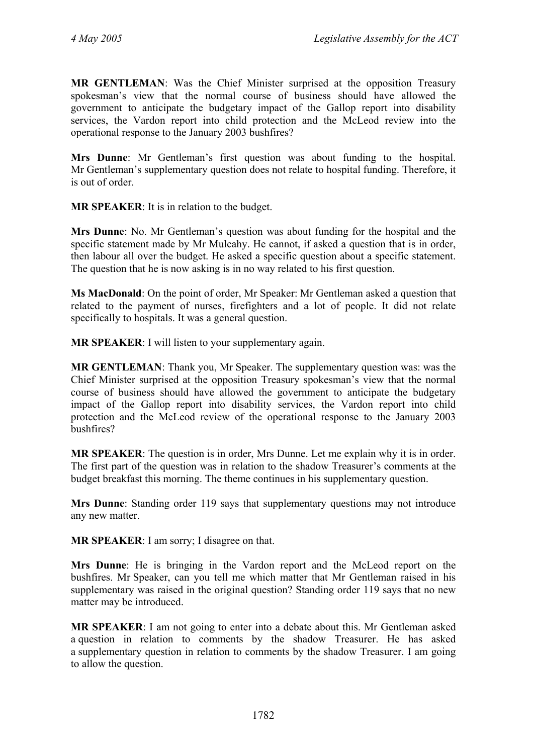**MR GENTLEMAN**: Was the Chief Minister surprised at the opposition Treasury spokesman's view that the normal course of business should have allowed the government to anticipate the budgetary impact of the Gallop report into disability services, the Vardon report into child protection and the McLeod review into the operational response to the January 2003 bushfires?

**Mrs Dunne**: Mr Gentleman's first question was about funding to the hospital. Mr Gentleman's supplementary question does not relate to hospital funding. Therefore, it is out of order.

**MR SPEAKER**: It is in relation to the budget.

**Mrs Dunne**: No. Mr Gentleman's question was about funding for the hospital and the specific statement made by Mr Mulcahy. He cannot, if asked a question that is in order, then labour all over the budget. He asked a specific question about a specific statement. The question that he is now asking is in no way related to his first question.

**Ms MacDonald**: On the point of order, Mr Speaker: Mr Gentleman asked a question that related to the payment of nurses, firefighters and a lot of people. It did not relate specifically to hospitals. It was a general question.

**MR SPEAKER**: I will listen to your supplementary again.

**MR GENTLEMAN**: Thank you, Mr Speaker. The supplementary question was: was the Chief Minister surprised at the opposition Treasury spokesman's view that the normal course of business should have allowed the government to anticipate the budgetary impact of the Gallop report into disability services, the Vardon report into child protection and the McLeod review of the operational response to the January 2003 bushfires?

**MR SPEAKER**: The question is in order, Mrs Dunne. Let me explain why it is in order. The first part of the question was in relation to the shadow Treasurer's comments at the budget breakfast this morning. The theme continues in his supplementary question.

**Mrs Dunne**: Standing order 119 says that supplementary questions may not introduce any new matter.

**MR SPEAKER**: I am sorry; I disagree on that.

**Mrs Dunne**: He is bringing in the Vardon report and the McLeod report on the bushfires. Mr Speaker, can you tell me which matter that Mr Gentleman raised in his supplementary was raised in the original question? Standing order 119 says that no new matter may be introduced.

**MR SPEAKER**: I am not going to enter into a debate about this. Mr Gentleman asked a question in relation to comments by the shadow Treasurer. He has asked a supplementary question in relation to comments by the shadow Treasurer. I am going to allow the question.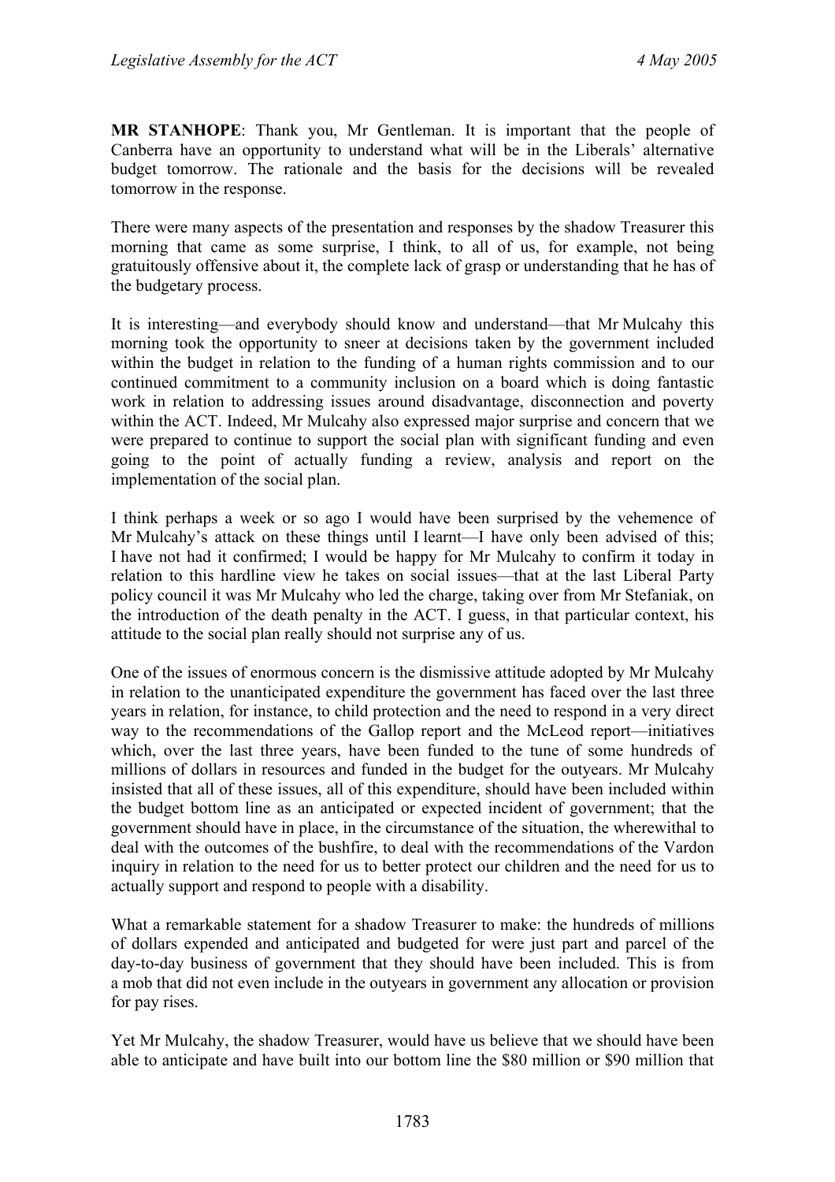**MR STANHOPE**: Thank you, Mr Gentleman. It is important that the people of Canberra have an opportunity to understand what will be in the Liberals' alternative budget tomorrow. The rationale and the basis for the decisions will be revealed tomorrow in the response.

There were many aspects of the presentation and responses by the shadow Treasurer this morning that came as some surprise, I think, to all of us, for example, not being gratuitously offensive about it, the complete lack of grasp or understanding that he has of the budgetary process.

It is interesting—and everybody should know and understand—that Mr Mulcahy this morning took the opportunity to sneer at decisions taken by the government included within the budget in relation to the funding of a human rights commission and to our continued commitment to a community inclusion on a board which is doing fantastic work in relation to addressing issues around disadvantage, disconnection and poverty within the ACT. Indeed, Mr Mulcahy also expressed major surprise and concern that we were prepared to continue to support the social plan with significant funding and even going to the point of actually funding a review, analysis and report on the implementation of the social plan.

I think perhaps a week or so ago I would have been surprised by the vehemence of Mr Mulcahy's attack on these things until I learnt—I have only been advised of this; I have not had it confirmed; I would be happy for Mr Mulcahy to confirm it today in relation to this hardline view he takes on social issues—that at the last Liberal Party policy council it was Mr Mulcahy who led the charge, taking over from Mr Stefaniak, on the introduction of the death penalty in the ACT. I guess, in that particular context, his attitude to the social plan really should not surprise any of us.

One of the issues of enormous concern is the dismissive attitude adopted by Mr Mulcahy in relation to the unanticipated expenditure the government has faced over the last three years in relation, for instance, to child protection and the need to respond in a very direct way to the recommendations of the Gallop report and the McLeod report—initiatives which, over the last three years, have been funded to the tune of some hundreds of millions of dollars in resources and funded in the budget for the outyears. Mr Mulcahy insisted that all of these issues, all of this expenditure, should have been included within the budget bottom line as an anticipated or expected incident of government; that the government should have in place, in the circumstance of the situation, the wherewithal to deal with the outcomes of the bushfire, to deal with the recommendations of the Vardon inquiry in relation to the need for us to better protect our children and the need for us to actually support and respond to people with a disability.

What a remarkable statement for a shadow Treasurer to make: the hundreds of millions of dollars expended and anticipated and budgeted for were just part and parcel of the day-to-day business of government that they should have been included. This is from a mob that did not even include in the outyears in government any allocation or provision for pay rises.

Yet Mr Mulcahy, the shadow Treasurer, would have us believe that we should have been able to anticipate and have built into our bottom line the $80 million or $90 million that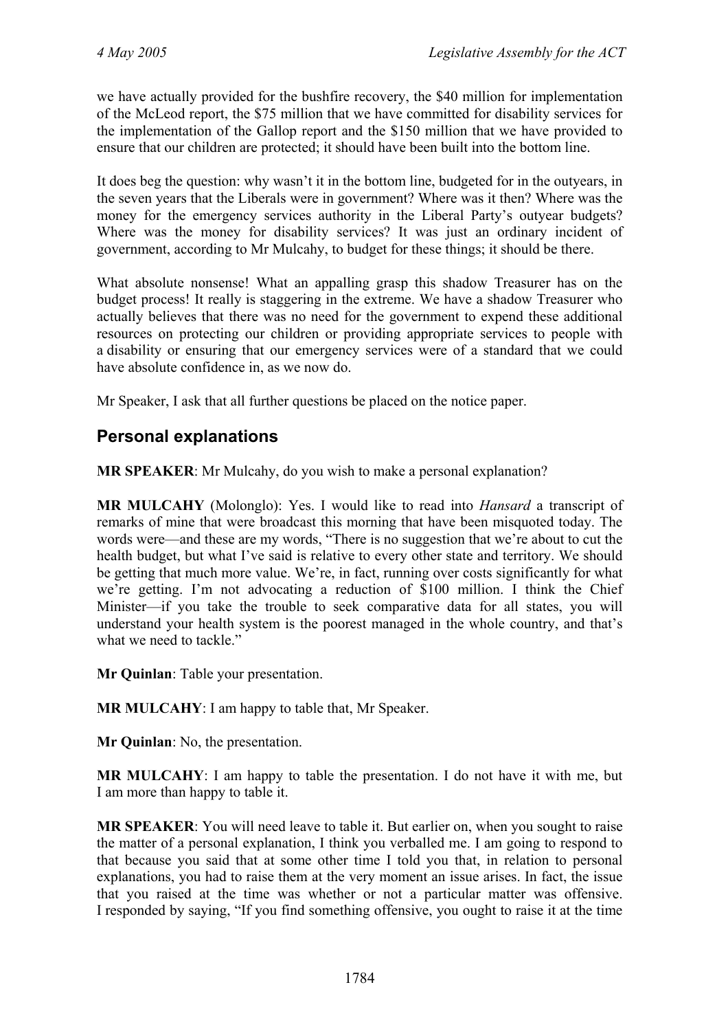we have actually provided for the bushfire recovery, the $40 million for implementation of the McLeod report, the $75 million that we have committed for disability services for the implementation of the Gallop report and the $150 million that we have provided to ensure that our children are protected; it should have been built into the bottom line.

It does beg the question: why wasn't it in the bottom line, budgeted for in the outyears, in the seven years that the Liberals were in government? Where was it then? Where was the money for the emergency services authority in the Liberal Party's outyear budgets? Where was the money for disability services? It was just an ordinary incident of government, according to Mr Mulcahy, to budget for these things; it should be there.

What absolute nonsense! What an appalling grasp this shadow Treasurer has on the budget process! It really is staggering in the extreme. We have a shadow Treasurer who actually believes that there was no need for the government to expend these additional resources on protecting our children or providing appropriate services to people with a disability or ensuring that our emergency services were of a standard that we could have absolute confidence in, as we now do.

Mr Speaker, I ask that all further questions be placed on the notice paper.

## Personal explanations

**MR SPEAKER**: Mr Mulcahy, do you wish to make a personal explanation?

**MR MULCAHY** (Molonglo): Yes. I would like to read into *Hansard* a transcript of remarks of mine that were broadcast this morning that have been misquoted today. The words were—and these are my words, "There is no suggestion that we're about to cut the health budget, but what I've said is relative to every other state and territory. We should be getting that much more value. We're, in fact, running over costs significantly for what we're getting. I'm not advocating a reduction of $100 million. I think the Chief Minister—if you take the trouble to seek comparative data for all states, you will understand your health system is the poorest managed in the whole country, and that's what we need to tackle."

**Mr Quinlan**: Table your presentation.

**MR MULCAHY**: I am happy to table that, Mr Speaker.

**Mr Quinlan**: No, the presentation.

**MR MULCAHY**: I am happy to table the presentation. I do not have it with me, but I am more than happy to table it.

**MR SPEAKER**: You will need leave to table it. But earlier on, when you sought to raise the matter of a personal explanation, I think you verballed me. I am going to respond to that because you said that at some other time I told you that, in relation to personal explanations, you had to raise them at the very moment an issue arises. In fact, the issue that you raised at the time was whether or not a particular matter was offensive. I responded by saying, "If you find something offensive, you ought to raise it at the time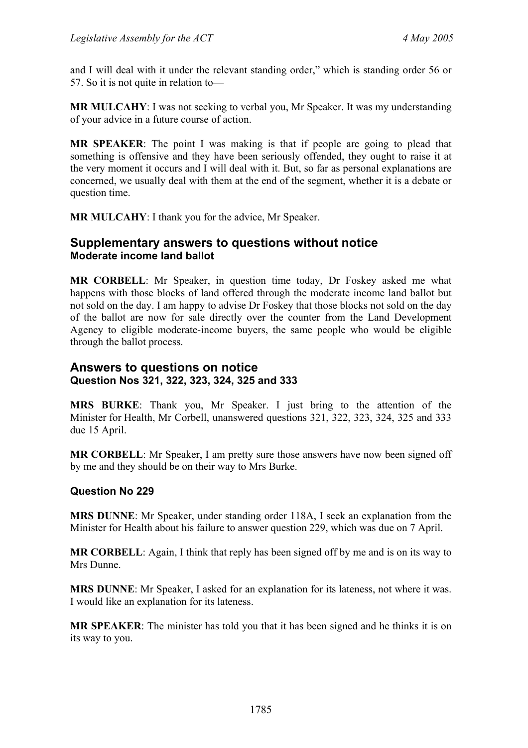and I will deal with it under the relevant standing order," which is standing order 56 or 57. So it is not quite in relation to—

**MR MULCAHY**: I was not seeking to verbal you, Mr Speaker. It was my understanding of your advice in a future course of action.

**MR SPEAKER**: The point I was making is that if people are going to plead that something is offensive and they have been seriously offended, they ought to raise it at the very moment it occurs and I will deal with it. But, so far as personal explanations are concerned, we usually deal with them at the end of the segment, whether it is a debate or question time.

**MR MULCAHY**: I thank you for the advice, Mr Speaker.

## Supplementary answers to questions without notice

### Moderate income land ballot

**MR CORBELL**: Mr Speaker, in question time today, Dr Foskey asked me what happens with those blocks of land offered through the moderate income land ballot but not sold on the day. I am happy to advise Dr Foskey that those blocks not sold on the day of the ballot are now for sale directly over the counter from the Land Development Agency to eligible moderate-income buyers, the same people who would be eligible through the ballot process.

## Answers to questions on notice

### Question Nos 321, 322, 323, 324, 325 and 333

**MRS BURKE**: Thank you, Mr Speaker. I just bring to the attention of the Minister for Health, Mr Corbell, unanswered questions 321, 322, 323, 324, 325 and 333 due 15 April.

**MR CORBELL**: Mr Speaker, I am pretty sure those answers have now been signed off by me and they should be on their way to Mrs Burke.

### Question No 229

**MRS DUNNE**: Mr Speaker, under standing order 118A, I seek an explanation from the Minister for Health about his failure to answer question 229, which was due on 7 April.

**MR CORBELL**: Again, I think that reply has been signed off by me and is on its way to Mrs Dunne.

**MRS DUNNE**: Mr Speaker, I asked for an explanation for its lateness, not where it was. I would like an explanation for its lateness.

**MR SPEAKER**: The minister has told you that it has been signed and he thinks it is on its way to you.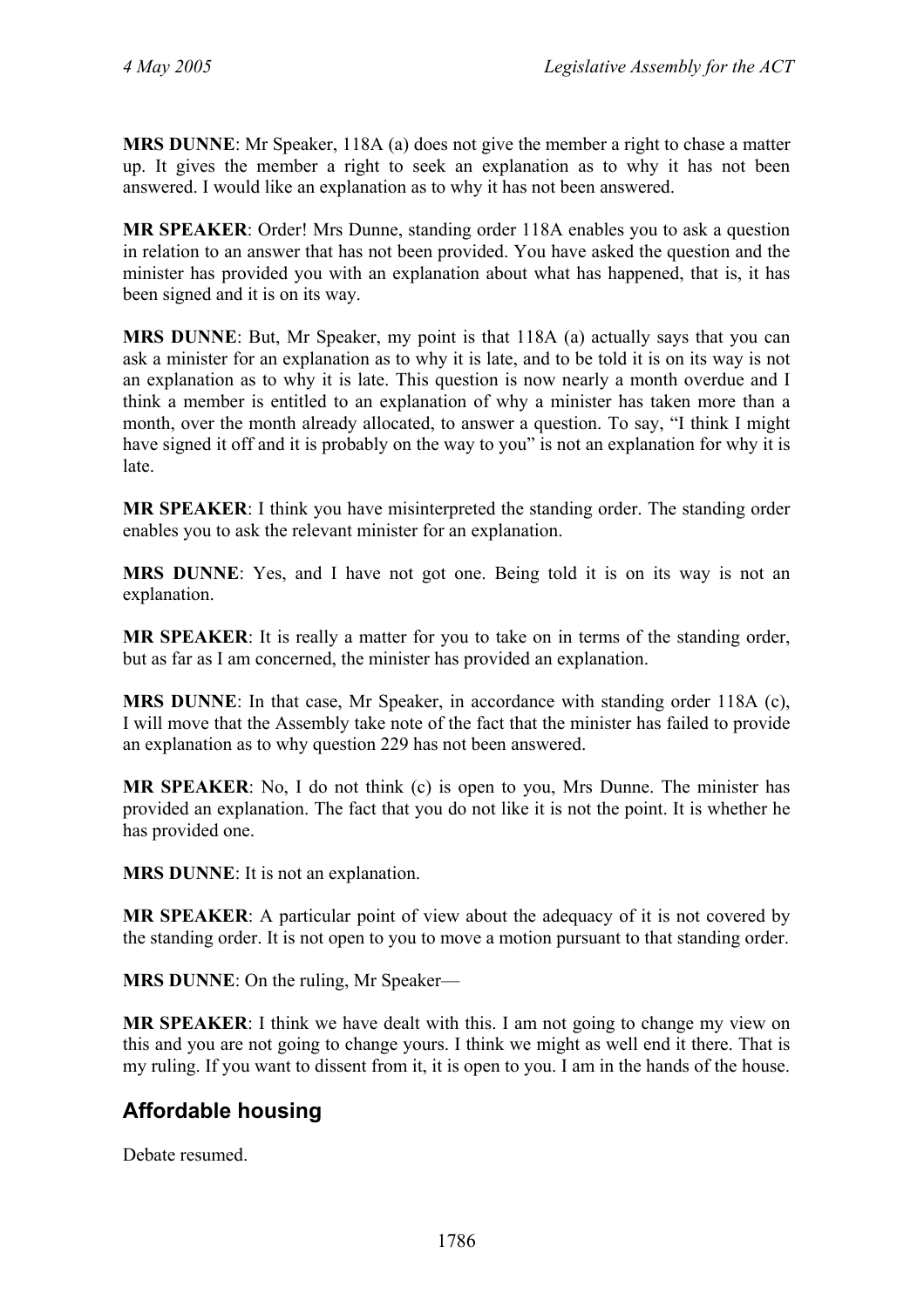**MRS DUNNE**: Mr Speaker, 118A (a) does not give the member a right to chase a matter up. It gives the member a right to seek an explanation as to why it has not been answered. I would like an explanation as to why it has not been answered.

**MR SPEAKER**: Order! Mrs Dunne, standing order 118A enables you to ask a question in relation to an answer that has not been provided. You have asked the question and the minister has provided you with an explanation about what has happened, that is, it has been signed and it is on its way.

**MRS DUNNE**: But, Mr Speaker, my point is that 118A (a) actually says that you can ask a minister for an explanation as to why it is late, and to be told it is on its way is not an explanation as to why it is late. This question is now nearly a month overdue and I think a member is entitled to an explanation of why a minister has taken more than a month, over the month already allocated, to answer a question. To say, "I think I might have signed it off and it is probably on the way to you" is not an explanation for why it is late.

**MR SPEAKER**: I think you have misinterpreted the standing order. The standing order enables you to ask the relevant minister for an explanation.

**MRS DUNNE**: Yes, and I have not got one. Being told it is on its way is not an explanation.

**MR SPEAKER**: It is really a matter for you to take on in terms of the standing order, but as far as I am concerned, the minister has provided an explanation.

**MRS DUNNE**: In that case, Mr Speaker, in accordance with standing order 118A (c), I will move that the Assembly take note of the fact that the minister has failed to provide an explanation as to why question 229 has not been answered.

**MR SPEAKER**: No, I do not think (c) is open to you, Mrs Dunne. The minister has provided an explanation. The fact that you do not like it is not the point. It is whether he has provided one.

**MRS DUNNE**: It is not an explanation.

**MR SPEAKER**: A particular point of view about the adequacy of it is not covered by the standing order. It is not open to you to move a motion pursuant to that standing order.

**MRS DUNNE**: On the ruling, Mr Speaker—

**MR SPEAKER**: I think we have dealt with this. I am not going to change my view on this and you are not going to change yours. I think we might as well end it there. That is my ruling. If you want to dissent from it, it is open to you. I am in the hands of the house.

## Affordable housing

Debate resumed.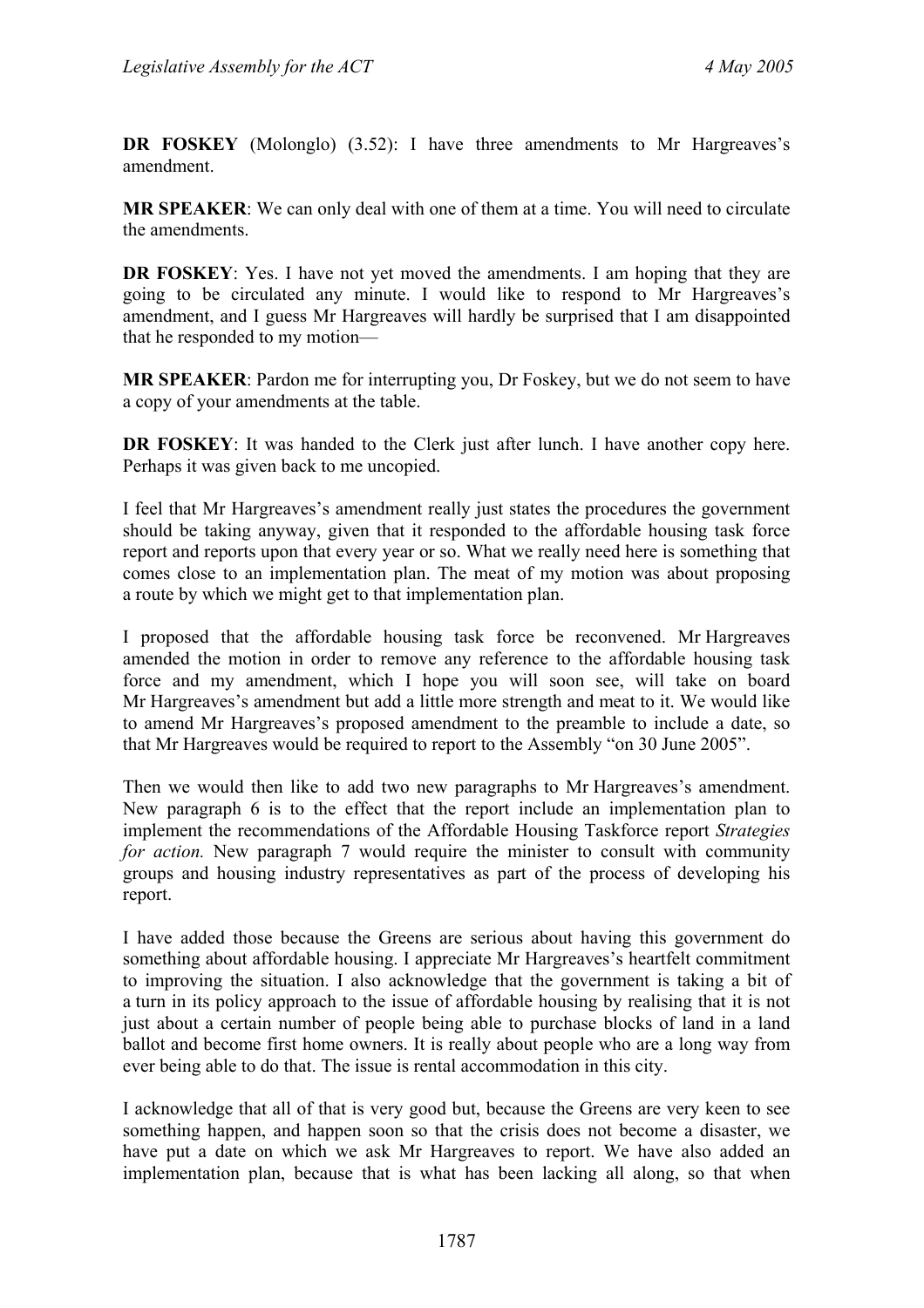**DR FOSKEY** (Molonglo) (3.52): I have three amendments to Mr Hargreaves's amendment.

**MR SPEAKER**: We can only deal with one of them at a time. You will need to circulate the amendments.

**DR FOSKEY**: Yes. I have not yet moved the amendments. I am hoping that they are going to be circulated any minute. I would like to respond to Mr Hargreaves's amendment, and I guess Mr Hargreaves will hardly be surprised that I am disappointed that he responded to my motion—

**MR SPEAKER**: Pardon me for interrupting you, Dr Foskey, but we do not seem to have a copy of your amendments at the table.

**DR FOSKEY**: It was handed to the Clerk just after lunch. I have another copy here. Perhaps it was given back to me uncopied.

I feel that Mr Hargreaves's amendment really just states the procedures the government should be taking anyway, given that it responded to the affordable housing task force report and reports upon that every year or so. What we really need here is something that comes close to an implementation plan. The meat of my motion was about proposing a route by which we might get to that implementation plan.

I proposed that the affordable housing task force be reconvened. Mr Hargreaves amended the motion in order to remove any reference to the affordable housing task force and my amendment, which I hope you will soon see, will take on board Mr Hargreaves's amendment but add a little more strength and meat to it. We would like to amend Mr Hargreaves's proposed amendment to the preamble to include a date, so that Mr Hargreaves would be required to report to the Assembly "on 30 June 2005".

Then we would then like to add two new paragraphs to Mr Hargreaves's amendment. New paragraph 6 is to the effect that the report include an implementation plan to implement the recommendations of the Affordable Housing Taskforce report *Strategies for action.* New paragraph 7 would require the minister to consult with community groups and housing industry representatives as part of the process of developing his report.

I have added those because the Greens are serious about having this government do something about affordable housing. I appreciate Mr Hargreaves's heartfelt commitment to improving the situation. I also acknowledge that the government is taking a bit of a turn in its policy approach to the issue of affordable housing by realising that it is not just about a certain number of people being able to purchase blocks of land in a land ballot and become first home owners. It is really about people who are a long way from ever being able to do that. The issue is rental accommodation in this city.

I acknowledge that all of that is very good but, because the Greens are very keen to see something happen, and happen soon so that the crisis does not become a disaster, we have put a date on which we ask Mr Hargreaves to report. We have also added an implementation plan, because that is what has been lacking all along, so that when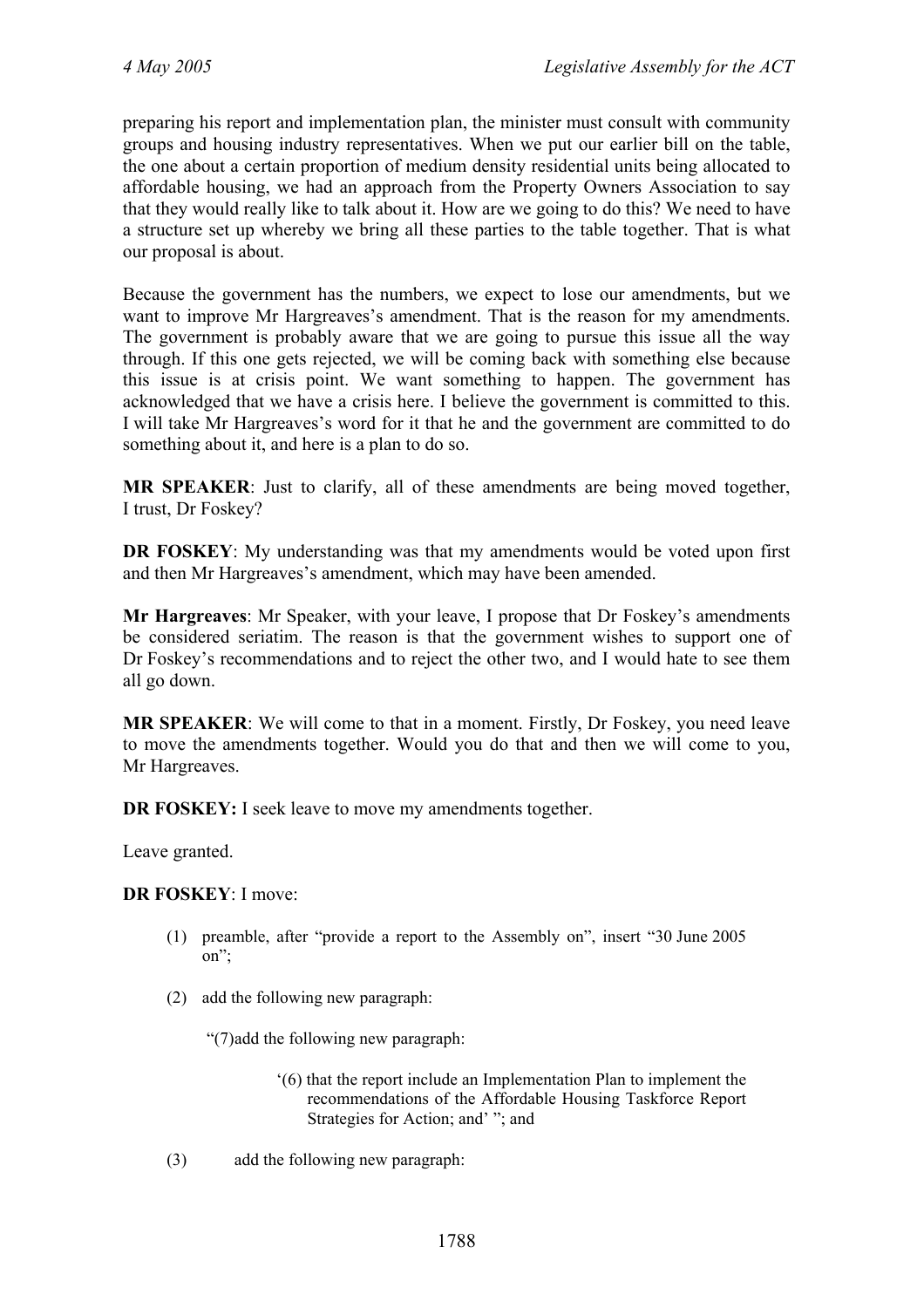preparing his report and implementation plan, the minister must consult with community groups and housing industry representatives. When we put our earlier bill on the table, the one about a certain proportion of medium density residential units being allocated to affordable housing, we had an approach from the Property Owners Association to say that they would really like to talk about it. How are we going to do this? We need to have a structure set up whereby we bring all these parties to the table together. That is what our proposal is about.

Because the government has the numbers, we expect to lose our amendments, but we want to improve Mr Hargreaves's amendment. That is the reason for my amendments. The government is probably aware that we are going to pursue this issue all the way through. If this one gets rejected, we will be coming back with something else because this issue is at crisis point. We want something to happen. The government has acknowledged that we have a crisis here. I believe the government is committed to this. I will take Mr Hargreaves's word for it that he and the government are committed to do something about it, and here is a plan to do so.

**MR SPEAKER**: Just to clarify, all of these amendments are being moved together, I trust, Dr Foskey?

**DR FOSKEY**: My understanding was that my amendments would be voted upon first and then Mr Hargreaves's amendment, which may have been amended.

**Mr Hargreaves**: Mr Speaker, with your leave, I propose that Dr Foskey's amendments be considered seriatim. The reason is that the government wishes to support one of Dr Foskey's recommendations and to reject the other two, and I would hate to see them all go down.

**MR SPEAKER**: We will come to that in a moment. Firstly, Dr Foskey, you need leave to move the amendments together. Would you do that and then we will come to you, Mr Hargreaves.

**DR FOSKEY:** I seek leave to move my amendments together.

Leave granted.

**DR FOSKEY**: I move:

(1) preamble, after "provide a report to the Assembly on", insert "30 June 2005 on";

(2) add the following new paragraph:

"(7) add the following new paragraph:

'(6) that the report include an Implementation Plan to implement the recommendations of the Affordable Housing Taskforce Report Strategies for Action; and' "; and

(3) add the following new paragraph: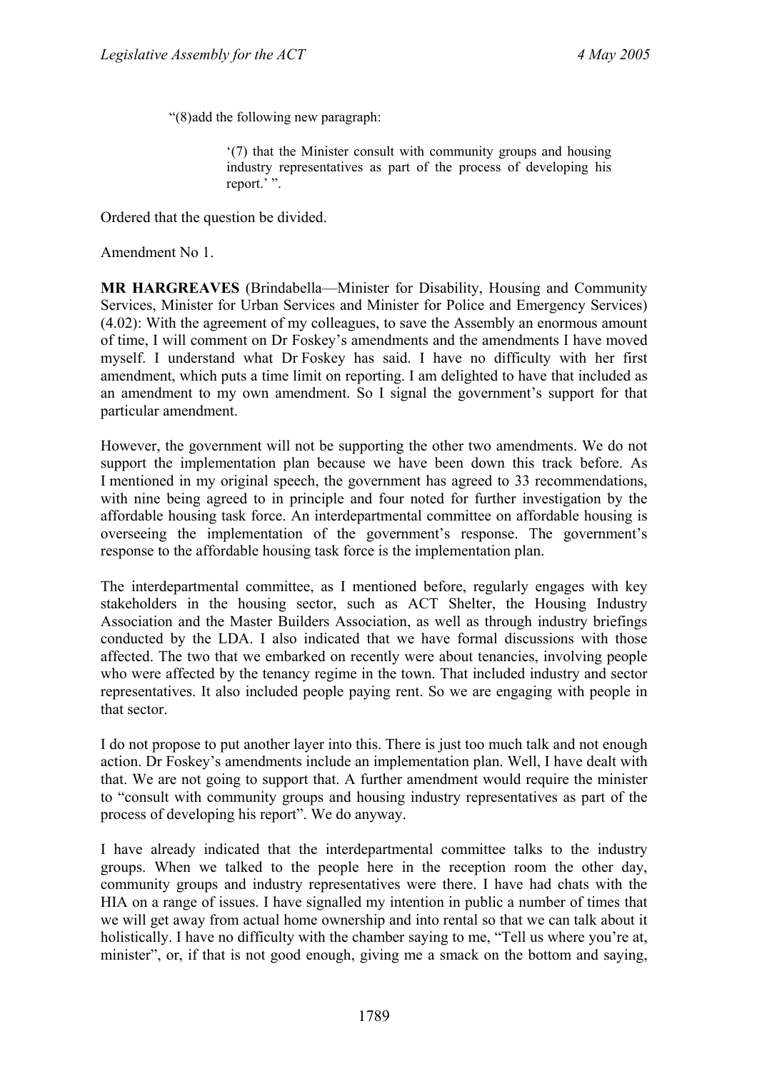"(8)add the following new paragraph:

> '(7) that the Minister consult with community groups and housing industry representatives as part of the process of developing his report.' ".

Ordered that the question be divided.

Amendment No 1.

**MR HARGREAVES** (Brindabella—Minister for Disability, Housing and Community Services, Minister for Urban Services and Minister for Police and Emergency Services) (4.02): With the agreement of my colleagues, to save the Assembly an enormous amount of time, I will comment on Dr Foskey's amendments and the amendments I have moved myself. I understand what Dr Foskey has said. I have no difficulty with her first amendment, which puts a time limit on reporting. I am delighted to have that included as an amendment to my own amendment. So I signal the government's support for that particular amendment.

However, the government will not be supporting the other two amendments. We do not support the implementation plan because we have been down this track before. As I mentioned in my original speech, the government has agreed to 33 recommendations, with nine being agreed to in principle and four noted for further investigation by the affordable housing task force. An interdepartmental committee on affordable housing is overseeing the implementation of the government's response. The government's response to the affordable housing task force is the implementation plan.

The interdepartmental committee, as I mentioned before, regularly engages with key stakeholders in the housing sector, such as ACT Shelter, the Housing Industry Association and the Master Builders Association, as well as through industry briefings conducted by the LDA. I also indicated that we have formal discussions with those affected. The two that we embarked on recently were about tenancies, involving people who were affected by the tenancy regime in the town. That included industry and sector representatives. It also included people paying rent. So we are engaging with people in that sector.

I do not propose to put another layer into this. There is just too much talk and not enough action. Dr Foskey's amendments include an implementation plan. Well, I have dealt with that. We are not going to support that. A further amendment would require the minister to "consult with community groups and housing industry representatives as part of the process of developing his report". We do anyway.

I have already indicated that the interdepartmental committee talks to the industry groups. When we talked to the people here in the reception room the other day, community groups and industry representatives were there. I have had chats with the HIA on a range of issues. I have signalled my intention in public a number of times that we will get away from actual home ownership and into rental so that we can talk about it holistically. I have no difficulty with the chamber saying to me, "Tell us where you're at, minister", or, if that is not good enough, giving me a smack on the bottom and saying,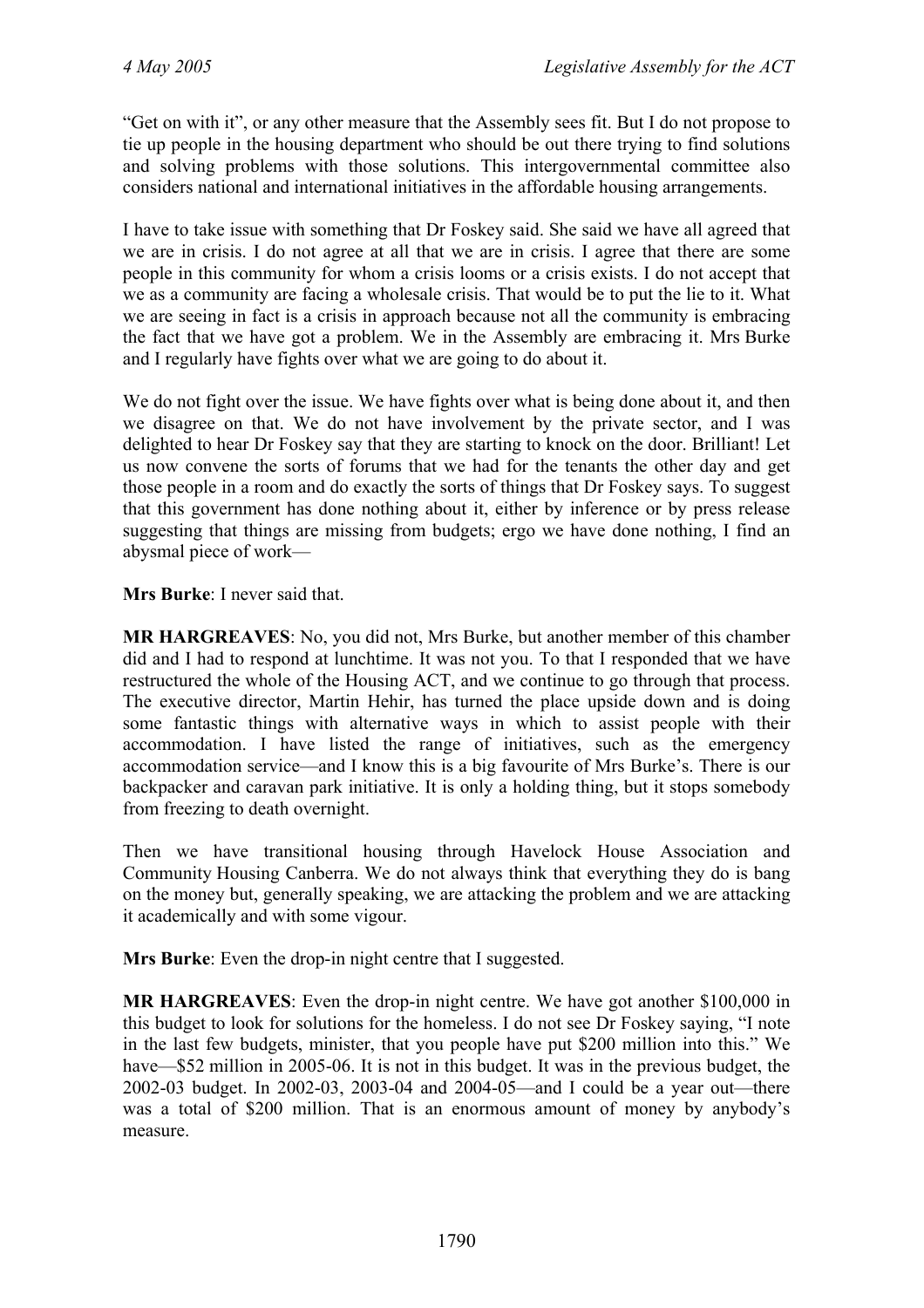"Get on with it", or any other measure that the Assembly sees fit. But I do not propose to tie up people in the housing department who should be out there trying to find solutions and solving problems with those solutions. This intergovernmental committee also considers national and international initiatives in the affordable housing arrangements.

I have to take issue with something that Dr Foskey said. She said we have all agreed that we are in crisis. I do not agree at all that we are in crisis. I agree that there are some people in this community for whom a crisis looms or a crisis exists. I do not accept that we as a community are facing a wholesale crisis. That would be to put the lie to it. What we are seeing in fact is a crisis in approach because not all the community is embracing the fact that we have got a problem. We in the Assembly are embracing it. Mrs Burke and I regularly have fights over what we are going to do about it.

We do not fight over the issue. We have fights over what is being done about it, and then we disagree on that. We do not have involvement by the private sector, and I was delighted to hear Dr Foskey say that they are starting to knock on the door. Brilliant! Let us now convene the sorts of forums that we had for the tenants the other day and get those people in a room and do exactly the sorts of things that Dr Foskey says. To suggest that this government has done nothing about it, either by inference or by press release suggesting that things are missing from budgets; ergo we have done nothing, I find an abysmal piece of work—

**Mrs Burke**: I never said that.

**MR HARGREAVES**: No, you did not, Mrs Burke, but another member of this chamber did and I had to respond at lunchtime. It was not you. To that I responded that we have restructured the whole of the Housing ACT, and we continue to go through that process. The executive director, Martin Hehir, has turned the place upside down and is doing some fantastic things with alternative ways in which to assist people with their accommodation. I have listed the range of initiatives, such as the emergency accommodation service—and I know this is a big favourite of Mrs Burke's. There is our backpacker and caravan park initiative. It is only a holding thing, but it stops somebody from freezing to death overnight.

Then we have transitional housing through Havelock House Association and Community Housing Canberra. We do not always think that everything they do is bang on the money but, generally speaking, we are attacking the problem and we are attacking it academically and with some vigour.

**Mrs Burke**: Even the drop-in night centre that I suggested.

**MR HARGREAVES**: Even the drop-in night centre. We have got another $100,000 in this budget to look for solutions for the homeless. I do not see Dr Foskey saying, "I note in the last few budgets, minister, that you people have put $200 million into this." We have—$52 million in 2005-06. It is not in this budget. It was in the previous budget, the 2002-03 budget. In 2002-03, 2003-04 and 2004-05—and I could be a year out—there was a total of $200 million. That is an enormous amount of money by anybody's measure.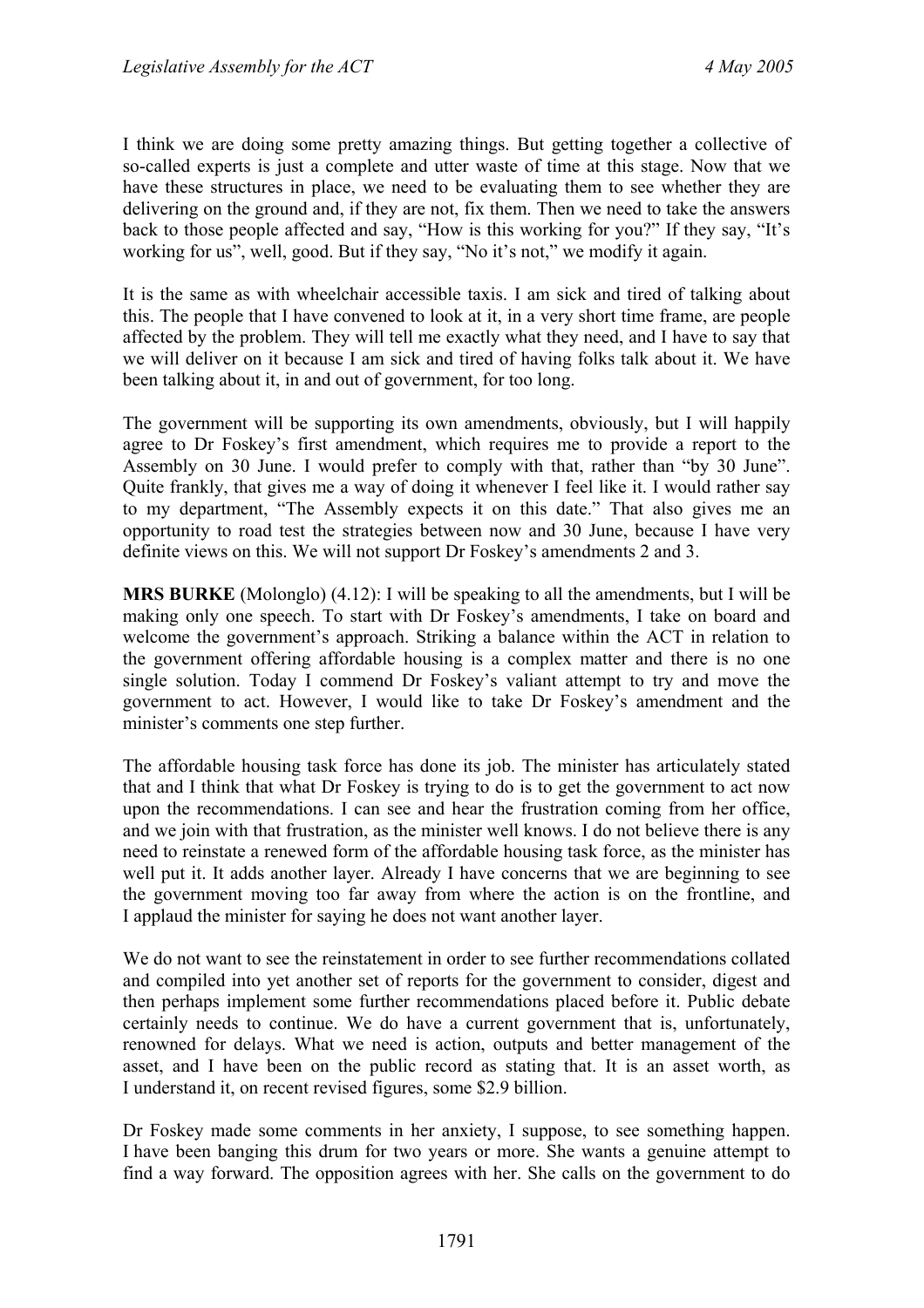I think we are doing some pretty amazing things. But getting together a collective of so-called experts is just a complete and utter waste of time at this stage. Now that we have these structures in place, we need to be evaluating them to see whether they are delivering on the ground and, if they are not, fix them. Then we need to take the answers back to those people affected and say, "How is this working for you?" If they say, "It's working for us", well, good. But if they say, "No it's not," we modify it again.

It is the same as with wheelchair accessible taxis. I am sick and tired of talking about this. The people that I have convened to look at it, in a very short time frame, are people affected by the problem. They will tell me exactly what they need, and I have to say that we will deliver on it because I am sick and tired of having folks talk about it. We have been talking about it, in and out of government, for too long.

The government will be supporting its own amendments, obviously, but I will happily agree to Dr Foskey's first amendment, which requires me to provide a report to the Assembly on 30 June. I would prefer to comply with that, rather than "by 30 June". Quite frankly, that gives me a way of doing it whenever I feel like it. I would rather say to my department, "The Assembly expects it on this date." That also gives me an opportunity to road test the strategies between now and 30 June, because I have very definite views on this. We will not support Dr Foskey's amendments 2 and 3.

**MRS BURKE** (Molonglo) (4.12): I will be speaking to all the amendments, but I will be making only one speech. To start with Dr Foskey's amendments, I take on board and welcome the government's approach. Striking a balance within the ACT in relation to the government offering affordable housing is a complex matter and there is no one single solution. Today I commend Dr Foskey's valiant attempt to try and move the government to act. However, I would like to take Dr Foskey's amendment and the minister's comments one step further.

The affordable housing task force has done its job. The minister has articulately stated that and I think that what Dr Foskey is trying to do is to get the government to act now upon the recommendations. I can see and hear the frustration coming from her office, and we join with that frustration, as the minister well knows. I do not believe there is any need to reinstate a renewed form of the affordable housing task force, as the minister has well put it. It adds another layer. Already I have concerns that we are beginning to see the government moving too far away from where the action is on the frontline, and I applaud the minister for saying he does not want another layer.

We do not want to see the reinstatement in order to see further recommendations collated and compiled into yet another set of reports for the government to consider, digest and then perhaps implement some further recommendations placed before it. Public debate certainly needs to continue. We do have a current government that is, unfortunately, renowned for delays. What we need is action, outputs and better management of the asset, and I have been on the public record as stating that. It is an asset worth, as I understand it, on recent revised figures, some $2.9 billion.

Dr Foskey made some comments in her anxiety, I suppose, to see something happen. I have been banging this drum for two years or more. She wants a genuine attempt to find a way forward. The opposition agrees with her. She calls on the government to do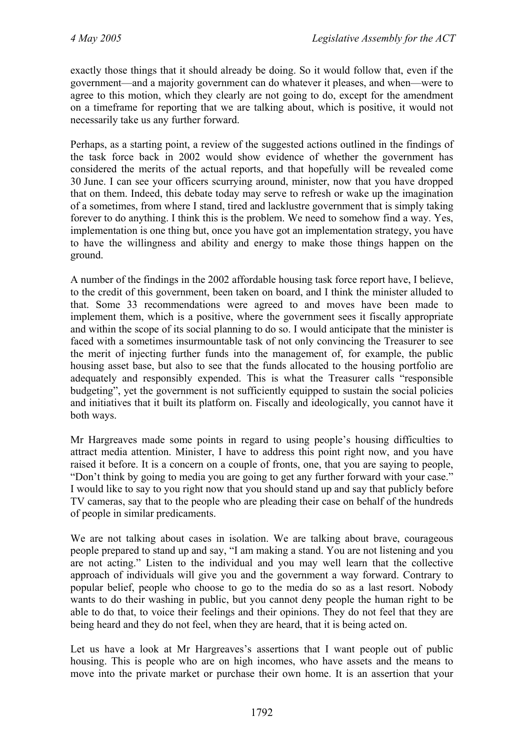exactly those things that it should already be doing. So it would follow that, even if the government—and a majority government can do whatever it pleases, and when—were to agree to this motion, which they clearly are not going to do, except for the amendment on a timeframe for reporting that we are talking about, which is positive, it would not necessarily take us any further forward.

Perhaps, as a starting point, a review of the suggested actions outlined in the findings of the task force back in 2002 would show evidence of whether the government has considered the merits of the actual reports, and that hopefully will be revealed come 30 June. I can see your officers scurrying around, minister, now that you have dropped that on them. Indeed, this debate today may serve to refresh or wake up the imagination of a sometimes, from where I stand, tired and lacklustre government that is simply taking forever to do anything. I think this is the problem. We need to somehow find a way. Yes, implementation is one thing but, once you have got an implementation strategy, you have to have the willingness and ability and energy to make those things happen on the ground.

A number of the findings in the 2002 affordable housing task force report have, I believe, to the credit of this government, been taken on board, and I think the minister alluded to that. Some 33 recommendations were agreed to and moves have been made to implement them, which is a positive, where the government sees it fiscally appropriate and within the scope of its social planning to do so. I would anticipate that the minister is faced with a sometimes insurmountable task of not only convincing the Treasurer to see the merit of injecting further funds into the management of, for example, the public housing asset base, but also to see that the funds allocated to the housing portfolio are adequately and responsibly expended. This is what the Treasurer calls "responsible budgeting", yet the government is not sufficiently equipped to sustain the social policies and initiatives that it built its platform on. Fiscally and ideologically, you cannot have it both ways.

Mr Hargreaves made some points in regard to using people's housing difficulties to attract media attention. Minister, I have to address this point right now, and you have raised it before. It is a concern on a couple of fronts, one, that you are saying to people, "Don't think by going to media you are going to get any further forward with your case." I would like to say to you right now that you should stand up and say that publicly before TV cameras, say that to the people who are pleading their case on behalf of the hundreds of people in similar predicaments.

We are not talking about cases in isolation. We are talking about brave, courageous people prepared to stand up and say, "I am making a stand. You are not listening and you are not acting." Listen to the individual and you may well learn that the collective approach of individuals will give you and the government a way forward. Contrary to popular belief, people who choose to go to the media do so as a last resort. Nobody wants to do their washing in public, but you cannot deny people the human right to be able to do that, to voice their feelings and their opinions. They do not feel that they are being heard and they do not feel, when they are heard, that it is being acted on.

Let us have a look at Mr Hargreaves's assertions that I want people out of public housing. This is people who are on high incomes, who have assets and the means to move into the private market or purchase their own home. It is an assertion that your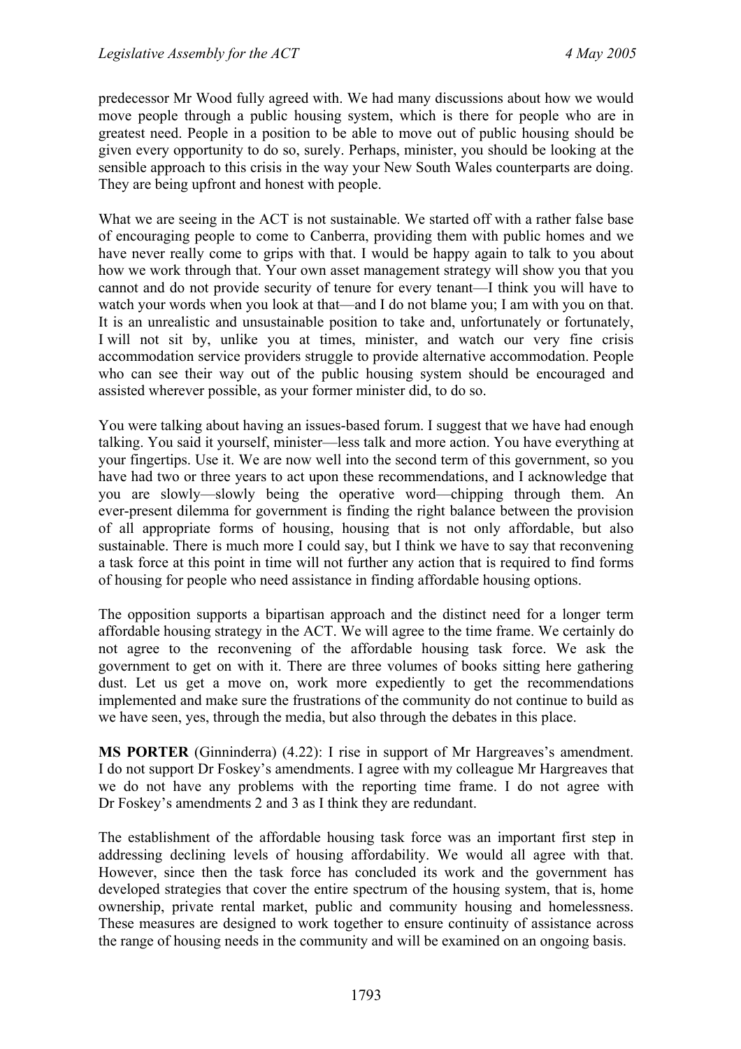predecessor Mr Wood fully agreed with. We had many discussions about how we would move people through a public housing system, which is there for people who are in greatest need. People in a position to be able to move out of public housing should be given every opportunity to do so, surely. Perhaps, minister, you should be looking at the sensible approach to this crisis in the way your New South Wales counterparts are doing. They are being upfront and honest with people.

What we are seeing in the ACT is not sustainable. We started off with a rather false base of encouraging people to come to Canberra, providing them with public homes and we have never really come to grips with that. I would be happy again to talk to you about how we work through that. Your own asset management strategy will show you that you cannot and do not provide security of tenure for every tenant—I think you will have to watch your words when you look at that—and I do not blame you; I am with you on that. It is an unrealistic and unsustainable position to take and, unfortunately or fortunately, I will not sit by, unlike you at times, minister, and watch our very fine crisis accommodation service providers struggle to provide alternative accommodation. People who can see their way out of the public housing system should be encouraged and assisted wherever possible, as your former minister did, to do so.

You were talking about having an issues-based forum. I suggest that we have had enough talking. You said it yourself, minister—less talk and more action. You have everything at your fingertips. Use it. We are now well into the second term of this government, so you have had two or three years to act upon these recommendations, and I acknowledge that you are slowly—slowly being the operative word—chipping through them. An ever-present dilemma for government is finding the right balance between the provision of all appropriate forms of housing, housing that is not only affordable, but also sustainable. There is much more I could say, but I think we have to say that reconvening a task force at this point in time will not further any action that is required to find forms of housing for people who need assistance in finding affordable housing options.

The opposition supports a bipartisan approach and the distinct need for a longer term affordable housing strategy in the ACT. We will agree to the time frame. We certainly do not agree to the reconvening of the affordable housing task force. We ask the government to get on with it. There are three volumes of books sitting here gathering dust. Let us get a move on, work more expediently to get the recommendations implemented and make sure the frustrations of the community do not continue to build as we have seen, yes, through the media, but also through the debates in this place.

**MS PORTER** (Ginninderra) (4.22): I rise in support of Mr Hargreaves's amendment. I do not support Dr Foskey's amendments. I agree with my colleague Mr Hargreaves that we do not have any problems with the reporting time frame. I do not agree with Dr Foskey's amendments 2 and 3 as I think they are redundant.

The establishment of the affordable housing task force was an important first step in addressing declining levels of housing affordability. We would all agree with that. However, since then the task force has concluded its work and the government has developed strategies that cover the entire spectrum of the housing system, that is, home ownership, private rental market, public and community housing and homelessness. These measures are designed to work together to ensure continuity of assistance across the range of housing needs in the community and will be examined on an ongoing basis.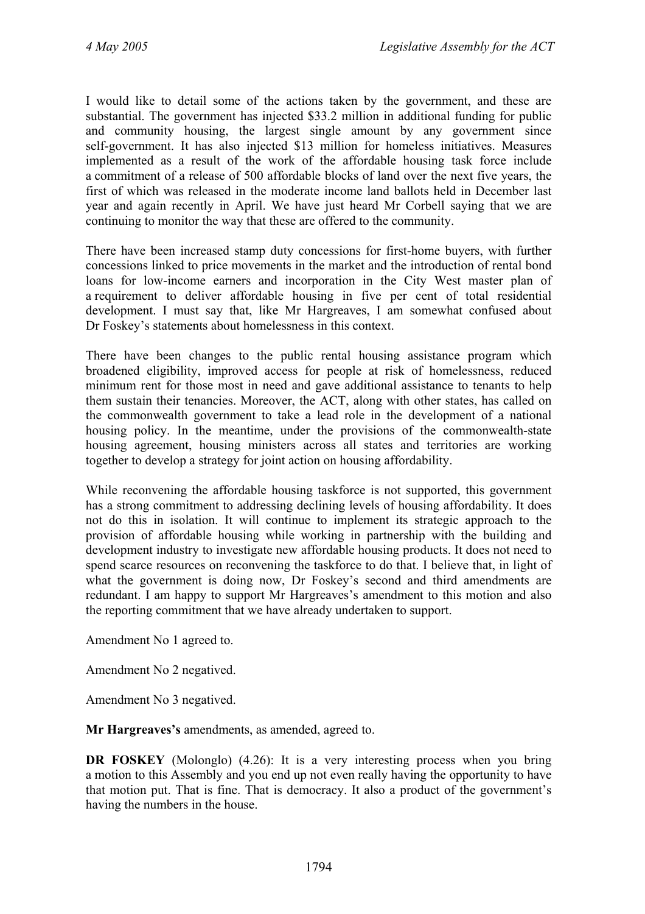I would like to detail some of the actions taken by the government, and these are substantial. The government has injected $33.2 million in additional funding for public and community housing, the largest single amount by any government since self-government. It has also injected $13 million for homeless initiatives. Measures implemented as a result of the work of the affordable housing task force include a commitment of a release of 500 affordable blocks of land over the next five years, the first of which was released in the moderate income land ballots held in December last year and again recently in April. We have just heard Mr Corbell saying that we are continuing to monitor the way that these are offered to the community.

There have been increased stamp duty concessions for first-home buyers, with further concessions linked to price movements in the market and the introduction of rental bond loans for low-income earners and incorporation in the City West master plan of a requirement to deliver affordable housing in five per cent of total residential development. I must say that, like Mr Hargreaves, I am somewhat confused about Dr Foskey's statements about homelessness in this context.

There have been changes to the public rental housing assistance program which broadened eligibility, improved access for people at risk of homelessness, reduced minimum rent for those most in need and gave additional assistance to tenants to help them sustain their tenancies. Moreover, the ACT, along with other states, has called on the commonwealth government to take a lead role in the development of a national housing policy. In the meantime, under the provisions of the commonwealth-state housing agreement, housing ministers across all states and territories are working together to develop a strategy for joint action on housing affordability.

While reconvening the affordable housing taskforce is not supported, this government has a strong commitment to addressing declining levels of housing affordability. It does not do this in isolation. It will continue to implement its strategic approach to the provision of affordable housing while working in partnership with the building and development industry to investigate new affordable housing products. It does not need to spend scarce resources on reconvening the taskforce to do that. I believe that, in light of what the government is doing now, Dr Foskey's second and third amendments are redundant. I am happy to support Mr Hargreaves's amendment to this motion and also the reporting commitment that we have already undertaken to support.

Amendment No 1 agreed to.

Amendment No 2 negatived.

Amendment No 3 negatived.

**Mr Hargreaves's** amendments, as amended, agreed to.

**DR FOSKEY** (Molonglo) (4.26): It is a very interesting process when you bring a motion to this Assembly and you end up not even really having the opportunity to have that motion put. That is fine. That is democracy. It also a product of the government's having the numbers in the house.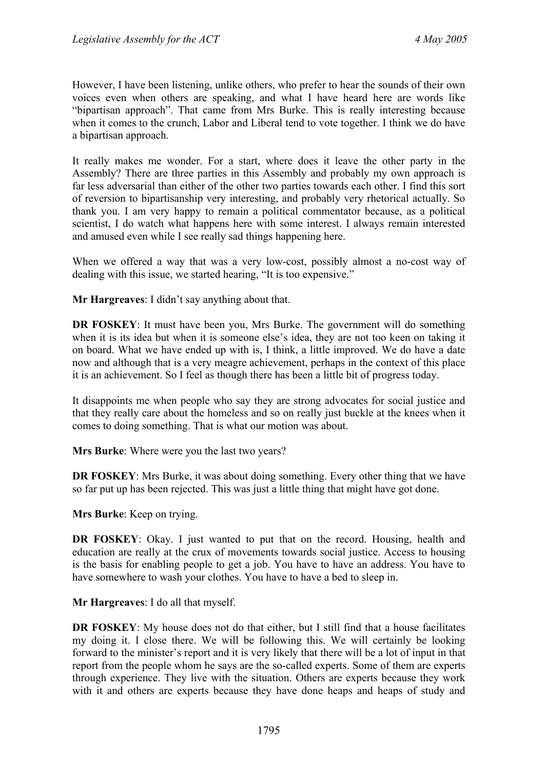However, I have been listening, unlike others, who prefer to hear the sounds of their own voices even when others are speaking, and what I have heard here are words like "bipartisan approach". That came from Mrs Burke. This is really interesting because when it comes to the crunch, Labor and Liberal tend to vote together. I think we do have a bipartisan approach.

It really makes me wonder. For a start, where does it leave the other party in the Assembly? There are three parties in this Assembly and probably my own approach is far less adversarial than either of the other two parties towards each other. I find this sort of reversion to bipartisanship very interesting, and probably very rhetorical actually. So thank you. I am very happy to remain a political commentator because, as a political scientist, I do watch what happens here with some interest. I always remain interested and amused even while I see really sad things happening here.

When we offered a way that was a very low-cost, possibly almost a no-cost way of dealing with this issue, we started hearing, "It is too expensive."

**Mr Hargreaves**: I didn't say anything about that.

**DR FOSKEY**: It must have been you, Mrs Burke. The government will do something when it is its idea but when it is someone else's idea, they are not too keen on taking it on board. What we have ended up with is, I think, a little improved. We do have a date now and although that is a very meagre achievement, perhaps in the context of this place it is an achievement. So I feel as though there has been a little bit of progress today.

It disappoints me when people who say they are strong advocates for social justice and that they really care about the homeless and so on really just buckle at the knees when it comes to doing something. That is what our motion was about.

**Mrs Burke**: Where were you the last two years?

**DR FOSKEY**: Mrs Burke, it was about doing something. Every other thing that we have so far put up has been rejected. This was just a little thing that might have got done.

**Mrs Burke**: Keep on trying.

**DR FOSKEY**: Okay. I just wanted to put that on the record. Housing, health and education are really at the crux of movements towards social justice. Access to housing is the basis for enabling people to get a job. You have to have an address. You have to have somewhere to wash your clothes. You have to have a bed to sleep in.

**Mr Hargreaves**: I do all that myself.

**DR FOSKEY**: My house does not do that either, but I still find that a house facilitates my doing it. I close there. We will be following this. We will certainly be looking forward to the minister's report and it is very likely that there will be a lot of input in that report from the people whom he says are the so-called experts. Some of them are experts through experience. They live with the situation. Others are experts because they work with it and others are experts because they have done heaps and heaps of study and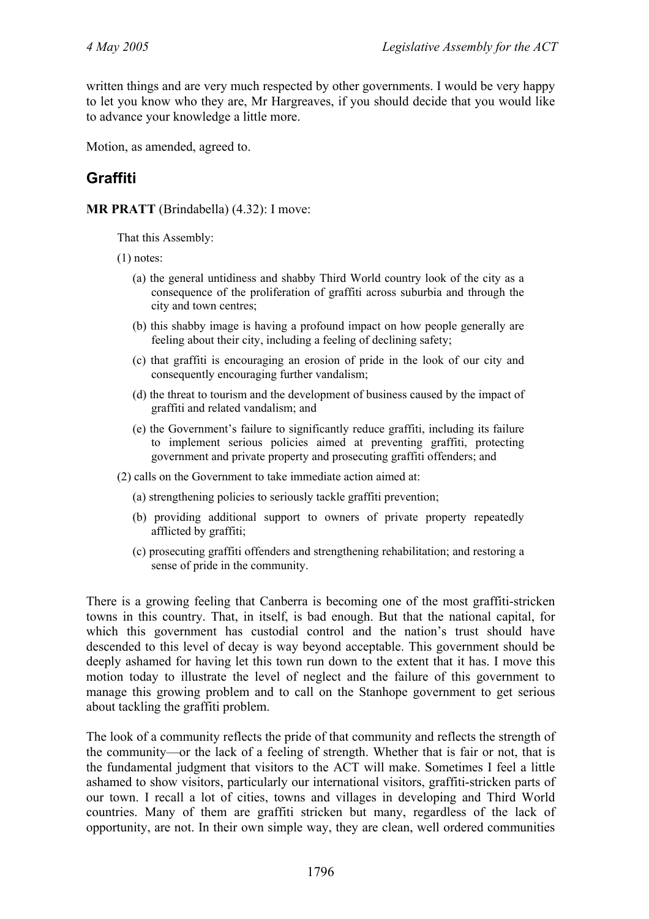written things and are very much respected by other governments. I would be very happy to let you know who they are, Mr Hargreaves, if you should decide that you would like to advance your knowledge a little more.

Motion, as amended, agreed to.

## Graffiti

**MR PRATT** (Brindabella) (4.32): I move:

> That this Assembly:
>
> (1) notes:
>
> (a) the general untidiness and shabby Third World country look of the city as a consequence of the proliferation of graffiti across suburbia and through the city and town centres;
>
> (b) this shabby image is having a profound impact on how people generally are feeling about their city, including a feeling of declining safety;
>
> (c) that graffiti is encouraging an erosion of pride in the look of our city and consequently encouraging further vandalism;
>
> (d) the threat to tourism and the development of business caused by the impact of graffiti and related vandalism; and
>
> (e) the Government's failure to significantly reduce graffiti, including its failure to implement serious policies aimed at preventing graffiti, protecting government and private property and prosecuting graffiti offenders; and
>
> (2) calls on the Government to take immediate action aimed at:
>
> (a) strengthening policies to seriously tackle graffiti prevention;
>
> (b) providing additional support to owners of private property repeatedly afflicted by graffiti;
>
> (c) prosecuting graffiti offenders and strengthening rehabilitation; and restoring a sense of pride in the community.

There is a growing feeling that Canberra is becoming one of the most graffiti-stricken towns in this country. That, in itself, is bad enough. But that the national capital, for which this government has custodial control and the nation's trust should have descended to this level of decay is way beyond acceptable. This government should be deeply ashamed for having let this town run down to the extent that it has. I move this motion today to illustrate the level of neglect and the failure of this government to manage this growing problem and to call on the Stanhope government to get serious about tackling the graffiti problem.

The look of a community reflects the pride of that community and reflects the strength of the community—or the lack of a feeling of strength. Whether that is fair or not, that is the fundamental judgment that visitors to the ACT will make. Sometimes I feel a little ashamed to show visitors, particularly our international visitors, graffiti-stricken parts of our town. I recall a lot of cities, towns and villages in developing and Third World countries. Many of them are graffiti stricken but many, regardless of the lack of opportunity, are not. In their own simple way, they are clean, well ordered communities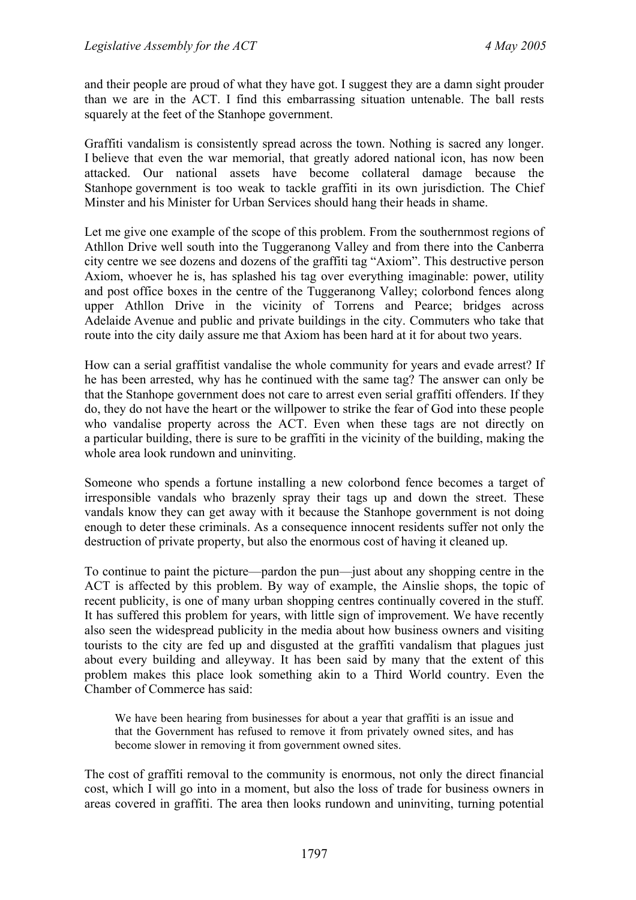and their people are proud of what they have got. I suggest they are a damn sight prouder than we are in the ACT. I find this embarrassing situation untenable. The ball rests squarely at the feet of the Stanhope government.

Graffiti vandalism is consistently spread across the town. Nothing is sacred any longer. I believe that even the war memorial, that greatly adored national icon, has now been attacked. Our national assets have become collateral damage because the Stanhope government is too weak to tackle graffiti in its own jurisdiction. The Chief Minster and his Minister for Urban Services should hang their heads in shame.

Let me give one example of the scope of this problem. From the southernmost regions of Athllon Drive well south into the Tuggeranong Valley and from there into the Canberra city centre we see dozens and dozens of the graffiti tag "Axiom". This destructive person Axiom, whoever he is, has splashed his tag over everything imaginable: power, utility and post office boxes in the centre of the Tuggeranong Valley; colorbond fences along upper Athllon Drive in the vicinity of Torrens and Pearce; bridges across Adelaide Avenue and public and private buildings in the city. Commuters who take that route into the city daily assure me that Axiom has been hard at it for about two years.

How can a serial graffitist vandalise the whole community for years and evade arrest? If he has been arrested, why has he continued with the same tag? The answer can only be that the Stanhope government does not care to arrest even serial graffiti offenders. If they do, they do not have the heart or the willpower to strike the fear of God into these people who vandalise property across the ACT. Even when these tags are not directly on a particular building, there is sure to be graffiti in the vicinity of the building, making the whole area look rundown and uninviting.

Someone who spends a fortune installing a new colorbond fence becomes a target of irresponsible vandals who brazenly spray their tags up and down the street. These vandals know they can get away with it because the Stanhope government is not doing enough to deter these criminals. As a consequence innocent residents suffer not only the destruction of private property, but also the enormous cost of having it cleaned up.

To continue to paint the picture—pardon the pun—just about any shopping centre in the ACT is affected by this problem. By way of example, the Ainslie shops, the topic of recent publicity, is one of many urban shopping centres continually covered in the stuff. It has suffered this problem for years, with little sign of improvement. We have recently also seen the widespread publicity in the media about how business owners and visiting tourists to the city are fed up and disgusted at the graffiti vandalism that plagues just about every building and alleyway. It has been said by many that the extent of this problem makes this place look something akin to a Third World country. Even the Chamber of Commerce has said:

> We have been hearing from businesses for about a year that graffiti is an issue and that the Government has refused to remove it from privately owned sites, and has become slower in removing it from government owned sites.

The cost of graffiti removal to the community is enormous, not only the direct financial cost, which I will go into in a moment, but also the loss of trade for business owners in areas covered in graffiti. The area then looks rundown and uninviting, turning potential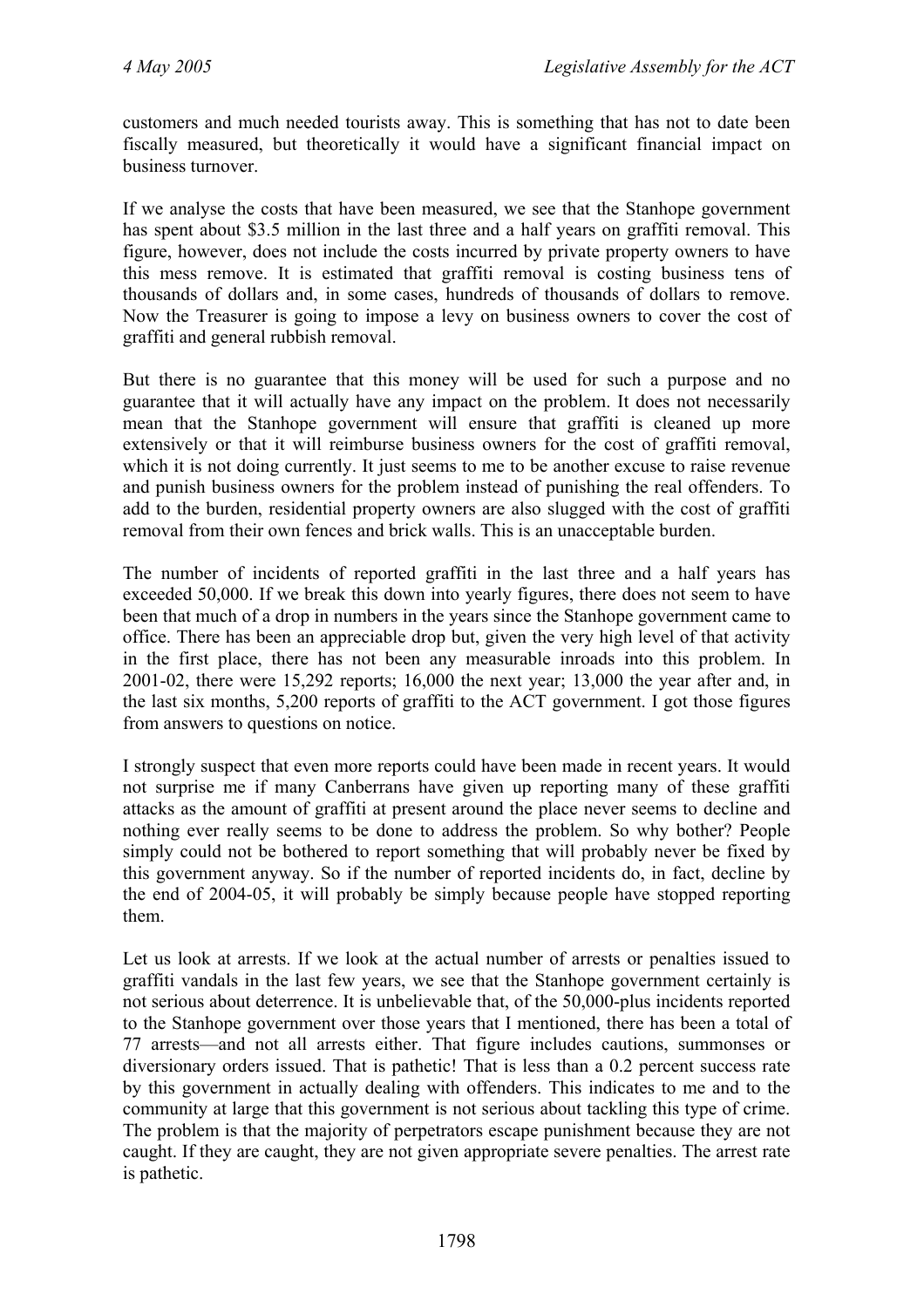customers and much needed tourists away. This is something that has not to date been fiscally measured, but theoretically it would have a significant financial impact on business turnover.

If we analyse the costs that have been measured, we see that the Stanhope government has spent about $3.5 million in the last three and a half years on graffiti removal. This figure, however, does not include the costs incurred by private property owners to have this mess remove. It is estimated that graffiti removal is costing business tens of thousands of dollars and, in some cases, hundreds of thousands of dollars to remove. Now the Treasurer is going to impose a levy on business owners to cover the cost of graffiti and general rubbish removal.

But there is no guarantee that this money will be used for such a purpose and no guarantee that it will actually have any impact on the problem. It does not necessarily mean that the Stanhope government will ensure that graffiti is cleaned up more extensively or that it will reimburse business owners for the cost of graffiti removal, which it is not doing currently. It just seems to me to be another excuse to raise revenue and punish business owners for the problem instead of punishing the real offenders. To add to the burden, residential property owners are also slugged with the cost of graffiti removal from their own fences and brick walls. This is an unacceptable burden.

The number of incidents of reported graffiti in the last three and a half years has exceeded 50,000. If we break this down into yearly figures, there does not seem to have been that much of a drop in numbers in the years since the Stanhope government came to office. There has been an appreciable drop but, given the very high level of that activity in the first place, there has not been any measurable inroads into this problem. In 2001-02, there were 15,292 reports; 16,000 the next year; 13,000 the year after and, in the last six months, 5,200 reports of graffiti to the ACT government. I got those figures from answers to questions on notice.

I strongly suspect that even more reports could have been made in recent years. It would not surprise me if many Canberrans have given up reporting many of these graffiti attacks as the amount of graffiti at present around the place never seems to decline and nothing ever really seems to be done to address the problem. So why bother? People simply could not be bothered to report something that will probably never be fixed by this government anyway. So if the number of reported incidents do, in fact, decline by the end of 2004-05, it will probably be simply because people have stopped reporting them.

Let us look at arrests. If we look at the actual number of arrests or penalties issued to graffiti vandals in the last few years, we see that the Stanhope government certainly is not serious about deterrence. It is unbelievable that, of the 50,000-plus incidents reported to the Stanhope government over those years that I mentioned, there has been a total of 77 arrests—and not all arrests either. That figure includes cautions, summonses or diversionary orders issued. That is pathetic! That is less than a 0.2 percent success rate by this government in actually dealing with offenders. This indicates to me and to the community at large that this government is not serious about tackling this type of crime. The problem is that the majority of perpetrators escape punishment because they are not caught. If they are caught, they are not given appropriate severe penalties. The arrest rate is pathetic.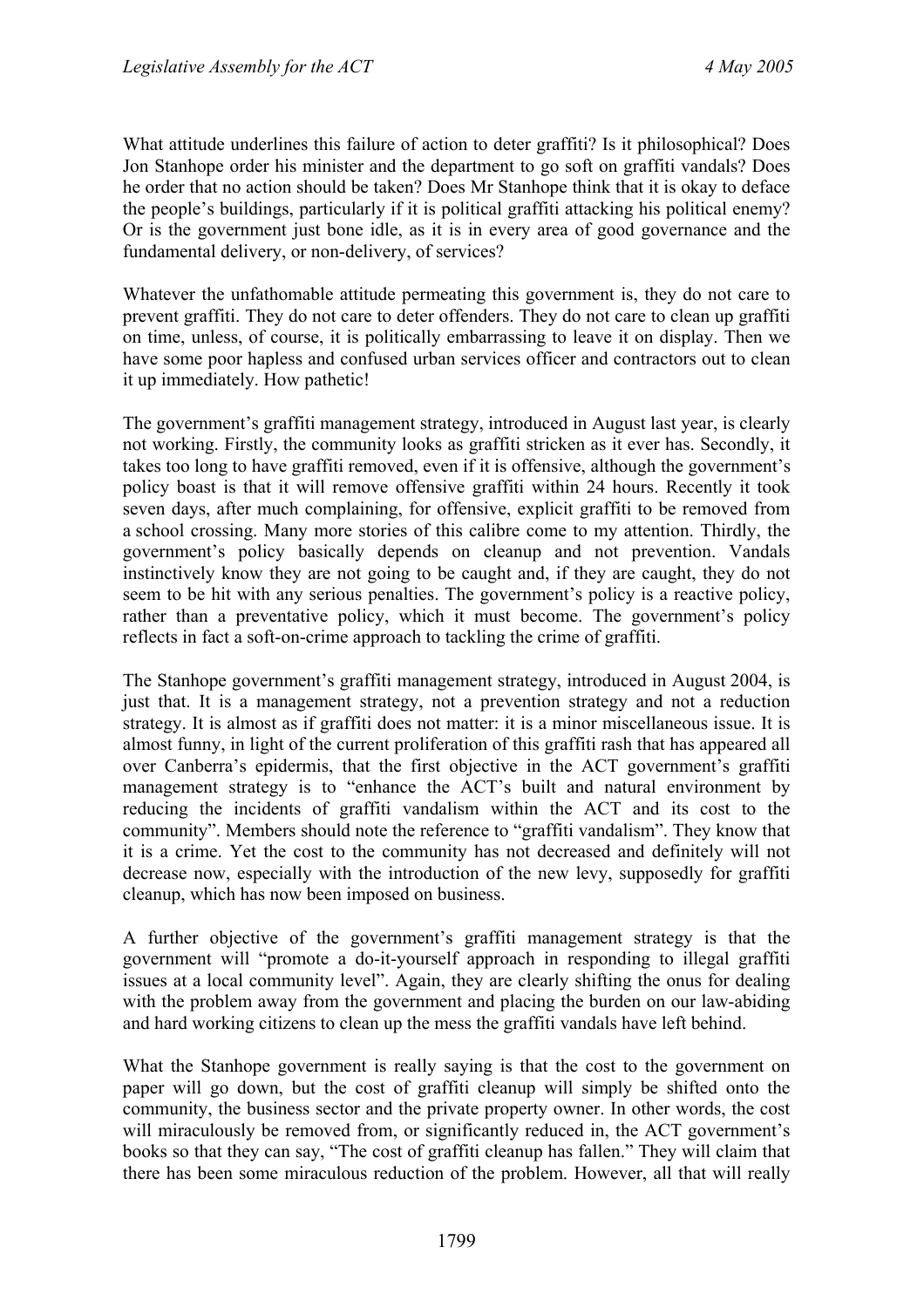What attitude underlines this failure of action to deter graffiti? Is it philosophical? Does Jon Stanhope order his minister and the department to go soft on graffiti vandals? Does he order that no action should be taken? Does Mr Stanhope think that it is okay to deface the people's buildings, particularly if it is political graffiti attacking his political enemy? Or is the government just bone idle, as it is in every area of good governance and the fundamental delivery, or non-delivery, of services?

Whatever the unfathomable attitude permeating this government is, they do not care to prevent graffiti. They do not care to deter offenders. They do not care to clean up graffiti on time, unless, of course, it is politically embarrassing to leave it on display. Then we have some poor hapless and confused urban services officer and contractors out to clean it up immediately. How pathetic!

The government's graffiti management strategy, introduced in August last year, is clearly not working. Firstly, the community looks as graffiti stricken as it ever has. Secondly, it takes too long to have graffiti removed, even if it is offensive, although the government's policy boast is that it will remove offensive graffiti within 24 hours. Recently it took seven days, after much complaining, for offensive, explicit graffiti to be removed from a school crossing. Many more stories of this calibre come to my attention. Thirdly, the government's policy basically depends on cleanup and not prevention. Vandals instinctively know they are not going to be caught and, if they are caught, they do not seem to be hit with any serious penalties. The government's policy is a reactive policy, rather than a preventative policy, which it must become. The government's policy reflects in fact a soft-on-crime approach to tackling the crime of graffiti.

The Stanhope government's graffiti management strategy, introduced in August 2004, is just that. It is a management strategy, not a prevention strategy and not a reduction strategy. It is almost as if graffiti does not matter: it is a minor miscellaneous issue. It is almost funny, in light of the current proliferation of this graffiti rash that has appeared all over Canberra's epidermis, that the first objective in the ACT government's graffiti management strategy is to "enhance the ACT's built and natural environment by reducing the incidents of graffiti vandalism within the ACT and its cost to the community". Members should note the reference to "graffiti vandalism". They know that it is a crime. Yet the cost to the community has not decreased and definitely will not decrease now, especially with the introduction of the new levy, supposedly for graffiti cleanup, which has now been imposed on business.

A further objective of the government's graffiti management strategy is that the government will "promote a do-it-yourself approach in responding to illegal graffiti issues at a local community level". Again, they are clearly shifting the onus for dealing with the problem away from the government and placing the burden on our law-abiding and hard working citizens to clean up the mess the graffiti vandals have left behind.

What the Stanhope government is really saying is that the cost to the government on paper will go down, but the cost of graffiti cleanup will simply be shifted onto the community, the business sector and the private property owner. In other words, the cost will miraculously be removed from, or significantly reduced in, the ACT government's books so that they can say, "The cost of graffiti cleanup has fallen." They will claim that there has been some miraculous reduction of the problem. However, all that will really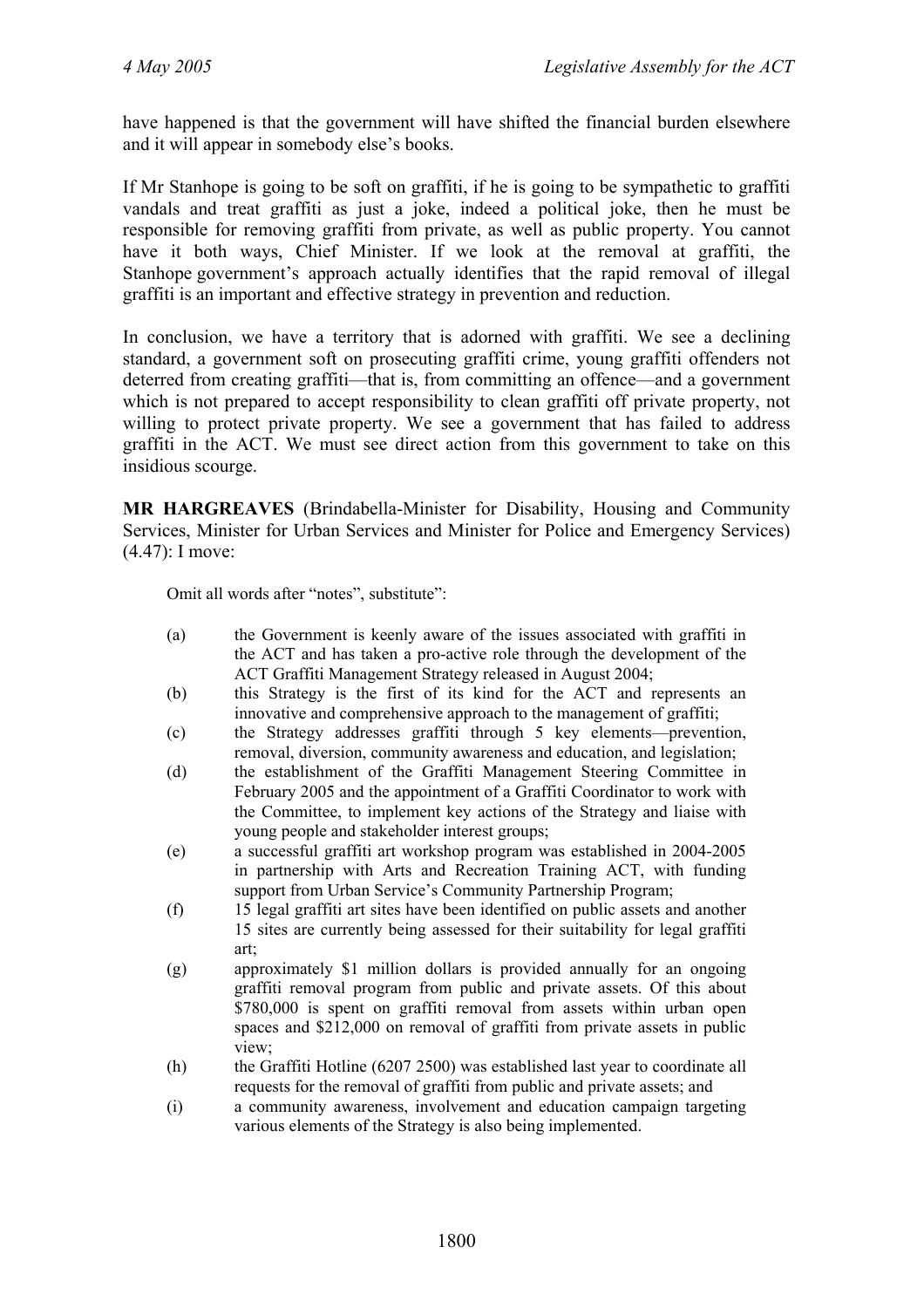have happened is that the government will have shifted the financial burden elsewhere and it will appear in somebody else's books.

If Mr Stanhope is going to be soft on graffiti, if he is going to be sympathetic to graffiti vandals and treat graffiti as just a joke, indeed a political joke, then he must be responsible for removing graffiti from private, as well as public property. You cannot have it both ways, Chief Minister. If we look at the removal at graffiti, the Stanhope government's approach actually identifies that the rapid removal of illegal graffiti is an important and effective strategy in prevention and reduction.

In conclusion, we have a territory that is adorned with graffiti. We see a declining standard, a government soft on prosecuting graffiti crime, young graffiti offenders not deterred from creating graffiti—that is, from committing an offence—and a government which is not prepared to accept responsibility to clean graffiti off private property, not willing to protect private property. We see a government that has failed to address graffiti in the ACT. We must see direct action from this government to take on this insidious scourge.

**MR HARGREAVES** (Brindabella-Minister for Disability, Housing and Community Services, Minister for Urban Services and Minister for Police and Emergency Services) (4.47): I move:

> Omit all words after "notes", substitute":
>
> (a) the Government is keenly aware of the issues associated with graffiti in the ACT and has taken a pro-active role through the development of the ACT Graffiti Management Strategy released in August 2004;
>
> (b) this Strategy is the first of its kind for the ACT and represents an innovative and comprehensive approach to the management of graffiti;
>
> (c) the Strategy addresses graffiti through 5 key elements—prevention, removal, diversion, community awareness and education, and legislation;
>
> (d) the establishment of the Graffiti Management Steering Committee in February 2005 and the appointment of a Graffiti Coordinator to work with the Committee, to implement key actions of the Strategy and liaise with young people and stakeholder interest groups;
>
> (e) a successful graffiti art workshop program was established in 2004-2005 in partnership with Arts and Recreation Training ACT, with funding support from Urban Service's Community Partnership Program;
>
> (f) 15 legal graffiti art sites have been identified on public assets and another 15 sites are currently being assessed for their suitability for legal graffiti art;
>
> (g) approximately $1 million dollars is provided annually for an ongoing graffiti removal program from public and private assets. Of this about $780,000 is spent on graffiti removal from assets within urban open spaces and $212,000 on removal of graffiti from private assets in public view;
>
> (h) the Graffiti Hotline (6207 2500) was established last year to coordinate all requests for the removal of graffiti from public and private assets; and
>
> (i) a community awareness, involvement and education campaign targeting various elements of the Strategy is also being implemented.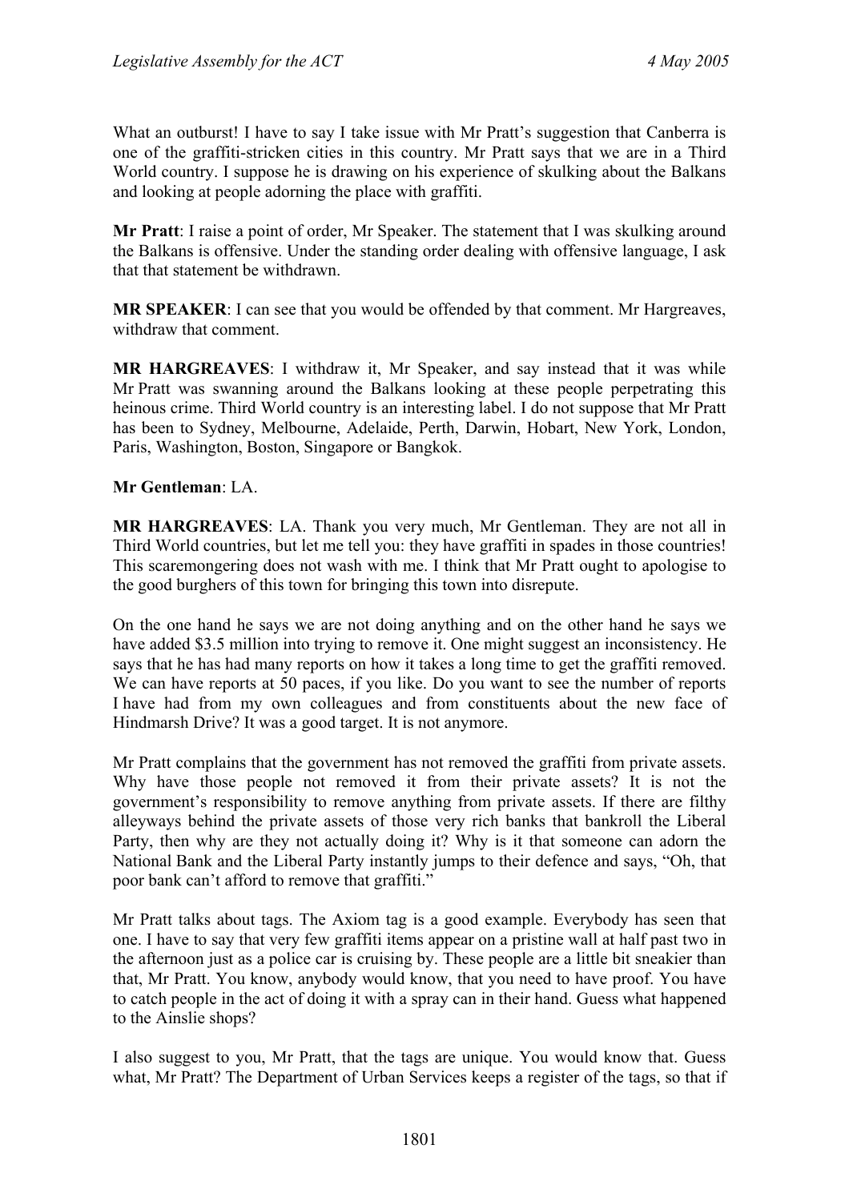What an outburst! I have to say I take issue with Mr Pratt's suggestion that Canberra is one of the graffiti-stricken cities in this country. Mr Pratt says that we are in a Third World country. I suppose he is drawing on his experience of skulking about the Balkans and looking at people adorning the place with graffiti.

**Mr Pratt**: I raise a point of order, Mr Speaker. The statement that I was skulking around the Balkans is offensive. Under the standing order dealing with offensive language, I ask that that statement be withdrawn.

**MR SPEAKER**: I can see that you would be offended by that comment. Mr Hargreaves, withdraw that comment.

**MR HARGREAVES**: I withdraw it, Mr Speaker, and say instead that it was while Mr Pratt was swanning around the Balkans looking at these people perpetrating this heinous crime. Third World country is an interesting label. I do not suppose that Mr Pratt has been to Sydney, Melbourne, Adelaide, Perth, Darwin, Hobart, New York, London, Paris, Washington, Boston, Singapore or Bangkok.

**Mr Gentleman**: LA.

**MR HARGREAVES**: LA. Thank you very much, Mr Gentleman. They are not all in Third World countries, but let me tell you: they have graffiti in spades in those countries! This scaremongering does not wash with me. I think that Mr Pratt ought to apologise to the good burghers of this town for bringing this town into disrepute.

On the one hand he says we are not doing anything and on the other hand he says we have added $3.5 million into trying to remove it. One might suggest an inconsistency. He says that he has had many reports on how it takes a long time to get the graffiti removed. We can have reports at 50 paces, if you like. Do you want to see the number of reports I have had from my own colleagues and from constituents about the new face of Hindmarsh Drive? It was a good target. It is not anymore.

Mr Pratt complains that the government has not removed the graffiti from private assets. Why have those people not removed it from their private assets? It is not the government's responsibility to remove anything from private assets. If there are filthy alleyways behind the private assets of those very rich banks that bankroll the Liberal Party, then why are they not actually doing it? Why is it that someone can adorn the National Bank and the Liberal Party instantly jumps to their defence and says, "Oh, that poor bank can't afford to remove that graffiti."

Mr Pratt talks about tags. The Axiom tag is a good example. Everybody has seen that one. I have to say that very few graffiti items appear on a pristine wall at half past two in the afternoon just as a police car is cruising by. These people are a little bit sneakier than that, Mr Pratt. You know, anybody would know, that you need to have proof. You have to catch people in the act of doing it with a spray can in their hand. Guess what happened to the Ainslie shops?

I also suggest to you, Mr Pratt, that the tags are unique. You would know that. Guess what, Mr Pratt? The Department of Urban Services keeps a register of the tags, so that if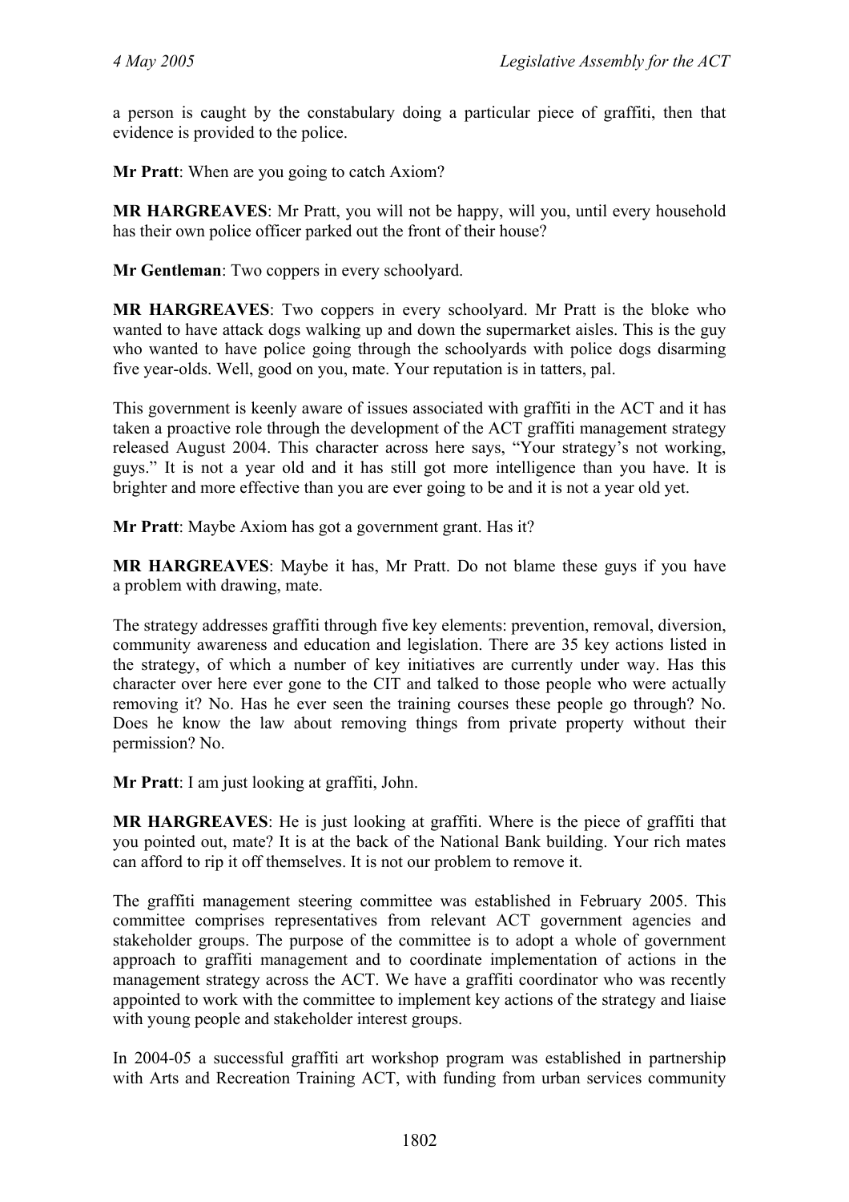a person is caught by the constabulary doing a particular piece of graffiti, then that evidence is provided to the police.

**Mr Pratt**: When are you going to catch Axiom?

**MR HARGREAVES**: Mr Pratt, you will not be happy, will you, until every household has their own police officer parked out the front of their house?

**Mr Gentleman**: Two coppers in every schoolyard.

**MR HARGREAVES**: Two coppers in every schoolyard. Mr Pratt is the bloke who wanted to have attack dogs walking up and down the supermarket aisles. This is the guy who wanted to have police going through the schoolyards with police dogs disarming five year-olds. Well, good on you, mate. Your reputation is in tatters, pal.

This government is keenly aware of issues associated with graffiti in the ACT and it has taken a proactive role through the development of the ACT graffiti management strategy released August 2004. This character across here says, "Your strategy's not working, guys." It is not a year old and it has still got more intelligence than you have. It is brighter and more effective than you are ever going to be and it is not a year old yet.

**Mr Pratt**: Maybe Axiom has got a government grant. Has it?

**MR HARGREAVES**: Maybe it has, Mr Pratt. Do not blame these guys if you have a problem with drawing, mate.

The strategy addresses graffiti through five key elements: prevention, removal, diversion, community awareness and education and legislation. There are 35 key actions listed in the strategy, of which a number of key initiatives are currently under way. Has this character over here ever gone to the CIT and talked to those people who were actually removing it? No. Has he ever seen the training courses these people go through? No. Does he know the law about removing things from private property without their permission? No.

**Mr Pratt**: I am just looking at graffiti, John.

**MR HARGREAVES**: He is just looking at graffiti. Where is the piece of graffiti that you pointed out, mate? It is at the back of the National Bank building. Your rich mates can afford to rip it off themselves. It is not our problem to remove it.

The graffiti management steering committee was established in February 2005. This committee comprises representatives from relevant ACT government agencies and stakeholder groups. The purpose of the committee is to adopt a whole of government approach to graffiti management and to coordinate implementation of actions in the management strategy across the ACT. We have a graffiti coordinator who was recently appointed to work with the committee to implement key actions of the strategy and liaise with young people and stakeholder interest groups.

In 2004-05 a successful graffiti art workshop program was established in partnership with Arts and Recreation Training ACT, with funding from urban services community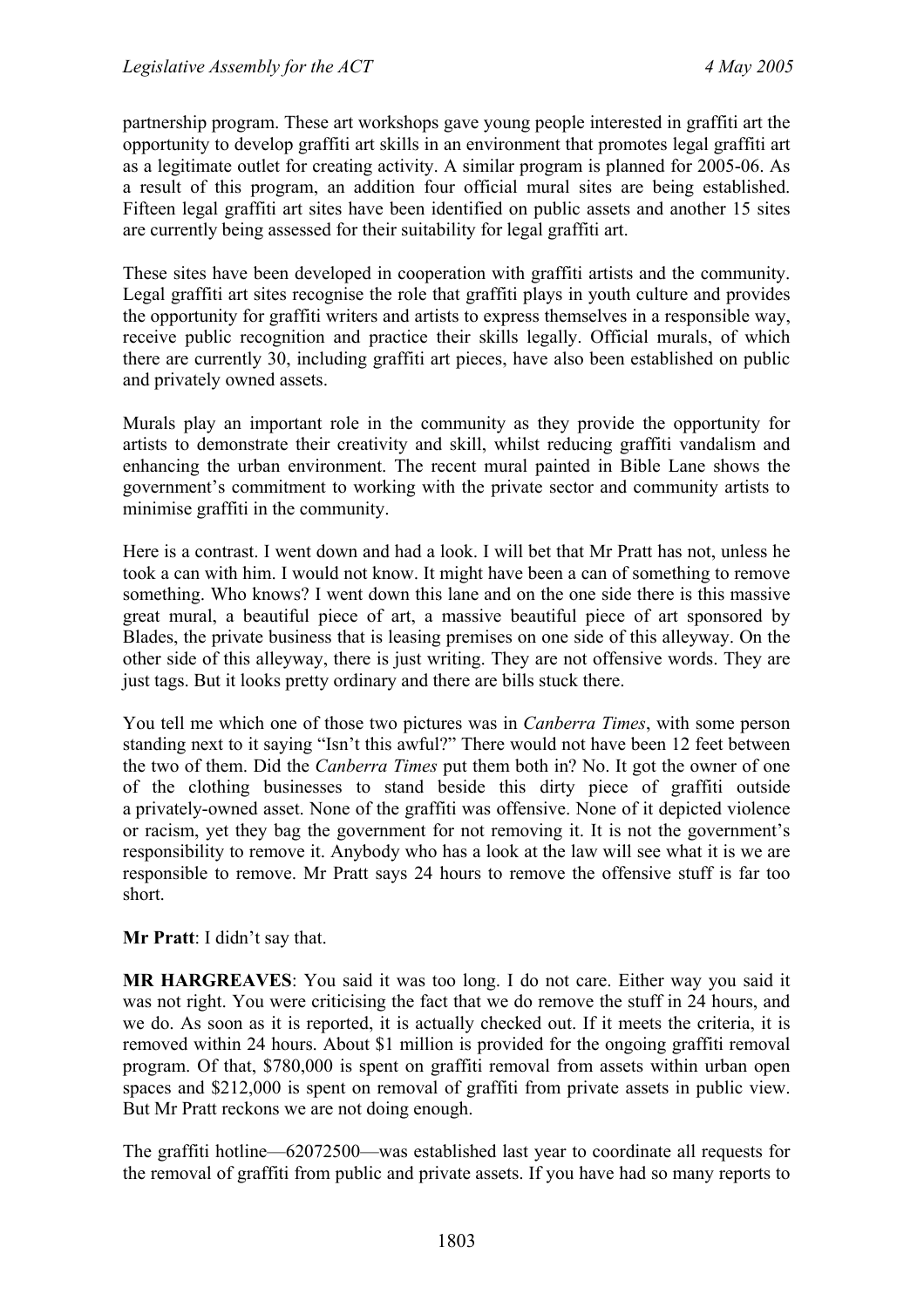partnership program. These art workshops gave young people interested in graffiti art the opportunity to develop graffiti art skills in an environment that promotes legal graffiti art as a legitimate outlet for creating activity. A similar program is planned for 2005-06. As a result of this program, an addition four official mural sites are being established. Fifteen legal graffiti art sites have been identified on public assets and another 15 sites are currently being assessed for their suitability for legal graffiti art.

These sites have been developed in cooperation with graffiti artists and the community. Legal graffiti art sites recognise the role that graffiti plays in youth culture and provides the opportunity for graffiti writers and artists to express themselves in a responsible way, receive public recognition and practice their skills legally. Official murals, of which there are currently 30, including graffiti art pieces, have also been established on public and privately owned assets.

Murals play an important role in the community as they provide the opportunity for artists to demonstrate their creativity and skill, whilst reducing graffiti vandalism and enhancing the urban environment. The recent mural painted in Bible Lane shows the government's commitment to working with the private sector and community artists to minimise graffiti in the community.

Here is a contrast. I went down and had a look. I will bet that Mr Pratt has not, unless he took a can with him. I would not know. It might have been a can of something to remove something. Who knows? I went down this lane and on the one side there is this massive great mural, a beautiful piece of art, a massive beautiful piece of art sponsored by Blades, the private business that is leasing premises on one side of this alleyway. On the other side of this alleyway, there is just writing. They are not offensive words. They are just tags. But it looks pretty ordinary and there are bills stuck there.

You tell me which one of those two pictures was in *Canberra Times*, with some person standing next to it saying "Isn't this awful?" There would not have been 12 feet between the two of them. Did the *Canberra Times* put them both in? No. It got the owner of one of the clothing businesses to stand beside this dirty piece of graffiti outside a privately-owned asset. None of the graffiti was offensive. None of it depicted violence or racism, yet they bag the government for not removing it. It is not the government's responsibility to remove it. Anybody who has a look at the law will see what it is we are responsible to remove. Mr Pratt says 24 hours to remove the offensive stuff is far too short.

**Mr Pratt**: I didn't say that.

**MR HARGREAVES**: You said it was too long. I do not care. Either way you said it was not right. You were criticising the fact that we do remove the stuff in 24 hours, and we do. As soon as it is reported, it is actually checked out. If it meets the criteria, it is removed within 24 hours. About $1 million is provided for the ongoing graffiti removal program. Of that, $780,000 is spent on graffiti removal from assets within urban open spaces and $212,000 is spent on removal of graffiti from private assets in public view. But Mr Pratt reckons we are not doing enough.

The graffiti hotline—62072500—was established last year to coordinate all requests for the removal of graffiti from public and private assets. If you have had so many reports to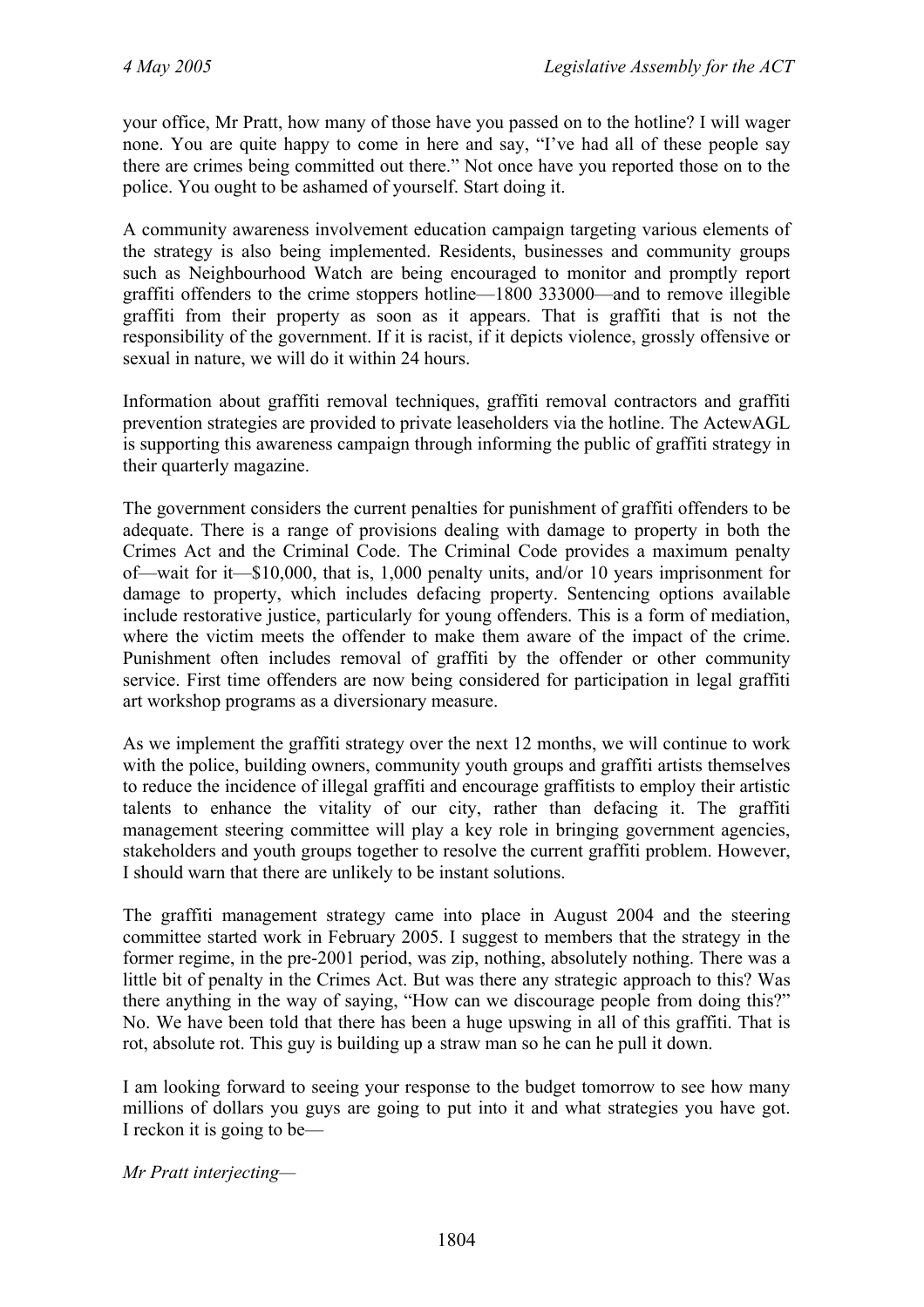your office, Mr Pratt, how many of those have you passed on to the hotline? I will wager none. You are quite happy to come in here and say, "I've had all of these people say there are crimes being committed out there." Not once have you reported those on to the police. You ought to be ashamed of yourself. Start doing it.

A community awareness involvement education campaign targeting various elements of the strategy is also being implemented. Residents, businesses and community groups such as Neighbourhood Watch are being encouraged to monitor and promptly report graffiti offenders to the crime stoppers hotline—1800 333000—and to remove illegible graffiti from their property as soon as it appears. That is graffiti that is not the responsibility of the government. If it is racist, if it depicts violence, grossly offensive or sexual in nature, we will do it within 24 hours.

Information about graffiti removal techniques, graffiti removal contractors and graffiti prevention strategies are provided to private leaseholders via the hotline. The ActewAGL is supporting this awareness campaign through informing the public of graffiti strategy in their quarterly magazine.

The government considers the current penalties for punishment of graffiti offenders to be adequate. There is a range of provisions dealing with damage to property in both the Crimes Act and the Criminal Code. The Criminal Code provides a maximum penalty of—wait for it—$10,000, that is, 1,000 penalty units, and/or 10 years imprisonment for damage to property, which includes defacing property. Sentencing options available include restorative justice, particularly for young offenders. This is a form of mediation, where the victim meets the offender to make them aware of the impact of the crime. Punishment often includes removal of graffiti by the offender or other community service. First time offenders are now being considered for participation in legal graffiti art workshop programs as a diversionary measure.

As we implement the graffiti strategy over the next 12 months, we will continue to work with the police, building owners, community youth groups and graffiti artists themselves to reduce the incidence of illegal graffiti and encourage graffitists to employ their artistic talents to enhance the vitality of our city, rather than defacing it. The graffiti management steering committee will play a key role in bringing government agencies, stakeholders and youth groups together to resolve the current graffiti problem. However, I should warn that there are unlikely to be instant solutions.

The graffiti management strategy came into place in August 2004 and the steering committee started work in February 2005. I suggest to members that the strategy in the former regime, in the pre-2001 period, was zip, nothing, absolutely nothing. There was a little bit of penalty in the Crimes Act. But was there any strategic approach to this? Was there anything in the way of saying, "How can we discourage people from doing this?" No. We have been told that there has been a huge upswing in all of this graffiti. That is rot, absolute rot. This guy is building up a straw man so he can he pull it down.

I am looking forward to seeing your response to the budget tomorrow to see how many millions of dollars you guys are going to put into it and what strategies you have got. I reckon it is going to be—

*Mr Pratt interjecting—*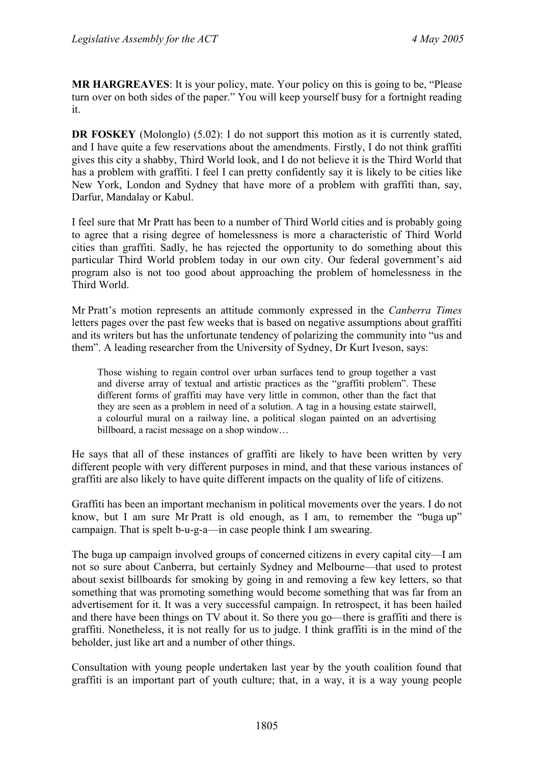**MR HARGREAVES**: It is your policy, mate. Your policy on this is going to be, "Please turn over on both sides of the paper." You will keep yourself busy for a fortnight reading it.

**DR FOSKEY** (Molonglo) (5.02): I do not support this motion as it is currently stated, and I have quite a few reservations about the amendments. Firstly, I do not think graffiti gives this city a shabby, Third World look, and I do not believe it is the Third World that has a problem with graffiti. I feel I can pretty confidently say it is likely to be cities like New York, London and Sydney that have more of a problem with graffiti than, say, Darfur, Mandalay or Kabul.

I feel sure that Mr Pratt has been to a number of Third World cities and is probably going to agree that a rising degree of homelessness is more a characteristic of Third World cities than graffiti. Sadly, he has rejected the opportunity to do something about this particular Third World problem today in our own city. Our federal government's aid program also is not too good about approaching the problem of homelessness in the Third World.

Mr Pratt's motion represents an attitude commonly expressed in the *Canberra Times* letters pages over the past few weeks that is based on negative assumptions about graffiti and its writers but has the unfortunate tendency of polarizing the community into "us and them". A leading researcher from the University of Sydney, Dr Kurt Iveson, says:

> Those wishing to regain control over urban surfaces tend to group together a vast and diverse array of textual and artistic practices as the "graffiti problem". These different forms of graffiti may have very little in common, other than the fact that they are seen as a problem in need of a solution. A tag in a housing estate stairwell, a colourful mural on a railway line, a political slogan painted on an advertising billboard, a racist message on a shop window…

He says that all of these instances of graffiti are likely to have been written by very different people with very different purposes in mind, and that these various instances of graffiti are also likely to have quite different impacts on the quality of life of citizens.

Graffiti has been an important mechanism in political movements over the years. I do not know, but I am sure Mr Pratt is old enough, as I am, to remember the "buga up" campaign. That is spelt b-u-g-a—in case people think I am swearing.

The buga up campaign involved groups of concerned citizens in every capital city—I am not so sure about Canberra, but certainly Sydney and Melbourne—that used to protest about sexist billboards for smoking by going in and removing a few key letters, so that something that was promoting something would become something that was far from an advertisement for it. It was a very successful campaign. In retrospect, it has been hailed and there have been things on TV about it. So there you go—there is graffiti and there is graffiti. Nonetheless, it is not really for us to judge. I think graffiti is in the mind of the beholder, just like art and a number of other things.

Consultation with young people undertaken last year by the youth coalition found that graffiti is an important part of youth culture; that, in a way, it is a way young people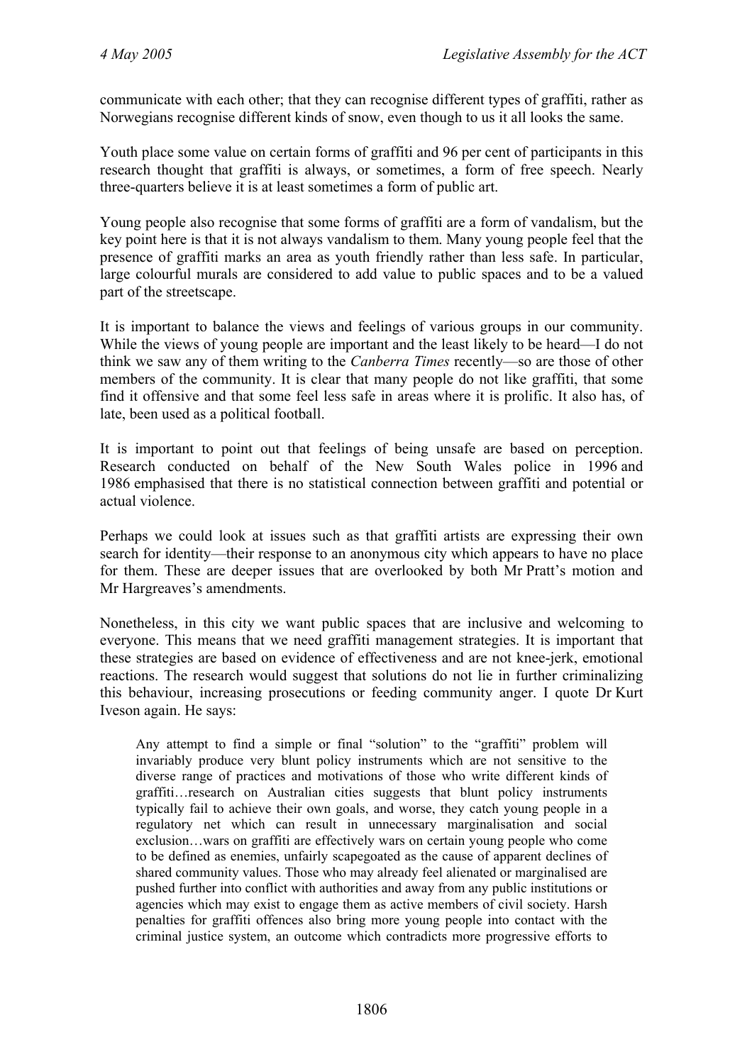communicate with each other; that they can recognise different types of graffiti, rather as Norwegians recognise different kinds of snow, even though to us it all looks the same.

Youth place some value on certain forms of graffiti and 96 per cent of participants in this research thought that graffiti is always, or sometimes, a form of free speech. Nearly three-quarters believe it is at least sometimes a form of public art.

Young people also recognise that some forms of graffiti are a form of vandalism, but the key point here is that it is not always vandalism to them. Many young people feel that the presence of graffiti marks an area as youth friendly rather than less safe. In particular, large colourful murals are considered to add value to public spaces and to be a valued part of the streetscape.

It is important to balance the views and feelings of various groups in our community. While the views of young people are important and the least likely to be heard—I do not think we saw any of them writing to the *Canberra Times* recently—so are those of other members of the community. It is clear that many people do not like graffiti, that some find it offensive and that some feel less safe in areas where it is prolific. It also has, of late, been used as a political football.

It is important to point out that feelings of being unsafe are based on perception. Research conducted on behalf of the New South Wales police in 1996 and 1986 emphasised that there is no statistical connection between graffiti and potential or actual violence.

Perhaps we could look at issues such as that graffiti artists are expressing their own search for identity—their response to an anonymous city which appears to have no place for them. These are deeper issues that are overlooked by both Mr Pratt's motion and Mr Hargreaves's amendments.

Nonetheless, in this city we want public spaces that are inclusive and welcoming to everyone. This means that we need graffiti management strategies. It is important that these strategies are based on evidence of effectiveness and are not knee-jerk, emotional reactions. The research would suggest that solutions do not lie in further criminalizing this behaviour, increasing prosecutions or feeding community anger. I quote Dr Kurt Iveson again. He says:

> Any attempt to find a simple or final "solution" to the "graffiti" problem will invariably produce very blunt policy instruments which are not sensitive to the diverse range of practices and motivations of those who write different kinds of graffiti…research on Australian cities suggests that blunt policy instruments typically fail to achieve their own goals, and worse, they catch young people in a regulatory net which can result in unnecessary marginalisation and social exclusion…wars on graffiti are effectively wars on certain young people who come to be defined as enemies, unfairly scapegoated as the cause of apparent declines of shared community values. Those who may already feel alienated or marginalised are pushed further into conflict with authorities and away from any public institutions or agencies which may exist to engage them as active members of civil society. Harsh penalties for graffiti offences also bring more young people into contact with the criminal justice system, an outcome which contradicts more progressive efforts to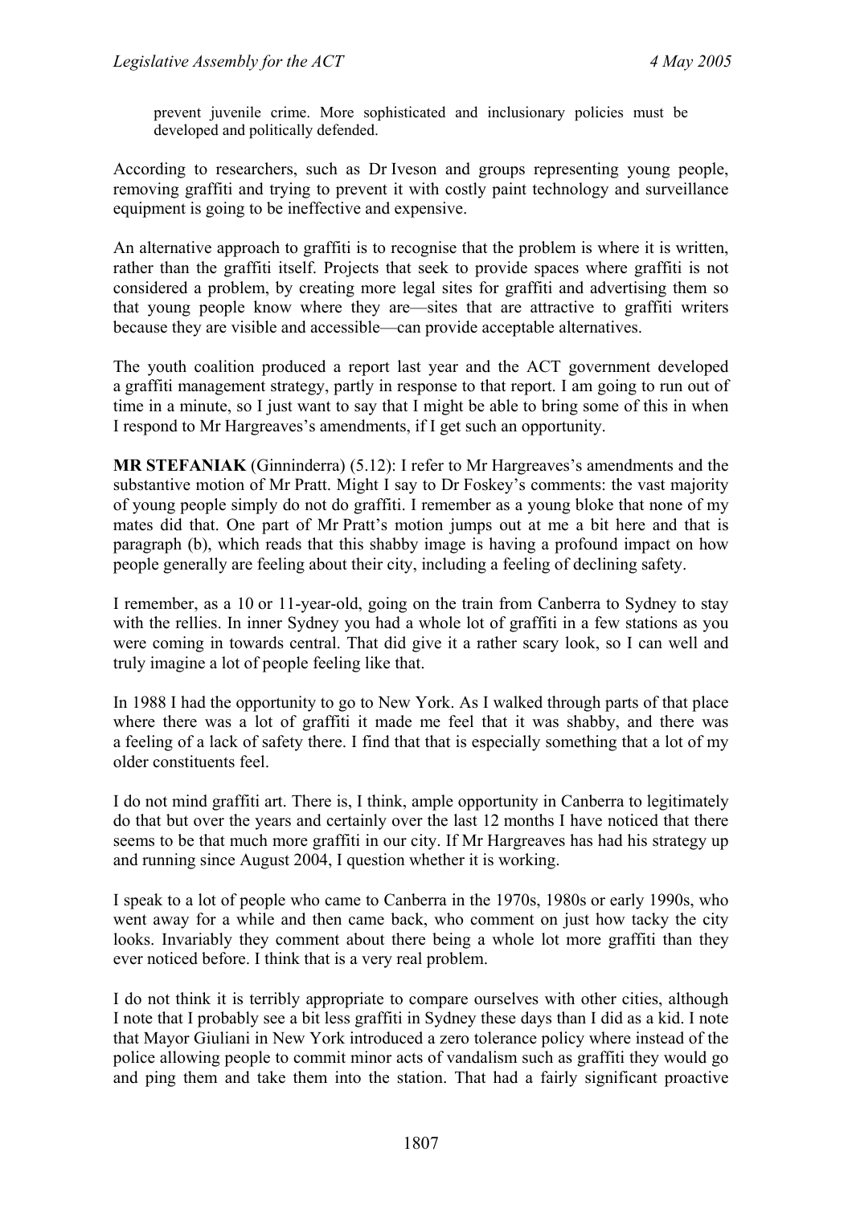> prevent juvenile crime. More sophisticated and inclusionary policies must be developed and politically defended.

According to researchers, such as Dr Iveson and groups representing young people, removing graffiti and trying to prevent it with costly paint technology and surveillance equipment is going to be ineffective and expensive.

An alternative approach to graffiti is to recognise that the problem is where it is written, rather than the graffiti itself. Projects that seek to provide spaces where graffiti is not considered a problem, by creating more legal sites for graffiti and advertising them so that young people know where they are—sites that are attractive to graffiti writers because they are visible and accessible—can provide acceptable alternatives.

The youth coalition produced a report last year and the ACT government developed a graffiti management strategy, partly in response to that report. I am going to run out of time in a minute, so I just want to say that I might be able to bring some of this in when I respond to Mr Hargreaves's amendments, if I get such an opportunity.

**MR STEFANIAK** (Ginninderra) (5.12): I refer to Mr Hargreaves's amendments and the substantive motion of Mr Pratt. Might I say to Dr Foskey's comments: the vast majority of young people simply do not do graffiti. I remember as a young bloke that none of my mates did that. One part of Mr Pratt's motion jumps out at me a bit here and that is paragraph (b), which reads that this shabby image is having a profound impact on how people generally are feeling about their city, including a feeling of declining safety.

I remember, as a 10 or 11-year-old, going on the train from Canberra to Sydney to stay with the rellies. In inner Sydney you had a whole lot of graffiti in a few stations as you were coming in towards central. That did give it a rather scary look, so I can well and truly imagine a lot of people feeling like that.

In 1988 I had the opportunity to go to New York. As I walked through parts of that place where there was a lot of graffiti it made me feel that it was shabby, and there was a feeling of a lack of safety there. I find that that is especially something that a lot of my older constituents feel.

I do not mind graffiti art. There is, I think, ample opportunity in Canberra to legitimately do that but over the years and certainly over the last 12 months I have noticed that there seems to be that much more graffiti in our city. If Mr Hargreaves has had his strategy up and running since August 2004, I question whether it is working.

I speak to a lot of people who came to Canberra in the 1970s, 1980s or early 1990s, who went away for a while and then came back, who comment on just how tacky the city looks. Invariably they comment about there being a whole lot more graffiti than they ever noticed before. I think that is a very real problem.

I do not think it is terribly appropriate to compare ourselves with other cities, although I note that I probably see a bit less graffiti in Sydney these days than I did as a kid. I note that Mayor Giuliani in New York introduced a zero tolerance policy where instead of the police allowing people to commit minor acts of vandalism such as graffiti they would go and ping them and take them into the station. That had a fairly significant proactive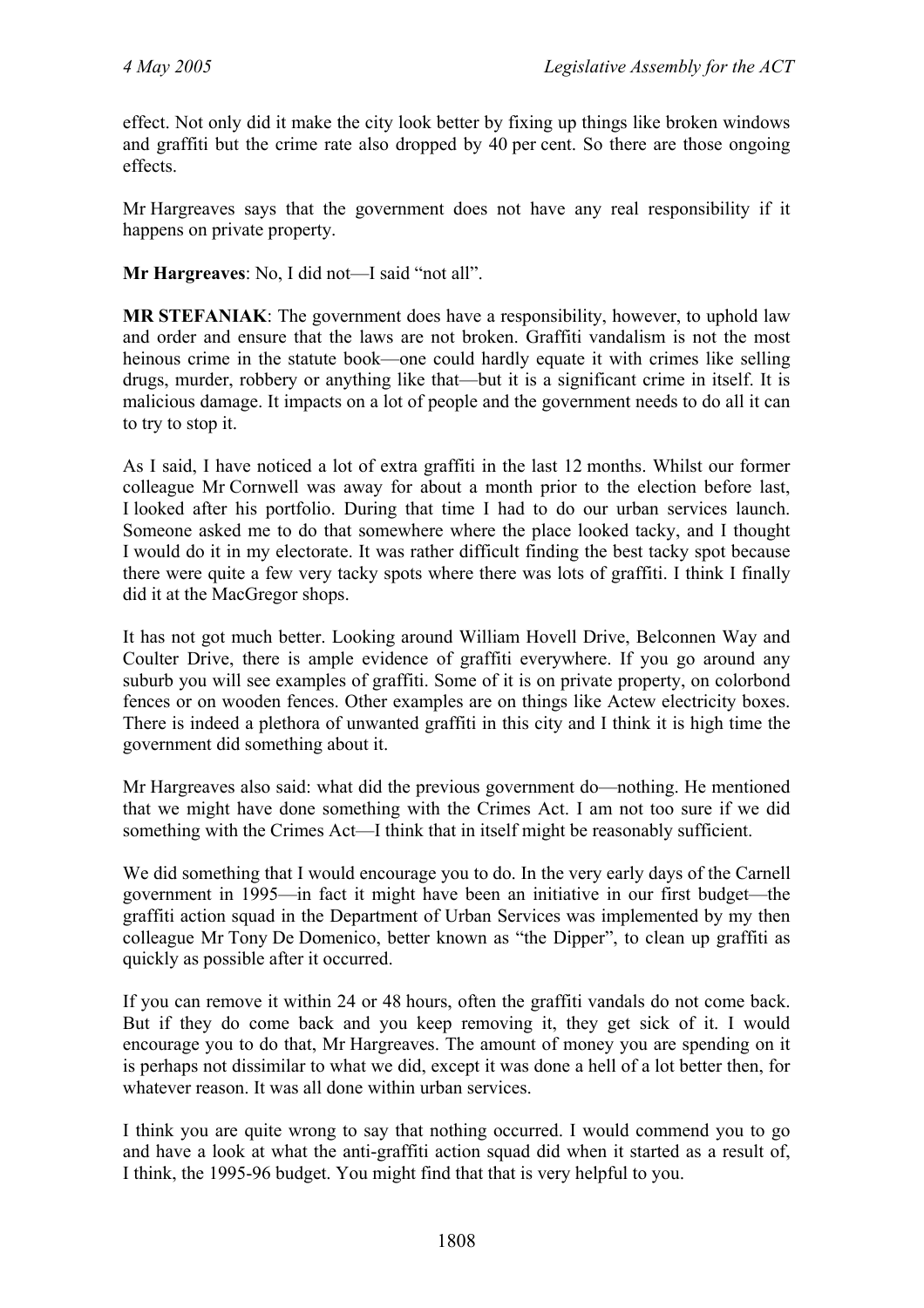effect. Not only did it make the city look better by fixing up things like broken windows and graffiti but the crime rate also dropped by 40 per cent. So there are those ongoing effects.

Mr Hargreaves says that the government does not have any real responsibility if it happens on private property.

**Mr Hargreaves**: No, I did not—I said "not all".

**MR STEFANIAK**: The government does have a responsibility, however, to uphold law and order and ensure that the laws are not broken. Graffiti vandalism is not the most heinous crime in the statute book—one could hardly equate it with crimes like selling drugs, murder, robbery or anything like that—but it is a significant crime in itself. It is malicious damage. It impacts on a lot of people and the government needs to do all it can to try to stop it.

As I said, I have noticed a lot of extra graffiti in the last 12 months. Whilst our former colleague Mr Cornwell was away for about a month prior to the election before last, I looked after his portfolio. During that time I had to do our urban services launch. Someone asked me to do that somewhere where the place looked tacky, and I thought I would do it in my electorate. It was rather difficult finding the best tacky spot because there were quite a few very tacky spots where there was lots of graffiti. I think I finally did it at the MacGregor shops.

It has not got much better. Looking around William Hovell Drive, Belconnen Way and Coulter Drive, there is ample evidence of graffiti everywhere. If you go around any suburb you will see examples of graffiti. Some of it is on private property, on colorbond fences or on wooden fences. Other examples are on things like Actew electricity boxes. There is indeed a plethora of unwanted graffiti in this city and I think it is high time the government did something about it.

Mr Hargreaves also said: what did the previous government do—nothing. He mentioned that we might have done something with the Crimes Act. I am not too sure if we did something with the Crimes Act—I think that in itself might be reasonably sufficient.

We did something that I would encourage you to do. In the very early days of the Carnell government in 1995—in fact it might have been an initiative in our first budget—the graffiti action squad in the Department of Urban Services was implemented by my then colleague Mr Tony De Domenico, better known as "the Dipper", to clean up graffiti as quickly as possible after it occurred.

If you can remove it within 24 or 48 hours, often the graffiti vandals do not come back. But if they do come back and you keep removing it, they get sick of it. I would encourage you to do that, Mr Hargreaves. The amount of money you are spending on it is perhaps not dissimilar to what we did, except it was done a hell of a lot better then, for whatever reason. It was all done within urban services.

I think you are quite wrong to say that nothing occurred. I would commend you to go and have a look at what the anti-graffiti action squad did when it started as a result of, I think, the 1995-96 budget. You might find that that is very helpful to you.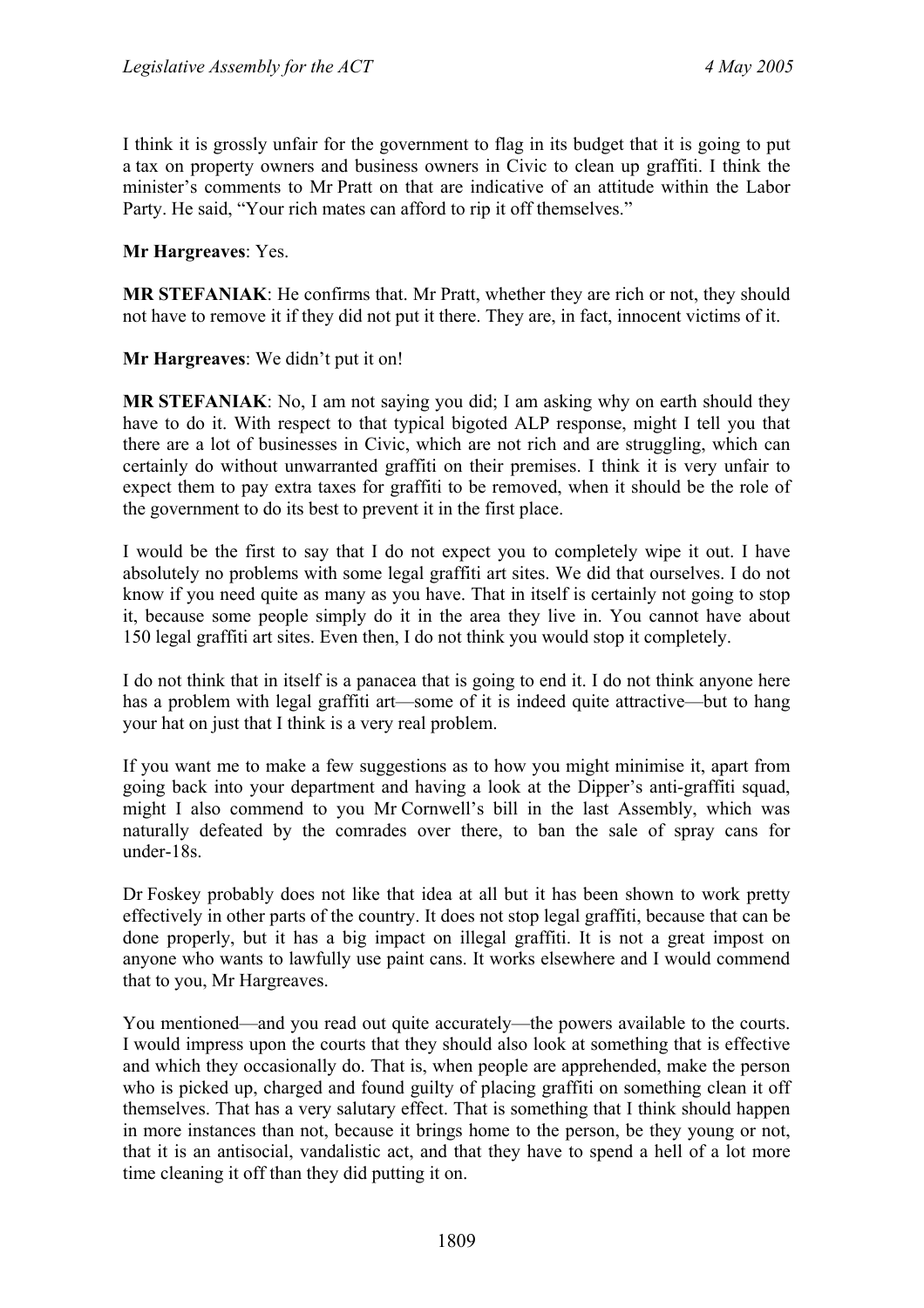I think it is grossly unfair for the government to flag in its budget that it is going to put a tax on property owners and business owners in Civic to clean up graffiti. I think the minister's comments to Mr Pratt on that are indicative of an attitude within the Labor Party. He said, "Your rich mates can afford to rip it off themselves."

**Mr Hargreaves**: Yes.

**MR STEFANIAK**: He confirms that. Mr Pratt, whether they are rich or not, they should not have to remove it if they did not put it there. They are, in fact, innocent victims of it.

**Mr Hargreaves**: We didn't put it on!

**MR STEFANIAK**: No, I am not saying you did; I am asking why on earth should they have to do it. With respect to that typical bigoted ALP response, might I tell you that there are a lot of businesses in Civic, which are not rich and are struggling, which can certainly do without unwarranted graffiti on their premises. I think it is very unfair to expect them to pay extra taxes for graffiti to be removed, when it should be the role of the government to do its best to prevent it in the first place.

I would be the first to say that I do not expect you to completely wipe it out. I have absolutely no problems with some legal graffiti art sites. We did that ourselves. I do not know if you need quite as many as you have. That in itself is certainly not going to stop it, because some people simply do it in the area they live in. You cannot have about 150 legal graffiti art sites. Even then, I do not think you would stop it completely.

I do not think that in itself is a panacea that is going to end it. I do not think anyone here has a problem with legal graffiti art—some of it is indeed quite attractive—but to hang your hat on just that I think is a very real problem.

If you want me to make a few suggestions as to how you might minimise it, apart from going back into your department and having a look at the Dipper's anti-graffiti squad, might I also commend to you Mr Cornwell's bill in the last Assembly, which was naturally defeated by the comrades over there, to ban the sale of spray cans for under-18s.

Dr Foskey probably does not like that idea at all but it has been shown to work pretty effectively in other parts of the country. It does not stop legal graffiti, because that can be done properly, but it has a big impact on illegal graffiti. It is not a great impost on anyone who wants to lawfully use paint cans. It works elsewhere and I would commend that to you, Mr Hargreaves.

You mentioned—and you read out quite accurately—the powers available to the courts. I would impress upon the courts that they should also look at something that is effective and which they occasionally do. That is, when people are apprehended, make the person who is picked up, charged and found guilty of placing graffiti on something clean it off themselves. That has a very salutary effect. That is something that I think should happen in more instances than not, because it brings home to the person, be they young or not, that it is an antisocial, vandalistic act, and that they have to spend a hell of a lot more time cleaning it off than they did putting it on.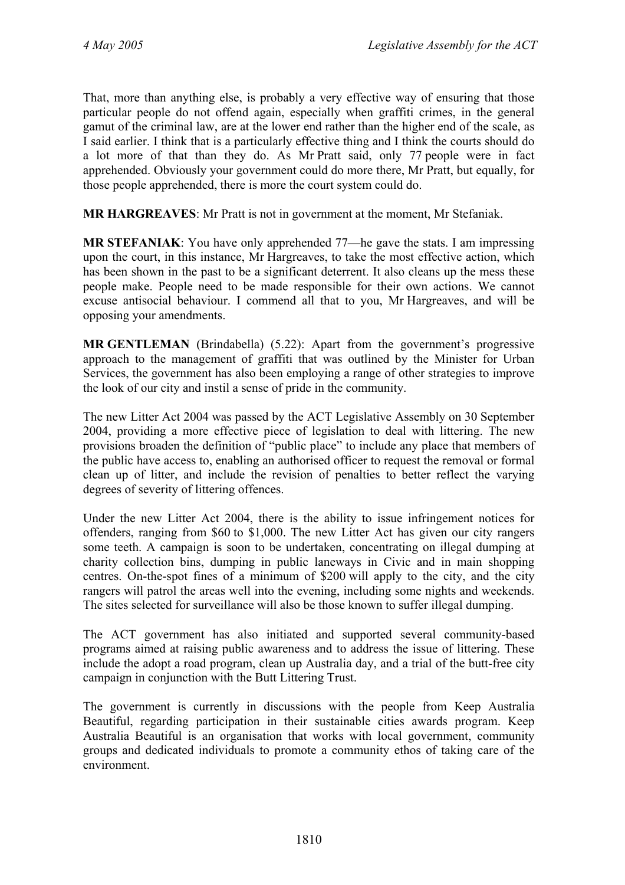That, more than anything else, is probably a very effective way of ensuring that those particular people do not offend again, especially when graffiti crimes, in the general gamut of the criminal law, are at the lower end rather than the higher end of the scale, as I said earlier. I think that is a particularly effective thing and I think the courts should do a lot more of that than they do. As Mr Pratt said, only 77 people were in fact apprehended. Obviously your government could do more there, Mr Pratt, but equally, for those people apprehended, there is more the court system could do.

**MR HARGREAVES**: Mr Pratt is not in government at the moment, Mr Stefaniak.

**MR STEFANIAK**: You have only apprehended 77—he gave the stats. I am impressing upon the court, in this instance, Mr Hargreaves, to take the most effective action, which has been shown in the past to be a significant deterrent. It also cleans up the mess these people make. People need to be made responsible for their own actions. We cannot excuse antisocial behaviour. I commend all that to you, Mr Hargreaves, and will be opposing your amendments.

**MR GENTLEMAN** (Brindabella) (5.22): Apart from the government's progressive approach to the management of graffiti that was outlined by the Minister for Urban Services, the government has also been employing a range of other strategies to improve the look of our city and instil a sense of pride in the community.

The new Litter Act 2004 was passed by the ACT Legislative Assembly on 30 September 2004, providing a more effective piece of legislation to deal with littering. The new provisions broaden the definition of "public place" to include any place that members of the public have access to, enabling an authorised officer to request the removal or formal clean up of litter, and include the revision of penalties to better reflect the varying degrees of severity of littering offences.

Under the new Litter Act 2004, there is the ability to issue infringement notices for offenders, ranging from $60 to $1,000. The new Litter Act has given our city rangers some teeth. A campaign is soon to be undertaken, concentrating on illegal dumping at charity collection bins, dumping in public laneways in Civic and in main shopping centres. On-the-spot fines of a minimum of $200 will apply to the city, and the city rangers will patrol the areas well into the evening, including some nights and weekends. The sites selected for surveillance will also be those known to suffer illegal dumping.

The ACT government has also initiated and supported several community-based programs aimed at raising public awareness and to address the issue of littering. These include the adopt a road program, clean up Australia day, and a trial of the butt-free city campaign in conjunction with the Butt Littering Trust.

The government is currently in discussions with the people from Keep Australia Beautiful, regarding participation in their sustainable cities awards program. Keep Australia Beautiful is an organisation that works with local government, community groups and dedicated individuals to promote a community ethos of taking care of the environment.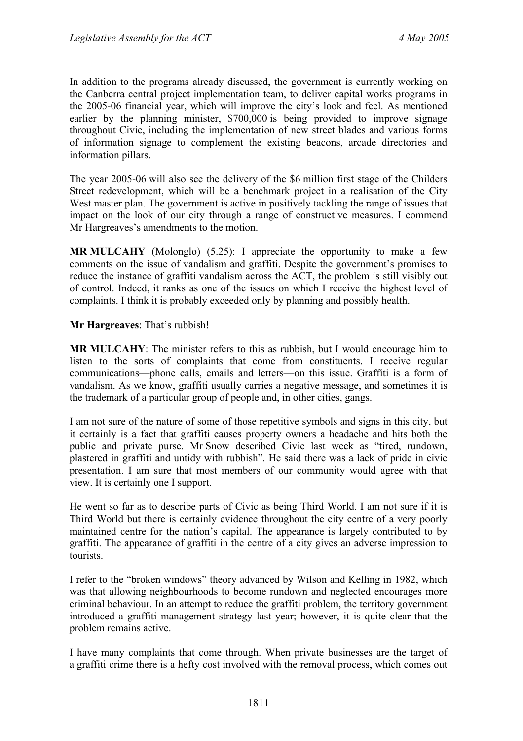In addition to the programs already discussed, the government is currently working on the Canberra central project implementation team, to deliver capital works programs in the 2005-06 financial year, which will improve the city's look and feel. As mentioned earlier by the planning minister, $700,000 is being provided to improve signage throughout Civic, including the implementation of new street blades and various forms of information signage to complement the existing beacons, arcade directories and information pillars.

The year 2005-06 will also see the delivery of the $6 million first stage of the Childers Street redevelopment, which will be a benchmark project in a realisation of the City West master plan. The government is active in positively tackling the range of issues that impact on the look of our city through a range of constructive measures. I commend Mr Hargreaves's amendments to the motion.

**MR MULCAHY** (Molonglo) (5.25): I appreciate the opportunity to make a few comments on the issue of vandalism and graffiti. Despite the government's promises to reduce the instance of graffiti vandalism across the ACT, the problem is still visibly out of control. Indeed, it ranks as one of the issues on which I receive the highest level of complaints. I think it is probably exceeded only by planning and possibly health.

**Mr Hargreaves**: That's rubbish!

**MR MULCAHY**: The minister refers to this as rubbish, but I would encourage him to listen to the sorts of complaints that come from constituents. I receive regular communications—phone calls, emails and letters—on this issue. Graffiti is a form of vandalism. As we know, graffiti usually carries a negative message, and sometimes it is the trademark of a particular group of people and, in other cities, gangs.

I am not sure of the nature of some of those repetitive symbols and signs in this city, but it certainly is a fact that graffiti causes property owners a headache and hits both the public and private purse. Mr Snow described Civic last week as "tired, rundown, plastered in graffiti and untidy with rubbish". He said there was a lack of pride in civic presentation. I am sure that most members of our community would agree with that view. It is certainly one I support.

He went so far as to describe parts of Civic as being Third World. I am not sure if it is Third World but there is certainly evidence throughout the city centre of a very poorly maintained centre for the nation's capital. The appearance is largely contributed to by graffiti. The appearance of graffiti in the centre of a city gives an adverse impression to tourists.

I refer to the "broken windows" theory advanced by Wilson and Kelling in 1982, which was that allowing neighbourhoods to become rundown and neglected encourages more criminal behaviour. In an attempt to reduce the graffiti problem, the territory government introduced a graffiti management strategy last year; however, it is quite clear that the problem remains active.

I have many complaints that come through. When private businesses are the target of a graffiti crime there is a hefty cost involved with the removal process, which comes out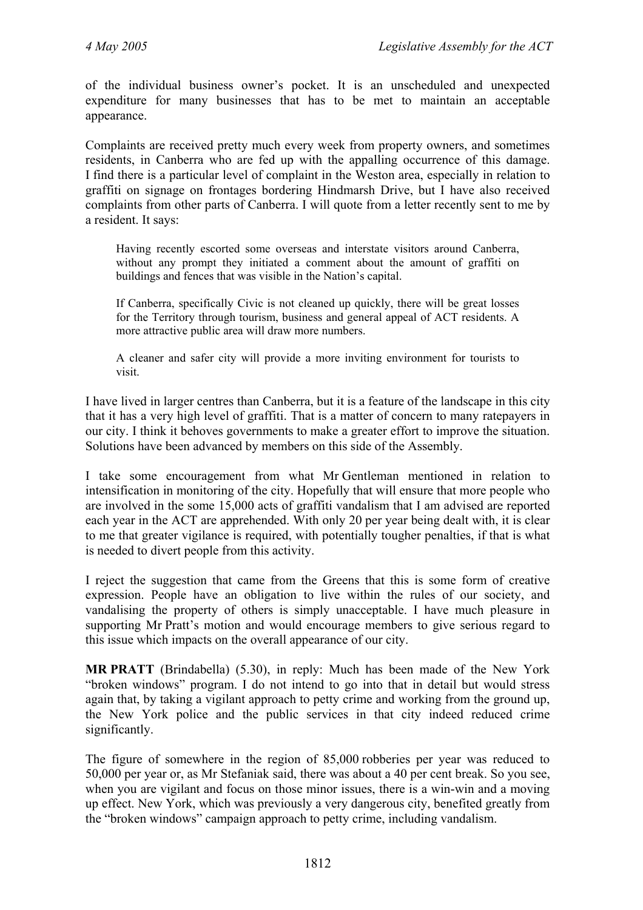of the individual business owner's pocket. It is an unscheduled and unexpected expenditure for many businesses that has to be met to maintain an acceptable appearance.

Complaints are received pretty much every week from property owners, and sometimes residents, in Canberra who are fed up with the appalling occurrence of this damage. I find there is a particular level of complaint in the Weston area, especially in relation to graffiti on signage on frontages bordering Hindmarsh Drive, but I have also received complaints from other parts of Canberra. I will quote from a letter recently sent to me by a resident. It says:

> Having recently escorted some overseas and interstate visitors around Canberra, without any prompt they initiated a comment about the amount of graffiti on buildings and fences that was visible in the Nation's capital.
>
> If Canberra, specifically Civic is not cleaned up quickly, there will be great losses for the Territory through tourism, business and general appeal of ACT residents. A more attractive public area will draw more numbers.
>
> A cleaner and safer city will provide a more inviting environment for tourists to visit.

I have lived in larger centres than Canberra, but it is a feature of the landscape in this city that it has a very high level of graffiti. That is a matter of concern to many ratepayers in our city. I think it behoves governments to make a greater effort to improve the situation. Solutions have been advanced by members on this side of the Assembly.

I take some encouragement from what Mr Gentleman mentioned in relation to intensification in monitoring of the city. Hopefully that will ensure that more people who are involved in the some 15,000 acts of graffiti vandalism that I am advised are reported each year in the ACT are apprehended. With only 20 per year being dealt with, it is clear to me that greater vigilance is required, with potentially tougher penalties, if that is what is needed to divert people from this activity.

I reject the suggestion that came from the Greens that this is some form of creative expression. People have an obligation to live within the rules of our society, and vandalising the property of others is simply unacceptable. I have much pleasure in supporting Mr Pratt's motion and would encourage members to give serious regard to this issue which impacts on the overall appearance of our city.

**MR PRATT** (Brindabella) (5.30), in reply: Much has been made of the New York "broken windows" program. I do not intend to go into that in detail but would stress again that, by taking a vigilant approach to petty crime and working from the ground up, the New York police and the public services in that city indeed reduced crime significantly.

The figure of somewhere in the region of 85,000 robberies per year was reduced to 50,000 per year or, as Mr Stefaniak said, there was about a 40 per cent break. So you see, when you are vigilant and focus on those minor issues, there is a win-win and a moving up effect. New York, which was previously a very dangerous city, benefited greatly from the "broken windows" campaign approach to petty crime, including vandalism.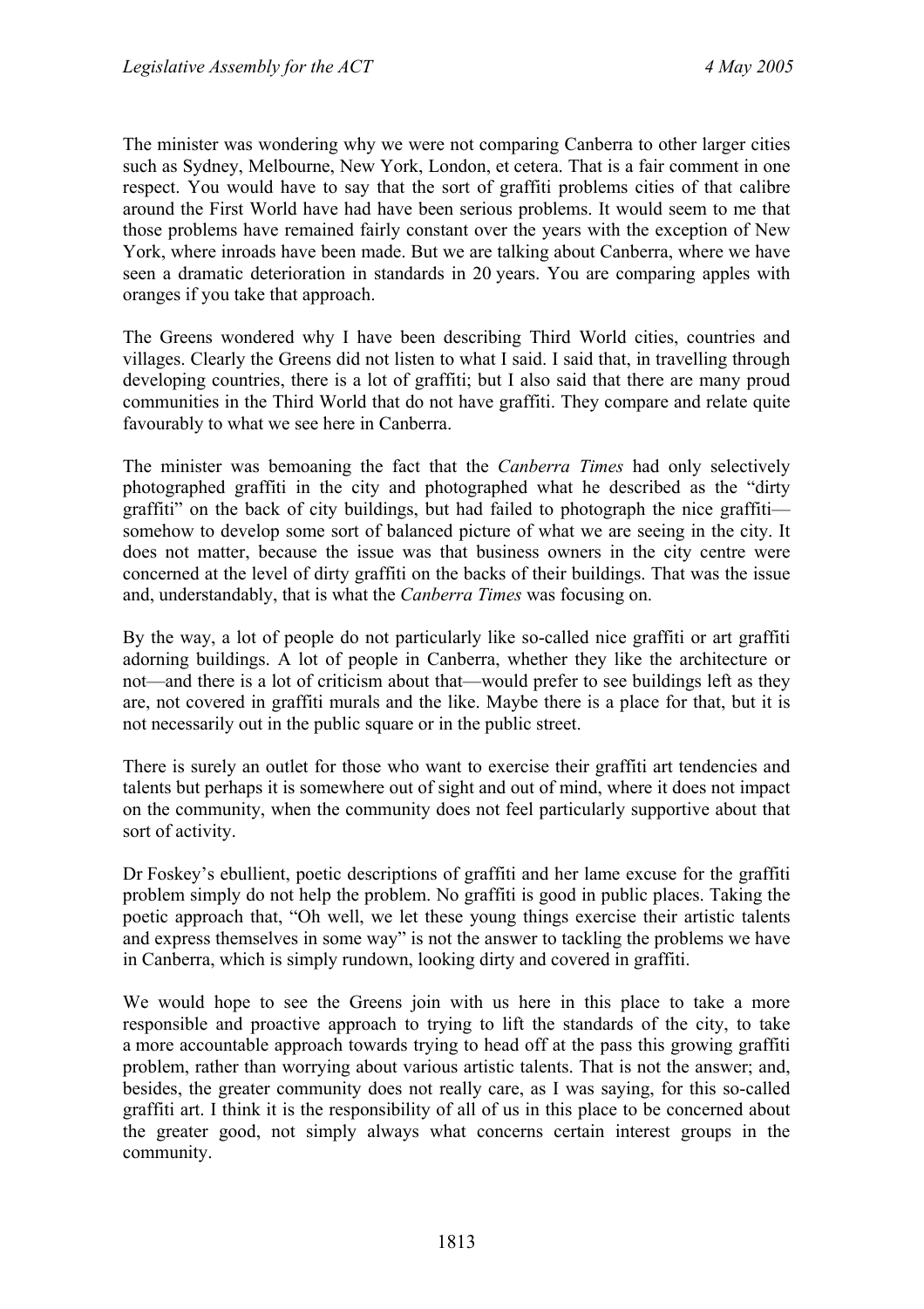The minister was wondering why we were not comparing Canberra to other larger cities such as Sydney, Melbourne, New York, London, et cetera. That is a fair comment in one respect. You would have to say that the sort of graffiti problems cities of that calibre around the First World have had have been serious problems. It would seem to me that those problems have remained fairly constant over the years with the exception of New York, where inroads have been made. But we are talking about Canberra, where we have seen a dramatic deterioration in standards in 20 years. You are comparing apples with oranges if you take that approach.

The Greens wondered why I have been describing Third World cities, countries and villages. Clearly the Greens did not listen to what I said. I said that, in travelling through developing countries, there is a lot of graffiti; but I also said that there are many proud communities in the Third World that do not have graffiti. They compare and relate quite favourably to what we see here in Canberra.

The minister was bemoaning the fact that the *Canberra Times* had only selectively photographed graffiti in the city and photographed what he described as the "dirty graffiti" on the back of city buildings, but had failed to photograph the nice graffiti—somehow to develop some sort of balanced picture of what we are seeing in the city. It does not matter, because the issue was that business owners in the city centre were concerned at the level of dirty graffiti on the backs of their buildings. That was the issue and, understandably, that is what the *Canberra Times* was focusing on.

By the way, a lot of people do not particularly like so-called nice graffiti or art graffiti adorning buildings. A lot of people in Canberra, whether they like the architecture or not—and there is a lot of criticism about that—would prefer to see buildings left as they are, not covered in graffiti murals and the like. Maybe there is a place for that, but it is not necessarily out in the public square or in the public street.

There is surely an outlet for those who want to exercise their graffiti art tendencies and talents but perhaps it is somewhere out of sight and out of mind, where it does not impact on the community, when the community does not feel particularly supportive about that sort of activity.

Dr Foskey's ebullient, poetic descriptions of graffiti and her lame excuse for the graffiti problem simply do not help the problem. No graffiti is good in public places. Taking the poetic approach that, "Oh well, we let these young things exercise their artistic talents and express themselves in some way" is not the answer to tackling the problems we have in Canberra, which is simply rundown, looking dirty and covered in graffiti.

We would hope to see the Greens join with us here in this place to take a more responsible and proactive approach to trying to lift the standards of the city, to take a more accountable approach towards trying to head off at the pass this growing graffiti problem, rather than worrying about various artistic talents. That is not the answer; and, besides, the greater community does not really care, as I was saying, for this so-called graffiti art. I think it is the responsibility of all of us in this place to be concerned about the greater good, not simply always what concerns certain interest groups in the community.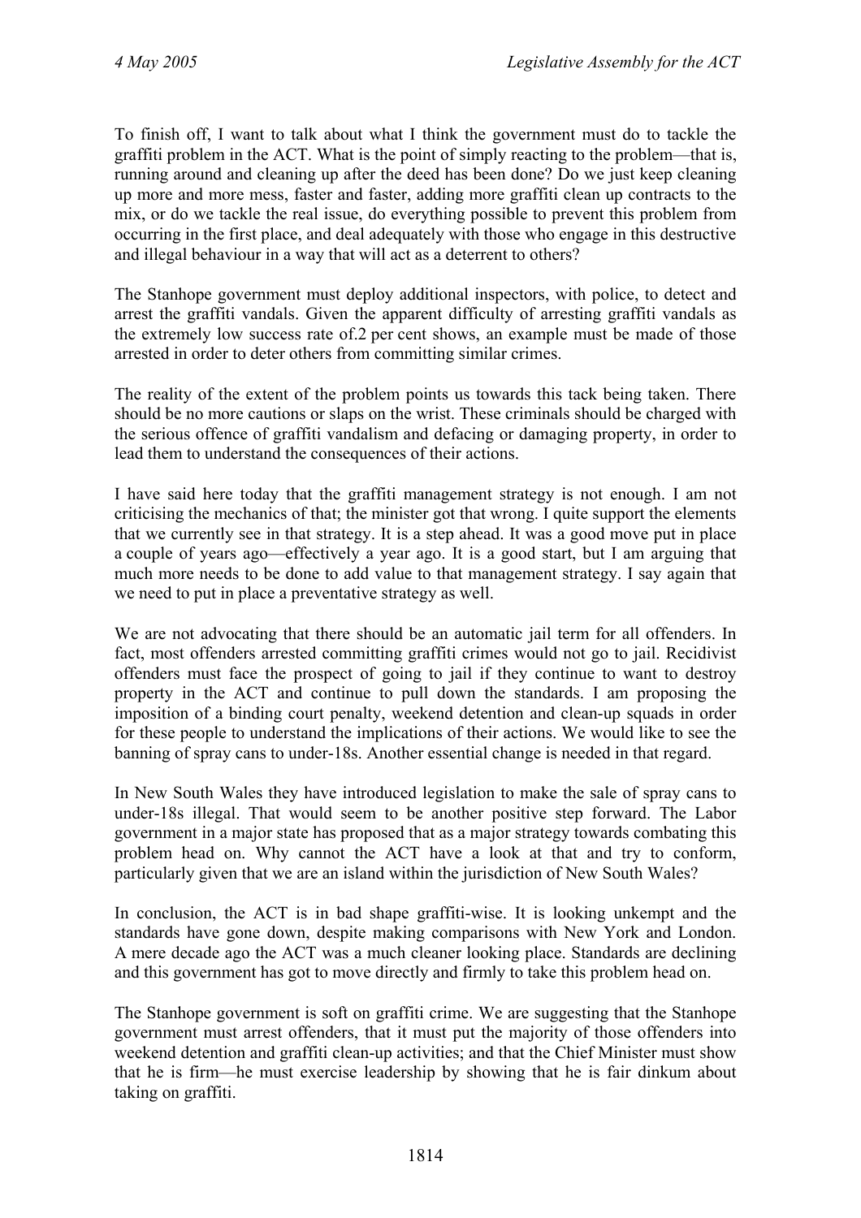To finish off, I want to talk about what I think the government must do to tackle the graffiti problem in the ACT. What is the point of simply reacting to the problem—that is, running around and cleaning up after the deed has been done? Do we just keep cleaning up more and more mess, faster and faster, adding more graffiti clean up contracts to the mix, or do we tackle the real issue, do everything possible to prevent this problem from occurring in the first place, and deal adequately with those who engage in this destructive and illegal behaviour in a way that will act as a deterrent to others?

The Stanhope government must deploy additional inspectors, with police, to detect and arrest the graffiti vandals. Given the apparent difficulty of arresting graffiti vandals as the extremely low success rate of.2 per cent shows, an example must be made of those arrested in order to deter others from committing similar crimes.

The reality of the extent of the problem points us towards this tack being taken. There should be no more cautions or slaps on the wrist. These criminals should be charged with the serious offence of graffiti vandalism and defacing or damaging property, in order to lead them to understand the consequences of their actions.

I have said here today that the graffiti management strategy is not enough. I am not criticising the mechanics of that; the minister got that wrong. I quite support the elements that we currently see in that strategy. It is a step ahead. It was a good move put in place a couple of years ago—effectively a year ago. It is a good start, but I am arguing that much more needs to be done to add value to that management strategy. I say again that we need to put in place a preventative strategy as well.

We are not advocating that there should be an automatic jail term for all offenders. In fact, most offenders arrested committing graffiti crimes would not go to jail. Recidivist offenders must face the prospect of going to jail if they continue to want to destroy property in the ACT and continue to pull down the standards. I am proposing the imposition of a binding court penalty, weekend detention and clean-up squads in order for these people to understand the implications of their actions. We would like to see the banning of spray cans to under-18s. Another essential change is needed in that regard.

In New South Wales they have introduced legislation to make the sale of spray cans to under-18s illegal. That would seem to be another positive step forward. The Labor government in a major state has proposed that as a major strategy towards combating this problem head on. Why cannot the ACT have a look at that and try to conform, particularly given that we are an island within the jurisdiction of New South Wales?

In conclusion, the ACT is in bad shape graffiti-wise. It is looking unkempt and the standards have gone down, despite making comparisons with New York and London. A mere decade ago the ACT was a much cleaner looking place. Standards are declining and this government has got to move directly and firmly to take this problem head on.

The Stanhope government is soft on graffiti crime. We are suggesting that the Stanhope government must arrest offenders, that it must put the majority of those offenders into weekend detention and graffiti clean-up activities; and that the Chief Minister must show that he is firm—he must exercise leadership by showing that he is fair dinkum about taking on graffiti.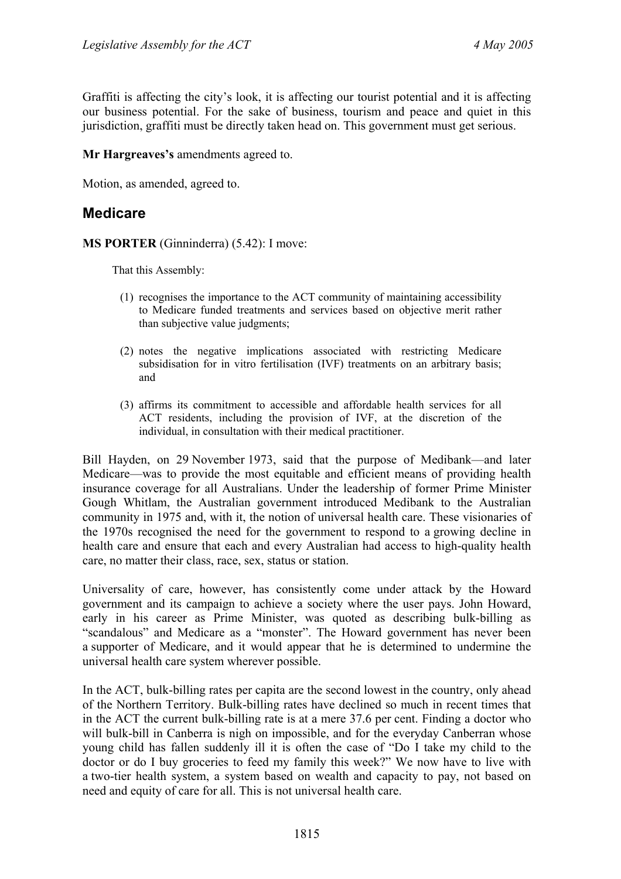Graffiti is affecting the city's look, it is affecting our tourist potential and it is affecting our business potential. For the sake of business, tourism and peace and quiet in this jurisdiction, graffiti must be directly taken head on. This government must get serious.

**Mr Hargreaves's** amendments agreed to.

Motion, as amended, agreed to.

## Medicare

**MS PORTER** (Ginninderra) (5.42): I move:

> That this Assembly:
>
> (1) recognises the importance to the ACT community of maintaining accessibility to Medicare funded treatments and services based on objective merit rather than subjective value judgments;
>
> (2) notes the negative implications associated with restricting Medicare subsidisation for in vitro fertilisation (IVF) treatments on an arbitrary basis; and
>
> (3) affirms its commitment to accessible and affordable health services for all ACT residents, including the provision of IVF, at the discretion of the individual, in consultation with their medical practitioner.

Bill Hayden, on 29 November 1973, said that the purpose of Medibank—and later Medicare—was to provide the most equitable and efficient means of providing health insurance coverage for all Australians. Under the leadership of former Prime Minister Gough Whitlam, the Australian government introduced Medibank to the Australian community in 1975 and, with it, the notion of universal health care. These visionaries of the 1970s recognised the need for the government to respond to a growing decline in health care and ensure that each and every Australian had access to high-quality health care, no matter their class, race, sex, status or station.

Universality of care, however, has consistently come under attack by the Howard government and its campaign to achieve a society where the user pays. John Howard, early in his career as Prime Minister, was quoted as describing bulk-billing as "scandalous" and Medicare as a "monster". The Howard government has never been a supporter of Medicare, and it would appear that he is determined to undermine the universal health care system wherever possible.

In the ACT, bulk-billing rates per capita are the second lowest in the country, only ahead of the Northern Territory. Bulk-billing rates have declined so much in recent times that in the ACT the current bulk-billing rate is at a mere 37.6 per cent. Finding a doctor who will bulk-bill in Canberra is nigh on impossible, and for the everyday Canberran whose young child has fallen suddenly ill it is often the case of "Do I take my child to the doctor or do I buy groceries to feed my family this week?" We now have to live with a two-tier health system, a system based on wealth and capacity to pay, not based on need and equity of care for all. This is not universal health care.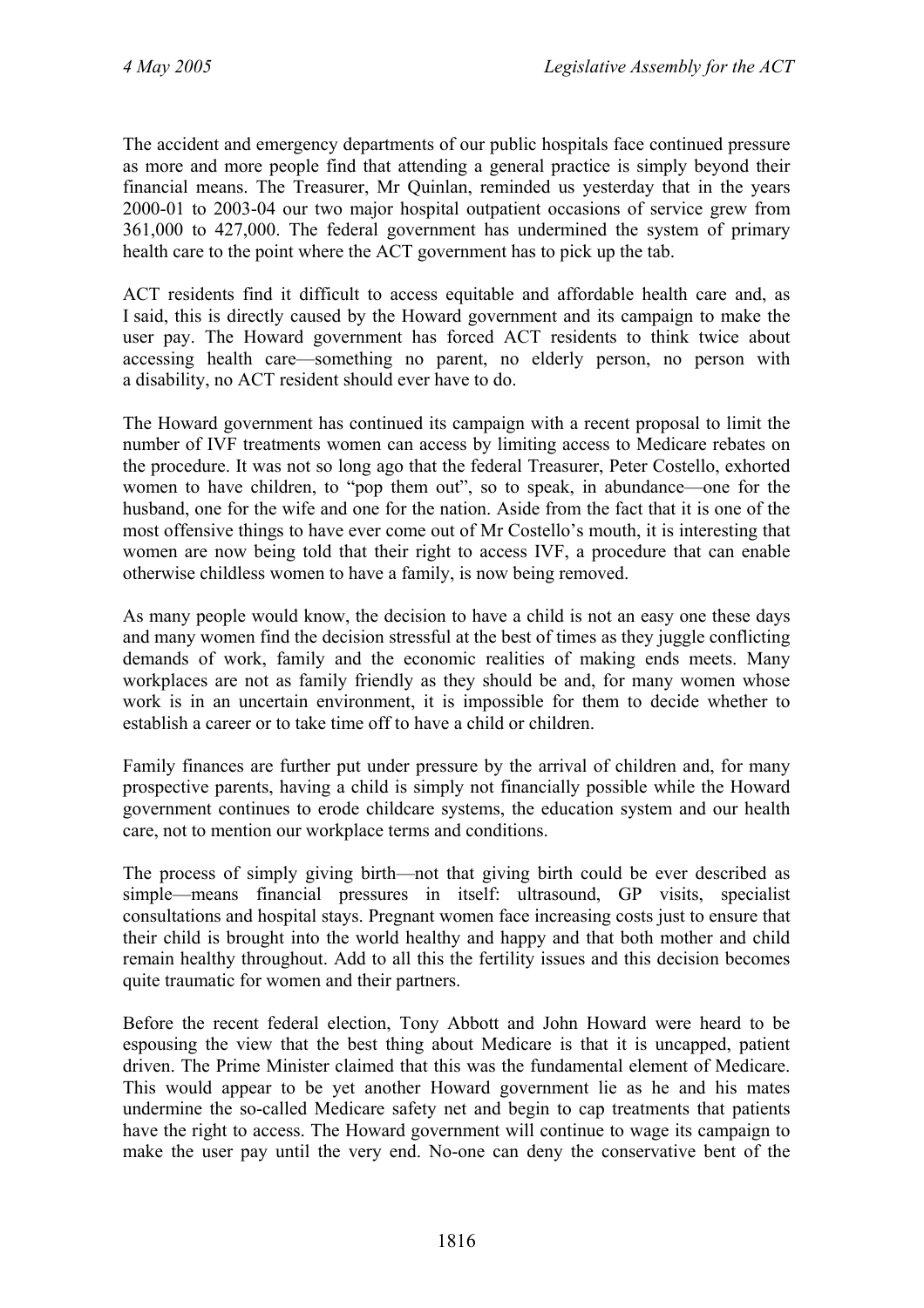The accident and emergency departments of our public hospitals face continued pressure as more and more people find that attending a general practice is simply beyond their financial means. The Treasurer, Mr Quinlan, reminded us yesterday that in the years 2000-01 to 2003-04 our two major hospital outpatient occasions of service grew from 361,000 to 427,000. The federal government has undermined the system of primary health care to the point where the ACT government has to pick up the tab.

ACT residents find it difficult to access equitable and affordable health care and, as I said, this is directly caused by the Howard government and its campaign to make the user pay. The Howard government has forced ACT residents to think twice about accessing health care—something no parent, no elderly person, no person with a disability, no ACT resident should ever have to do.

The Howard government has continued its campaign with a recent proposal to limit the number of IVF treatments women can access by limiting access to Medicare rebates on the procedure. It was not so long ago that the federal Treasurer, Peter Costello, exhorted women to have children, to "pop them out", so to speak, in abundance—one for the husband, one for the wife and one for the nation. Aside from the fact that it is one of the most offensive things to have ever come out of Mr Costello's mouth, it is interesting that women are now being told that their right to access IVF, a procedure that can enable otherwise childless women to have a family, is now being removed.

As many people would know, the decision to have a child is not an easy one these days and many women find the decision stressful at the best of times as they juggle conflicting demands of work, family and the economic realities of making ends meets. Many workplaces are not as family friendly as they should be and, for many women whose work is in an uncertain environment, it is impossible for them to decide whether to establish a career or to take time off to have a child or children.

Family finances are further put under pressure by the arrival of children and, for many prospective parents, having a child is simply not financially possible while the Howard government continues to erode childcare systems, the education system and our health care, not to mention our workplace terms and conditions.

The process of simply giving birth—not that giving birth could be ever described as simple—means financial pressures in itself: ultrasound, GP visits, specialist consultations and hospital stays. Pregnant women face increasing costs just to ensure that their child is brought into the world healthy and happy and that both mother and child remain healthy throughout. Add to all this the fertility issues and this decision becomes quite traumatic for women and their partners.

Before the recent federal election, Tony Abbott and John Howard were heard to be espousing the view that the best thing about Medicare is that it is uncapped, patient driven. The Prime Minister claimed that this was the fundamental element of Medicare. This would appear to be yet another Howard government lie as he and his mates undermine the so-called Medicare safety net and begin to cap treatments that patients have the right to access. The Howard government will continue to wage its campaign to make the user pay until the very end. No-one can deny the conservative bent of the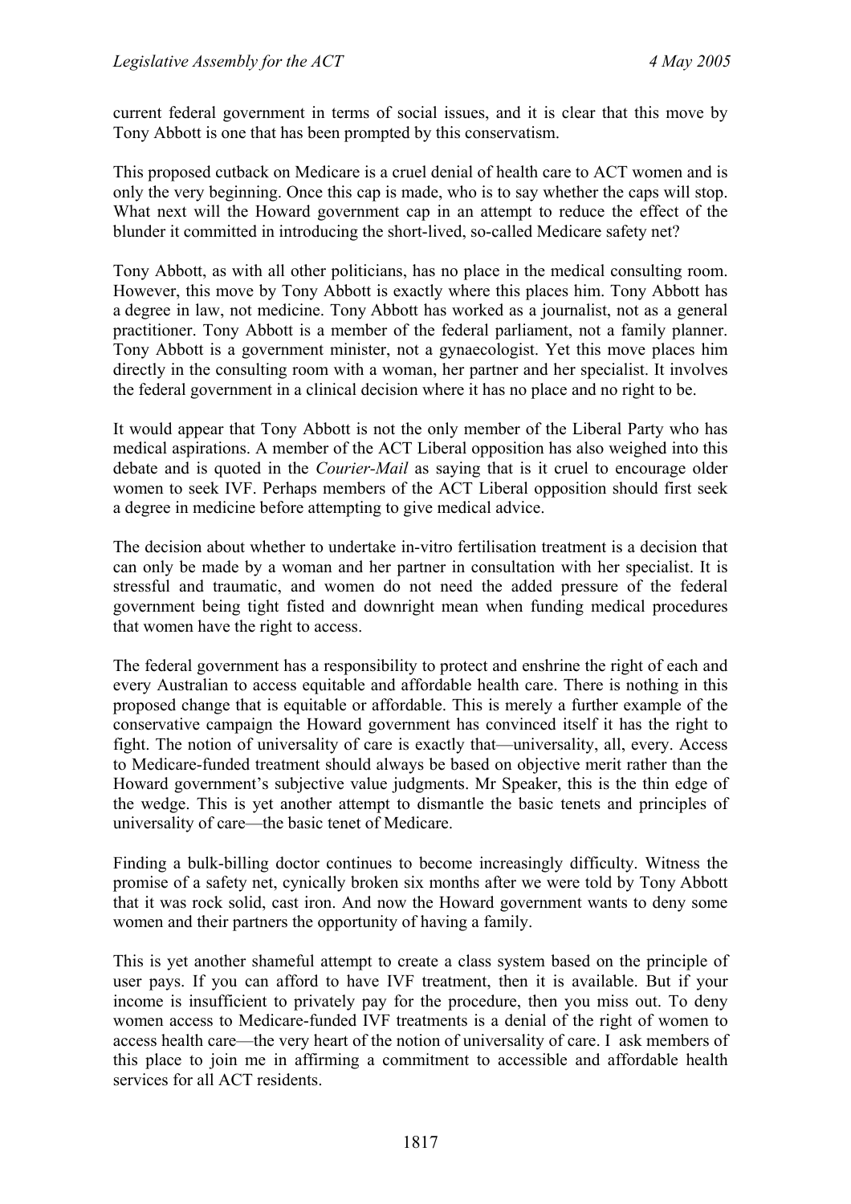current federal government in terms of social issues, and it is clear that this move by Tony Abbott is one that has been prompted by this conservatism.

This proposed cutback on Medicare is a cruel denial of health care to ACT women and is only the very beginning. Once this cap is made, who is to say whether the caps will stop. What next will the Howard government cap in an attempt to reduce the effect of the blunder it committed in introducing the short-lived, so-called Medicare safety net?

Tony Abbott, as with all other politicians, has no place in the medical consulting room. However, this move by Tony Abbott is exactly where this places him. Tony Abbott has a degree in law, not medicine. Tony Abbott has worked as a journalist, not as a general practitioner. Tony Abbott is a member of the federal parliament, not a family planner. Tony Abbott is a government minister, not a gynaecologist. Yet this move places him directly in the consulting room with a woman, her partner and her specialist. It involves the federal government in a clinical decision where it has no place and no right to be.

It would appear that Tony Abbott is not the only member of the Liberal Party who has medical aspirations. A member of the ACT Liberal opposition has also weighed into this debate and is quoted in the *Courier-Mail* as saying that is it cruel to encourage older women to seek IVF. Perhaps members of the ACT Liberal opposition should first seek a degree in medicine before attempting to give medical advice.

The decision about whether to undertake in-vitro fertilisation treatment is a decision that can only be made by a woman and her partner in consultation with her specialist. It is stressful and traumatic, and women do not need the added pressure of the federal government being tight fisted and downright mean when funding medical procedures that women have the right to access.

The federal government has a responsibility to protect and enshrine the right of each and every Australian to access equitable and affordable health care. There is nothing in this proposed change that is equitable or affordable. This is merely a further example of the conservative campaign the Howard government has convinced itself it has the right to fight. The notion of universality of care is exactly that—universality, all, every. Access to Medicare-funded treatment should always be based on objective merit rather than the Howard government's subjective value judgments. Mr Speaker, this is the thin edge of the wedge. This is yet another attempt to dismantle the basic tenets and principles of universality of care—the basic tenet of Medicare.

Finding a bulk-billing doctor continues to become increasingly difficulty. Witness the promise of a safety net, cynically broken six months after we were told by Tony Abbott that it was rock solid, cast iron. And now the Howard government wants to deny some women and their partners the opportunity of having a family.

This is yet another shameful attempt to create a class system based on the principle of user pays. If you can afford to have IVF treatment, then it is available. But if your income is insufficient to privately pay for the procedure, then you miss out. To deny women access to Medicare-funded IVF treatments is a denial of the right of women to access health care—the very heart of the notion of universality of care. I ask members of this place to join me in affirming a commitment to accessible and affordable health services for all ACT residents.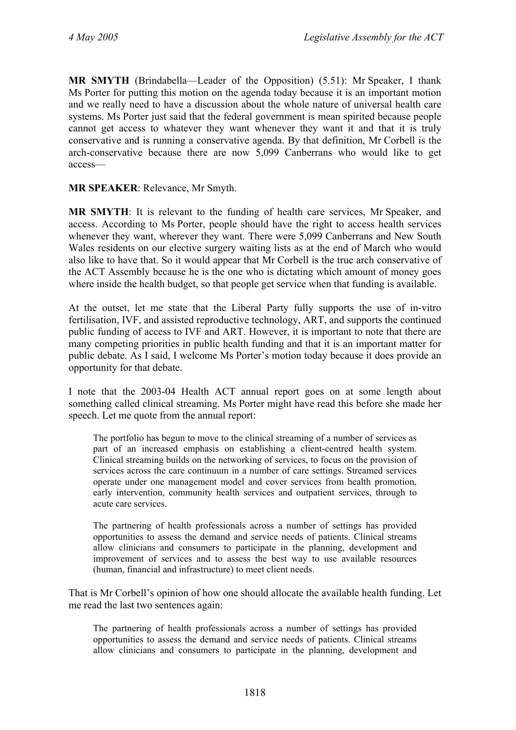**MR SMYTH** (Brindabella—Leader of the Opposition) (5.51): Mr Speaker, I thank Ms Porter for putting this motion on the agenda today because it is an important motion and we really need to have a discussion about the whole nature of universal health care systems. Ms Porter just said that the federal government is mean spirited because people cannot get access to whatever they want whenever they want it and that it is truly conservative and is running a conservative agenda. By that definition, Mr Corbell is the arch-conservative because there are now 5,099 Canberrans who would like to get access—

**MR SPEAKER**: Relevance, Mr Smyth.

**MR SMYTH**: It is relevant to the funding of health care services, Mr Speaker, and access. According to Ms Porter, people should have the right to access health services whenever they want, wherever they want. There were 5,099 Canberrans and New South Wales residents on our elective surgery waiting lists as at the end of March who would also like to have that. So it would appear that Mr Corbell is the true arch conservative of the ACT Assembly because he is the one who is dictating which amount of money goes where inside the health budget, so that people get service when that funding is available.

At the outset, let me state that the Liberal Party fully supports the use of in-vitro fertilisation, IVF, and assisted reproductive technology, ART, and supports the continued public funding of access to IVF and ART. However, it is important to note that there are many competing priorities in public health funding and that it is an important matter for public debate. As I said, I welcome Ms Porter's motion today because it does provide an opportunity for that debate.

I note that the 2003-04 Health ACT annual report goes on at some length about something called clinical streaming. Ms Porter might have read this before she made her speech. Let me quote from the annual report:

> The portfolio has begun to move to the clinical streaming of a number of services as part of an increased emphasis on establishing a client-centred health system. Clinical streaming builds on the networking of services, to focus on the provision of services across the care continuum in a number of care settings. Streamed services operate under one management model and cover services from health promotion, early intervention, community health services and outpatient services, through to acute care services.
>
> The partnering of health professionals across a number of settings has provided opportunities to assess the demand and service needs of patients. Clinical streams allow clinicians and consumers to participate in the planning, development and improvement of services and to assess the best way to use available resources (human, financial and infrastructure) to meet client needs.

That is Mr Corbell's opinion of how one should allocate the available health funding. Let me read the last two sentences again:

> The partnering of health professionals across a number of settings has provided opportunities to assess the demand and service needs of patients. Clinical streams allow clinicians and consumers to participate in the planning, development and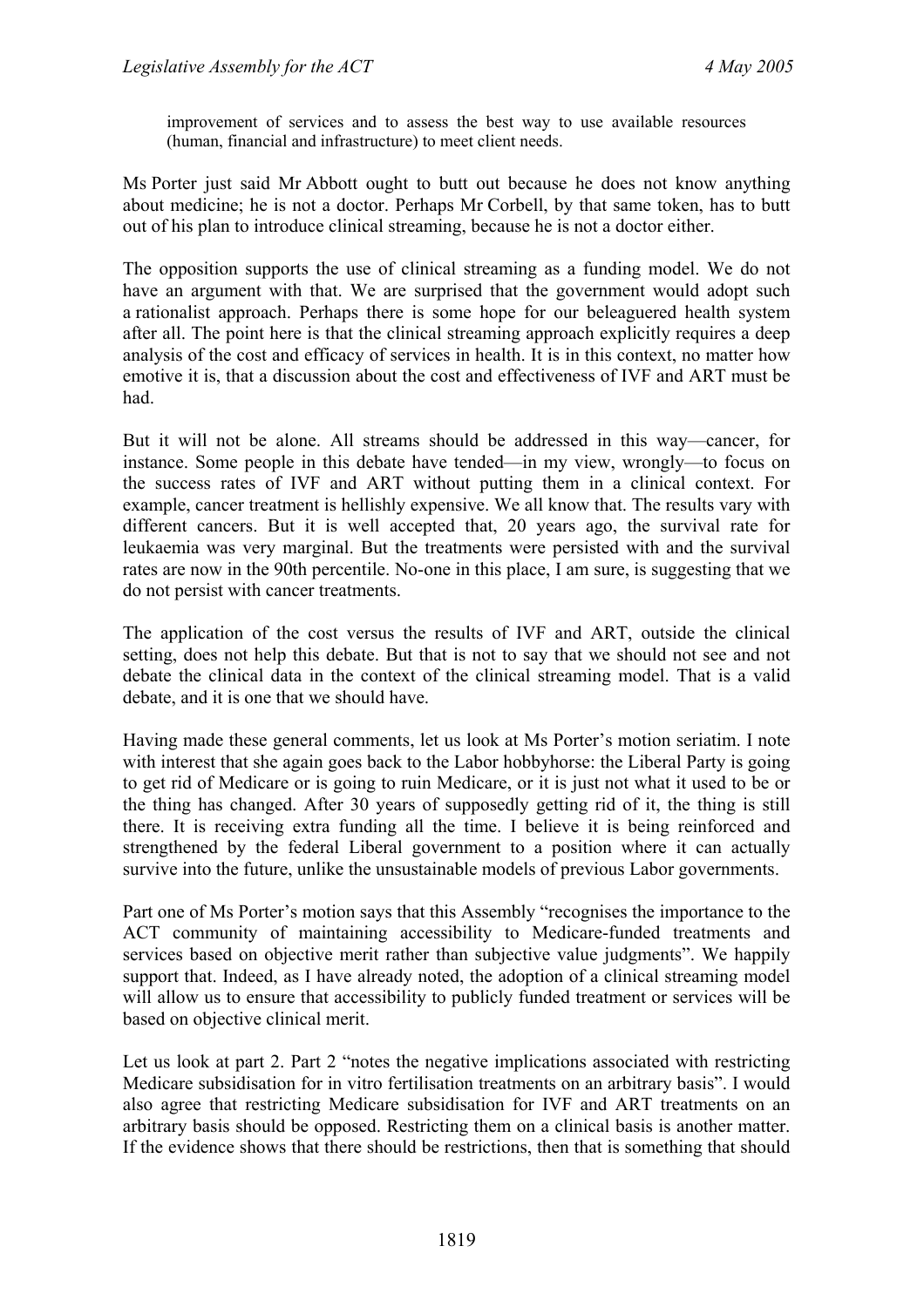> improvement of services and to assess the best way to use available resources (human, financial and infrastructure) to meet client needs.

Ms Porter just said Mr Abbott ought to butt out because he does not know anything about medicine; he is not a doctor. Perhaps Mr Corbell, by that same token, has to butt out of his plan to introduce clinical streaming, because he is not a doctor either.

The opposition supports the use of clinical streaming as a funding model. We do not have an argument with that. We are surprised that the government would adopt such a rationalist approach. Perhaps there is some hope for our beleaguered health system after all. The point here is that the clinical streaming approach explicitly requires a deep analysis of the cost and efficacy of services in health. It is in this context, no matter how emotive it is, that a discussion about the cost and effectiveness of IVF and ART must be had.

But it will not be alone. All streams should be addressed in this way—cancer, for instance. Some people in this debate have tended—in my view, wrongly—to focus on the success rates of IVF and ART without putting them in a clinical context. For example, cancer treatment is hellishly expensive. We all know that. The results vary with different cancers. But it is well accepted that, 20 years ago, the survival rate for leukaemia was very marginal. But the treatments were persisted with and the survival rates are now in the 90th percentile. No-one in this place, I am sure, is suggesting that we do not persist with cancer treatments.

The application of the cost versus the results of IVF and ART, outside the clinical setting, does not help this debate. But that is not to say that we should not see and not debate the clinical data in the context of the clinical streaming model. That is a valid debate, and it is one that we should have.

Having made these general comments, let us look at Ms Porter's motion seriatim. I note with interest that she again goes back to the Labor hobbyhorse: the Liberal Party is going to get rid of Medicare or is going to ruin Medicare, or it is just not what it used to be or the thing has changed. After 30 years of supposedly getting rid of it, the thing is still there. It is receiving extra funding all the time. I believe it is being reinforced and strengthened by the federal Liberal government to a position where it can actually survive into the future, unlike the unsustainable models of previous Labor governments.

Part one of Ms Porter's motion says that this Assembly "recognises the importance to the ACT community of maintaining accessibility to Medicare-funded treatments and services based on objective merit rather than subjective value judgments". We happily support that. Indeed, as I have already noted, the adoption of a clinical streaming model will allow us to ensure that accessibility to publicly funded treatment or services will be based on objective clinical merit.

Let us look at part 2. Part 2 "notes the negative implications associated with restricting Medicare subsidisation for in vitro fertilisation treatments on an arbitrary basis". I would also agree that restricting Medicare subsidisation for IVF and ART treatments on an arbitrary basis should be opposed. Restricting them on a clinical basis is another matter. If the evidence shows that there should be restrictions, then that is something that should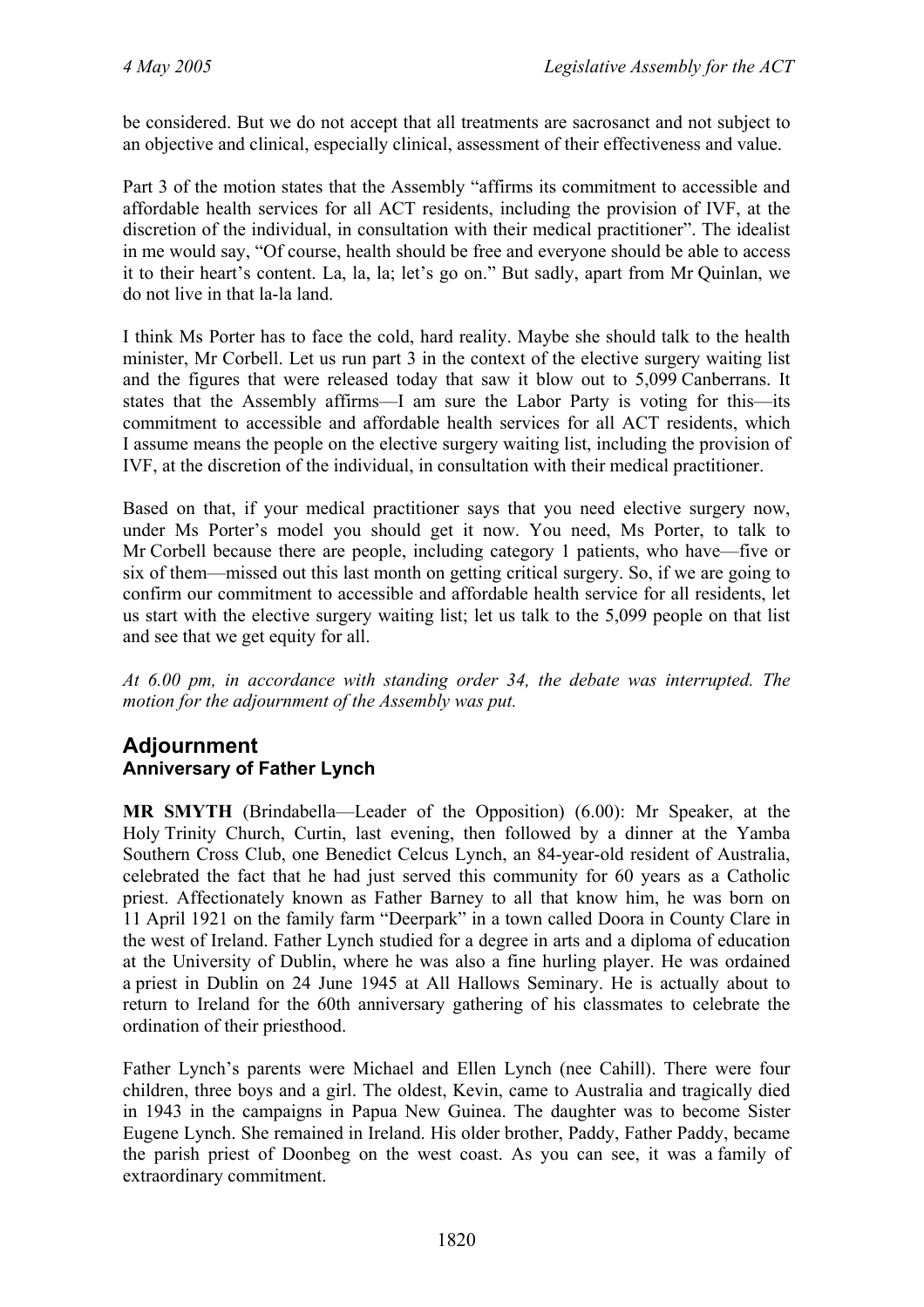be considered. But we do not accept that all treatments are sacrosanct and not subject to an objective and clinical, especially clinical, assessment of their effectiveness and value.

Part 3 of the motion states that the Assembly "affirms its commitment to accessible and affordable health services for all ACT residents, including the provision of IVF, at the discretion of the individual, in consultation with their medical practitioner". The idealist in me would say, "Of course, health should be free and everyone should be able to access it to their heart's content. La, la, la; let's go on." But sadly, apart from Mr Quinlan, we do not live in that la-la land.

I think Ms Porter has to face the cold, hard reality. Maybe she should talk to the health minister, Mr Corbell. Let us run part 3 in the context of the elective surgery waiting list and the figures that were released today that saw it blow out to 5,099 Canberrans. It states that the Assembly affirms—I am sure the Labor Party is voting for this—its commitment to accessible and affordable health services for all ACT residents, which I assume means the people on the elective surgery waiting list, including the provision of IVF, at the discretion of the individual, in consultation with their medical practitioner.

Based on that, if your medical practitioner says that you need elective surgery now, under Ms Porter's model you should get it now. You need, Ms Porter, to talk to Mr Corbell because there are people, including category 1 patients, who have—five or six of them—missed out this last month on getting critical surgery. So, if we are going to confirm our commitment to accessible and affordable health service for all residents, let us start with the elective surgery waiting list; let us talk to the 5,099 people on that list and see that we get equity for all.

*At 6.00 pm, in accordance with standing order 34, the debate was interrupted. The motion for the adjournment of the Assembly was put.*

## Adjournment

### Anniversary of Father Lynch

**MR SMYTH** (Brindabella—Leader of the Opposition) (6.00): Mr Speaker, at the Holy Trinity Church, Curtin, last evening, then followed by a dinner at the Yamba Southern Cross Club, one Benedict Celcus Lynch, an 84-year-old resident of Australia, celebrated the fact that he had just served this community for 60 years as a Catholic priest. Affectionately known as Father Barney to all that know him, he was born on 11 April 1921 on the family farm "Deerpark" in a town called Doora in County Clare in the west of Ireland. Father Lynch studied for a degree in arts and a diploma of education at the University of Dublin, where he was also a fine hurling player. He was ordained a priest in Dublin on 24 June 1945 at All Hallows Seminary. He is actually about to return to Ireland for the 60th anniversary gathering of his classmates to celebrate the ordination of their priesthood.

Father Lynch's parents were Michael and Ellen Lynch (nee Cahill). There were four children, three boys and a girl. The oldest, Kevin, came to Australia and tragically died in 1943 in the campaigns in Papua New Guinea. The daughter was to become Sister Eugene Lynch. She remained in Ireland. His older brother, Paddy, Father Paddy, became the parish priest of Doonbeg on the west coast. As you can see, it was a family of extraordinary commitment.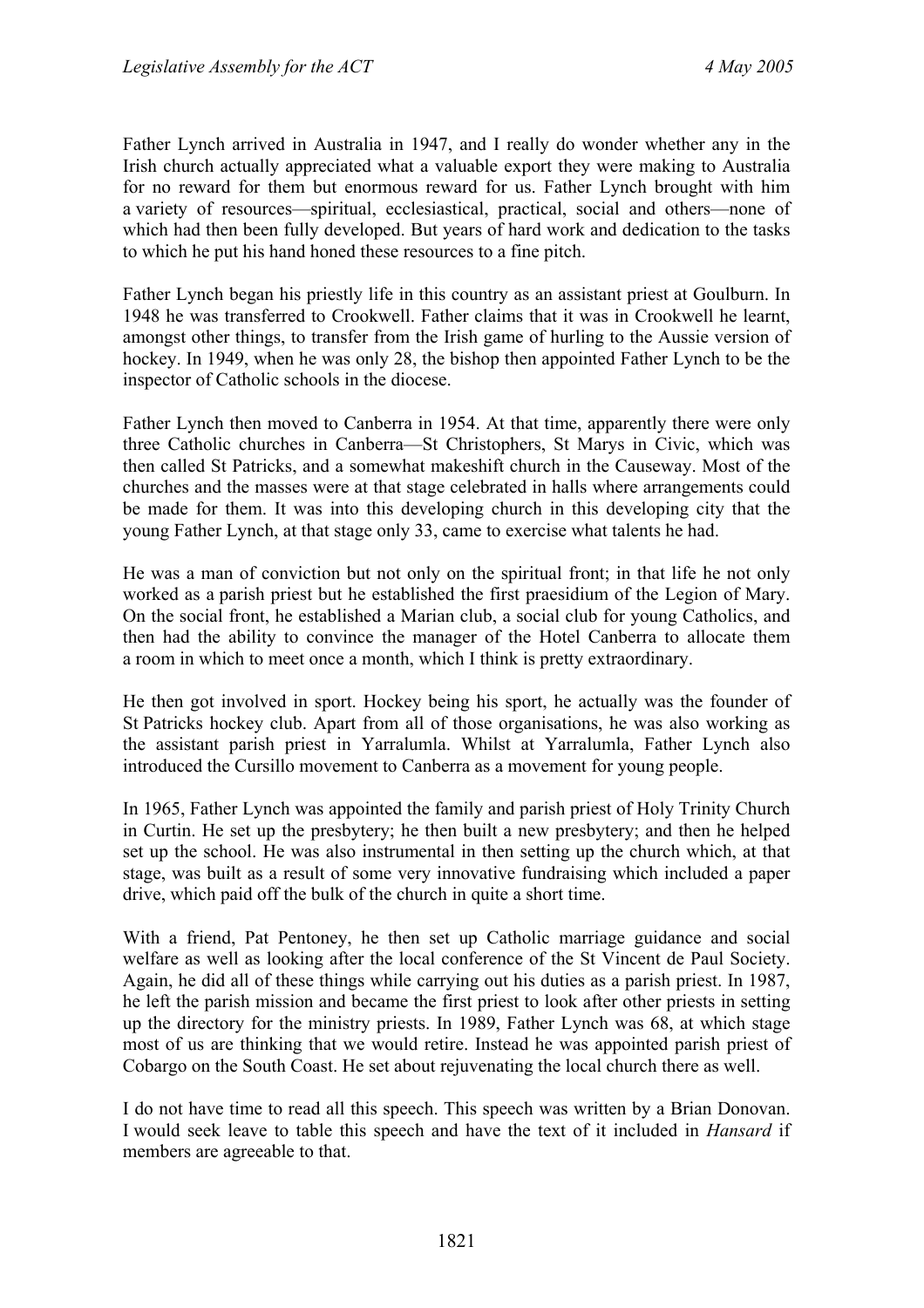Father Lynch arrived in Australia in 1947, and I really do wonder whether any in the Irish church actually appreciated what a valuable export they were making to Australia for no reward for them but enormous reward for us. Father Lynch brought with him a variety of resources—spiritual, ecclesiastical, practical, social and others—none of which had then been fully developed. But years of hard work and dedication to the tasks to which he put his hand honed these resources to a fine pitch.

Father Lynch began his priestly life in this country as an assistant priest at Goulburn. In 1948 he was transferred to Crookwell. Father claims that it was in Crookwell he learnt, amongst other things, to transfer from the Irish game of hurling to the Aussie version of hockey. In 1949, when he was only 28, the bishop then appointed Father Lynch to be the inspector of Catholic schools in the diocese.

Father Lynch then moved to Canberra in 1954. At that time, apparently there were only three Catholic churches in Canberra—St Christophers, St Marys in Civic, which was then called St Patricks, and a somewhat makeshift church in the Causeway. Most of the churches and the masses were at that stage celebrated in halls where arrangements could be made for them. It was into this developing church in this developing city that the young Father Lynch, at that stage only 33, came to exercise what talents he had.

He was a man of conviction but not only on the spiritual front; in that life he not only worked as a parish priest but he established the first praesidium of the Legion of Mary. On the social front, he established a Marian club, a social club for young Catholics, and then had the ability to convince the manager of the Hotel Canberra to allocate them a room in which to meet once a month, which I think is pretty extraordinary.

He then got involved in sport. Hockey being his sport, he actually was the founder of St Patricks hockey club. Apart from all of those organisations, he was also working as the assistant parish priest in Yarralumla. Whilst at Yarralumla, Father Lynch also introduced the Cursillo movement to Canberra as a movement for young people.

In 1965, Father Lynch was appointed the family and parish priest of Holy Trinity Church in Curtin. He set up the presbytery; he then built a new presbytery; and then he helped set up the school. He was also instrumental in then setting up the church which, at that stage, was built as a result of some very innovative fundraising which included a paper drive, which paid off the bulk of the church in quite a short time.

With a friend, Pat Pentoney, he then set up Catholic marriage guidance and social welfare as well as looking after the local conference of the St Vincent de Paul Society. Again, he did all of these things while carrying out his duties as a parish priest. In 1987, he left the parish mission and became the first priest to look after other priests in setting up the directory for the ministry priests. In 1989, Father Lynch was 68, at which stage most of us are thinking that we would retire. Instead he was appointed parish priest of Cobargo on the South Coast. He set about rejuvenating the local church there as well.

I do not have time to read all this speech. This speech was written by a Brian Donovan. I would seek leave to table this speech and have the text of it included in *Hansard* if members are agreeable to that.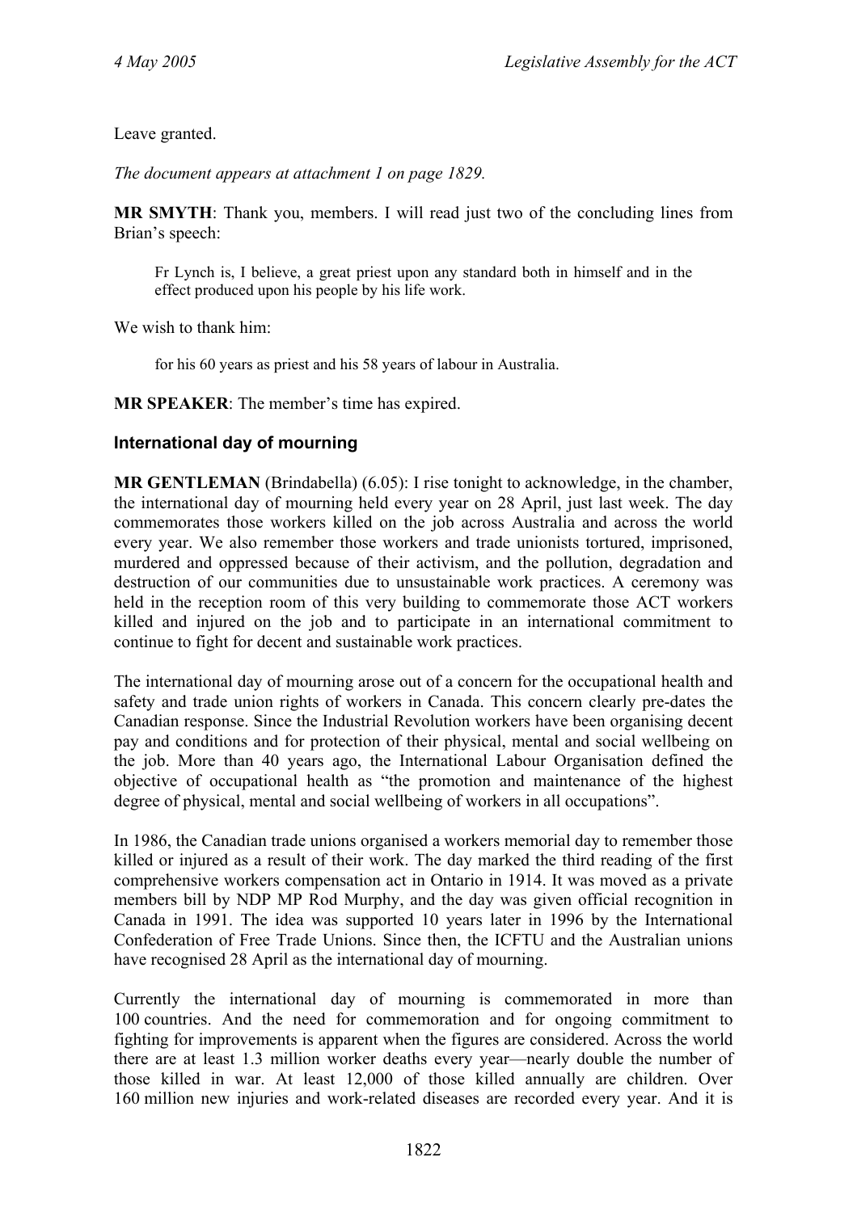Leave granted.

*The document appears at attachment 1 on page 1829.*

**MR SMYTH**: Thank you, members. I will read just two of the concluding lines from Brian's speech:

> Fr Lynch is, I believe, a great priest upon any standard both in himself and in the effect produced upon his people by his life work.

We wish to thank him:

> for his 60 years as priest and his 58 years of labour in Australia.

**MR SPEAKER**: The member's time has expired.

### International day of mourning

**MR GENTLEMAN** (Brindabella) (6.05): I rise tonight to acknowledge, in the chamber, the international day of mourning held every year on 28 April, just last week. The day commemorates those workers killed on the job across Australia and across the world every year. We also remember those workers and trade unionists tortured, imprisoned, murdered and oppressed because of their activism, and the pollution, degradation and destruction of our communities due to unsustainable work practices. A ceremony was held in the reception room of this very building to commemorate those ACT workers killed and injured on the job and to participate in an international commitment to continue to fight for decent and sustainable work practices.

The international day of mourning arose out of a concern for the occupational health and safety and trade union rights of workers in Canada. This concern clearly pre-dates the Canadian response. Since the Industrial Revolution workers have been organising decent pay and conditions and for protection of their physical, mental and social wellbeing on the job. More than 40 years ago, the International Labour Organisation defined the objective of occupational health as "the promotion and maintenance of the highest degree of physical, mental and social wellbeing of workers in all occupations".

In 1986, the Canadian trade unions organised a workers memorial day to remember those killed or injured as a result of their work. The day marked the third reading of the first comprehensive workers compensation act in Ontario in 1914. It was moved as a private members bill by NDP MP Rod Murphy, and the day was given official recognition in Canada in 1991. The idea was supported 10 years later in 1996 by the International Confederation of Free Trade Unions. Since then, the ICFTU and the Australian unions have recognised 28 April as the international day of mourning.

Currently the international day of mourning is commemorated in more than 100 countries. And the need for commemoration and for ongoing commitment to fighting for improvements is apparent when the figures are considered. Across the world there are at least 1.3 million worker deaths every year—nearly double the number of those killed in war. At least 12,000 of those killed annually are children. Over 160 million new injuries and work-related diseases are recorded every year. And it is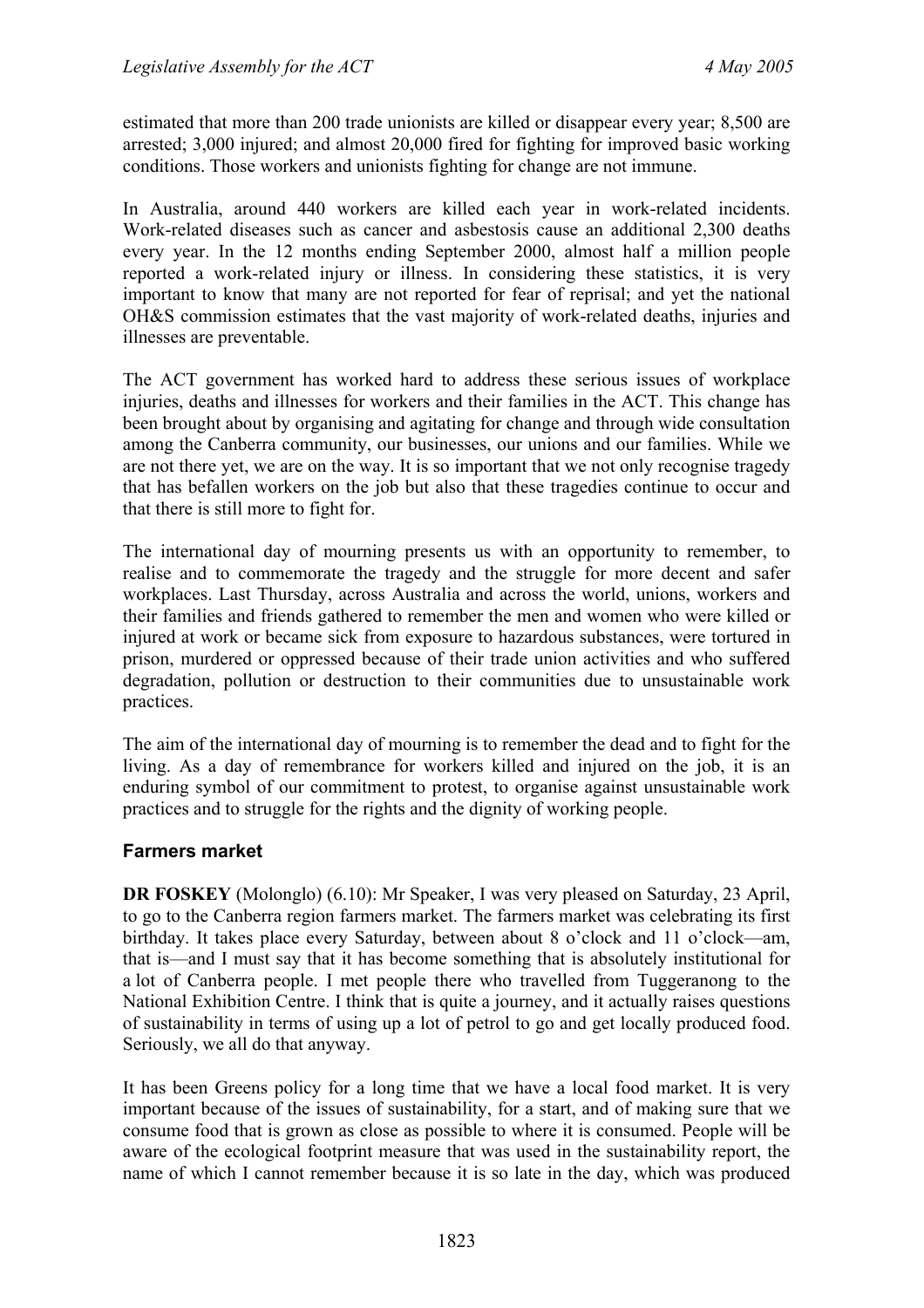estimated that more than 200 trade unionists are killed or disappear every year; 8,500 are arrested; 3,000 injured; and almost 20,000 fired for fighting for improved basic working conditions. Those workers and unionists fighting for change are not immune.

In Australia, around 440 workers are killed each year in work-related incidents. Work-related diseases such as cancer and asbestosis cause an additional 2,300 deaths every year. In the 12 months ending September 2000, almost half a million people reported a work-related injury or illness. In considering these statistics, it is very important to know that many are not reported for fear of reprisal; and yet the national OH&S commission estimates that the vast majority of work-related deaths, injuries and illnesses are preventable.

The ACT government has worked hard to address these serious issues of workplace injuries, deaths and illnesses for workers and their families in the ACT. This change has been brought about by organising and agitating for change and through wide consultation among the Canberra community, our businesses, our unions and our families. While we are not there yet, we are on the way. It is so important that we not only recognise tragedy that has befallen workers on the job but also that these tragedies continue to occur and that there is still more to fight for.

The international day of mourning presents us with an opportunity to remember, to realise and to commemorate the tragedy and the struggle for more decent and safer workplaces. Last Thursday, across Australia and across the world, unions, workers and their families and friends gathered to remember the men and women who were killed or injured at work or became sick from exposure to hazardous substances, were tortured in prison, murdered or oppressed because of their trade union activities and who suffered degradation, pollution or destruction to their communities due to unsustainable work practices.

The aim of the international day of mourning is to remember the dead and to fight for the living. As a day of remembrance for workers killed and injured on the job, it is an enduring symbol of our commitment to protest, to organise against unsustainable work practices and to struggle for the rights and the dignity of working people.

## Farmers market

**DR FOSKEY** (Molonglo) (6.10): Mr Speaker, I was very pleased on Saturday, 23 April, to go to the Canberra region farmers market. The farmers market was celebrating its first birthday. It takes place every Saturday, between about 8 o'clock and 11 o'clock—am, that is—and I must say that it has become something that is absolutely institutional for a lot of Canberra people. I met people there who travelled from Tuggeranong to the National Exhibition Centre. I think that is quite a journey, and it actually raises questions of sustainability in terms of using up a lot of petrol to go and get locally produced food. Seriously, we all do that anyway.

It has been Greens policy for a long time that we have a local food market. It is very important because of the issues of sustainability, for a start, and of making sure that we consume food that is grown as close as possible to where it is consumed. People will be aware of the ecological footprint measure that was used in the sustainability report, the name of which I cannot remember because it is so late in the day, which was produced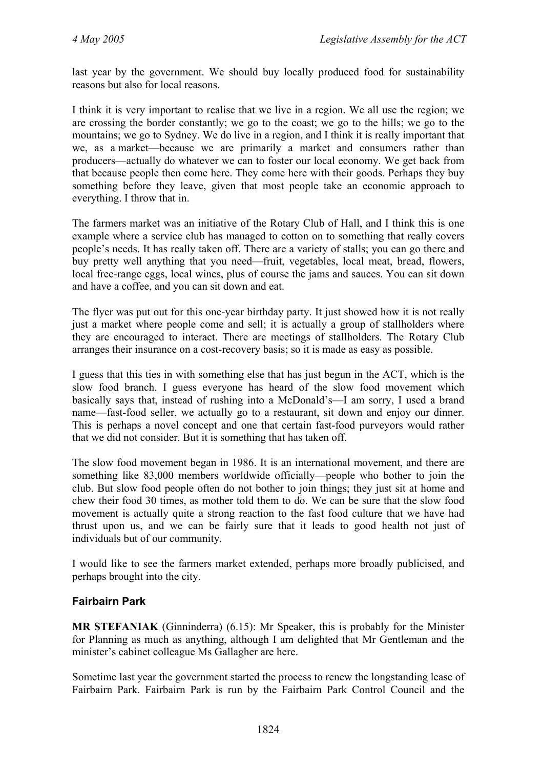last year by the government. We should buy locally produced food for sustainability reasons but also for local reasons.

I think it is very important to realise that we live in a region. We all use the region; we are crossing the border constantly; we go to the coast; we go to the hills; we go to the mountains; we go to Sydney. We do live in a region, and I think it is really important that we, as a market—because we are primarily a market and consumers rather than producers—actually do whatever we can to foster our local economy. We get back from that because people then come here. They come here with their goods. Perhaps they buy something before they leave, given that most people take an economic approach to everything. I throw that in.

The farmers market was an initiative of the Rotary Club of Hall, and I think this is one example where a service club has managed to cotton on to something that really covers people's needs. It has really taken off. There are a variety of stalls; you can go there and buy pretty well anything that you need—fruit, vegetables, local meat, bread, flowers, local free-range eggs, local wines, plus of course the jams and sauces. You can sit down and have a coffee, and you can sit down and eat.

The flyer was put out for this one-year birthday party. It just showed how it is not really just a market where people come and sell; it is actually a group of stallholders where they are encouraged to interact. There are meetings of stallholders. The Rotary Club arranges their insurance on a cost-recovery basis; so it is made as easy as possible.

I guess that this ties in with something else that has just begun in the ACT, which is the slow food branch. I guess everyone has heard of the slow food movement which basically says that, instead of rushing into a McDonald's—I am sorry, I used a brand name—fast-food seller, we actually go to a restaurant, sit down and enjoy our dinner. This is perhaps a novel concept and one that certain fast-food purveyors would rather that we did not consider. But it is something that has taken off.

The slow food movement began in 1986. It is an international movement, and there are something like 83,000 members worldwide officially—people who bother to join the club. But slow food people often do not bother to join things; they just sit at home and chew their food 30 times, as mother told them to do. We can be sure that the slow food movement is actually quite a strong reaction to the fast food culture that we have had thrust upon us, and we can be fairly sure that it leads to good health not just of individuals but of our community.

I would like to see the farmers market extended, perhaps more broadly publicised, and perhaps brought into the city.

## Fairbairn Park

**MR STEFANIAK** (Ginninderra) (6.15): Mr Speaker, this is probably for the Minister for Planning as much as anything, although I am delighted that Mr Gentleman and the minister's cabinet colleague Ms Gallagher are here.

Sometime last year the government started the process to renew the longstanding lease of Fairbairn Park. Fairbairn Park is run by the Fairbairn Park Control Council and the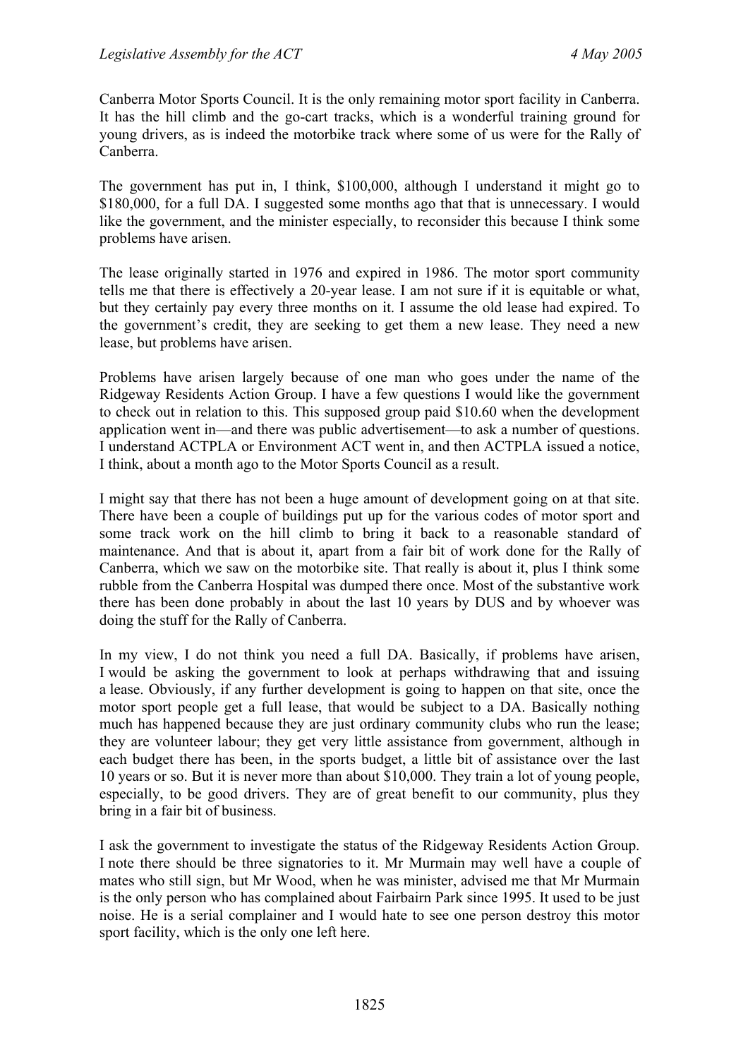Canberra Motor Sports Council. It is the only remaining motor sport facility in Canberra. It has the hill climb and the go-cart tracks, which is a wonderful training ground for young drivers, as is indeed the motorbike track where some of us were for the Rally of Canberra.

The government has put in, I think, $100,000, although I understand it might go to $180,000, for a full DA. I suggested some months ago that that is unnecessary. I would like the government, and the minister especially, to reconsider this because I think some problems have arisen.

The lease originally started in 1976 and expired in 1986. The motor sport community tells me that there is effectively a 20-year lease. I am not sure if it is equitable or what, but they certainly pay every three months on it. I assume the old lease had expired. To the government's credit, they are seeking to get them a new lease. They need a new lease, but problems have arisen.

Problems have arisen largely because of one man who goes under the name of the Ridgeway Residents Action Group. I have a few questions I would like the government to check out in relation to this. This supposed group paid $10.60 when the development application went in—and there was public advertisement—to ask a number of questions. I understand ACTPLA or Environment ACT went in, and then ACTPLA issued a notice, I think, about a month ago to the Motor Sports Council as a result.

I might say that there has not been a huge amount of development going on at that site. There have been a couple of buildings put up for the various codes of motor sport and some track work on the hill climb to bring it back to a reasonable standard of maintenance. And that is about it, apart from a fair bit of work done for the Rally of Canberra, which we saw on the motorbike site. That really is about it, plus I think some rubble from the Canberra Hospital was dumped there once. Most of the substantive work there has been done probably in about the last 10 years by DUS and by whoever was doing the stuff for the Rally of Canberra.

In my view, I do not think you need a full DA. Basically, if problems have arisen, I would be asking the government to look at perhaps withdrawing that and issuing a lease. Obviously, if any further development is going to happen on that site, once the motor sport people get a full lease, that would be subject to a DA. Basically nothing much has happened because they are just ordinary community clubs who run the lease; they are volunteer labour; they get very little assistance from government, although in each budget there has been, in the sports budget, a little bit of assistance over the last 10 years or so. But it is never more than about $10,000. They train a lot of young people, especially, to be good drivers. They are of great benefit to our community, plus they bring in a fair bit of business.

I ask the government to investigate the status of the Ridgeway Residents Action Group. I note there should be three signatories to it. Mr Murmain may well have a couple of mates who still sign, but Mr Wood, when he was minister, advised me that Mr Murmain is the only person who has complained about Fairbairn Park since 1995. It used to be just noise. He is a serial complainer and I would hate to see one person destroy this motor sport facility, which is the only one left here.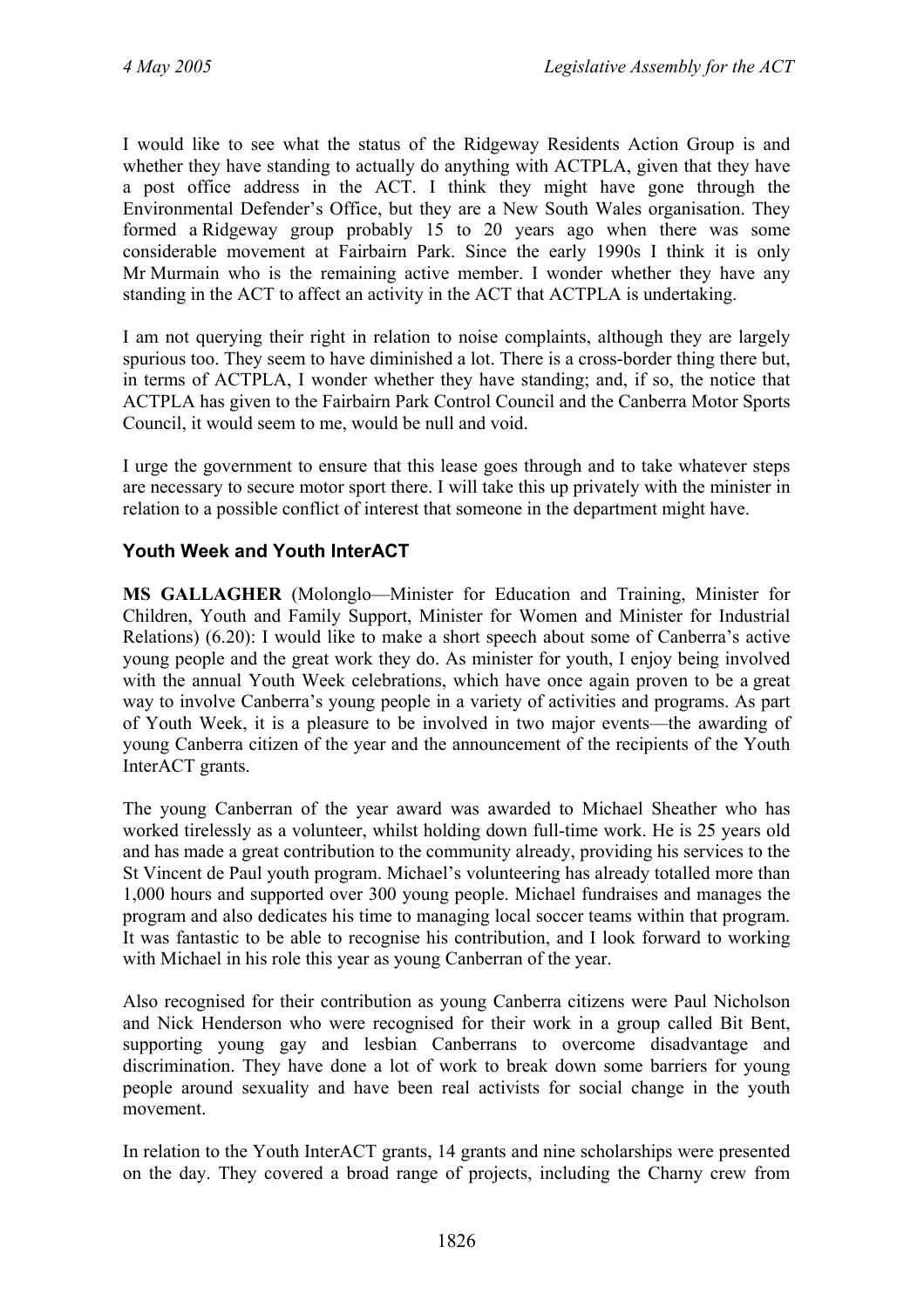I would like to see what the status of the Ridgeway Residents Action Group is and whether they have standing to actually do anything with ACTPLA, given that they have a post office address in the ACT. I think they might have gone through the Environmental Defender's Office, but they are a New South Wales organisation. They formed a Ridgeway group probably 15 to 20 years ago when there was some considerable movement at Fairbairn Park. Since the early 1990s I think it is only Mr Murmain who is the remaining active member. I wonder whether they have any standing in the ACT to affect an activity in the ACT that ACTPLA is undertaking.

I am not querying their right in relation to noise complaints, although they are largely spurious too. They seem to have diminished a lot. There is a cross-border thing there but, in terms of ACTPLA, I wonder whether they have standing; and, if so, the notice that ACTPLA has given to the Fairbairn Park Control Council and the Canberra Motor Sports Council, it would seem to me, would be null and void.

I urge the government to ensure that this lease goes through and to take whatever steps are necessary to secure motor sport there. I will take this up privately with the minister in relation to a possible conflict of interest that someone in the department might have.

### Youth Week and Youth InterACT

**MS GALLAGHER** (Molonglo—Minister for Education and Training, Minister for Children, Youth and Family Support, Minister for Women and Minister for Industrial Relations) (6.20): I would like to make a short speech about some of Canberra's active young people and the great work they do. As minister for youth, I enjoy being involved with the annual Youth Week celebrations, which have once again proven to be a great way to involve Canberra's young people in a variety of activities and programs. As part of Youth Week, it is a pleasure to be involved in two major events—the awarding of young Canberra citizen of the year and the announcement of the recipients of the Youth InterACT grants.

The young Canberran of the year award was awarded to Michael Sheather who has worked tirelessly as a volunteer, whilst holding down full-time work. He is 25 years old and has made a great contribution to the community already, providing his services to the St Vincent de Paul youth program. Michael's volunteering has already totalled more than 1,000 hours and supported over 300 young people. Michael fundraises and manages the program and also dedicates his time to managing local soccer teams within that program. It was fantastic to be able to recognise his contribution, and I look forward to working with Michael in his role this year as young Canberran of the year.

Also recognised for their contribution as young Canberra citizens were Paul Nicholson and Nick Henderson who were recognised for their work in a group called Bit Bent, supporting young gay and lesbian Canberrans to overcome disadvantage and discrimination. They have done a lot of work to break down some barriers for young people around sexuality and have been real activists for social change in the youth movement.

In relation to the Youth InterACT grants, 14 grants and nine scholarships were presented on the day. They covered a broad range of projects, including the Charny crew from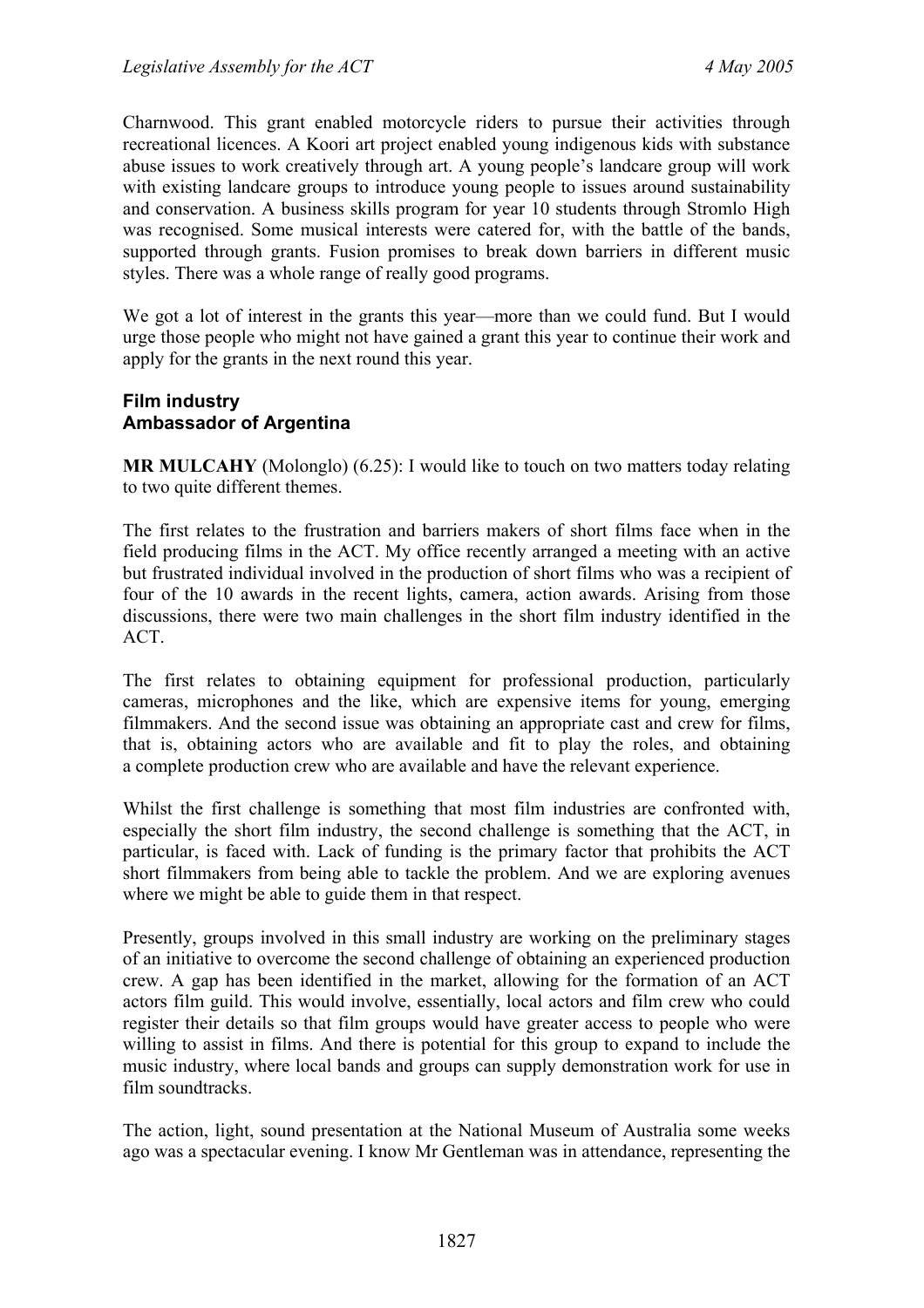Charnwood. This grant enabled motorcycle riders to pursue their activities through recreational licences. A Koori art project enabled young indigenous kids with substance abuse issues to work creatively through art. A young people's landcare group will work with existing landcare groups to introduce young people to issues around sustainability and conservation. A business skills program for year 10 students through Stromlo High was recognised. Some musical interests were catered for, with the battle of the bands, supported through grants. Fusion promises to break down barriers in different music styles. There was a whole range of really good programs.

We got a lot of interest in the grants this year—more than we could fund. But I would urge those people who might not have gained a grant this year to continue their work and apply for the grants in the next round this year.

### Film industry
### Ambassador of Argentina

**MR MULCAHY** (Molonglo) (6.25): I would like to touch on two matters today relating to two quite different themes.

The first relates to the frustration and barriers makers of short films face when in the field producing films in the ACT. My office recently arranged a meeting with an active but frustrated individual involved in the production of short films who was a recipient of four of the 10 awards in the recent lights, camera, action awards. Arising from those discussions, there were two main challenges in the short film industry identified in the ACT.

The first relates to obtaining equipment for professional production, particularly cameras, microphones and the like, which are expensive items for young, emerging filmmakers. And the second issue was obtaining an appropriate cast and crew for films, that is, obtaining actors who are available and fit to play the roles, and obtaining a complete production crew who are available and have the relevant experience.

Whilst the first challenge is something that most film industries are confronted with, especially the short film industry, the second challenge is something that the ACT, in particular, is faced with. Lack of funding is the primary factor that prohibits the ACT short filmmakers from being able to tackle the problem. And we are exploring avenues where we might be able to guide them in that respect.

Presently, groups involved in this small industry are working on the preliminary stages of an initiative to overcome the second challenge of obtaining an experienced production crew. A gap has been identified in the market, allowing for the formation of an ACT actors film guild. This would involve, essentially, local actors and film crew who could register their details so that film groups would have greater access to people who were willing to assist in films. And there is potential for this group to expand to include the music industry, where local bands and groups can supply demonstration work for use in film soundtracks.

The action, light, sound presentation at the National Museum of Australia some weeks ago was a spectacular evening. I know Mr Gentleman was in attendance, representing the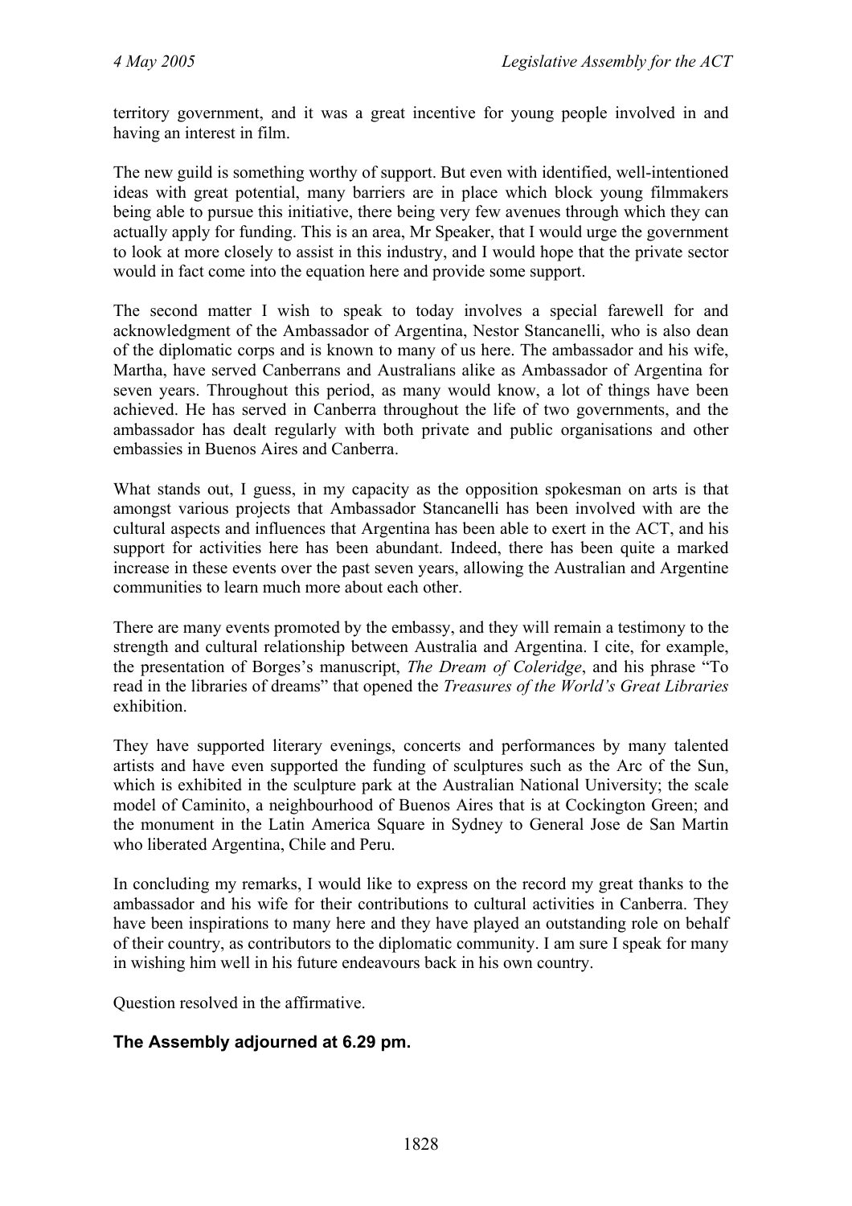territory government, and it was a great incentive for young people involved in and having an interest in film.

The new guild is something worthy of support. But even with identified, well-intentioned ideas with great potential, many barriers are in place which block young filmmakers being able to pursue this initiative, there being very few avenues through which they can actually apply for funding. This is an area, Mr Speaker, that I would urge the government to look at more closely to assist in this industry, and I would hope that the private sector would in fact come into the equation here and provide some support.

The second matter I wish to speak to today involves a special farewell for and acknowledgment of the Ambassador of Argentina, Nestor Stancanelli, who is also dean of the diplomatic corps and is known to many of us here. The ambassador and his wife, Martha, have served Canberrans and Australians alike as Ambassador of Argentina for seven years. Throughout this period, as many would know, a lot of things have been achieved. He has served in Canberra throughout the life of two governments, and the ambassador has dealt regularly with both private and public organisations and other embassies in Buenos Aires and Canberra.

What stands out, I guess, in my capacity as the opposition spokesman on arts is that amongst various projects that Ambassador Stancanelli has been involved with are the cultural aspects and influences that Argentina has been able to exert in the ACT, and his support for activities here has been abundant. Indeed, there has been quite a marked increase in these events over the past seven years, allowing the Australian and Argentine communities to learn much more about each other.

There are many events promoted by the embassy, and they will remain a testimony to the strength and cultural relationship between Australia and Argentina. I cite, for example, the presentation of Borges's manuscript, *The Dream of Coleridge*, and his phrase "To read in the libraries of dreams" that opened the *Treasures of the World's Great Libraries* exhibition.

They have supported literary evenings, concerts and performances by many talented artists and have even supported the funding of sculptures such as the Arc of the Sun, which is exhibited in the sculpture park at the Australian National University; the scale model of Caminito, a neighbourhood of Buenos Aires that is at Cockington Green; and the monument in the Latin America Square in Sydney to General Jose de San Martin who liberated Argentina, Chile and Peru.

In concluding my remarks, I would like to express on the record my great thanks to the ambassador and his wife for their contributions to cultural activities in Canberra. They have been inspirations to many here and they have played an outstanding role on behalf of their country, as contributors to the diplomatic community. I am sure I speak for many in wishing him well in his future endeavours back in his own country.

Question resolved in the affirmative.

### The Assembly adjourned at 6.29 pm.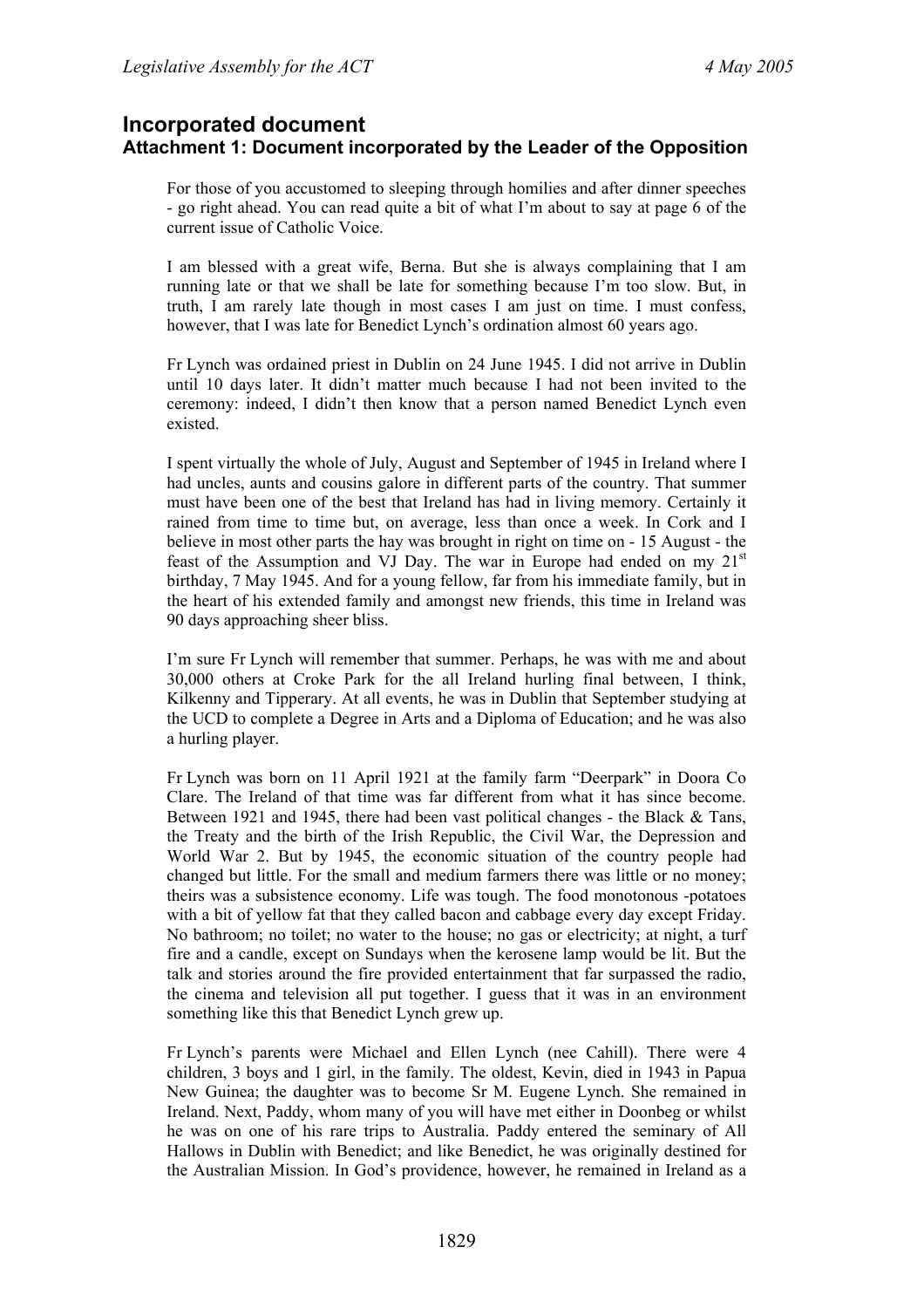## Incorporated document

### Attachment 1: Document incorporated by the Leader of the Opposition

For those of you accustomed to sleeping through homilies and after dinner speeches - go right ahead. You can read quite a bit of what I'm about to say at page 6 of the current issue of Catholic Voice.

I am blessed with a great wife, Berna. But she is always complaining that I am running late or that we shall be late for something because I'm too slow. But, in truth, I am rarely late though in most cases I am just on time. I must confess, however, that I was late for Benedict Lynch's ordination almost 60 years ago.

Fr Lynch was ordained priest in Dublin on 24 June 1945. I did not arrive in Dublin until 10 days later. It didn't matter much because I had not been invited to the ceremony: indeed, I didn't then know that a person named Benedict Lynch even existed.

I spent virtually the whole of July, August and September of 1945 in Ireland where I had uncles, aunts and cousins galore in different parts of the country. That summer must have been one of the best that Ireland has had in living memory. Certainly it rained from time to time but, on average, less than once a week. In Cork and I believe in most other parts the hay was brought in right on time on - 15 August - the feast of the Assumption and VJ Day. The war in Europe had ended on my 21st birthday, 7 May 1945. And for a young fellow, far from his immediate family, but in the heart of his extended family and amongst new friends, this time in Ireland was 90 days approaching sheer bliss.

I'm sure Fr Lynch will remember that summer. Perhaps, he was with me and about 30,000 others at Croke Park for the all Ireland hurling final between, I think, Kilkenny and Tipperary. At all events, he was in Dublin that September studying at the UCD to complete a Degree in Arts and a Diploma of Education; and he was also a hurling player.

Fr Lynch was born on 11 April 1921 at the family farm "Deerpark" in Doora Co Clare. The Ireland of that time was far different from what it has since become. Between 1921 and 1945, there had been vast political changes - the Black & Tans, the Treaty and the birth of the Irish Republic, the Civil War, the Depression and World War 2. But by 1945, the economic situation of the country people had changed but little. For the small and medium farmers there was little or no money; theirs was a subsistence economy. Life was tough. The food monotonous -potatoes with a bit of yellow fat that they called bacon and cabbage every day except Friday. No bathroom; no toilet; no water to the house; no gas or electricity; at night, a turf fire and a candle, except on Sundays when the kerosene lamp would be lit. But the talk and stories around the fire provided entertainment that far surpassed the radio, the cinema and television all put together. I guess that it was in an environment something like this that Benedict Lynch grew up.

Fr Lynch's parents were Michael and Ellen Lynch (nee Cahill). There were 4 children, 3 boys and 1 girl, in the family. The oldest, Kevin, died in 1943 in Papua New Guinea; the daughter was to become Sr M. Eugene Lynch. She remained in Ireland. Next, Paddy, whom many of you will have met either in Doonbeg or whilst he was on one of his rare trips to Australia. Paddy entered the seminary of All Hallows in Dublin with Benedict; and like Benedict, he was originally destined for the Australian Mission. In God's providence, however, he remained in Ireland as a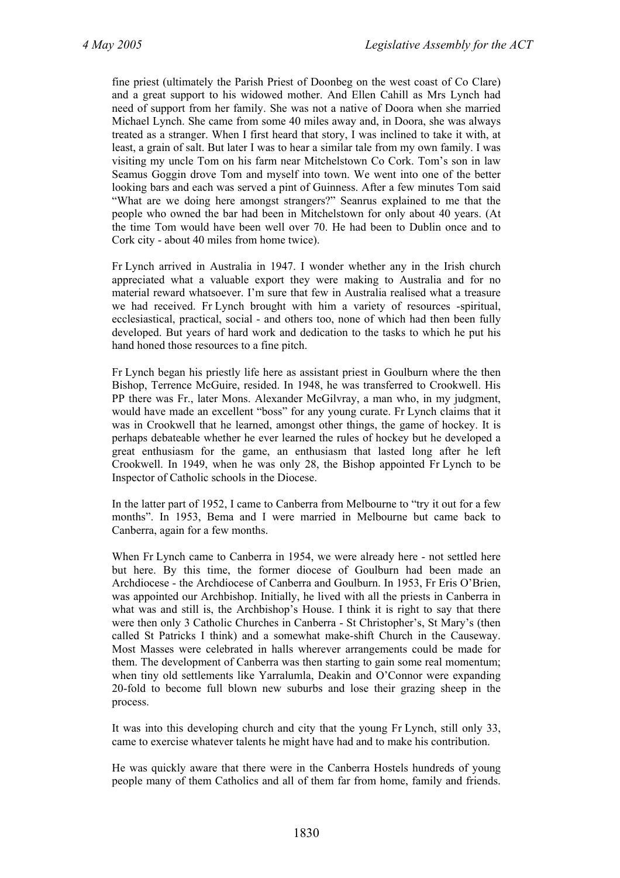fine priest (ultimately the Parish Priest of Doonbeg on the west coast of Co Clare) and a great support to his widowed mother. And Ellen Cahill as Mrs Lynch had need of support from her family. She was not a native of Doora when she married Michael Lynch. She came from some 40 miles away and, in Doora, she was always treated as a stranger. When I first heard that story, I was inclined to take it with, at least, a grain of salt. But later I was to hear a similar tale from my own family. I was visiting my uncle Tom on his farm near Mitchelstown Co Cork. Tom's son in law Seamus Goggin drove Tom and myself into town. We went into one of the better looking bars and each was served a pint of Guinness. After a few minutes Tom said "What are we doing here amongst strangers?" Seanrus explained to me that the people who owned the bar had been in Mitchelstown for only about 40 years. (At the time Tom would have been well over 70. He had been to Dublin once and to Cork city - about 40 miles from home twice).

Fr Lynch arrived in Australia in 1947. I wonder whether any in the Irish church appreciated what a valuable export they were making to Australia and for no material reward whatsoever. I'm sure that few in Australia realised what a treasure we had received. Fr Lynch brought with him a variety of resources -spiritual, ecclesiastical, practical, social - and others too, none of which had then been fully developed. But years of hard work and dedication to the tasks to which he put his hand honed those resources to a fine pitch.

Fr Lynch began his priestly life here as assistant priest in Goulburn where the then Bishop, Terrence McGuire, resided. In 1948, he was transferred to Crookwell. His PP there was Fr., later Mons. Alexander McGilvray, a man who, in my judgment, would have made an excellent "boss" for any young curate. Fr Lynch claims that it was in Crookwell that he learned, amongst other things, the game of hockey. It is perhaps debateable whether he ever learned the rules of hockey but he developed a great enthusiasm for the game, an enthusiasm that lasted long after he left Crookwell. In 1949, when he was only 28, the Bishop appointed Fr Lynch to be Inspector of Catholic schools in the Diocese.

In the latter part of 1952, I came to Canberra from Melbourne to "try it out for a few months". In 1953, Bema and I were married in Melbourne but came back to Canberra, again for a few months.

When Fr Lynch came to Canberra in 1954, we were already here - not settled here but here. By this time, the former diocese of Goulburn had been made an Archdiocese - the Archdiocese of Canberra and Goulburn. In 1953, Fr Eris O'Brien, was appointed our Archbishop. Initially, he lived with all the priests in Canberra in what was and still is, the Archbishop's House. I think it is right to say that there were then only 3 Catholic Churches in Canberra - St Christopher's, St Mary's (then called St Patricks I think) and a somewhat make-shift Church in the Causeway. Most Masses were celebrated in halls wherever arrangements could be made for them. The development of Canberra was then starting to gain some real momentum; when tiny old settlements like Yarralumla, Deakin and O'Connor were expanding 20-fold to become full blown new suburbs and lose their grazing sheep in the process.

It was into this developing church and city that the young Fr Lynch, still only 33, came to exercise whatever talents he might have had and to make his contribution.

He was quickly aware that there were in the Canberra Hostels hundreds of young people many of them Catholics and all of them far from home, family and friends.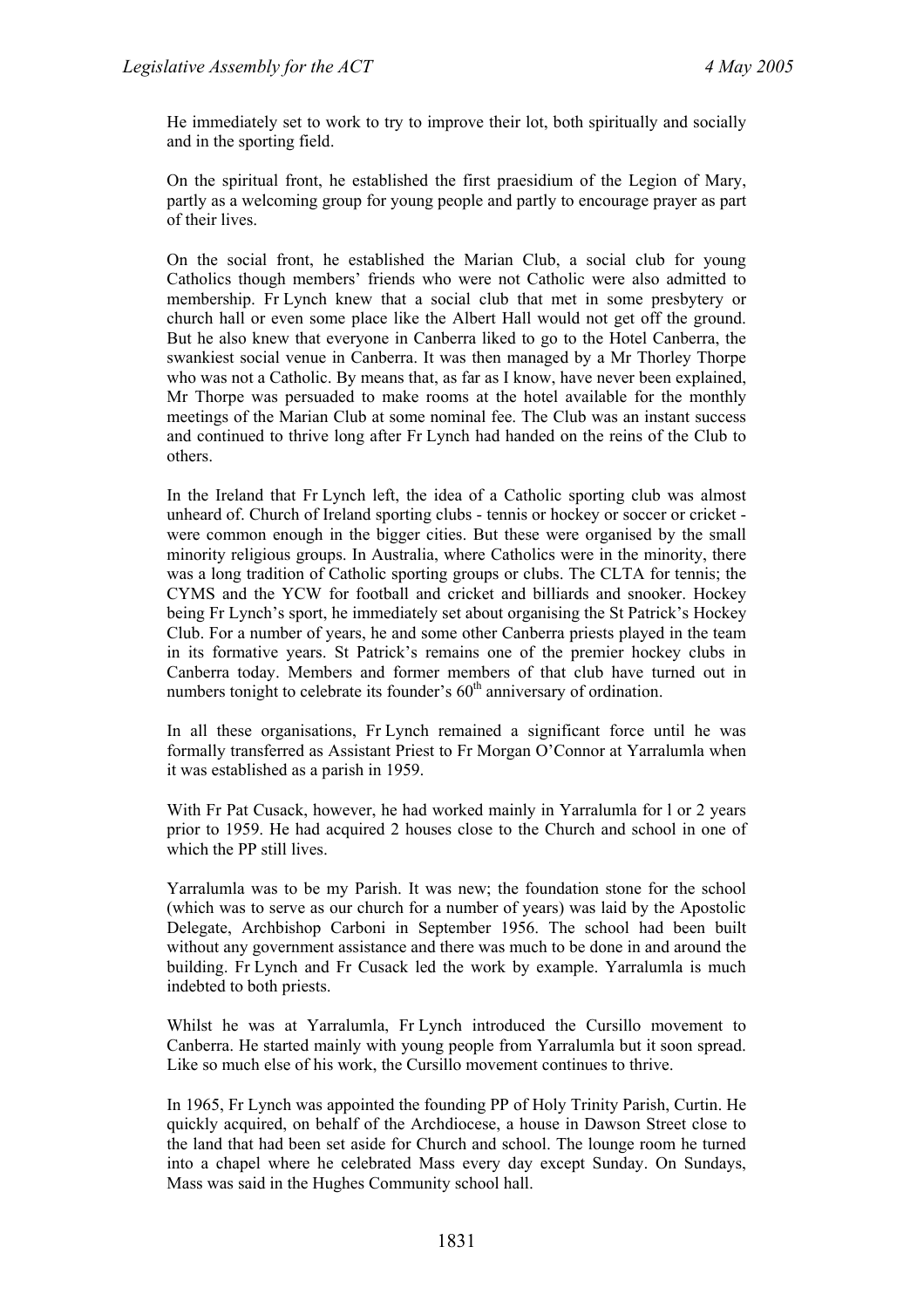He immediately set to work to try to improve their lot, both spiritually and socially and in the sporting field.

On the spiritual front, he established the first praesidium of the Legion of Mary, partly as a welcoming group for young people and partly to encourage prayer as part of their lives.

On the social front, he established the Marian Club, a social club for young Catholics though members' friends who were not Catholic were also admitted to membership. Fr Lynch knew that a social club that met in some presbytery or church hall or even some place like the Albert Hall would not get off the ground. But he also knew that everyone in Canberra liked to go to the Hotel Canberra, the swankiest social venue in Canberra. It was then managed by a Mr Thorley Thorpe who was not a Catholic. By means that, as far as I know, have never been explained, Mr Thorpe was persuaded to make rooms at the hotel available for the monthly meetings of the Marian Club at some nominal fee. The Club was an instant success and continued to thrive long after Fr Lynch had handed on the reins of the Club to others.

In the Ireland that Fr Lynch left, the idea of a Catholic sporting club was almost unheard of. Church of Ireland sporting clubs - tennis or hockey or soccer or cricket - were common enough in the bigger cities. But these were organised by the small minority religious groups. In Australia, where Catholics were in the minority, there was a long tradition of Catholic sporting groups or clubs. The CLTA for tennis; the CYMS and the YCW for football and cricket and billiards and snooker. Hockey being Fr Lynch's sport, he immediately set about organising the St Patrick's Hockey Club. For a number of years, he and some other Canberra priests played in the team in its formative years. St Patrick's remains one of the premier hockey clubs in Canberra today. Members and former members of that club have turned out in numbers tonight to celebrate its founder's 60th anniversary of ordination.

In all these organisations, Fr Lynch remained a significant force until he was formally transferred as Assistant Priest to Fr Morgan O'Connor at Yarralumla when it was established as a parish in 1959.

With Fr Pat Cusack, however, he had worked mainly in Yarralumla for l or 2 years prior to 1959. He had acquired 2 houses close to the Church and school in one of which the PP still lives.

Yarralumla was to be my Parish. It was new; the foundation stone for the school (which was to serve as our church for a number of years) was laid by the Apostolic Delegate, Archbishop Carboni in September 1956. The school had been built without any government assistance and there was much to be done in and around the building. Fr Lynch and Fr Cusack led the work by example. Yarralumla is much indebted to both priests.

Whilst he was at Yarralumla, Fr Lynch introduced the Cursillo movement to Canberra. He started mainly with young people from Yarralumla but it soon spread. Like so much else of his work, the Cursillo movement continues to thrive.

In 1965, Fr Lynch was appointed the founding PP of Holy Trinity Parish, Curtin. He quickly acquired, on behalf of the Archdiocese, a house in Dawson Street close to the land that had been set aside for Church and school. The lounge room he turned into a chapel where he celebrated Mass every day except Sunday. On Sundays, Mass was said in the Hughes Community school hall.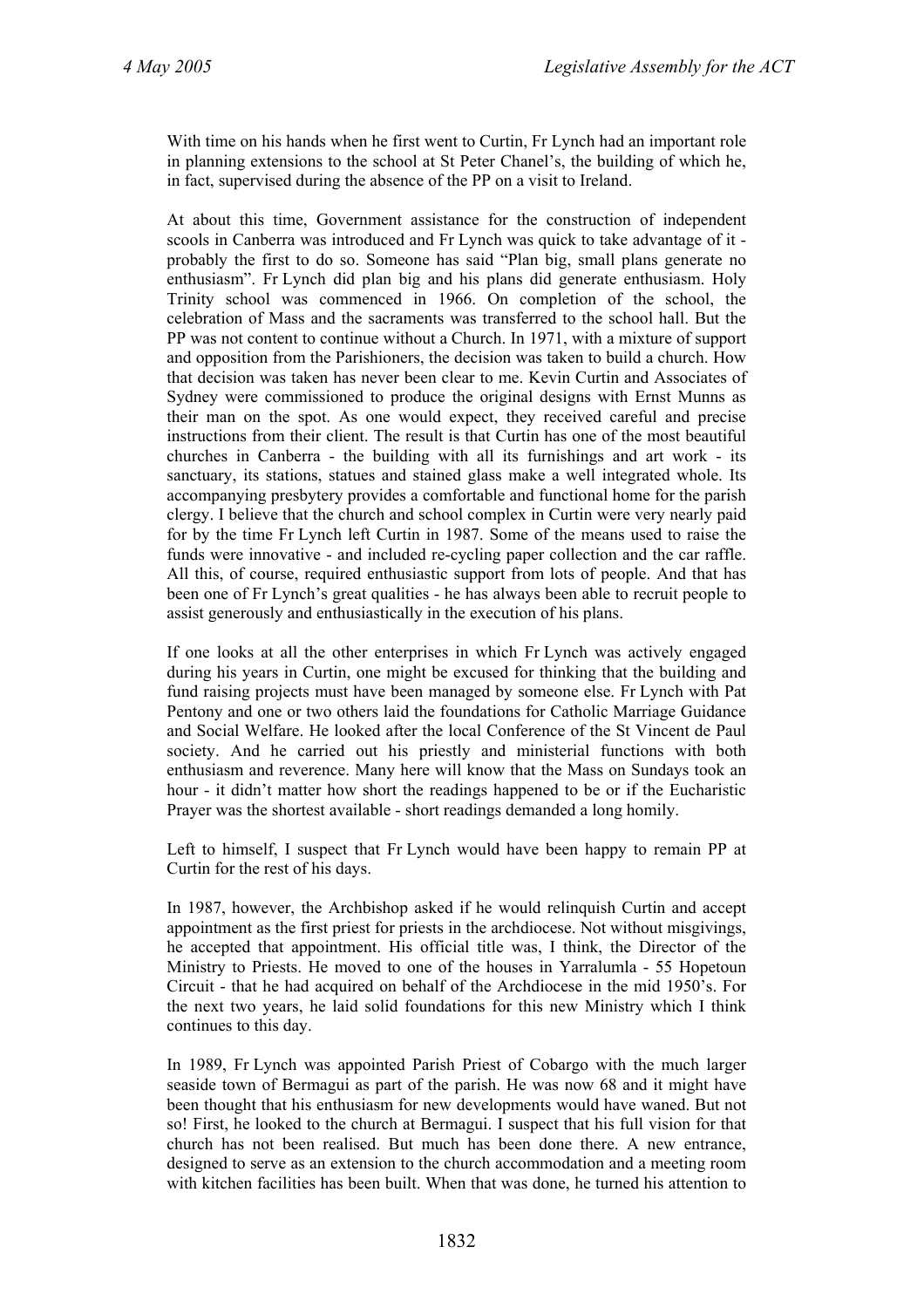With time on his hands when he first went to Curtin, Fr Lynch had an important role in planning extensions to the school at St Peter Chanel's, the building of which he, in fact, supervised during the absence of the PP on a visit to Ireland.

At about this time, Government assistance for the construction of independent scools in Canberra was introduced and Fr Lynch was quick to take advantage of it - probably the first to do so. Someone has said "Plan big, small plans generate no enthusiasm". Fr Lynch did plan big and his plans did generate enthusiasm. Holy Trinity school was commenced in 1966. On completion of the school, the celebration of Mass and the sacraments was transferred to the school hall. But the PP was not content to continue without a Church. In 1971, with a mixture of support and opposition from the Parishioners, the decision was taken to build a church. How that decision was taken has never been clear to me. Kevin Curtin and Associates of Sydney were commissioned to produce the original designs with Ernst Munns as their man on the spot. As one would expect, they received careful and precise instructions from their client. The result is that Curtin has one of the most beautiful churches in Canberra - the building with all its furnishings and art work - its sanctuary, its stations, statues and stained glass make a well integrated whole. Its accompanying presbytery provides a comfortable and functional home for the parish clergy. I believe that the church and school complex in Curtin were very nearly paid for by the time Fr Lynch left Curtin in 1987. Some of the means used to raise the funds were innovative - and included re-cycling paper collection and the car raffle. All this, of course, required enthusiastic support from lots of people. And that has been one of Fr Lynch's great qualities - he has always been able to recruit people to assist generously and enthusiastically in the execution of his plans.

If one looks at all the other enterprises in which Fr Lynch was actively engaged during his years in Curtin, one might be excused for thinking that the building and fund raising projects must have been managed by someone else. Fr Lynch with Pat Pentony and one or two others laid the foundations for Catholic Marriage Guidance and Social Welfare. He looked after the local Conference of the St Vincent de Paul society. And he carried out his priestly and ministerial functions with both enthusiasm and reverence. Many here will know that the Mass on Sundays took an hour - it didn't matter how short the readings happened to be or if the Eucharistic Prayer was the shortest available - short readings demanded a long homily.

Left to himself, I suspect that Fr Lynch would have been happy to remain PP at Curtin for the rest of his days.

In 1987, however, the Archbishop asked if he would relinquish Curtin and accept appointment as the first priest for priests in the archdiocese. Not without misgivings, he accepted that appointment. His official title was, I think, the Director of the Ministry to Priests. He moved to one of the houses in Yarralumla - 55 Hopetoun Circuit - that he had acquired on behalf of the Archdiocese in the mid 1950's. For the next two years, he laid solid foundations for this new Ministry which I think continues to this day.

In 1989, Fr Lynch was appointed Parish Priest of Cobargo with the much larger seaside town of Bermagui as part of the parish. He was now 68 and it might have been thought that his enthusiasm for new developments would have waned. But not so! First, he looked to the church at Bermagui. I suspect that his full vision for that church has not been realised. But much has been done there. A new entrance, designed to serve as an extension to the church accommodation and a meeting room with kitchen facilities has been built. When that was done, he turned his attention to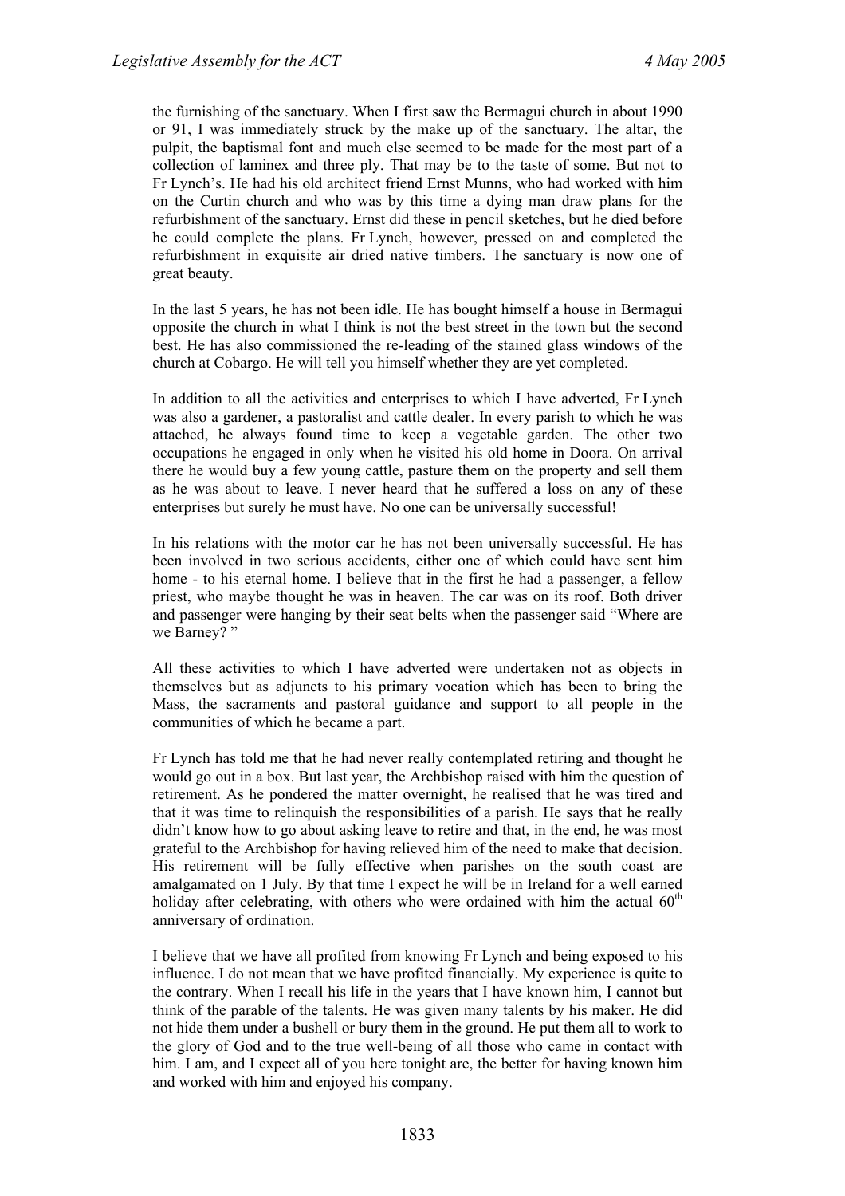the furnishing of the sanctuary. When I first saw the Bermagui church in about 1990 or 91, I was immediately struck by the make up of the sanctuary. The altar, the pulpit, the baptismal font and much else seemed to be made for the most part of a collection of laminex and three ply. That may be to the taste of some. But not to Fr Lynch's. He had his old architect friend Ernst Munns, who had worked with him on the Curtin church and who was by this time a dying man draw plans for the refurbishment of the sanctuary. Ernst did these in pencil sketches, but he died before he could complete the plans. Fr Lynch, however, pressed on and completed the refurbishment in exquisite air dried native timbers. The sanctuary is now one of great beauty.

In the last 5 years, he has not been idle. He has bought himself a house in Bermagui opposite the church in what I think is not the best street in the town but the second best. He has also commissioned the re-leading of the stained glass windows of the church at Cobargo. He will tell you himself whether they are yet completed.

In addition to all the activities and enterprises to which I have adverted, Fr Lynch was also a gardener, a pastoralist and cattle dealer. In every parish to which he was attached, he always found time to keep a vegetable garden. The other two occupations he engaged in only when he visited his old home in Doora. On arrival there he would buy a few young cattle, pasture them on the property and sell them as he was about to leave. I never heard that he suffered a loss on any of these enterprises but surely he must have. No one can be universally successful!

In his relations with the motor car he has not been universally successful. He has been involved in two serious accidents, either one of which could have sent him home - to his eternal home. I believe that in the first he had a passenger, a fellow priest, who maybe thought he was in heaven. The car was on its roof. Both driver and passenger were hanging by their seat belts when the passenger said "Where are we Barney? "

All these activities to which I have adverted were undertaken not as objects in themselves but as adjuncts to his primary vocation which has been to bring the Mass, the sacraments and pastoral guidance and support to all people in the communities of which he became a part.

Fr Lynch has told me that he had never really contemplated retiring and thought he would go out in a box. But last year, the Archbishop raised with him the question of retirement. As he pondered the matter overnight, he realised that he was tired and that it was time to relinquish the responsibilities of a parish. He says that he really didn't know how to go about asking leave to retire and that, in the end, he was most grateful to the Archbishop for having relieved him of the need to make that decision. His retirement will be fully effective when parishes on the south coast are amalgamated on 1 July. By that time I expect he will be in Ireland for a well earned holiday after celebrating, with others who were ordained with him the actual 60th anniversary of ordination.

I believe that we have all profited from knowing Fr Lynch and being exposed to his influence. I do not mean that we have profited financially. My experience is quite to the contrary. When I recall his life in the years that I have known him, I cannot but think of the parable of the talents. He was given many talents by his maker. He did not hide them under a bushell or bury them in the ground. He put them all to work to the glory of God and to the true well-being of all those who came in contact with him. I am, and I expect all of you here tonight are, the better for having known him and worked with him and enjoyed his company.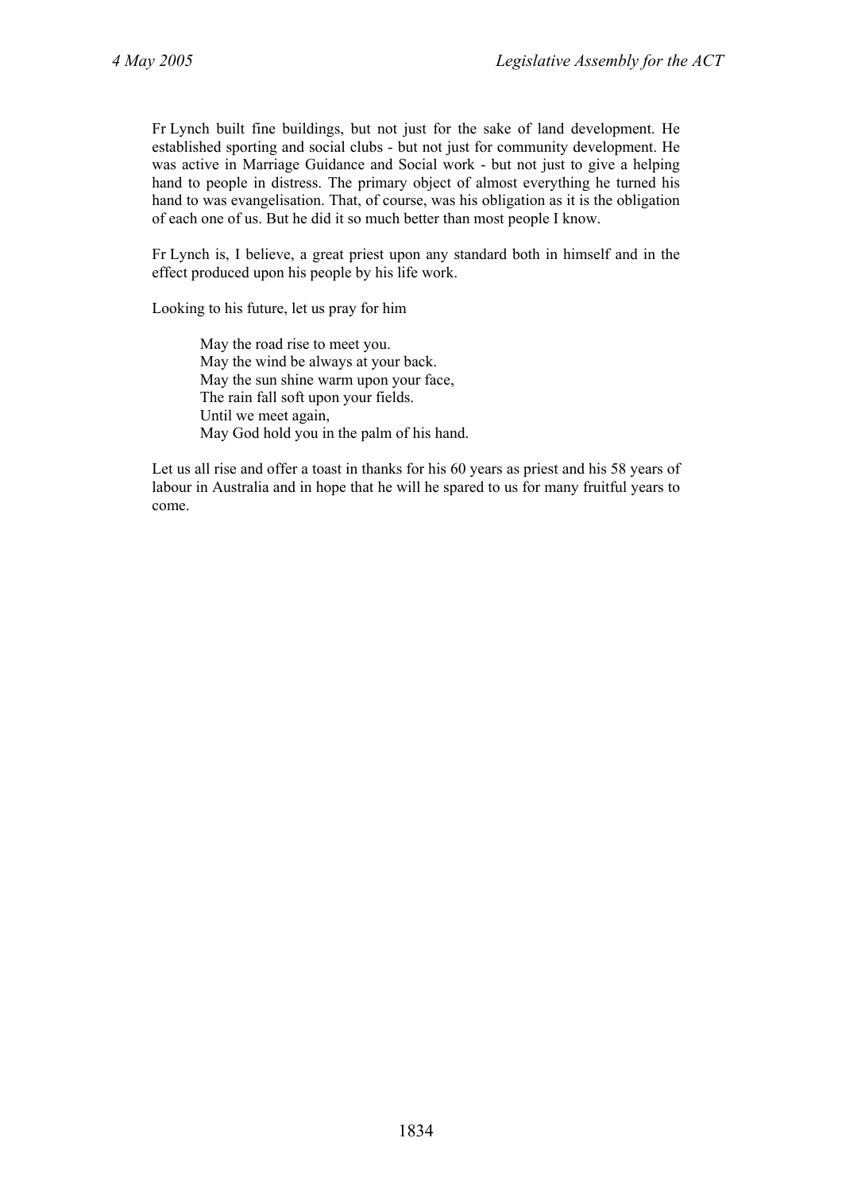Fr Lynch built fine buildings, but not just for the sake of land development. He established sporting and social clubs - but not just for community development. He was active in Marriage Guidance and Social work - but not just to give a helping hand to people in distress. The primary object of almost everything he turned his hand to was evangelisation. That, of course, was his obligation as it is the obligation of each one of us. But he did it so much better than most people I know.

Fr Lynch is, I believe, a great priest upon any standard both in himself and in the effect produced upon his people by his life work.

Looking to his future, let us pray for him

> May the road rise to meet you.
> May the wind be always at your back.
> May the sun shine warm upon your face,
> The rain fall soft upon your fields.
> Until we meet again,
> May God hold you in the palm of his hand.

Let us all rise and offer a toast in thanks for his 60 years as priest and his 58 years of labour in Australia and in hope that he will he spared to us for many fruitful years to come.